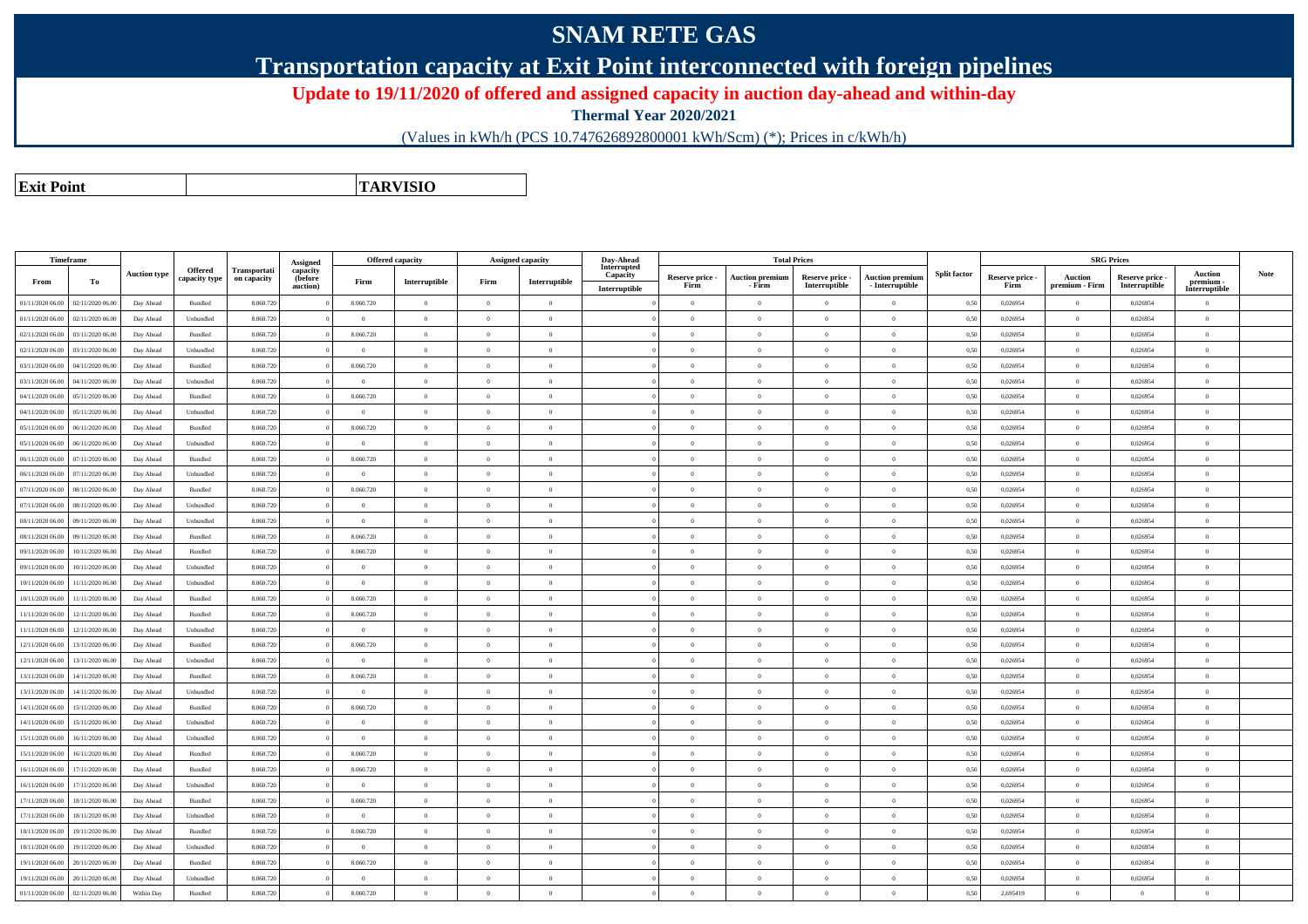# SNAM RETE GAS

## Transportation capacity at Exit Point interconnected with foreign pipelines

### Update to 19/11/2020 of offered and assigned capacity in auction day-ahead and within-day

**Thermal Year 2020/2021**

(Values in kWh/h (PCS 10.747626892800001 kWh/Scm) (*); Prices in c/kWh/h)

| **Exit Point** | **TARVISIO** |
|---|---|

| Timeframe | | Auction type | Offered capacity type | Transportation capacity | Assigned capacity (before auction) | Offered capacity | | Assigned capacity | | Day-Ahead Interrupted Capacity | Total Prices | | | | Split factor | SRG Prices | | | | Note |
|---|---|---|---|---|---|---|---|---|---|---|---|---|---|---|---|---|---|---|---|---|
| From | To | | | | | Firm | Interruptible | Firm | Interruptible | Interruptible | Reserve price - Firm | Auction premium - Firm | Reserve price - Interruptible | Auction premium - Interruptible | | Reserve price - Firm | Auction premium - Firm | Reserve price - Interruptible | Auction premium - Interruptible | |
| 01/11/2020 06.00 | 02/11/2020 06.00 | Day Ahead | Bundled | 8.060.720 | 0 | 8.060.720 | 0 | 0 | 0 | 0 | 0 | 0 | 0 | 0 | 0,50 | 0,026954 | 0 | 0,026954 | 0 | |
| 01/11/2020 06.00 | 02/11/2020 06.00 | Day Ahead | Unbundled | 8.060.720 | 0 | 0 | 0 | 0 | 0 | 0 | 0 | 0 | 0 | 0 | 0,50 | 0,026954 | 0 | 0,026954 | 0 | |
| 02/11/2020 06.00 | 03/11/2020 06.00 | Day Ahead | Bundled | 8.060.720 | 0 | 8.060.720 | 0 | 0 | 0 | 0 | 0 | 0 | 0 | 0 | 0,50 | 0,026954 | 0 | 0,026954 | 0 | |
| 02/11/2020 06.00 | 03/11/2020 06.00 | Day Ahead | Unbundled | 8.060.720 | 0 | 0 | 0 | 0 | 0 | 0 | 0 | 0 | 0 | 0 | 0,50 | 0,026954 | 0 | 0,026954 | 0 | |
| 03/11/2020 06.00 | 04/11/2020 06.00 | Day Ahead | Bundled | 8.060.720 | 0 | 8.060.720 | 0 | 0 | 0 | 0 | 0 | 0 | 0 | 0 | 0,50 | 0,026954 | 0 | 0,026954 | 0 | |
| 03/11/2020 06.00 | 04/11/2020 06.00 | Day Ahead | Unbundled | 8.060.720 | 0 | 0 | 0 | 0 | 0 | 0 | 0 | 0 | 0 | 0 | 0,50 | 0,026954 | 0 | 0,026954 | 0 | |
| 04/11/2020 06.00 | 05/11/2020 06.00 | Day Ahead | Bundled | 8.060.720 | 0 | 8.060.720 | 0 | 0 | 0 | 0 | 0 | 0 | 0 | 0 | 0,50 | 0,026954 | 0 | 0,026954 | 0 | |
| 04/11/2020 06.00 | 05/11/2020 06.00 | Day Ahead | Unbundled | 8.060.720 | 0 | 0 | 0 | 0 | 0 | 0 | 0 | 0 | 0 | 0 | 0,50 | 0,026954 | 0 | 0,026954 | 0 | |
| 05/11/2020 06.00 | 06/11/2020 06.00 | Day Ahead | Bundled | 8.060.720 | 0 | 8.060.720 | 0 | 0 | 0 | 0 | 0 | 0 | 0 | 0 | 0,50 | 0,026954 | 0 | 0,026954 | 0 | |
| 05/11/2020 06.00 | 06/11/2020 06.00 | Day Ahead | Unbundled | 8.060.720 | 0 | 0 | 0 | 0 | 0 | 0 | 0 | 0 | 0 | 0 | 0,50 | 0,026954 | 0 | 0,026954 | 0 | |
| 06/11/2020 06.00 | 07/11/2020 06.00 | Day Ahead | Bundled | 8.060.720 | 0 | 8.060.720 | 0 | 0 | 0 | 0 | 0 | 0 | 0 | 0 | 0,50 | 0,026954 | 0 | 0,026954 | 0 | |
| 06/11/2020 06.00 | 07/11/2020 06.00 | Day Ahead | Unbundled | 8.060.720 | 0 | 0 | 0 | 0 | 0 | 0 | 0 | 0 | 0 | 0 | 0,50 | 0,026954 | 0 | 0,026954 | 0 | |
| 07/11/2020 06.00 | 08/11/2020 06.00 | Day Ahead | Bundled | 8.060.720 | 0 | 8.060.720 | 0 | 0 | 0 | 0 | 0 | 0 | 0 | 0 | 0,50 | 0,026954 | 0 | 0,026954 | 0 | |
| 07/11/2020 06.00 | 08/11/2020 06.00 | Day Ahead | Unbundled | 8.060.720 | 0 | 0 | 0 | 0 | 0 | 0 | 0 | 0 | 0 | 0 | 0,50 | 0,026954 | 0 | 0,026954 | 0 | |
| 08/11/2020 06.00 | 09/11/2020 06.00 | Day Ahead | Unbundled | 8.060.720 | 0 | 0 | 0 | 0 | 0 | 0 | 0 | 0 | 0 | 0 | 0,50 | 0,026954 | 0 | 0,026954 | 0 | |
| 08/11/2020 06.00 | 09/11/2020 06.00 | Day Ahead | Bundled | 8.060.720 | 0 | 8.060.720 | 0 | 0 | 0 | 0 | 0 | 0 | 0 | 0 | 0,50 | 0,026954 | 0 | 0,026954 | 0 | |
| 09/11/2020 06.00 | 10/11/2020 06.00 | Day Ahead | Bundled | 8.060.720 | 0 | 8.060.720 | 0 | 0 | 0 | 0 | 0 | 0 | 0 | 0 | 0,50 | 0,026954 | 0 | 0,026954 | 0 | |
| 09/11/2020 06.00 | 10/11/2020 06.00 | Day Ahead | Unbundled | 8.060.720 | 0 | 0 | 0 | 0 | 0 | 0 | 0 | 0 | 0 | 0 | 0,50 | 0,026954 | 0 | 0,026954 | 0 | |
| 10/11/2020 06.00 | 11/11/2020 06.00 | Day Ahead | Unbundled | 8.060.720 | 0 | 0 | 0 | 0 | 0 | 0 | 0 | 0 | 0 | 0 | 0,50 | 0,026954 | 0 | 0,026954 | 0 | |
| 10/11/2020 06.00 | 11/11/2020 06.00 | Day Ahead | Bundled | 8.060.720 | 0 | 8.060.720 | 0 | 0 | 0 | 0 | 0 | 0 | 0 | 0 | 0,50 | 0,026954 | 0 | 0,026954 | 0 | |
| 11/11/2020 06.00 | 12/11/2020 06.00 | Day Ahead | Bundled | 8.060.720 | 0 | 8.060.720 | 0 | 0 | 0 | 0 | 0 | 0 | 0 | 0 | 0,50 | 0,026954 | 0 | 0,026954 | 0 | |
| 11/11/2020 06.00 | 12/11/2020 06.00 | Day Ahead | Unbundled | 8.060.720 | 0 | 0 | 0 | 0 | 0 | 0 | 0 | 0 | 0 | 0 | 0,50 | 0,026954 | 0 | 0,026954 | 0 | |
| 12/11/2020 06.00 | 13/11/2020 06.00 | Day Ahead | Bundled | 8.060.720 | 0 | 8.060.720 | 0 | 0 | 0 | 0 | 0 | 0 | 0 | 0 | 0,50 | 0,026954 | 0 | 0,026954 | 0 | |
| 12/11/2020 06.00 | 13/11/2020 06.00 | Day Ahead | Unbundled | 8.060.720 | 0 | 0 | 0 | 0 | 0 | 0 | 0 | 0 | 0 | 0 | 0,50 | 0,026954 | 0 | 0,026954 | 0 | |
| 13/11/2020 06.00 | 14/11/2020 06.00 | Day Ahead | Bundled | 8.060.720 | 0 | 8.060.720 | 0 | 0 | 0 | 0 | 0 | 0 | 0 | 0 | 0,50 | 0,026954 | 0 | 0,026954 | 0 | |
| 13/11/2020 06.00 | 14/11/2020 06.00 | Day Ahead | Unbundled | 8.060.720 | 0 | 0 | 0 | 0 | 0 | 0 | 0 | 0 | 0 | 0 | 0,50 | 0,026954 | 0 | 0,026954 | 0 | |
| 14/11/2020 06.00 | 15/11/2020 06.00 | Day Ahead | Bundled | 8.060.720 | 0 | 8.060.720 | 0 | 0 | 0 | 0 | 0 | 0 | 0 | 0 | 0,50 | 0,026954 | 0 | 0,026954 | 0 | |
| 14/11/2020 06.00 | 15/11/2020 06.00 | Day Ahead | Unbundled | 8.060.720 | 0 | 0 | 0 | 0 | 0 | 0 | 0 | 0 | 0 | 0 | 0,50 | 0,026954 | 0 | 0,026954 | 0 | |
| 15/11/2020 06.00 | 16/11/2020 06.00 | Day Ahead | Unbundled | 8.060.720 | 0 | 0 | 0 | 0 | 0 | 0 | 0 | 0 | 0 | 0 | 0,50 | 0,026954 | 0 | 0,026954 | 0 | |
| 15/11/2020 06.00 | 16/11/2020 06.00 | Day Ahead | Bundled | 8.060.720 | 0 | 8.060.720 | 0 | 0 | 0 | 0 | 0 | 0 | 0 | 0 | 0,50 | 0,026954 | 0 | 0,026954 | 0 | |
| 16/11/2020 06.00 | 17/11/2020 06.00 | Day Ahead | Bundled | 8.060.720 | 0 | 8.060.720 | 0 | 0 | 0 | 0 | 0 | 0 | 0 | 0 | 0,50 | 0,026954 | 0 | 0,026954 | 0 | |
| 16/11/2020 06.00 | 17/11/2020 06.00 | Day Ahead | Unbundled | 8.060.720 | 0 | 0 | 0 | 0 | 0 | 0 | 0 | 0 | 0 | 0 | 0,50 | 0,026954 | 0 | 0,026954 | 0 | |
| 17/11/2020 06.00 | 18/11/2020 06.00 | Day Ahead | Bundled | 8.060.720 | 0 | 8.060.720 | 0 | 0 | 0 | 0 | 0 | 0 | 0 | 0 | 0,50 | 0,026954 | 0 | 0,026954 | 0 | |
| 17/11/2020 06.00 | 18/11/2020 06.00 | Day Ahead | Unbundled | 8.060.720 | 0 | 0 | 0 | 0 | 0 | 0 | 0 | 0 | 0 | 0 | 0,50 | 0,026954 | 0 | 0,026954 | 0 | |
| 18/11/2020 06.00 | 19/11/2020 06.00 | Day Ahead | Bundled | 8.060.720 | 0 | 8.060.720 | 0 | 0 | 0 | 0 | 0 | 0 | 0 | 0 | 0,50 | 0,026954 | 0 | 0,026954 | 0 | |
| 18/11/2020 06.00 | 19/11/2020 06.00 | Day Ahead | Unbundled | 8.060.720 | 0 | 0 | 0 | 0 | 0 | 0 | 0 | 0 | 0 | 0 | 0,50 | 0,026954 | 0 | 0,026954 | 0 | |
| 19/11/2020 06.00 | 20/11/2020 06.00 | Day Ahead | Bundled | 8.060.720 | 0 | 8.060.720 | 0 | 0 | 0 | 0 | 0 | 0 | 0 | 0 | 0,50 | 0,026954 | 0 | 0,026954 | 0 | |
| 19/11/2020 06.00 | 20/11/2020 06.00 | Day Ahead | Unbundled | 8.060.720 | 0 | 0 | 0 | 0 | 0 | 0 | 0 | 0 | 0 | 0 | 0,50 | 0,026954 | 0 | 0,026954 | 0 | |
| 01/11/2020 06.00 | 02/11/2020 06.00 | Within Day | Bundled | 8.060.720 | 0 | 8.060.720 | 0 | 0 | 0 | 0 | 0 | 0 | 0 | 0 | 0,50 | 2,695419 | 0 | 0 | 0 | |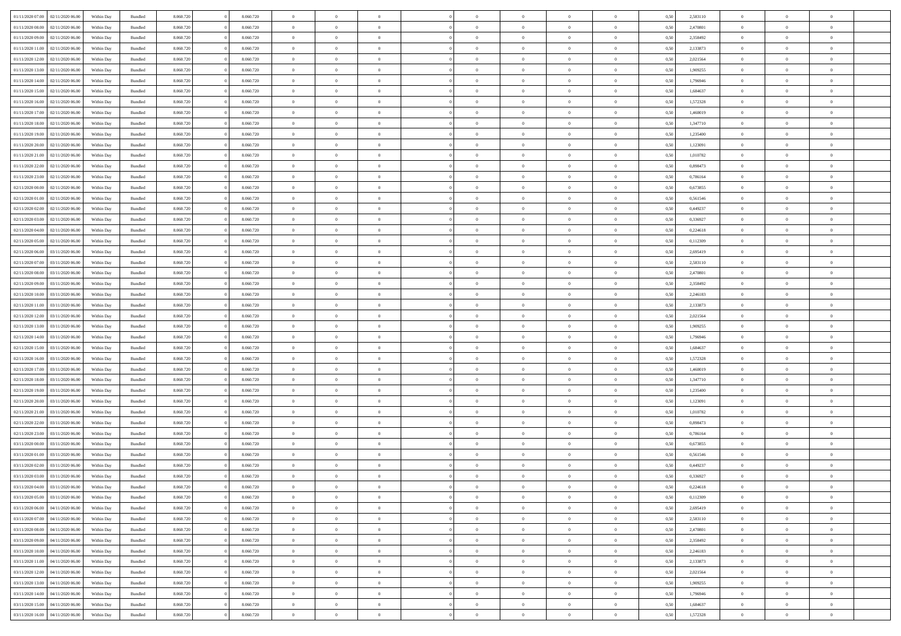| | | | | | | | | | | | | | | | | | | | | |
|---|---|---|---|---|---|---|---|---|---|---|---|---|---|---|---|---|---|---|---|---|
| 01/11/2020 07.00 | 02/11/2020 06.00 | Within Day | Bundled | 8.060.720 | 0 | 8.060.720 | 0 | 0 | 0 | | 0 | 0 | 0 | 0 | 0,50 | 2,583110 | 0 | 0 | 0 | |
| 01/11/2020 08.00 | 02/11/2020 06.00 | Within Day | Bundled | 8.060.720 | 0 | 8.060.720 | 0 | 0 | 0 | | 0 | 0 | 0 | 0 | 0,50 | 2,470801 | 0 | 0 | 0 | |
| 01/11/2020 09.00 | 02/11/2020 06.00 | Within Day | Bundled | 8.060.720 | 0 | 8.060.720 | 0 | 0 | 0 | | 0 | 0 | 0 | 0 | 0,50 | 2,358492 | 0 | 0 | 0 | |
| 01/11/2020 11.00 | 02/11/2020 06.00 | Within Day | Bundled | 8.060.720 | 0 | 8.060.720 | 0 | 0 | 0 | | 0 | 0 | 0 | 0 | 0,50 | 2,133873 | 0 | 0 | 0 | |
| 01/11/2020 12.00 | 02/11/2020 06.00 | Within Day | Bundled | 8.060.720 | 0 | 8.060.720 | 0 | 0 | 0 | | 0 | 0 | 0 | 0 | 0,50 | 2,021564 | 0 | 0 | 0 | |
| 01/11/2020 13.00 | 02/11/2020 06.00 | Within Day | Bundled | 8.060.720 | 0 | 8.060.720 | 0 | 0 | 0 | | 0 | 0 | 0 | 0 | 0,50 | 1,909255 | 0 | 0 | 0 | |
| 01/11/2020 14.00 | 02/11/2020 06.00 | Within Day | Bundled | 8.060.720 | 0 | 8.060.720 | 0 | 0 | 0 | | 0 | 0 | 0 | 0 | 0,50 | 1,796946 | 0 | 0 | 0 | |
| 01/11/2020 15.00 | 02/11/2020 06.00 | Within Day | Bundled | 8.060.720 | 0 | 8.060.720 | 0 | 0 | 0 | | 0 | 0 | 0 | 0 | 0,50 | 1,684637 | 0 | 0 | 0 | |
| 01/11/2020 16.00 | 02/11/2020 06.00 | Within Day | Bundled | 8.060.720 | 0 | 8.060.720 | 0 | 0 | 0 | | 0 | 0 | 0 | 0 | 0,50 | 1,572328 | 0 | 0 | 0 | |
| 01/11/2020 17.00 | 02/11/2020 06.00 | Within Day | Bundled | 8.060.720 | 0 | 8.060.720 | 0 | 0 | 0 | | 0 | 0 | 0 | 0 | 0,50 | 1,460019 | 0 | 0 | 0 | |
| 01/11/2020 18.00 | 02/11/2020 06.00 | Within Day | Bundled | 8.060.720 | 0 | 8.060.720 | 0 | 0 | 0 | | 0 | 0 | 0 | 0 | 0,50 | 1,347710 | 0 | 0 | 0 | |
| 01/11/2020 19.00 | 02/11/2020 06.00 | Within Day | Bundled | 8.060.720 | 0 | 8.060.720 | 0 | 0 | 0 | | 0 | 0 | 0 | 0 | 0,50 | 1,235400 | 0 | 0 | 0 | |
| 01/11/2020 20.00 | 02/11/2020 06.00 | Within Day | Bundled | 8.060.720 | 0 | 8.060.720 | 0 | 0 | 0 | | 0 | 0 | 0 | 0 | 0,50 | 1,123091 | 0 | 0 | 0 | |
| 01/11/2020 21.00 | 02/11/2020 06.00 | Within Day | Bundled | 8.060.720 | 0 | 8.060.720 | 0 | 0 | 0 | | 0 | 0 | 0 | 0 | 0,50 | 1,010782 | 0 | 0 | 0 | |
| 01/11/2020 22.00 | 02/11/2020 06.00 | Within Day | Bundled | 8.060.720 | 0 | 8.060.720 | 0 | 0 | 0 | | 0 | 0 | 0 | 0 | 0,50 | 0,898473 | 0 | 0 | 0 | |
| 01/11/2020 23.00 | 02/11/2020 06.00 | Within Day | Bundled | 8.060.720 | 0 | 8.060.720 | 0 | 0 | 0 | | 0 | 0 | 0 | 0 | 0,50 | 0,786164 | 0 | 0 | 0 | |
| 02/11/2020 00.00 | 02/11/2020 06.00 | Within Day | Bundled | 8.060.720 | 0 | 8.060.720 | 0 | 0 | 0 | | 0 | 0 | 0 | 0 | 0,50 | 0,673855 | 0 | 0 | 0 | |
| 02/11/2020 01.00 | 02/11/2020 06.00 | Within Day | Bundled | 8.060.720 | 0 | 8.060.720 | 0 | 0 | 0 | | 0 | 0 | 0 | 0 | 0,50 | 0,561546 | 0 | 0 | 0 | |
| 02/11/2020 02.00 | 02/11/2020 06.00 | Within Day | Bundled | 8.060.720 | 0 | 8.060.720 | 0 | 0 | 0 | | 0 | 0 | 0 | 0 | 0,50 | 0,449237 | 0 | 0 | 0 | |
| 02/11/2020 03.00 | 02/11/2020 06.00 | Within Day | Bundled | 8.060.720 | 0 | 8.060.720 | 0 | 0 | 0 | | 0 | 0 | 0 | 0 | 0,50 | 0,336927 | 0 | 0 | 0 | |
| 02/11/2020 04.00 | 02/11/2020 06.00 | Within Day | Bundled | 8.060.720 | 0 | 8.060.720 | 0 | 0 | 0 | | 0 | 0 | 0 | 0 | 0,50 | 0,224618 | 0 | 0 | 0 | |
| 02/11/2020 05.00 | 02/11/2020 06.00 | Within Day | Bundled | 8.060.720 | 0 | 8.060.720 | 0 | 0 | 0 | | 0 | 0 | 0 | 0 | 0,50 | 0,112309 | 0 | 0 | 0 | |
| 02/11/2020 06.00 | 03/11/2020 06.00 | Within Day | Bundled | 8.060.720 | 0 | 8.060.720 | 0 | 0 | 0 | | 0 | 0 | 0 | 0 | 0,50 | 2,695419 | 0 | 0 | 0 | |
| 02/11/2020 07.00 | 03/11/2020 06.00 | Within Day | Bundled | 8.060.720 | 0 | 8.060.720 | 0 | 0 | 0 | | 0 | 0 | 0 | 0 | 0,50 | 2,583110 | 0 | 0 | 0 | |
| 02/11/2020 08.00 | 03/11/2020 06.00 | Within Day | Bundled | 8.060.720 | 0 | 8.060.720 | 0 | 0 | 0 | | 0 | 0 | 0 | 0 | 0,50 | 2,470801 | 0 | 0 | 0 | |
| 02/11/2020 09.00 | 03/11/2020 06.00 | Within Day | Bundled | 8.060.720 | 0 | 8.060.720 | 0 | 0 | 0 | | 0 | 0 | 0 | 0 | 0,50 | 2,358492 | 0 | 0 | 0 | |
| 02/11/2020 10.00 | 03/11/2020 06.00 | Within Day | Bundled | 8.060.720 | 0 | 8.060.720 | 0 | 0 | 0 | | 0 | 0 | 0 | 0 | 0,50 | 2,246183 | 0 | 0 | 0 | |
| 02/11/2020 11.00 | 03/11/2020 06.00 | Within Day | Bundled | 8.060.720 | 0 | 8.060.720 | 0 | 0 | 0 | | 0 | 0 | 0 | 0 | 0,50 | 2,133873 | 0 | 0 | 0 | |
| 02/11/2020 12.00 | 03/11/2020 06.00 | Within Day | Bundled | 8.060.720 | 0 | 8.060.720 | 0 | 0 | 0 | | 0 | 0 | 0 | 0 | 0,50 | 2,021564 | 0 | 0 | 0 | |
| 02/11/2020 13.00 | 03/11/2020 06.00 | Within Day | Bundled | 8.060.720 | 0 | 8.060.720 | 0 | 0 | 0 | | 0 | 0 | 0 | 0 | 0,50 | 1,909255 | 0 | 0 | 0 | |
| 02/11/2020 14.00 | 03/11/2020 06.00 | Within Day | Bundled | 8.060.720 | 0 | 8.060.720 | 0 | 0 | 0 | | 0 | 0 | 0 | 0 | 0,50 | 1,796946 | 0 | 0 | 0 | |
| 02/11/2020 15.00 | 03/11/2020 06.00 | Within Day | Bundled | 8.060.720 | 0 | 8.060.720 | 0 | 0 | 0 | | 0 | 0 | 0 | 0 | 0,50 | 1,684637 | 0 | 0 | 0 | |
| 02/11/2020 16.00 | 03/11/2020 06.00 | Within Day | Bundled | 8.060.720 | 0 | 8.060.720 | 0 | 0 | 0 | | 0 | 0 | 0 | 0 | 0,50 | 1,572328 | 0 | 0 | 0 | |
| 02/11/2020 17.00 | 03/11/2020 06.00 | Within Day | Bundled | 8.060.720 | 0 | 8.060.720 | 0 | 0 | 0 | | 0 | 0 | 0 | 0 | 0,50 | 1,460019 | 0 | 0 | 0 | |
| 02/11/2020 18.00 | 03/11/2020 06.00 | Within Day | Bundled | 8.060.720 | 0 | 8.060.720 | 0 | 0 | 0 | | 0 | 0 | 0 | 0 | 0,50 | 1,347710 | 0 | 0 | 0 | |
| 02/11/2020 19.00 | 03/11/2020 06.00 | Within Day | Bundled | 8.060.720 | 0 | 8.060.720 | 0 | 0 | 0 | | 0 | 0 | 0 | 0 | 0,50 | 1,235400 | 0 | 0 | 0 | |
| 02/11/2020 20.00 | 03/11/2020 06.00 | Within Day | Bundled | 8.060.720 | 0 | 8.060.720 | 0 | 0 | 0 | | 0 | 0 | 0 | 0 | 0,50 | 1,123091 | 0 | 0 | 0 | |
| 02/11/2020 21.00 | 03/11/2020 06.00 | Within Day | Bundled | 8.060.720 | 0 | 8.060.720 | 0 | 0 | 0 | | 0 | 0 | 0 | 0 | 0,50 | 1,010782 | 0 | 0 | 0 | |
| 02/11/2020 22.00 | 03/11/2020 06.00 | Within Day | Bundled | 8.060.720 | 0 | 8.060.720 | 0 | 0 | 0 | | 0 | 0 | 0 | 0 | 0,50 | 0,898473 | 0 | 0 | 0 | |
| 02/11/2020 23.00 | 03/11/2020 06.00 | Within Day | Bundled | 8.060.720 | 0 | 8.060.720 | 0 | 0 | 0 | | 0 | 0 | 0 | 0 | 0,50 | 0,786164 | 0 | 0 | 0 | |
| 03/11/2020 00.00 | 03/11/2020 06.00 | Within Day | Bundled | 8.060.720 | 0 | 8.060.720 | 0 | 0 | 0 | | 0 | 0 | 0 | 0 | 0,50 | 0,673855 | 0 | 0 | 0 | |
| 03/11/2020 01.00 | 03/11/2020 06.00 | Within Day | Bundled | 8.060.720 | 0 | 8.060.720 | 0 | 0 | 0 | | 0 | 0 | 0 | 0 | 0,50 | 0,561546 | 0 | 0 | 0 | |
| 03/11/2020 02.00 | 03/11/2020 06.00 | Within Day | Bundled | 8.060.720 | 0 | 8.060.720 | 0 | 0 | 0 | | 0 | 0 | 0 | 0 | 0,50 | 0,449237 | 0 | 0 | 0 | |
| 03/11/2020 03.00 | 03/11/2020 06.00 | Within Day | Bundled | 8.060.720 | 0 | 8.060.720 | 0 | 0 | 0 | | 0 | 0 | 0 | 0 | 0,50 | 0,336927 | 0 | 0 | 0 | |
| 03/11/2020 04.00 | 03/11/2020 06.00 | Within Day | Bundled | 8.060.720 | 0 | 8.060.720 | 0 | 0 | 0 | | 0 | 0 | 0 | 0 | 0,50 | 0,224618 | 0 | 0 | 0 | |
| 03/11/2020 05.00 | 03/11/2020 06.00 | Within Day | Bundled | 8.060.720 | 0 | 8.060.720 | 0 | 0 | 0 | | 0 | 0 | 0 | 0 | 0,50 | 0,112309 | 0 | 0 | 0 | |
| 03/11/2020 06.00 | 04/11/2020 06.00 | Within Day | Bundled | 8.060.720 | 0 | 8.060.720 | 0 | 0 | 0 | | 0 | 0 | 0 | 0 | 0,50 | 2,695419 | 0 | 0 | 0 | |
| 03/11/2020 07.00 | 04/11/2020 06.00 | Within Day | Bundled | 8.060.720 | 0 | 8.060.720 | 0 | 0 | 0 | | 0 | 0 | 0 | 0 | 0,50 | 2,583110 | 0 | 0 | 0 | |
| 03/11/2020 08.00 | 04/11/2020 06.00 | Within Day | Bundled | 8.060.720 | 0 | 8.060.720 | 0 | 0 | 0 | | 0 | 0 | 0 | 0 | 0,50 | 2,470801 | 0 | 0 | 0 | |
| 03/11/2020 09.00 | 04/11/2020 06.00 | Within Day | Bundled | 8.060.720 | 0 | 8.060.720 | 0 | 0 | 0 | | 0 | 0 | 0 | 0 | 0,50 | 2,358492 | 0 | 0 | 0 | |
| 03/11/2020 10.00 | 04/11/2020 06.00 | Within Day | Bundled | 8.060.720 | 0 | 8.060.720 | 0 | 0 | 0 | | 0 | 0 | 0 | 0 | 0,50 | 2,246183 | 0 | 0 | 0 | |
| 03/11/2020 11.00 | 04/11/2020 06.00 | Within Day | Bundled | 8.060.720 | 0 | 8.060.720 | 0 | 0 | 0 | | 0 | 0 | 0 | 0 | 0,50 | 2,133873 | 0 | 0 | 0 | |
| 03/11/2020 12.00 | 04/11/2020 06.00 | Within Day | Bundled | 8.060.720 | 0 | 8.060.720 | 0 | 0 | 0 | | 0 | 0 | 0 | 0 | 0,50 | 2,021564 | 0 | 0 | 0 | |
| 03/11/2020 13.00 | 04/11/2020 06.00 | Within Day | Bundled | 8.060.720 | 0 | 8.060.720 | 0 | 0 | 0 | | 0 | 0 | 0 | 0 | 0,50 | 1,909255 | 0 | 0 | 0 | |
| 03/11/2020 14.00 | 04/11/2020 06.00 | Within Day | Bundled | 8.060.720 | 0 | 8.060.720 | 0 | 0 | 0 | | 0 | 0 | 0 | 0 | 0,50 | 1,796946 | 0 | 0 | 0 | |
| 03/11/2020 15.00 | 04/11/2020 06.00 | Within Day | Bundled | 8.060.720 | 0 | 8.060.720 | 0 | 0 | 0 | | 0 | 0 | 0 | 0 | 0,50 | 1,684637 | 0 | 0 | 0 | |
| 03/11/2020 16.00 | 04/11/2020 06.00 | Within Day | Bundled | 8.060.720 | 0 | 8.060.720 | 0 | 0 | 0 | | 0 | 0 | 0 | 0 | 0,50 | 1,572328 | 0 | 0 | 0 | |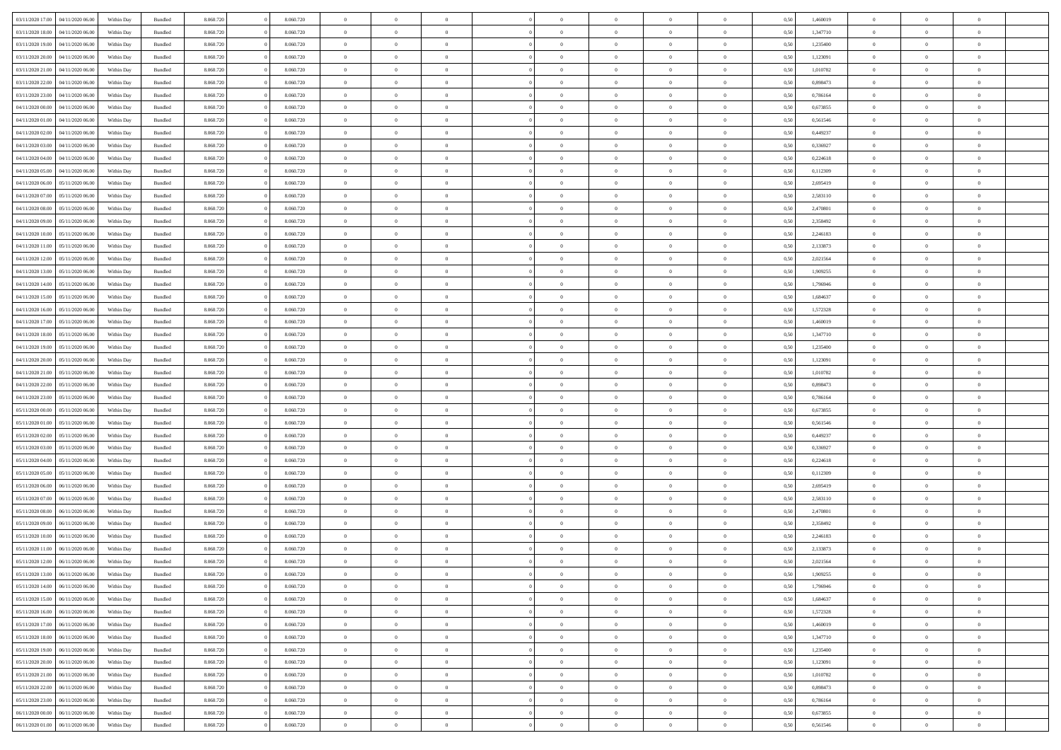| 03/11/2020 17:00 | 04/11/2020 06:00 | Within Day | Bundled | 8.060.720 | 0 | 8.060.720 | 0 | 0 | 0 | | 0 | 0 | 0 | 0 | 0,50 | 1,460019 | 0 | 0 | 0 | |
|---|---|---|---|---|---|---|---|---|---|---|---|---|---|---|---|---|---|---|---|---|
| 03/11/2020 18:00 | 04/11/2020 06:00 | Within Day | Bundled | 8.060.720 | 0 | 8.060.720 | 0 | 0 | 0 | | 0 | 0 | 0 | 0 | 0,50 | 1,347710 | 0 | 0 | 0 | |
| 03/11/2020 19:00 | 04/11/2020 06:00 | Within Day | Bundled | 8.060.720 | 0 | 8.060.720 | 0 | 0 | 0 | | 0 | 0 | 0 | 0 | 0,50 | 1,235400 | 0 | 0 | 0 | |
| 03/11/2020 20:00 | 04/11/2020 06:00 | Within Day | Bundled | 8.060.720 | 0 | 8.060.720 | 0 | 0 | 0 | | 0 | 0 | 0 | 0 | 0,50 | 1,123091 | 0 | 0 | 0 | |
| 03/11/2020 21:00 | 04/11/2020 06:00 | Within Day | Bundled | 8.060.720 | 0 | 8.060.720 | 0 | 0 | 0 | | 0 | 0 | 0 | 0 | 0,50 | 1,010782 | 0 | 0 | 0 | |
| 03/11/2020 22:00 | 04/11/2020 06:00 | Within Day | Bundled | 8.060.720 | 0 | 8.060.720 | 0 | 0 | 0 | | 0 | 0 | 0 | 0 | 0,50 | 0,898473 | 0 | 0 | 0 | |
| 03/11/2020 23:00 | 04/11/2020 06:00 | Within Day | Bundled | 8.060.720 | 0 | 8.060.720 | 0 | 0 | 0 | | 0 | 0 | 0 | 0 | 0,50 | 0,786164 | 0 | 0 | 0 | |
| 04/11/2020 00:00 | 04/11/2020 06:00 | Within Day | Bundled | 8.060.720 | 0 | 8.060.720 | 0 | 0 | 0 | | 0 | 0 | 0 | 0 | 0,50 | 0,673855 | 0 | 0 | 0 | |
| 04/11/2020 01:00 | 04/11/2020 06:00 | Within Day | Bundled | 8.060.720 | 0 | 8.060.720 | 0 | 0 | 0 | | 0 | 0 | 0 | 0 | 0,50 | 0,561546 | 0 | 0 | 0 | |
| 04/11/2020 02:00 | 04/11/2020 06:00 | Within Day | Bundled | 8.060.720 | 0 | 8.060.720 | 0 | 0 | 0 | | 0 | 0 | 0 | 0 | 0,50 | 0,449237 | 0 | 0 | 0 | |
| 04/11/2020 03:00 | 04/11/2020 06:00 | Within Day | Bundled | 8.060.720 | 0 | 8.060.720 | 0 | 0 | 0 | | 0 | 0 | 0 | 0 | 0,50 | 0,336927 | 0 | 0 | 0 | |
| 04/11/2020 04:00 | 04/11/2020 06:00 | Within Day | Bundled | 8.060.720 | 0 | 8.060.720 | 0 | 0 | 0 | | 0 | 0 | 0 | 0 | 0,50 | 0,224618 | 0 | 0 | 0 | |
| 04/11/2020 05:00 | 04/11/2020 06:00 | Within Day | Bundled | 8.060.720 | 0 | 8.060.720 | 0 | 0 | 0 | | 0 | 0 | 0 | 0 | 0,50 | 0,112309 | 0 | 0 | 0 | |
| 04/11/2020 06:00 | 05/11/2020 06:00 | Within Day | Bundled | 8.060.720 | 0 | 8.060.720 | 0 | 0 | 0 | | 0 | 0 | 0 | 0 | 0,50 | 2,695419 | 0 | 0 | 0 | |
| 04/11/2020 07:00 | 05/11/2020 06:00 | Within Day | Bundled | 8.060.720 | 0 | 8.060.720 | 0 | 0 | 0 | | 0 | 0 | 0 | 0 | 0,50 | 2,583110 | 0 | 0 | 0 | |
| 04/11/2020 08:00 | 05/11/2020 06:00 | Within Day | Bundled | 8.060.720 | 0 | 8.060.720 | 0 | 0 | 0 | | 0 | 0 | 0 | 0 | 0,50 | 2,470801 | 0 | 0 | 0 | |
| 04/11/2020 09:00 | 05/11/2020 06:00 | Within Day | Bundled | 8.060.720 | 0 | 8.060.720 | 0 | 0 | 0 | | 0 | 0 | 0 | 0 | 0,50 | 2,358492 | 0 | 0 | 0 | |
| 04/11/2020 10:00 | 05/11/2020 06:00 | Within Day | Bundled | 8.060.720 | 0 | 8.060.720 | 0 | 0 | 0 | | 0 | 0 | 0 | 0 | 0,50 | 2,246183 | 0 | 0 | 0 | |
| 04/11/2020 11:00 | 05/11/2020 06:00 | Within Day | Bundled | 8.060.720 | 0 | 8.060.720 | 0 | 0 | 0 | | 0 | 0 | 0 | 0 | 0,50 | 2,133873 | 0 | 0 | 0 | |
| 04/11/2020 12:00 | 05/11/2020 06:00 | Within Day | Bundled | 8.060.720 | 0 | 8.060.720 | 0 | 0 | 0 | | 0 | 0 | 0 | 0 | 0,50 | 2,021564 | 0 | 0 | 0 | |
| 04/11/2020 13:00 | 05/11/2020 06:00 | Within Day | Bundled | 8.060.720 | 0 | 8.060.720 | 0 | 0 | 0 | | 0 | 0 | 0 | 0 | 0,50 | 1,909255 | 0 | 0 | 0 | |
| 04/11/2020 14:00 | 05/11/2020 06:00 | Within Day | Bundled | 8.060.720 | 0 | 8.060.720 | 0 | 0 | 0 | | 0 | 0 | 0 | 0 | 0,50 | 1,796946 | 0 | 0 | 0 | |
| 04/11/2020 15:00 | 05/11/2020 06:00 | Within Day | Bundled | 8.060.720 | 0 | 8.060.720 | 0 | 0 | 0 | | 0 | 0 | 0 | 0 | 0,50 | 1,684637 | 0 | 0 | 0 | |
| 04/11/2020 16:00 | 05/11/2020 06:00 | Within Day | Bundled | 8.060.720 | 0 | 8.060.720 | 0 | 0 | 0 | | 0 | 0 | 0 | 0 | 0,50 | 1,572328 | 0 | 0 | 0 | |
| 04/11/2020 17:00 | 05/11/2020 06:00 | Within Day | Bundled | 8.060.720 | 0 | 8.060.720 | 0 | 0 | 0 | | 0 | 0 | 0 | 0 | 0,50 | 1,460019 | 0 | 0 | 0 | |
| 04/11/2020 18:00 | 05/11/2020 06:00 | Within Day | Bundled | 8.060.720 | 0 | 8.060.720 | 0 | 0 | 0 | | 0 | 0 | 0 | 0 | 0,50 | 1,347710 | 0 | 0 | 0 | |
| 04/11/2020 19:00 | 05/11/2020 06:00 | Within Day | Bundled | 8.060.720 | 0 | 8.060.720 | 0 | 0 | 0 | | 0 | 0 | 0 | 0 | 0,50 | 1,235400 | 0 | 0 | 0 | |
| 04/11/2020 20:00 | 05/11/2020 06:00 | Within Day | Bundled | 8.060.720 | 0 | 8.060.720 | 0 | 0 | 0 | | 0 | 0 | 0 | 0 | 0,50 | 1,123091 | 0 | 0 | 0 | |
| 04/11/2020 21:00 | 05/11/2020 06:00 | Within Day | Bundled | 8.060.720 | 0 | 8.060.720 | 0 | 0 | 0 | | 0 | 0 | 0 | 0 | 0,50 | 1,010782 | 0 | 0 | 0 | |
| 04/11/2020 22:00 | 05/11/2020 06:00 | Within Day | Bundled | 8.060.720 | 0 | 8.060.720 | 0 | 0 | 0 | | 0 | 0 | 0 | 0 | 0,50 | 0,898473 | 0 | 0 | 0 | |
| 04/11/2020 23:00 | 05/11/2020 06:00 | Within Day | Bundled | 8.060.720 | 0 | 8.060.720 | 0 | 0 | 0 | | 0 | 0 | 0 | 0 | 0,50 | 0,786164 | 0 | 0 | 0 | |
| 05/11/2020 00:00 | 05/11/2020 06:00 | Within Day | Bundled | 8.060.720 | 0 | 8.060.720 | 0 | 0 | 0 | | 0 | 0 | 0 | 0 | 0,50 | 0,673855 | 0 | 0 | 0 | |
| 05/11/2020 01:00 | 05/11/2020 06:00 | Within Day | Bundled | 8.060.720 | 0 | 8.060.720 | 0 | 0 | 0 | | 0 | 0 | 0 | 0 | 0,50 | 0,561546 | 0 | 0 | 0 | |
| 05/11/2020 02:00 | 05/11/2020 06:00 | Within Day | Bundled | 8.060.720 | 0 | 8.060.720 | 0 | 0 | 0 | | 0 | 0 | 0 | 0 | 0,50 | 0,449237 | 0 | 0 | 0 | |
| 05/11/2020 03:00 | 05/11/2020 06:00 | Within Day | Bundled | 8.060.720 | 0 | 8.060.720 | 0 | 0 | 0 | | 0 | 0 | 0 | 0 | 0,50 | 0,336927 | 0 | 0 | 0 | |
| 05/11/2020 04:00 | 05/11/2020 06:00 | Within Day | Bundled | 8.060.720 | 0 | 8.060.720 | 0 | 0 | 0 | | 0 | 0 | 0 | 0 | 0,50 | 0,224618 | 0 | 0 | 0 | |
| 05/11/2020 05:00 | 05/11/2020 06:00 | Within Day | Bundled | 8.060.720 | 0 | 8.060.720 | 0 | 0 | 0 | | 0 | 0 | 0 | 0 | 0,50 | 0,112309 | 0 | 0 | 0 | |
| 05/11/2020 06:00 | 06/11/2020 06:00 | Within Day | Bundled | 8.060.720 | 0 | 8.060.720 | 0 | 0 | 0 | | 0 | 0 | 0 | 0 | 0,50 | 2,695419 | 0 | 0 | 0 | |
| 05/11/2020 07:00 | 06/11/2020 06:00 | Within Day | Bundled | 8.060.720 | 0 | 8.060.720 | 0 | 0 | 0 | | 0 | 0 | 0 | 0 | 0,50 | 2,583110 | 0 | 0 | 0 | |
| 05/11/2020 08:00 | 06/11/2020 06:00 | Within Day | Bundled | 8.060.720 | 0 | 8.060.720 | 0 | 0 | 0 | | 0 | 0 | 0 | 0 | 0,50 | 2,470801 | 0 | 0 | 0 | |
| 05/11/2020 09:00 | 06/11/2020 06:00 | Within Day | Bundled | 8.060.720 | 0 | 8.060.720 | 0 | 0 | 0 | | 0 | 0 | 0 | 0 | 0,50 | 2,358492 | 0 | 0 | 0 | |
| 05/11/2020 10:00 | 06/11/2020 06:00 | Within Day | Bundled | 8.060.720 | 0 | 8.060.720 | 0 | 0 | 0 | | 0 | 0 | 0 | 0 | 0,50 | 2,246183 | 0 | 0 | 0 | |
| 05/11/2020 11:00 | 06/11/2020 06:00 | Within Day | Bundled | 8.060.720 | 0 | 8.060.720 | 0 | 0 | 0 | | 0 | 0 | 0 | 0 | 0,50 | 2,133873 | 0 | 0 | 0 | |
| 05/11/2020 12:00 | 06/11/2020 06:00 | Within Day | Bundled | 8.060.720 | 0 | 8.060.720 | 0 | 0 | 0 | | 0 | 0 | 0 | 0 | 0,50 | 2,021564 | 0 | 0 | 0 | |
| 05/11/2020 13:00 | 06/11/2020 06:00 | Within Day | Bundled | 8.060.720 | 0 | 8.060.720 | 0 | 0 | 0 | | 0 | 0 | 0 | 0 | 0,50 | 1,909255 | 0 | 0 | 0 | |
| 05/11/2020 14:00 | 06/11/2020 06:00 | Within Day | Bundled | 8.060.720 | 0 | 8.060.720 | 0 | 0 | 0 | | 0 | 0 | 0 | 0 | 0,50 | 1,796946 | 0 | 0 | 0 | |
| 05/11/2020 15:00 | 06/11/2020 06:00 | Within Day | Bundled | 8.060.720 | 0 | 8.060.720 | 0 | 0 | 0 | | 0 | 0 | 0 | 0 | 0,50 | 1,684637 | 0 | 0 | 0 | |
| 05/11/2020 16:00 | 06/11/2020 06:00 | Within Day | Bundled | 8.060.720 | 0 | 8.060.720 | 0 | 0 | 0 | | 0 | 0 | 0 | 0 | 0,50 | 1,572328 | 0 | 0 | 0 | |
| 05/11/2020 17:00 | 06/11/2020 06:00 | Within Day | Bundled | 8.060.720 | 0 | 8.060.720 | 0 | 0 | 0 | | 0 | 0 | 0 | 0 | 0,50 | 1,460019 | 0 | 0 | 0 | |
| 05/11/2020 18:00 | 06/11/2020 06:00 | Within Day | Bundled | 8.060.720 | 0 | 8.060.720 | 0 | 0 | 0 | | 0 | 0 | 0 | 0 | 0,50 | 1,347710 | 0 | 0 | 0 | |
| 05/11/2020 19:00 | 06/11/2020 06:00 | Within Day | Bundled | 8.060.720 | 0 | 8.060.720 | 0 | 0 | 0 | | 0 | 0 | 0 | 0 | 0,50 | 1,235400 | 0 | 0 | 0 | |
| 05/11/2020 20:00 | 06/11/2020 06:00 | Within Day | Bundled | 8.060.720 | 0 | 8.060.720 | 0 | 0 | 0 | | 0 | 0 | 0 | 0 | 0,50 | 1,123091 | 0 | 0 | 0 | |
| 05/11/2020 21:00 | 06/11/2020 06:00 | Within Day | Bundled | 8.060.720 | 0 | 8.060.720 | 0 | 0 | 0 | | 0 | 0 | 0 | 0 | 0,50 | 1,010782 | 0 | 0 | 0 | |
| 05/11/2020 22:00 | 06/11/2020 06:00 | Within Day | Bundled | 8.060.720 | 0 | 8.060.720 | 0 | 0 | 0 | | 0 | 0 | 0 | 0 | 0,50 | 0,898473 | 0 | 0 | 0 | |
| 05/11/2020 23:00 | 06/11/2020 06:00 | Within Day | Bundled | 8.060.720 | 0 | 8.060.720 | 0 | 0 | 0 | | 0 | 0 | 0 | 0 | 0,50 | 0,786164 | 0 | 0 | 0 | |
| 06/11/2020 00:00 | 06/11/2020 06:00 | Within Day | Bundled | 8.060.720 | 0 | 8.060.720 | 0 | 0 | 0 | | 0 | 0 | 0 | 0 | 0,50 | 0,673855 | 0 | 0 | 0 | |
| 06/11/2020 01:00 | 06/11/2020 06:00 | Within Day | Bundled | 8.060.720 | 0 | 8.060.720 | 0 | 0 | 0 | | 0 | 0 | 0 | 0 | 0,50 | 0,561546 | 0 | 0 | 0 | |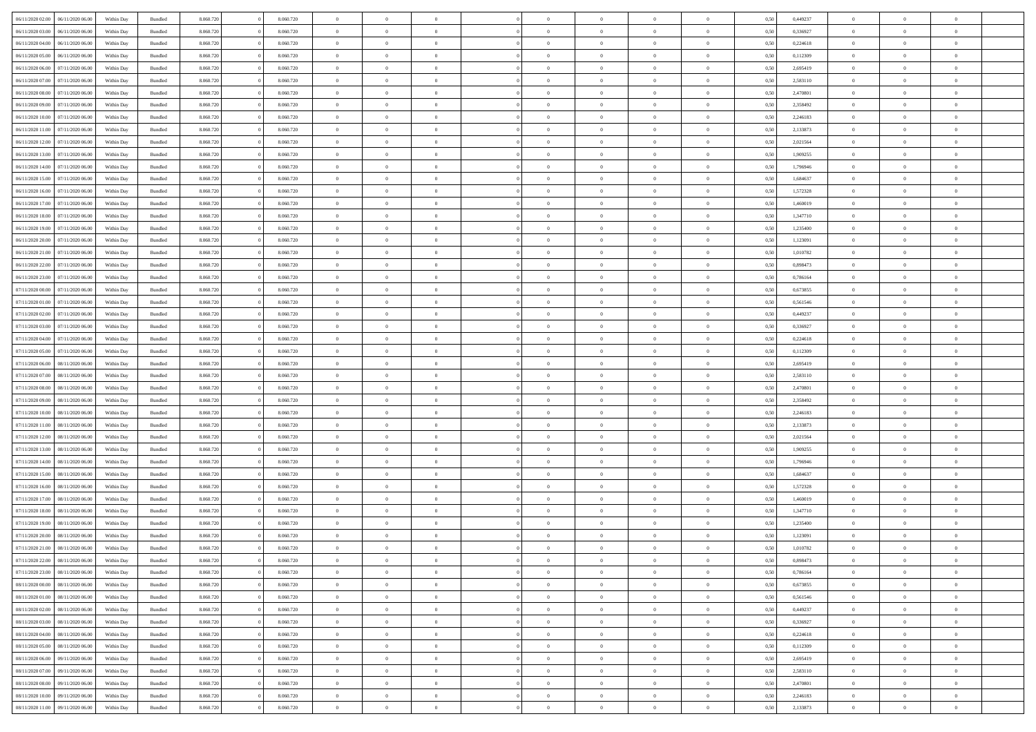| | | | | | | | | | | | | | | | | | | | | |
|---|---|---|---|---|---|---|---|---|---|---|---|---|---|---|---|---|---|---|---|---|
| 06/11/2020 02.00 | 06/11/2020 06.00 | Within Day | Bundled | 8.060.720 | 0 | 8.060.720 | 0 | 0 | 0 | | 0 | 0 | 0 | 0 | 0,50 | 0,449237 | 0 | 0 | 0 | |
| 06/11/2020 03.00 | 06/11/2020 06.00 | Within Day | Bundled | 8.060.720 | 0 | 8.060.720 | 0 | 0 | 0 | | 0 | 0 | 0 | 0 | 0,50 | 0,336927 | 0 | 0 | 0 | |
| 06/11/2020 04.00 | 06/11/2020 06.00 | Within Day | Bundled | 8.060.720 | 0 | 8.060.720 | 0 | 0 | 0 | | 0 | 0 | 0 | 0 | 0,50 | 0,224618 | 0 | 0 | 0 | |
| 06/11/2020 05.00 | 06/11/2020 06.00 | Within Day | Bundled | 8.060.720 | 0 | 8.060.720 | 0 | 0 | 0 | | 0 | 0 | 0 | 0 | 0,50 | 0,112309 | 0 | 0 | 0 | |
| 06/11/2020 06.00 | 07/11/2020 06.00 | Within Day | Bundled | 8.060.720 | 0 | 8.060.720 | 0 | 0 | 0 | | 0 | 0 | 0 | 0 | 0,50 | 2,695419 | 0 | 0 | 0 | |
| 06/11/2020 07.00 | 07/11/2020 06.00 | Within Day | Bundled | 8.060.720 | 0 | 8.060.720 | 0 | 0 | 0 | | 0 | 0 | 0 | 0 | 0,50 | 2,583110 | 0 | 0 | 0 | |
| 06/11/2020 08.00 | 07/11/2020 06.00 | Within Day | Bundled | 8.060.720 | 0 | 8.060.720 | 0 | 0 | 0 | | 0 | 0 | 0 | 0 | 0,50 | 2,470801 | 0 | 0 | 0 | |
| 06/11/2020 09.00 | 07/11/2020 06.00 | Within Day | Bundled | 8.060.720 | 0 | 8.060.720 | 0 | 0 | 0 | | 0 | 0 | 0 | 0 | 0,50 | 2,358492 | 0 | 0 | 0 | |
| 06/11/2020 10.00 | 07/11/2020 06.00 | Within Day | Bundled | 8.060.720 | 0 | 8.060.720 | 0 | 0 | 0 | | 0 | 0 | 0 | 0 | 0,50 | 2,246183 | 0 | 0 | 0 | |
| 06/11/2020 11.00 | 07/11/2020 06.00 | Within Day | Bundled | 8.060.720 | 0 | 8.060.720 | 0 | 0 | 0 | | 0 | 0 | 0 | 0 | 0,50 | 2,133873 | 0 | 0 | 0 | |
| 06/11/2020 12.00 | 07/11/2020 06.00 | Within Day | Bundled | 8.060.720 | 0 | 8.060.720 | 0 | 0 | 0 | | 0 | 0 | 0 | 0 | 0,50 | 2,021564 | 0 | 0 | 0 | |
| 06/11/2020 13.00 | 07/11/2020 06.00 | Within Day | Bundled | 8.060.720 | 0 | 8.060.720 | 0 | 0 | 0 | | 0 | 0 | 0 | 0 | 0,50 | 1,909255 | 0 | 0 | 0 | |
| 06/11/2020 14.00 | 07/11/2020 06.00 | Within Day | Bundled | 8.060.720 | 0 | 8.060.720 | 0 | 0 | 0 | | 0 | 0 | 0 | 0 | 0,50 | 1,796946 | 0 | 0 | 0 | |
| 06/11/2020 15.00 | 07/11/2020 06.00 | Within Day | Bundled | 8.060.720 | 0 | 8.060.720 | 0 | 0 | 0 | | 0 | 0 | 0 | 0 | 0,50 | 1,684637 | 0 | 0 | 0 | |
| 06/11/2020 16.00 | 07/11/2020 06.00 | Within Day | Bundled | 8.060.720 | 0 | 8.060.720 | 0 | 0 | 0 | | 0 | 0 | 0 | 0 | 0,50 | 1,572328 | 0 | 0 | 0 | |
| 06/11/2020 17.00 | 07/11/2020 06.00 | Within Day | Bundled | 8.060.720 | 0 | 8.060.720 | 0 | 0 | 0 | | 0 | 0 | 0 | 0 | 0,50 | 1,460019 | 0 | 0 | 0 | |
| 06/11/2020 18.00 | 07/11/2020 06.00 | Within Day | Bundled | 8.060.720 | 0 | 8.060.720 | 0 | 0 | 0 | | 0 | 0 | 0 | 0 | 0,50 | 1,347710 | 0 | 0 | 0 | |
| 06/11/2020 19.00 | 07/11/2020 06.00 | Within Day | Bundled | 8.060.720 | 0 | 8.060.720 | 0 | 0 | 0 | | 0 | 0 | 0 | 0 | 0,50 | 1,235400 | 0 | 0 | 0 | |
| 06/11/2020 20.00 | 07/11/2020 06.00 | Within Day | Bundled | 8.060.720 | 0 | 8.060.720 | 0 | 0 | 0 | | 0 | 0 | 0 | 0 | 0,50 | 1,123091 | 0 | 0 | 0 | |
| 06/11/2020 21.00 | 07/11/2020 06.00 | Within Day | Bundled | 8.060.720 | 0 | 8.060.720 | 0 | 0 | 0 | | 0 | 0 | 0 | 0 | 0,50 | 1,010782 | 0 | 0 | 0 | |
| 06/11/2020 22.00 | 07/11/2020 06.00 | Within Day | Bundled | 8.060.720 | 0 | 8.060.720 | 0 | 0 | 0 | | 0 | 0 | 0 | 0 | 0,50 | 0,898473 | 0 | 0 | 0 | |
| 06/11/2020 23.00 | 07/11/2020 06.00 | Within Day | Bundled | 8.060.720 | 0 | 8.060.720 | 0 | 0 | 0 | | 0 | 0 | 0 | 0 | 0,50 | 0,786164 | 0 | 0 | 0 | |
| 07/11/2020 00.00 | 07/11/2020 06.00 | Within Day | Bundled | 8.060.720 | 0 | 8.060.720 | 0 | 0 | 0 | | 0 | 0 | 0 | 0 | 0,50 | 0,673855 | 0 | 0 | 0 | |
| 07/11/2020 01.00 | 07/11/2020 06.00 | Within Day | Bundled | 8.060.720 | 0 | 8.060.720 | 0 | 0 | 0 | | 0 | 0 | 0 | 0 | 0,50 | 0,561546 | 0 | 0 | 0 | |
| 07/11/2020 02.00 | 07/11/2020 06.00 | Within Day | Bundled | 8.060.720 | 0 | 8.060.720 | 0 | 0 | 0 | | 0 | 0 | 0 | 0 | 0,50 | 0,449237 | 0 | 0 | 0 | |
| 07/11/2020 03.00 | 07/11/2020 06.00 | Within Day | Bundled | 8.060.720 | 0 | 8.060.720 | 0 | 0 | 0 | | 0 | 0 | 0 | 0 | 0,50 | 0,336927 | 0 | 0 | 0 | |
| 07/11/2020 04.00 | 07/11/2020 06.00 | Within Day | Bundled | 8.060.720 | 0 | 8.060.720 | 0 | 0 | 0 | | 0 | 0 | 0 | 0 | 0,50 | 0,224618 | 0 | 0 | 0 | |
| 07/11/2020 05.00 | 07/11/2020 06.00 | Within Day | Bundled | 8.060.720 | 0 | 8.060.720 | 0 | 0 | 0 | | 0 | 0 | 0 | 0 | 0,50 | 0,112309 | 0 | 0 | 0 | |
| 07/11/2020 06.00 | 08/11/2020 06.00 | Within Day | Bundled | 8.060.720 | 0 | 8.060.720 | 0 | 0 | 0 | | 0 | 0 | 0 | 0 | 0,50 | 2,695419 | 0 | 0 | 0 | |
| 07/11/2020 07.00 | 08/11/2020 06.00 | Within Day | Bundled | 8.060.720 | 0 | 8.060.720 | 0 | 0 | 0 | | 0 | 0 | 0 | 0 | 0,50 | 2,583110 | 0 | 0 | 0 | |
| 07/11/2020 08.00 | 08/11/2020 06.00 | Within Day | Bundled | 8.060.720 | 0 | 8.060.720 | 0 | 0 | 0 | | 0 | 0 | 0 | 0 | 0,50 | 2,470801 | 0 | 0 | 0 | |
| 07/11/2020 09.00 | 08/11/2020 06.00 | Within Day | Bundled | 8.060.720 | 0 | 8.060.720 | 0 | 0 | 0 | | 0 | 0 | 0 | 0 | 0,50 | 2,358492 | 0 | 0 | 0 | |
| 07/11/2020 10.00 | 08/11/2020 06.00 | Within Day | Bundled | 8.060.720 | 0 | 8.060.720 | 0 | 0 | 0 | | 0 | 0 | 0 | 0 | 0,50 | 2,246183 | 0 | 0 | 0 | |
| 07/11/2020 11.00 | 08/11/2020 06.00 | Within Day | Bundled | 8.060.720 | 0 | 8.060.720 | 0 | 0 | 0 | | 0 | 0 | 0 | 0 | 0,50 | 2,133873 | 0 | 0 | 0 | |
| 07/11/2020 12.00 | 08/11/2020 06.00 | Within Day | Bundled | 8.060.720 | 0 | 8.060.720 | 0 | 0 | 0 | | 0 | 0 | 0 | 0 | 0,50 | 2,021564 | 0 | 0 | 0 | |
| 07/11/2020 13.00 | 08/11/2020 06.00 | Within Day | Bundled | 8.060.720 | 0 | 8.060.720 | 0 | 0 | 0 | | 0 | 0 | 0 | 0 | 0,50 | 1,909255 | 0 | 0 | 0 | |
| 07/11/2020 14.00 | 08/11/2020 06.00 | Within Day | Bundled | 8.060.720 | 0 | 8.060.720 | 0 | 0 | 0 | | 0 | 0 | 0 | 0 | 0,50 | 1,796946 | 0 | 0 | 0 | |
| 07/11/2020 15.00 | 08/11/2020 06.00 | Within Day | Bundled | 8.060.720 | 0 | 8.060.720 | 0 | 0 | 0 | | 0 | 0 | 0 | 0 | 0,50 | 1,684637 | 0 | 0 | 0 | |
| 07/11/2020 16.00 | 08/11/2020 06.00 | Within Day | Bundled | 8.060.720 | 0 | 8.060.720 | 0 | 0 | 0 | | 0 | 0 | 0 | 0 | 0,50 | 1,572328 | 0 | 0 | 0 | |
| 07/11/2020 17.00 | 08/11/2020 06.00 | Within Day | Bundled | 8.060.720 | 0 | 8.060.720 | 0 | 0 | 0 | | 0 | 0 | 0 | 0 | 0,50 | 1,460019 | 0 | 0 | 0 | |
| 07/11/2020 18.00 | 08/11/2020 06.00 | Within Day | Bundled | 8.060.720 | 0 | 8.060.720 | 0 | 0 | 0 | | 0 | 0 | 0 | 0 | 0,50 | 1,347710 | 0 | 0 | 0 | |
| 07/11/2020 19.00 | 08/11/2020 06.00 | Within Day | Bundled | 8.060.720 | 0 | 8.060.720 | 0 | 0 | 0 | | 0 | 0 | 0 | 0 | 0,50 | 1,235400 | 0 | 0 | 0 | |
| 07/11/2020 20.00 | 08/11/2020 06.00 | Within Day | Bundled | 8.060.720 | 0 | 8.060.720 | 0 | 0 | 0 | | 0 | 0 | 0 | 0 | 0,50 | 1,123091 | 0 | 0 | 0 | |
| 07/11/2020 21.00 | 08/11/2020 06.00 | Within Day | Bundled | 8.060.720 | 0 | 8.060.720 | 0 | 0 | 0 | | 0 | 0 | 0 | 0 | 0,50 | 1,010782 | 0 | 0 | 0 | |
| 07/11/2020 22.00 | 08/11/2020 06.00 | Within Day | Bundled | 8.060.720 | 0 | 8.060.720 | 0 | 0 | 0 | | 0 | 0 | 0 | 0 | 0,50 | 0,898473 | 0 | 0 | 0 | |
| 07/11/2020 23.00 | 08/11/2020 06.00 | Within Day | Bundled | 8.060.720 | 0 | 8.060.720 | 0 | 0 | 0 | | 0 | 0 | 0 | 0 | 0,50 | 0,786164 | 0 | 0 | 0 | |
| 08/11/2020 00.00 | 08/11/2020 06.00 | Within Day | Bundled | 8.060.720 | 0 | 8.060.720 | 0 | 0 | 0 | | 0 | 0 | 0 | 0 | 0,50 | 0,673855 | 0 | 0 | 0 | |
| 08/11/2020 01.00 | 08/11/2020 06.00 | Within Day | Bundled | 8.060.720 | 0 | 8.060.720 | 0 | 0 | 0 | | 0 | 0 | 0 | 0 | 0,50 | 0,561546 | 0 | 0 | 0 | |
| 08/11/2020 02.00 | 08/11/2020 06.00 | Within Day | Bundled | 8.060.720 | 0 | 8.060.720 | 0 | 0 | 0 | | 0 | 0 | 0 | 0 | 0,50 | 0,449237 | 0 | 0 | 0 | |
| 08/11/2020 03.00 | 08/11/2020 06.00 | Within Day | Bundled | 8.060.720 | 0 | 8.060.720 | 0 | 0 | 0 | | 0 | 0 | 0 | 0 | 0,50 | 0,336927 | 0 | 0 | 0 | |
| 08/11/2020 04.00 | 08/11/2020 06.00 | Within Day | Bundled | 8.060.720 | 0 | 8.060.720 | 0 | 0 | 0 | | 0 | 0 | 0 | 0 | 0,50 | 0,224618 | 0 | 0 | 0 | |
| 08/11/2020 05.00 | 08/11/2020 06.00 | Within Day | Bundled | 8.060.720 | 0 | 8.060.720 | 0 | 0 | 0 | | 0 | 0 | 0 | 0 | 0,50 | 0,112309 | 0 | 0 | 0 | |
| 08/11/2020 06.00 | 09/11/2020 06.00 | Within Day | Bundled | 8.060.720 | 0 | 8.060.720 | 0 | 0 | 0 | | 0 | 0 | 0 | 0 | 0,50 | 2,695419 | 0 | 0 | 0 | |
| 08/11/2020 07.00 | 09/11/2020 06.00 | Within Day | Bundled | 8.060.720 | 0 | 8.060.720 | 0 | 0 | 0 | | 0 | 0 | 0 | 0 | 0,50 | 2,583110 | 0 | 0 | 0 | |
| 08/11/2020 08.00 | 09/11/2020 06.00 | Within Day | Bundled | 8.060.720 | 0 | 8.060.720 | 0 | 0 | 0 | | 0 | 0 | 0 | 0 | 0,50 | 2,470801 | 0 | 0 | 0 | |
| 08/11/2020 10.00 | 09/11/2020 06.00 | Within Day | Bundled | 8.060.720 | 0 | 8.060.720 | 0 | 0 | 0 | | 0 | 0 | 0 | 0 | 0,50 | 2,246183 | 0 | 0 | 0 | |
| 08/11/2020 11.00 | 09/11/2020 06.00 | Within Day | Bundled | 8.060.720 | 0 | 8.060.720 | 0 | 0 | 0 | | 0 | 0 | 0 | 0 | 0,50 | 2,133873 | 0 | 0 | 0 | |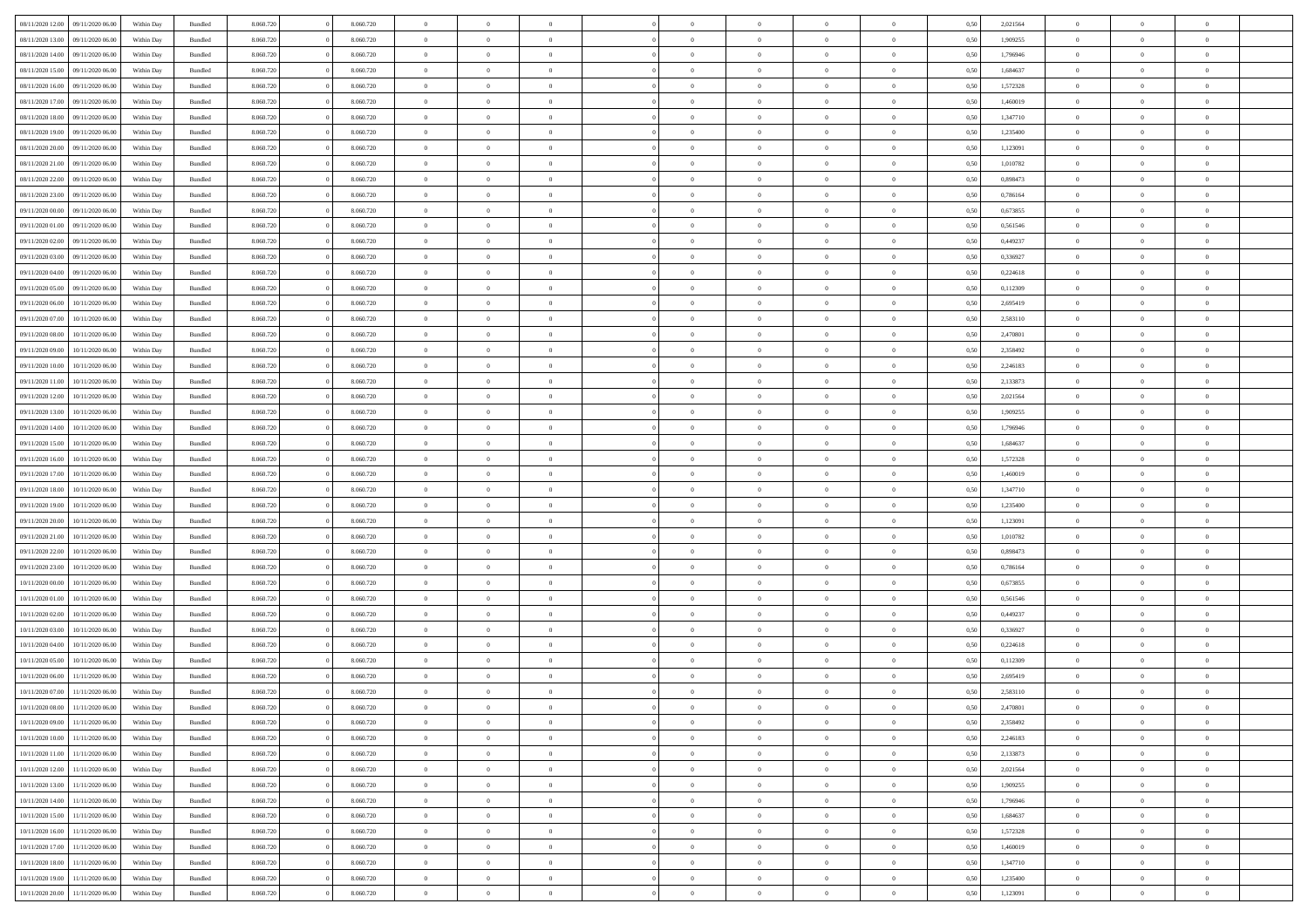| 08/11/2020 12:00 | 09/11/2020 06.00 | Within Day | Bundled | 8.060.720 | 0 | 8.060.720 | 0 | 0 | 0 | | 0 | 0 | 0 | 0 | 0,50 | 2,021564 | 0 | 0 | 0 | |
|---|---|---|---|---|---|---|---|---|---|---|---|---|---|---|---|---|---|---|---|---|
| 08/11/2020 13:00 | 09/11/2020 06.00 | Within Day | Bundled | 8.060.720 | 0 | 8.060.720 | 0 | 0 | 0 | | 0 | 0 | 0 | 0 | 0,50 | 1,909255 | 0 | 0 | 0 | |
| 08/11/2020 14:00 | 09/11/2020 06.00 | Within Day | Bundled | 8.060.720 | 0 | 8.060.720 | 0 | 0 | 0 | | 0 | 0 | 0 | 0 | 0,50 | 1,796946 | 0 | 0 | 0 | |
| 08/11/2020 15:00 | 09/11/2020 06.00 | Within Day | Bundled | 8.060.720 | 0 | 8.060.720 | 0 | 0 | 0 | | 0 | 0 | 0 | 0 | 0,50 | 1,684637 | 0 | 0 | 0 | |
| 08/11/2020 16:00 | 09/11/2020 06.00 | Within Day | Bundled | 8.060.720 | 0 | 8.060.720 | 0 | 0 | 0 | | 0 | 0 | 0 | 0 | 0,50 | 1,572328 | 0 | 0 | 0 | |
| 08/11/2020 17:00 | 09/11/2020 06.00 | Within Day | Bundled | 8.060.720 | 0 | 8.060.720 | 0 | 0 | 0 | | 0 | 0 | 0 | 0 | 0,50 | 1,460019 | 0 | 0 | 0 | |
| 08/11/2020 18:00 | 09/11/2020 06.00 | Within Day | Bundled | 8.060.720 | 0 | 8.060.720 | 0 | 0 | 0 | | 0 | 0 | 0 | 0 | 0,50 | 1,347710 | 0 | 0 | 0 | |
| 08/11/2020 19:00 | 09/11/2020 06.00 | Within Day | Bundled | 8.060.720 | 0 | 8.060.720 | 0 | 0 | 0 | | 0 | 0 | 0 | 0 | 0,50 | 1,235400 | 0 | 0 | 0 | |
| 08/11/2020 20:00 | 09/11/2020 06.00 | Within Day | Bundled | 8.060.720 | 0 | 8.060.720 | 0 | 0 | 0 | | 0 | 0 | 0 | 0 | 0,50 | 1,123091 | 0 | 0 | 0 | |
| 08/11/2020 21:00 | 09/11/2020 06.00 | Within Day | Bundled | 8.060.720 | 0 | 8.060.720 | 0 | 0 | 0 | | 0 | 0 | 0 | 0 | 0,50 | 1,010782 | 0 | 0 | 0 | |
| 08/11/2020 22:00 | 09/11/2020 06.00 | Within Day | Bundled | 8.060.720 | 0 | 8.060.720 | 0 | 0 | 0 | | 0 | 0 | 0 | 0 | 0,50 | 0,898473 | 0 | 0 | 0 | |
| 08/11/2020 23:00 | 09/11/2020 06.00 | Within Day | Bundled | 8.060.720 | 0 | 8.060.720 | 0 | 0 | 0 | | 0 | 0 | 0 | 0 | 0,50 | 0,786164 | 0 | 0 | 0 | |
| 09/11/2020 00:00 | 09/11/2020 06.00 | Within Day | Bundled | 8.060.720 | 0 | 8.060.720 | 0 | 0 | 0 | | 0 | 0 | 0 | 0 | 0,50 | 0,673855 | 0 | 0 | 0 | |
| 09/11/2020 01:00 | 09/11/2020 06.00 | Within Day | Bundled | 8.060.720 | 0 | 8.060.720 | 0 | 0 | 0 | | 0 | 0 | 0 | 0 | 0,50 | 0,561546 | 0 | 0 | 0 | |
| 09/11/2020 02:00 | 09/11/2020 06.00 | Within Day | Bundled | 8.060.720 | 0 | 8.060.720 | 0 | 0 | 0 | | 0 | 0 | 0 | 0 | 0,50 | 0,449237 | 0 | 0 | 0 | |
| 09/11/2020 03:00 | 09/11/2020 06.00 | Within Day | Bundled | 8.060.720 | 0 | 8.060.720 | 0 | 0 | 0 | | 0 | 0 | 0 | 0 | 0,50 | 0,336927 | 0 | 0 | 0 | |
| 09/11/2020 04:00 | 09/11/2020 06.00 | Within Day | Bundled | 8.060.720 | 0 | 8.060.720 | 0 | 0 | 0 | | 0 | 0 | 0 | 0 | 0,50 | 0,224618 | 0 | 0 | 0 | |
| 09/11/2020 05:00 | 09/11/2020 06.00 | Within Day | Bundled | 8.060.720 | 0 | 8.060.720 | 0 | 0 | 0 | | 0 | 0 | 0 | 0 | 0,50 | 0,112309 | 0 | 0 | 0 | |
| 09/11/2020 06:00 | 10/11/2020 06.00 | Within Day | Bundled | 8.060.720 | 0 | 8.060.720 | 0 | 0 | 0 | | 0 | 0 | 0 | 0 | 0,50 | 2,695419 | 0 | 0 | 0 | |
| 09/11/2020 07:00 | 10/11/2020 06.00 | Within Day | Bundled | 8.060.720 | 0 | 8.060.720 | 0 | 0 | 0 | | 0 | 0 | 0 | 0 | 0,50 | 2,583110 | 0 | 0 | 0 | |
| 09/11/2020 08:00 | 10/11/2020 06.00 | Within Day | Bundled | 8.060.720 | 0 | 8.060.720 | 0 | 0 | 0 | | 0 | 0 | 0 | 0 | 0,50 | 2,470801 | 0 | 0 | 0 | |
| 09/11/2020 09:00 | 10/11/2020 06.00 | Within Day | Bundled | 8.060.720 | 0 | 8.060.720 | 0 | 0 | 0 | | 0 | 0 | 0 | 0 | 0,50 | 2,358492 | 0 | 0 | 0 | |
| 09/11/2020 10:00 | 10/11/2020 06.00 | Within Day | Bundled | 8.060.720 | 0 | 8.060.720 | 0 | 0 | 0 | | 0 | 0 | 0 | 0 | 0,50 | 2,246183 | 0 | 0 | 0 | |
| 09/11/2020 11:00 | 10/11/2020 06.00 | Within Day | Bundled | 8.060.720 | 0 | 8.060.720 | 0 | 0 | 0 | | 0 | 0 | 0 | 0 | 0,50 | 2,133873 | 0 | 0 | 0 | |
| 09/11/2020 12:00 | 10/11/2020 06.00 | Within Day | Bundled | 8.060.720 | 0 | 8.060.720 | 0 | 0 | 0 | | 0 | 0 | 0 | 0 | 0,50 | 2,021564 | 0 | 0 | 0 | |
| 09/11/2020 13:00 | 10/11/2020 06.00 | Within Day | Bundled | 8.060.720 | 0 | 8.060.720 | 0 | 0 | 0 | | 0 | 0 | 0 | 0 | 0,50 | 1,909255 | 0 | 0 | 0 | |
| 09/11/2020 14:00 | 10/11/2020 06.00 | Within Day | Bundled | 8.060.720 | 0 | 8.060.720 | 0 | 0 | 0 | | 0 | 0 | 0 | 0 | 0,50 | 1,796946 | 0 | 0 | 0 | |
| 09/11/2020 15:00 | 10/11/2020 06.00 | Within Day | Bundled | 8.060.720 | 0 | 8.060.720 | 0 | 0 | 0 | | 0 | 0 | 0 | 0 | 0,50 | 1,684637 | 0 | 0 | 0 | |
| 09/11/2020 16:00 | 10/11/2020 06.00 | Within Day | Bundled | 8.060.720 | 0 | 8.060.720 | 0 | 0 | 0 | | 0 | 0 | 0 | 0 | 0,50 | 1,572328 | 0 | 0 | 0 | |
| 09/11/2020 17:00 | 10/11/2020 06.00 | Within Day | Bundled | 8.060.720 | 0 | 8.060.720 | 0 | 0 | 0 | | 0 | 0 | 0 | 0 | 0,50 | 1,460019 | 0 | 0 | 0 | |
| 09/11/2020 18:00 | 10/11/2020 06.00 | Within Day | Bundled | 8.060.720 | 0 | 8.060.720 | 0 | 0 | 0 | | 0 | 0 | 0 | 0 | 0,50 | 1,347710 | 0 | 0 | 0 | |
| 09/11/2020 19:00 | 10/11/2020 06.00 | Within Day | Bundled | 8.060.720 | 0 | 8.060.720 | 0 | 0 | 0 | | 0 | 0 | 0 | 0 | 0,50 | 1,235400 | 0 | 0 | 0 | |
| 09/11/2020 20:00 | 10/11/2020 06.00 | Within Day | Bundled | 8.060.720 | 0 | 8.060.720 | 0 | 0 | 0 | | 0 | 0 | 0 | 0 | 0,50 | 1,123091 | 0 | 0 | 0 | |
| 09/11/2020 21:00 | 10/11/2020 06.00 | Within Day | Bundled | 8.060.720 | 0 | 8.060.720 | 0 | 0 | 0 | | 0 | 0 | 0 | 0 | 0,50 | 1,010782 | 0 | 0 | 0 | |
| 09/11/2020 22:00 | 10/11/2020 06.00 | Within Day | Bundled | 8.060.720 | 0 | 8.060.720 | 0 | 0 | 0 | | 0 | 0 | 0 | 0 | 0,50 | 0,898473 | 0 | 0 | 0 | |
| 09/11/2020 23:00 | 10/11/2020 06.00 | Within Day | Bundled | 8.060.720 | 0 | 8.060.720 | 0 | 0 | 0 | | 0 | 0 | 0 | 0 | 0,50 | 0,786164 | 0 | 0 | 0 | |
| 10/11/2020 00:00 | 10/11/2020 06.00 | Within Day | Bundled | 8.060.720 | 0 | 8.060.720 | 0 | 0 | 0 | | 0 | 0 | 0 | 0 | 0,50 | 0,673855 | 0 | 0 | 0 | |
| 10/11/2020 01:00 | 10/11/2020 06.00 | Within Day | Bundled | 8.060.720 | 0 | 8.060.720 | 0 | 0 | 0 | | 0 | 0 | 0 | 0 | 0,50 | 0,561546 | 0 | 0 | 0 | |
| 10/11/2020 02:00 | 10/11/2020 06.00 | Within Day | Bundled | 8.060.720 | 0 | 8.060.720 | 0 | 0 | 0 | | 0 | 0 | 0 | 0 | 0,50 | 0,449237 | 0 | 0 | 0 | |
| 10/11/2020 03:00 | 10/11/2020 06.00 | Within Day | Bundled | 8.060.720 | 0 | 8.060.720 | 0 | 0 | 0 | | 0 | 0 | 0 | 0 | 0,50 | 0,336927 | 0 | 0 | 0 | |
| 10/11/2020 04:00 | 10/11/2020 06.00 | Within Day | Bundled | 8.060.720 | 0 | 8.060.720 | 0 | 0 | 0 | | 0 | 0 | 0 | 0 | 0,50 | 0,224618 | 0 | 0 | 0 | |
| 10/11/2020 05:00 | 10/11/2020 06.00 | Within Day | Bundled | 8.060.720 | 0 | 8.060.720 | 0 | 0 | 0 | | 0 | 0 | 0 | 0 | 0,50 | 0,112309 | 0 | 0 | 0 | |
| 10/11/2020 06:00 | 11/11/2020 06.00 | Within Day | Bundled | 8.060.720 | 0 | 8.060.720 | 0 | 0 | 0 | | 0 | 0 | 0 | 0 | 0,50 | 2,695419 | 0 | 0 | 0 | |
| 10/11/2020 07:00 | 11/11/2020 06.00 | Within Day | Bundled | 8.060.720 | 0 | 8.060.720 | 0 | 0 | 0 | | 0 | 0 | 0 | 0 | 0,50 | 2,583110 | 0 | 0 | 0 | |
| 10/11/2020 08:00 | 11/11/2020 06.00 | Within Day | Bundled | 8.060.720 | 0 | 8.060.720 | 0 | 0 | 0 | | 0 | 0 | 0 | 0 | 0,50 | 2,470801 | 0 | 0 | 0 | |
| 10/11/2020 09:00 | 11/11/2020 06.00 | Within Day | Bundled | 8.060.720 | 0 | 8.060.720 | 0 | 0 | 0 | | 0 | 0 | 0 | 0 | 0,50 | 2,358492 | 0 | 0 | 0 | |
| 10/11/2020 10:00 | 11/11/2020 06.00 | Within Day | Bundled | 8.060.720 | 0 | 8.060.720 | 0 | 0 | 0 | | 0 | 0 | 0 | 0 | 0,50 | 2,246183 | 0 | 0 | 0 | |
| 10/11/2020 11:00 | 11/11/2020 06.00 | Within Day | Bundled | 8.060.720 | 0 | 8.060.720 | 0 | 0 | 0 | | 0 | 0 | 0 | 0 | 0,50 | 2,133873 | 0 | 0 | 0 | |
| 10/11/2020 12:00 | 11/11/2020 06.00 | Within Day | Bundled | 8.060.720 | 0 | 8.060.720 | 0 | 0 | 0 | | 0 | 0 | 0 | 0 | 0,50 | 2,021564 | 0 | 0 | 0 | |
| 10/11/2020 13:00 | 11/11/2020 06.00 | Within Day | Bundled | 8.060.720 | 0 | 8.060.720 | 0 | 0 | 0 | | 0 | 0 | 0 | 0 | 0,50 | 1,909255 | 0 | 0 | 0 | |
| 10/11/2020 14:00 | 11/11/2020 06.00 | Within Day | Bundled | 8.060.720 | 0 | 8.060.720 | 0 | 0 | 0 | | 0 | 0 | 0 | 0 | 0,50 | 1,796946 | 0 | 0 | 0 | |
| 10/11/2020 15:00 | 11/11/2020 06.00 | Within Day | Bundled | 8.060.720 | 0 | 8.060.720 | 0 | 0 | 0 | | 0 | 0 | 0 | 0 | 0,50 | 1,684637 | 0 | 0 | 0 | |
| 10/11/2020 16:00 | 11/11/2020 06.00 | Within Day | Bundled | 8.060.720 | 0 | 8.060.720 | 0 | 0 | 0 | | 0 | 0 | 0 | 0 | 0,50 | 1,572328 | 0 | 0 | 0 | |
| 10/11/2020 17:00 | 11/11/2020 06.00 | Within Day | Bundled | 8.060.720 | 0 | 8.060.720 | 0 | 0 | 0 | | 0 | 0 | 0 | 0 | 0,50 | 1,460019 | 0 | 0 | 0 | |
| 10/11/2020 18:00 | 11/11/2020 06.00 | Within Day | Bundled | 8.060.720 | 0 | 8.060.720 | 0 | 0 | 0 | | 0 | 0 | 0 | 0 | 0,50 | 1,347710 | 0 | 0 | 0 | |
| 10/11/2020 19:00 | 11/11/2020 06.00 | Within Day | Bundled | 8.060.720 | 0 | 8.060.720 | 0 | 0 | 0 | | 0 | 0 | 0 | 0 | 0,50 | 1,235400 | 0 | 0 | 0 | |
| 10/11/2020 20:00 | 11/11/2020 06.00 | Within Day | Bundled | 8.060.720 | 0 | 8.060.720 | 0 | 0 | 0 | | 0 | 0 | 0 | 0 | 0,50 | 1,123091 | 0 | 0 | 0 | |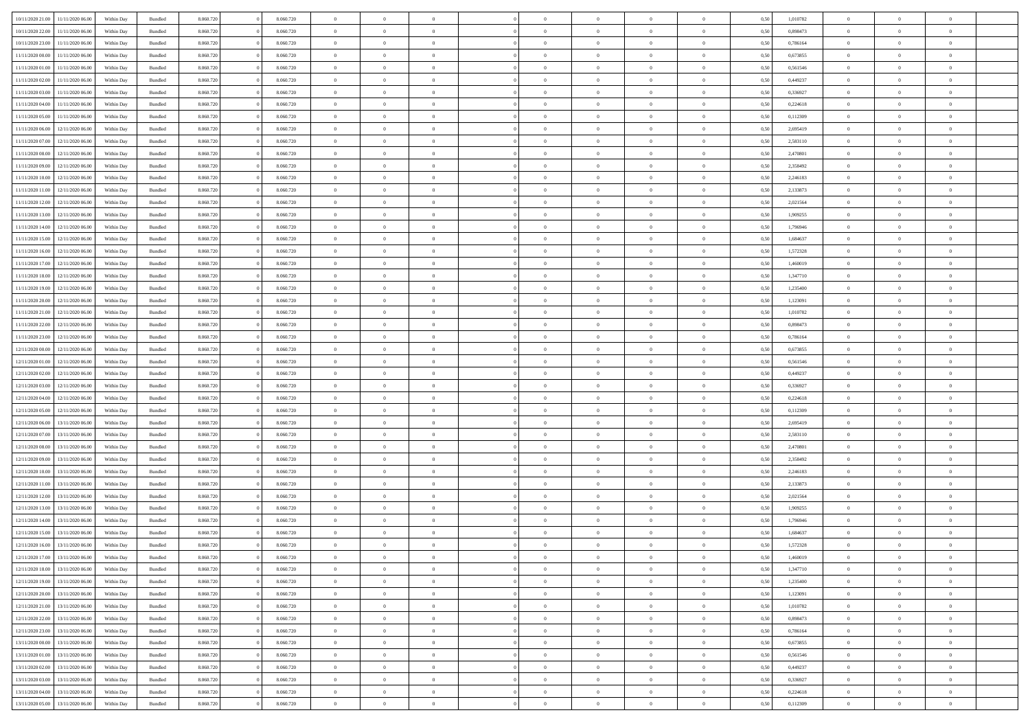| | | | | | | | | | | | | | | | | | | | | |
|---|---|---|---|---|---|---|---|---|---|---|---|---|---|---|---|---|---|---|---|---|
| 10/11/2020 21:00 | 11/11/2020 06.00 | Within Day | Bundled | 8.060.720 | 0 | 8.060.720 | 0 | 0 | 0 | | 0 | 0 | 0 | 0 | 0,50 | 1,010782 | 0 | 0 | 0 | |
| 10/11/2020 22.00 | 11/11/2020 06.00 | Within Day | Bundled | 8.060.720 | 0 | 8.060.720 | 0 | 0 | 0 | | 0 | 0 | 0 | 0 | 0,50 | 0,898473 | 0 | 0 | 0 | |
| 10/11/2020 23.00 | 11/11/2020 06.00 | Within Day | Bundled | 8.060.720 | 0 | 8.060.720 | 0 | 0 | 0 | | 0 | 0 | 0 | 0 | 0,50 | 0,786164 | 0 | 0 | 0 | |
| 11/11/2020 00.00 | 11/11/2020 06.00 | Within Day | Bundled | 8.060.720 | 0 | 8.060.720 | 0 | 0 | 0 | | 0 | 0 | 0 | 0 | 0,50 | 0,673855 | 0 | 0 | 0 | |
| 11/11/2020 01.00 | 11/11/2020 06.00 | Within Day | Bundled | 8.060.720 | 0 | 8.060.720 | 0 | 0 | 0 | | 0 | 0 | 0 | 0 | 0,50 | 0,561546 | 0 | 0 | 0 | |
| 11/11/2020 02.00 | 11/11/2020 06.00 | Within Day | Bundled | 8.060.720 | 0 | 8.060.720 | 0 | 0 | 0 | | 0 | 0 | 0 | 0 | 0,50 | 0,449237 | 0 | 0 | 0 | |
| 11/11/2020 03.00 | 11/11/2020 06.00 | Within Day | Bundled | 8.060.720 | 0 | 8.060.720 | 0 | 0 | 0 | | 0 | 0 | 0 | 0 | 0,50 | 0,336927 | 0 | 0 | 0 | |
| 11/11/2020 04.00 | 11/11/2020 06.00 | Within Day | Bundled | 8.060.720 | 0 | 8.060.720 | 0 | 0 | 0 | | 0 | 0 | 0 | 0 | 0,50 | 0,224618 | 0 | 0 | 0 | |
| 11/11/2020 05.00 | 11/11/2020 06.00 | Within Day | Bundled | 8.060.720 | 0 | 8.060.720 | 0 | 0 | 0 | | 0 | 0 | 0 | 0 | 0,50 | 0,112309 | 0 | 0 | 0 | |
| 11/11/2020 06.00 | 12/11/2020 06.00 | Within Day | Bundled | 8.060.720 | 0 | 8.060.720 | 0 | 0 | 0 | | 0 | 0 | 0 | 0 | 0,50 | 2,695419 | 0 | 0 | 0 | |
| 11/11/2020 07.00 | 12/11/2020 06.00 | Within Day | Bundled | 8.060.720 | 0 | 8.060.720 | 0 | 0 | 0 | | 0 | 0 | 0 | 0 | 0,50 | 2,583110 | 0 | 0 | 0 | |
| 11/11/2020 08.00 | 12/11/2020 06.00 | Within Day | Bundled | 8.060.720 | 0 | 8.060.720 | 0 | 0 | 0 | | 0 | 0 | 0 | 0 | 0,50 | 2,470801 | 0 | 0 | 0 | |
| 11/11/2020 09.00 | 12/11/2020 06.00 | Within Day | Bundled | 8.060.720 | 0 | 8.060.720 | 0 | 0 | 0 | | 0 | 0 | 0 | 0 | 0,50 | 2,358492 | 0 | 0 | 0 | |
| 11/11/2020 10.00 | 12/11/2020 06.00 | Within Day | Bundled | 8.060.720 | 0 | 8.060.720 | 0 | 0 | 0 | | 0 | 0 | 0 | 0 | 0,50 | 2,246183 | 0 | 0 | 0 | |
| 11/11/2020 11.00 | 12/11/2020 06.00 | Within Day | Bundled | 8.060.720 | 0 | 8.060.720 | 0 | 0 | 0 | | 0 | 0 | 0 | 0 | 0,50 | 2,133873 | 0 | 0 | 0 | |
| 11/11/2020 12.00 | 12/11/2020 06.00 | Within Day | Bundled | 8.060.720 | 0 | 8.060.720 | 0 | 0 | 0 | | 0 | 0 | 0 | 0 | 0,50 | 2,021564 | 0 | 0 | 0 | |
| 11/11/2020 13.00 | 12/11/2020 06.00 | Within Day | Bundled | 8.060.720 | 0 | 8.060.720 | 0 | 0 | 0 | | 0 | 0 | 0 | 0 | 0,50 | 1,909255 | 0 | 0 | 0 | |
| 11/11/2020 14.00 | 12/11/2020 06.00 | Within Day | Bundled | 8.060.720 | 0 | 8.060.720 | 0 | 0 | 0 | | 0 | 0 | 0 | 0 | 0,50 | 1,796946 | 0 | 0 | 0 | |
| 11/11/2020 15.00 | 12/11/2020 06.00 | Within Day | Bundled | 8.060.720 | 0 | 8.060.720 | 0 | 0 | 0 | | 0 | 0 | 0 | 0 | 0,50 | 1,684637 | 0 | 0 | 0 | |
| 11/11/2020 16.00 | 12/11/2020 06.00 | Within Day | Bundled | 8.060.720 | 0 | 8.060.720 | 0 | 0 | 0 | | 0 | 0 | 0 | 0 | 0,50 | 1,572328 | 0 | 0 | 0 | |
| 11/11/2020 17.00 | 12/11/2020 06.00 | Within Day | Bundled | 8.060.720 | 0 | 8.060.720 | 0 | 0 | 0 | | 0 | 0 | 0 | 0 | 0,50 | 1,460019 | 0 | 0 | 0 | |
| 11/11/2020 18.00 | 12/11/2020 06.00 | Within Day | Bundled | 8.060.720 | 0 | 8.060.720 | 0 | 0 | 0 | | 0 | 0 | 0 | 0 | 0,50 | 1,347710 | 0 | 0 | 0 | |
| 11/11/2020 19.00 | 12/11/2020 06.00 | Within Day | Bundled | 8.060.720 | 0 | 8.060.720 | 0 | 0 | 0 | | 0 | 0 | 0 | 0 | 0,50 | 1,235400 | 0 | 0 | 0 | |
| 11/11/2020 20.00 | 12/11/2020 06.00 | Within Day | Bundled | 8.060.720 | 0 | 8.060.720 | 0 | 0 | 0 | | 0 | 0 | 0 | 0 | 0,50 | 1,123091 | 0 | 0 | 0 | |
| 11/11/2020 21.00 | 12/11/2020 06.00 | Within Day | Bundled | 8.060.720 | 0 | 8.060.720 | 0 | 0 | 0 | | 0 | 0 | 0 | 0 | 0,50 | 1,010782 | 0 | 0 | 0 | |
| 11/11/2020 22.00 | 12/11/2020 06.00 | Within Day | Bundled | 8.060.720 | 0 | 8.060.720 | 0 | 0 | 0 | | 0 | 0 | 0 | 0 | 0,50 | 0,898473 | 0 | 0 | 0 | |
| 11/11/2020 23.00 | 12/11/2020 06.00 | Within Day | Bundled | 8.060.720 | 0 | 8.060.720 | 0 | 0 | 0 | | 0 | 0 | 0 | 0 | 0,50 | 0,786164 | 0 | 0 | 0 | |
| 12/11/2020 00.00 | 12/11/2020 06.00 | Within Day | Bundled | 8.060.720 | 0 | 8.060.720 | 0 | 0 | 0 | | 0 | 0 | 0 | 0 | 0,50 | 0,673855 | 0 | 0 | 0 | |
| 12/11/2020 01.00 | 12/11/2020 06.00 | Within Day | Bundled | 8.060.720 | 0 | 8.060.720 | 0 | 0 | 0 | | 0 | 0 | 0 | 0 | 0,50 | 0,561546 | 0 | 0 | 0 | |
| 12/11/2020 02.00 | 12/11/2020 06.00 | Within Day | Bundled | 8.060.720 | 0 | 8.060.720 | 0 | 0 | 0 | | 0 | 0 | 0 | 0 | 0,50 | 0,449237 | 0 | 0 | 0 | |
| 12/11/2020 03.00 | 12/11/2020 06.00 | Within Day | Bundled | 8.060.720 | 0 | 8.060.720 | 0 | 0 | 0 | | 0 | 0 | 0 | 0 | 0,50 | 0,336927 | 0 | 0 | 0 | |
| 12/11/2020 04.00 | 12/11/2020 06.00 | Within Day | Bundled | 8.060.720 | 0 | 8.060.720 | 0 | 0 | 0 | | 0 | 0 | 0 | 0 | 0,50 | 0,224618 | 0 | 0 | 0 | |
| 12/11/2020 05.00 | 12/11/2020 06.00 | Within Day | Bundled | 8.060.720 | 0 | 8.060.720 | 0 | 0 | 0 | | 0 | 0 | 0 | 0 | 0,50 | 0,112309 | 0 | 0 | 0 | |
| 12/11/2020 06.00 | 13/11/2020 06.00 | Within Day | Bundled | 8.060.720 | 0 | 8.060.720 | 0 | 0 | 0 | | 0 | 0 | 0 | 0 | 0,50 | 2,695419 | 0 | 0 | 0 | |
| 12/11/2020 07.00 | 13/11/2020 06.00 | Within Day | Bundled | 8.060.720 | 0 | 8.060.720 | 0 | 0 | 0 | | 0 | 0 | 0 | 0 | 0,50 | 2,583110 | 0 | 0 | 0 | |
| 12/11/2020 08.00 | 13/11/2020 06.00 | Within Day | Bundled | 8.060.720 | 0 | 8.060.720 | 0 | 0 | 0 | | 0 | 0 | 0 | 0 | 0,50 | 2,470801 | 0 | 0 | 0 | |
| 12/11/2020 09.00 | 13/11/2020 06.00 | Within Day | Bundled | 8.060.720 | 0 | 8.060.720 | 0 | 0 | 0 | | 0 | 0 | 0 | 0 | 0,50 | 2,358492 | 0 | 0 | 0 | |
| 12/11/2020 10.00 | 13/11/2020 06.00 | Within Day | Bundled | 8.060.720 | 0 | 8.060.720 | 0 | 0 | 0 | | 0 | 0 | 0 | 0 | 0,50 | 2,246183 | 0 | 0 | 0 | |
| 12/11/2020 11.00 | 13/11/2020 06.00 | Within Day | Bundled | 8.060.720 | 0 | 8.060.720 | 0 | 0 | 0 | | 0 | 0 | 0 | 0 | 0,50 | 2,133873 | 0 | 0 | 0 | |
| 12/11/2020 12.00 | 13/11/2020 06.00 | Within Day | Bundled | 8.060.720 | 0 | 8.060.720 | 0 | 0 | 0 | | 0 | 0 | 0 | 0 | 0,50 | 2,021564 | 0 | 0 | 0 | |
| 12/11/2020 13.00 | 13/11/2020 06.00 | Within Day | Bundled | 8.060.720 | 0 | 8.060.720 | 0 | 0 | 0 | | 0 | 0 | 0 | 0 | 0,50 | 1,909255 | 0 | 0 | 0 | |
| 12/11/2020 14.00 | 13/11/2020 06.00 | Within Day | Bundled | 8.060.720 | 0 | 8.060.720 | 0 | 0 | 0 | | 0 | 0 | 0 | 0 | 0,50 | 1,796946 | 0 | 0 | 0 | |
| 12/11/2020 15.00 | 13/11/2020 06.00 | Within Day | Bundled | 8.060.720 | 0 | 8.060.720 | 0 | 0 | 0 | | 0 | 0 | 0 | 0 | 0,50 | 1,684637 | 0 | 0 | 0 | |
| 12/11/2020 16.00 | 13/11/2020 06.00 | Within Day | Bundled | 8.060.720 | 0 | 8.060.720 | 0 | 0 | 0 | | 0 | 0 | 0 | 0 | 0,50 | 1,572328 | 0 | 0 | 0 | |
| 12/11/2020 17.00 | 13/11/2020 06.00 | Within Day | Bundled | 8.060.720 | 0 | 8.060.720 | 0 | 0 | 0 | | 0 | 0 | 0 | 0 | 0,50 | 1,460019 | 0 | 0 | 0 | |
| 12/11/2020 18.00 | 13/11/2020 06.00 | Within Day | Bundled | 8.060.720 | 0 | 8.060.720 | 0 | 0 | 0 | | 0 | 0 | 0 | 0 | 0,50 | 1,347710 | 0 | 0 | 0 | |
| 12/11/2020 19.00 | 13/11/2020 06.00 | Within Day | Bundled | 8.060.720 | 0 | 8.060.720 | 0 | 0 | 0 | | 0 | 0 | 0 | 0 | 0,50 | 1,235400 | 0 | 0 | 0 | |
| 12/11/2020 20.00 | 13/11/2020 06.00 | Within Day | Bundled | 8.060.720 | 0 | 8.060.720 | 0 | 0 | 0 | | 0 | 0 | 0 | 0 | 0,50 | 1,123091 | 0 | 0 | 0 | |
| 12/11/2020 21.00 | 13/11/2020 06.00 | Within Day | Bundled | 8.060.720 | 0 | 8.060.720 | 0 | 0 | 0 | | 0 | 0 | 0 | 0 | 0,50 | 1,010782 | 0 | 0 | 0 | |
| 12/11/2020 22.00 | 13/11/2020 06.00 | Within Day | Bundled | 8.060.720 | 0 | 8.060.720 | 0 | 0 | 0 | | 0 | 0 | 0 | 0 | 0,50 | 0,898473 | 0 | 0 | 0 | |
| 12/11/2020 23.00 | 13/11/2020 06.00 | Within Day | Bundled | 8.060.720 | 0 | 8.060.720 | 0 | 0 | 0 | | 0 | 0 | 0 | 0 | 0,50 | 0,786164 | 0 | 0 | 0 | |
| 13/11/2020 00.00 | 13/11/2020 06.00 | Within Day | Bundled | 8.060.720 | 0 | 8.060.720 | 0 | 0 | 0 | | 0 | 0 | 0 | 0 | 0,50 | 0,673855 | 0 | 0 | 0 | |
| 13/11/2020 01.00 | 13/11/2020 06.00 | Within Day | Bundled | 8.060.720 | 0 | 8.060.720 | 0 | 0 | 0 | | 0 | 0 | 0 | 0 | 0,50 | 0,561546 | 0 | 0 | 0 | |
| 13/11/2020 02.00 | 13/11/2020 06.00 | Within Day | Bundled | 8.060.720 | 0 | 8.060.720 | 0 | 0 | 0 | | 0 | 0 | 0 | 0 | 0,50 | 0,449237 | 0 | 0 | 0 | |
| 13/11/2020 03.00 | 13/11/2020 06.00 | Within Day | Bundled | 8.060.720 | 0 | 8.060.720 | 0 | 0 | 0 | | 0 | 0 | 0 | 0 | 0,50 | 0,336927 | 0 | 0 | 0 | |
| 13/11/2020 04.00 | 13/11/2020 06.00 | Within Day | Bundled | 8.060.720 | 0 | 8.060.720 | 0 | 0 | 0 | | 0 | 0 | 0 | 0 | 0,50 | 0,224618 | 0 | 0 | 0 | |
| 13/11/2020 05.00 | 13/11/2020 06.00 | Within Day | Bundled | 8.060.720 | 0 | 8.060.720 | 0 | 0 | 0 | | 0 | 0 | 0 | 0 | 0,50 | 0,112309 | 0 | 0 | 0 | |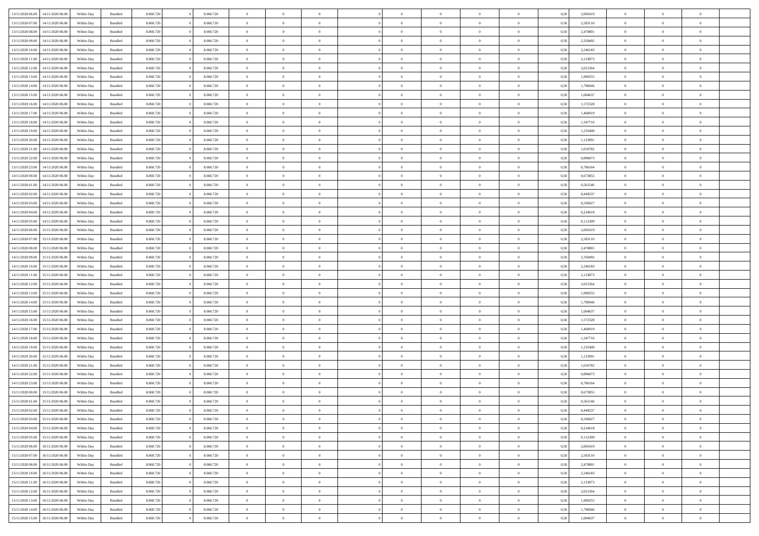| | | | | | | | | | | | | | | | | | | | | | |
|---|---|---|---|---|---|---|---|---|---|---|---|---|---|---|---|---|---|---|---|---|---|
| 13/11/2020 06:00 | 14/11/2020 06:00 | Within Day | Bundled | 8.060.720 | 0 | 8.060.720 | 0 | 0 | 0 | | 0 | 0 | 0 | 0 | 0,50 | 2,695419 | 0 | 0 | 0 | |
| 13/11/2020 07:00 | 14/11/2020 06:00 | Within Day | Bundled | 8.060.720 | 0 | 8.060.720 | 0 | 0 | 0 | | 0 | 0 | 0 | 0 | 0,50 | 2,583110 | 0 | 0 | 0 | |
| 13/11/2020 08:00 | 14/11/2020 06:00 | Within Day | Bundled | 8.060.720 | 0 | 8.060.720 | 0 | 0 | 0 | | 0 | 0 | 0 | 0 | 0,50 | 2,470801 | 0 | 0 | 0 | |
| 13/11/2020 09:00 | 14/11/2020 06:00 | Within Day | Bundled | 8.060.720 | 0 | 8.060.720 | 0 | 0 | 0 | | 0 | 0 | 0 | 0 | 0,50 | 2,358492 | 0 | 0 | 0 | |
| 13/11/2020 10:00 | 14/11/2020 06:00 | Within Day | Bundled | 8.060.720 | 0 | 8.060.720 | 0 | 0 | 0 | | 0 | 0 | 0 | 0 | 0,50 | 2,246183 | 0 | 0 | 0 | |
| 13/11/2020 11:00 | 14/11/2020 06:00 | Within Day | Bundled | 8.060.720 | 0 | 8.060.720 | 0 | 0 | 0 | | 0 | 0 | 0 | 0 | 0,50 | 2,133873 | 0 | 0 | 0 | |
| 13/11/2020 12:00 | 14/11/2020 06:00 | Within Day | Bundled | 8.060.720 | 0 | 8.060.720 | 0 | 0 | 0 | | 0 | 0 | 0 | 0 | 0,50 | 2,021564 | 0 | 0 | 0 | |
| 13/11/2020 13:00 | 14/11/2020 06:00 | Within Day | Bundled | 8.060.720 | 0 | 8.060.720 | 0 | 0 | 0 | | 0 | 0 | 0 | 0 | 0,50 | 1,909255 | 0 | 0 | 0 | |
| 13/11/2020 14:00 | 14/11/2020 06:00 | Within Day | Bundled | 8.060.720 | 0 | 8.060.720 | 0 | 0 | 0 | | 0 | 0 | 0 | 0 | 0,50 | 1,796946 | 0 | 0 | 0 | |
| 13/11/2020 15:00 | 14/11/2020 06:00 | Within Day | Bundled | 8.060.720 | 0 | 8.060.720 | 0 | 0 | 0 | | 0 | 0 | 0 | 0 | 0,50 | 1,684637 | 0 | 0 | 0 | |
| 13/11/2020 16:00 | 14/11/2020 06:00 | Within Day | Bundled | 8.060.720 | 0 | 8.060.720 | 0 | 0 | 0 | | 0 | 0 | 0 | 0 | 0,50 | 1,572328 | 0 | 0 | 0 | |
| 13/11/2020 17:00 | 14/11/2020 06:00 | Within Day | Bundled | 8.060.720 | 0 | 8.060.720 | 0 | 0 | 0 | | 0 | 0 | 0 | 0 | 0,50 | 1,460019 | 0 | 0 | 0 | |
| 13/11/2020 18:00 | 14/11/2020 06:00 | Within Day | Bundled | 8.060.720 | 0 | 8.060.720 | 0 | 0 | 0 | | 0 | 0 | 0 | 0 | 0,50 | 1,347710 | 0 | 0 | 0 | |
| 13/11/2020 19:00 | 14/11/2020 06:00 | Within Day | Bundled | 8.060.720 | 0 | 8.060.720 | 0 | 0 | 0 | | 0 | 0 | 0 | 0 | 0,50 | 1,235400 | 0 | 0 | 0 | |
| 13/11/2020 20:00 | 14/11/2020 06:00 | Within Day | Bundled | 8.060.720 | 0 | 8.060.720 | 0 | 0 | 0 | | 0 | 0 | 0 | 0 | 0,50 | 1,123091 | 0 | 0 | 0 | |
| 13/11/2020 21:00 | 14/11/2020 06:00 | Within Day | Bundled | 8.060.720 | 0 | 8.060.720 | 0 | 0 | 0 | | 0 | 0 | 0 | 0 | 0,50 | 1,010782 | 0 | 0 | 0 | |
| 13/11/2020 22:00 | 14/11/2020 06:00 | Within Day | Bundled | 8.060.720 | 0 | 8.060.720 | 0 | 0 | 0 | | 0 | 0 | 0 | 0 | 0,50 | 0,898473 | 0 | 0 | 0 | |
| 13/11/2020 23:00 | 14/11/2020 06:00 | Within Day | Bundled | 8.060.720 | 0 | 8.060.720 | 0 | 0 | 0 | | 0 | 0 | 0 | 0 | 0,50 | 0,786164 | 0 | 0 | 0 | |
| 14/11/2020 00:00 | 14/11/2020 06:00 | Within Day | Bundled | 8.060.720 | 0 | 8.060.720 | 0 | 0 | 0 | | 0 | 0 | 0 | 0 | 0,50 | 0,673855 | 0 | 0 | 0 | |
| 14/11/2020 01:00 | 14/11/2020 06:00 | Within Day | Bundled | 8.060.720 | 0 | 8.060.720 | 0 | 0 | 0 | | 0 | 0 | 0 | 0 | 0,50 | 0,561546 | 0 | 0 | 0 | |
| 14/11/2020 02:00 | 14/11/2020 06:00 | Within Day | Bundled | 8.060.720 | 0 | 8.060.720 | 0 | 0 | 0 | | 0 | 0 | 0 | 0 | 0,50 | 0,449237 | 0 | 0 | 0 | |
| 14/11/2020 03:00 | 14/11/2020 06:00 | Within Day | Bundled | 8.060.720 | 0 | 8.060.720 | 0 | 0 | 0 | | 0 | 0 | 0 | 0 | 0,50 | 0,336927 | 0 | 0 | 0 | |
| 14/11/2020 04:00 | 14/11/2020 06:00 | Within Day | Bundled | 8.060.720 | 0 | 8.060.720 | 0 | 0 | 0 | | 0 | 0 | 0 | 0 | 0,50 | 0,224618 | 0 | 0 | 0 | |
| 14/11/2020 05:00 | 14/11/2020 06:00 | Within Day | Bundled | 8.060.720 | 0 | 8.060.720 | 0 | 0 | 0 | | 0 | 0 | 0 | 0 | 0,50 | 0,112309 | 0 | 0 | 0 | |
| 14/11/2020 06:00 | 15/11/2020 06:00 | Within Day | Bundled | 8.060.720 | 0 | 8.060.720 | 0 | 0 | 0 | | 0 | 0 | 0 | 0 | 0,50 | 2,695419 | 0 | 0 | 0 | |
| 14/11/2020 07:00 | 15/11/2020 06:00 | Within Day | Bundled | 8.060.720 | 0 | 8.060.720 | 0 | 0 | 0 | | 0 | 0 | 0 | 0 | 0,50 | 2,583110 | 0 | 0 | 0 | |
| 14/11/2020 08:00 | 15/11/2020 06:00 | Within Day | Bundled | 8.060.720 | 0 | 8.060.720 | 0 | 0 | 0 | | 0 | 0 | 0 | 0 | 0,50 | 2,470801 | 0 | 0 | 0 | |
| 14/11/2020 09:00 | 15/11/2020 06:00 | Within Day | Bundled | 8.060.720 | 0 | 8.060.720 | 0 | 0 | 0 | | 0 | 0 | 0 | 0 | 0,50 | 2,358492 | 0 | 0 | 0 | |
| 14/11/2020 10:00 | 15/11/2020 06:00 | Within Day | Bundled | 8.060.720 | 0 | 8.060.720 | 0 | 0 | 0 | | 0 | 0 | 0 | 0 | 0,50 | 2,246183 | 0 | 0 | 0 | |
| 14/11/2020 11:00 | 15/11/2020 06:00 | Within Day | Bundled | 8.060.720 | 0 | 8.060.720 | 0 | 0 | 0 | | 0 | 0 | 0 | 0 | 0,50 | 2,133873 | 0 | 0 | 0 | |
| 14/11/2020 12:00 | 15/11/2020 06:00 | Within Day | Bundled | 8.060.720 | 0 | 8.060.720 | 0 | 0 | 0 | | 0 | 0 | 0 | 0 | 0,50 | 2,021564 | 0 | 0 | 0 | |
| 14/11/2020 13:00 | 15/11/2020 06:00 | Within Day | Bundled | 8.060.720 | 0 | 8.060.720 | 0 | 0 | 0 | | 0 | 0 | 0 | 0 | 0,50 | 1,909255 | 0 | 0 | 0 | |
| 14/11/2020 14:00 | 15/11/2020 06:00 | Within Day | Bundled | 8.060.720 | 0 | 8.060.720 | 0 | 0 | 0 | | 0 | 0 | 0 | 0 | 0,50 | 1,796946 | 0 | 0 | 0 | |
| 14/11/2020 15:00 | 15/11/2020 06:00 | Within Day | Bundled | 8.060.720 | 0 | 8.060.720 | 0 | 0 | 0 | | 0 | 0 | 0 | 0 | 0,50 | 1,684637 | 0 | 0 | 0 | |
| 14/11/2020 16:00 | 15/11/2020 06:00 | Within Day | Bundled | 8.060.720 | 0 | 8.060.720 | 0 | 0 | 0 | | 0 | 0 | 0 | 0 | 0,50 | 1,572328 | 0 | 0 | 0 | |
| 14/11/2020 17:00 | 15/11/2020 06:00 | Within Day | Bundled | 8.060.720 | 0 | 8.060.720 | 0 | 0 | 0 | | 0 | 0 | 0 | 0 | 0,50 | 1,460019 | 0 | 0 | 0 | |
| 14/11/2020 18:00 | 15/11/2020 06:00 | Within Day | Bundled | 8.060.720 | 0 | 8.060.720 | 0 | 0 | 0 | | 0 | 0 | 0 | 0 | 0,50 | 1,347710 | 0 | 0 | 0 | |
| 14/11/2020 19:00 | 15/11/2020 06:00 | Within Day | Bundled | 8.060.720 | 0 | 8.060.720 | 0 | 0 | 0 | | 0 | 0 | 0 | 0 | 0,50 | 1,235400 | 0 | 0 | 0 | |
| 14/11/2020 20:00 | 15/11/2020 06:00 | Within Day | Bundled | 8.060.720 | 0 | 8.060.720 | 0 | 0 | 0 | | 0 | 0 | 0 | 0 | 0,50 | 1,123091 | 0 | 0 | 0 | |
| 14/11/2020 21:00 | 15/11/2020 06:00 | Within Day | Bundled | 8.060.720 | 0 | 8.060.720 | 0 | 0 | 0 | | 0 | 0 | 0 | 0 | 0,50 | 1,010782 | 0 | 0 | 0 | |
| 14/11/2020 22:00 | 15/11/2020 06:00 | Within Day | Bundled | 8.060.720 | 0 | 8.060.720 | 0 | 0 | 0 | | 0 | 0 | 0 | 0 | 0,50 | 0,898473 | 0 | 0 | 0 | |
| 14/11/2020 23:00 | 15/11/2020 06:00 | Within Day | Bundled | 8.060.720 | 0 | 8.060.720 | 0 | 0 | 0 | | 0 | 0 | 0 | 0 | 0,50 | 0,786164 | 0 | 0 | 0 | |
| 15/11/2020 00:00 | 15/11/2020 06:00 | Within Day | Bundled | 8.060.720 | 0 | 8.060.720 | 0 | 0 | 0 | | 0 | 0 | 0 | 0 | 0,50 | 0,673855 | 0 | 0 | 0 | |
| 15/11/2020 01:00 | 15/11/2020 06:00 | Within Day | Bundled | 8.060.720 | 0 | 8.060.720 | 0 | 0 | 0 | | 0 | 0 | 0 | 0 | 0,50 | 0,561546 | 0 | 0 | 0 | |
| 15/11/2020 02:00 | 15/11/2020 06:00 | Within Day | Bundled | 8.060.720 | 0 | 8.060.720 | 0 | 0 | 0 | | 0 | 0 | 0 | 0 | 0,50 | 0,449237 | 0 | 0 | 0 | |
| 15/11/2020 03:00 | 15/11/2020 06:00 | Within Day | Bundled | 8.060.720 | 0 | 8.060.720 | 0 | 0 | 0 | | 0 | 0 | 0 | 0 | 0,50 | 0,336927 | 0 | 0 | 0 | |
| 15/11/2020 04:00 | 15/11/2020 06:00 | Within Day | Bundled | 8.060.720 | 0 | 8.060.720 | 0 | 0 | 0 | | 0 | 0 | 0 | 0 | 0,50 | 0,224618 | 0 | 0 | 0 | |
| 15/11/2020 05:00 | 15/11/2020 06:00 | Within Day | Bundled | 8.060.720 | 0 | 8.060.720 | 0 | 0 | 0 | | 0 | 0 | 0 | 0 | 0,50 | 0,112309 | 0 | 0 | 0 | |
| 15/11/2020 06:00 | 16/11/2020 06:00 | Within Day | Bundled | 8.060.720 | 0 | 8.060.720 | 0 | 0 | 0 | | 0 | 0 | 0 | 0 | 0,50 | 2,695419 | 0 | 0 | 0 | |
| 15/11/2020 07:00 | 16/11/2020 06:00 | Within Day | Bundled | 8.060.720 | 0 | 8.060.720 | 0 | 0 | 0 | | 0 | 0 | 0 | 0 | 0,50 | 2,583110 | 0 | 0 | 0 | |
| 15/11/2020 08:00 | 16/11/2020 06:00 | Within Day | Bundled | 8.060.720 | 0 | 8.060.720 | 0 | 0 | 0 | | 0 | 0 | 0 | 0 | 0,50 | 2,470801 | 0 | 0 | 0 | |
| 15/11/2020 10:00 | 16/11/2020 06:00 | Within Day | Bundled | 8.060.720 | 0 | 8.060.720 | 0 | 0 | 0 | | 0 | 0 | 0 | 0 | 0,50 | 2,246183 | 0 | 0 | 0 | |
| 15/11/2020 11:00 | 16/11/2020 06:00 | Within Day | Bundled | 8.060.720 | 0 | 8.060.720 | 0 | 0 | 0 | | 0 | 0 | 0 | 0 | 0,50 | 2,133873 | 0 | 0 | 0 | |
| 15/11/2020 12:00 | 16/11/2020 06:00 | Within Day | Bundled | 8.060.720 | 0 | 8.060.720 | 0 | 0 | 0 | | 0 | 0 | 0 | 0 | 0,50 | 2,021564 | 0 | 0 | 0 | |
| 15/11/2020 13:00 | 16/11/2020 06:00 | Within Day | Bundled | 8.060.720 | 0 | 8.060.720 | 0 | 0 | 0 | | 0 | 0 | 0 | 0 | 0,50 | 1,909255 | 0 | 0 | 0 | |
| 15/11/2020 14:00 | 16/11/2020 06:00 | Within Day | Bundled | 8.060.720 | 0 | 8.060.720 | 0 | 0 | 0 | | 0 | 0 | 0 | 0 | 0,50 | 1,796946 | 0 | 0 | 0 | |
| 15/11/2020 15:00 | 16/11/2020 06:00 | Within Day | Bundled | 8.060.720 | 0 | 8.060.720 | 0 | 0 | 0 | | 0 | 0 | 0 | 0 | 0,50 | 1,684637 | 0 | 0 | 0 | |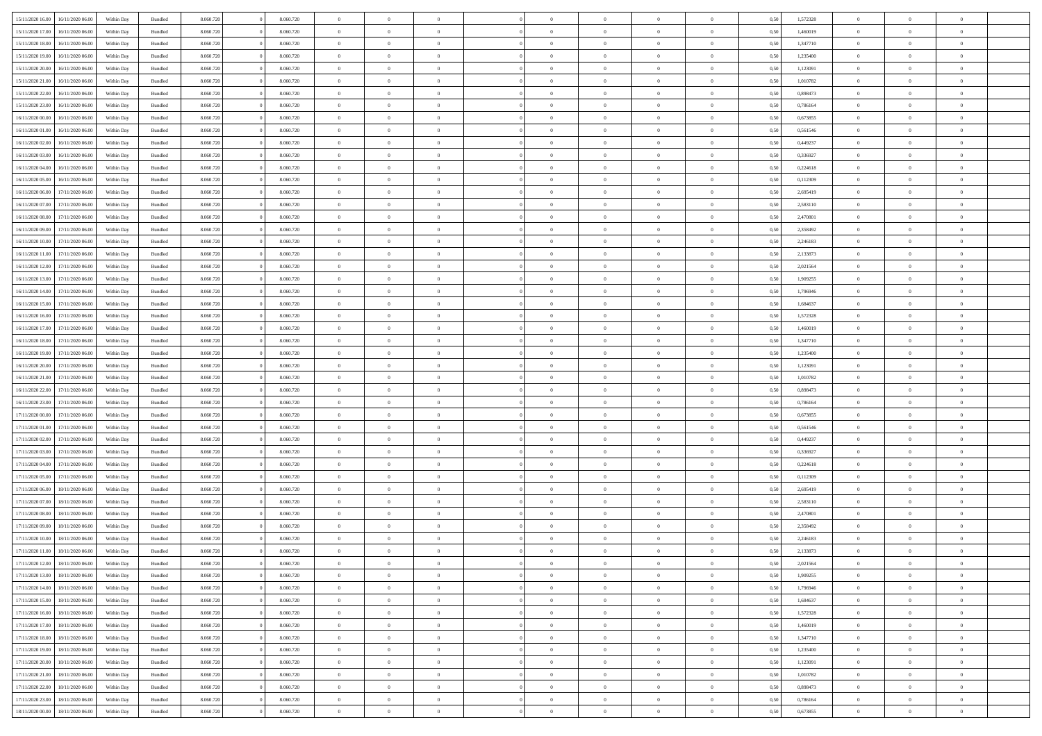| | | | | | | | | | | | | | | | | | | | | |
|---|---|---|---|---|---|---|---|---|---|---|---|---|---|---|---|---|---|---|---|---|
| 15/11/2020 16.00 | 16/11/2020 06.00 | Within Day | Bundled | 8.060.720 | 0 | 8.060.720 | 0 | 0 | 0 | | 0 | 0 | 0 | 0 | 0,50 | 1,572328 | 0 | 0 | 0 | |
| 15/11/2020 17.00 | 16/11/2020 06.00 | Within Day | Bundled | 8.060.720 | 0 | 8.060.720 | 0 | 0 | 0 | | 0 | 0 | 0 | 0 | 0,50 | 1,460019 | 0 | 0 | 0 | |
| 15/11/2020 18.00 | 16/11/2020 06.00 | Within Day | Bundled | 8.060.720 | 0 | 8.060.720 | 0 | 0 | 0 | | 0 | 0 | 0 | 0 | 0,50 | 1,347710 | 0 | 0 | 0 | |
| 15/11/2020 19.00 | 16/11/2020 06.00 | Within Day | Bundled | 8.060.720 | 0 | 8.060.720 | 0 | 0 | 0 | | 0 | 0 | 0 | 0 | 0,50 | 1,235400 | 0 | 0 | 0 | |
| 15/11/2020 20.00 | 16/11/2020 06.00 | Within Day | Bundled | 8.060.720 | 0 | 8.060.720 | 0 | 0 | 0 | | 0 | 0 | 0 | 0 | 0,50 | 1,123091 | 0 | 0 | 0 | |
| 15/11/2020 21.00 | 16/11/2020 06.00 | Within Day | Bundled | 8.060.720 | 0 | 8.060.720 | 0 | 0 | 0 | | 0 | 0 | 0 | 0 | 0,50 | 1,010782 | 0 | 0 | 0 | |
| 15/11/2020 22.00 | 16/11/2020 06.00 | Within Day | Bundled | 8.060.720 | 0 | 8.060.720 | 0 | 0 | 0 | | 0 | 0 | 0 | 0 | 0,50 | 0,898473 | 0 | 0 | 0 | |
| 15/11/2020 23.00 | 16/11/2020 06.00 | Within Day | Bundled | 8.060.720 | 0 | 8.060.720 | 0 | 0 | 0 | | 0 | 0 | 0 | 0 | 0,50 | 0,786164 | 0 | 0 | 0 | |
| 16/11/2020 00.00 | 16/11/2020 06.00 | Within Day | Bundled | 8.060.720 | 0 | 8.060.720 | 0 | 0 | 0 | | 0 | 0 | 0 | 0 | 0,50 | 0,673855 | 0 | 0 | 0 | |
| 16/11/2020 01.00 | 16/11/2020 06.00 | Within Day | Bundled | 8.060.720 | 0 | 8.060.720 | 0 | 0 | 0 | | 0 | 0 | 0 | 0 | 0,50 | 0,561546 | 0 | 0 | 0 | |
| 16/11/2020 02.00 | 16/11/2020 06.00 | Within Day | Bundled | 8.060.720 | 0 | 8.060.720 | 0 | 0 | 0 | | 0 | 0 | 0 | 0 | 0,50 | 0,449237 | 0 | 0 | 0 | |
| 16/11/2020 03.00 | 16/11/2020 06.00 | Within Day | Bundled | 8.060.720 | 0 | 8.060.720 | 0 | 0 | 0 | | 0 | 0 | 0 | 0 | 0,50 | 0,336927 | 0 | 0 | 0 | |
| 16/11/2020 04.00 | 16/11/2020 06.00 | Within Day | Bundled | 8.060.720 | 0 | 8.060.720 | 0 | 0 | 0 | | 0 | 0 | 0 | 0 | 0,50 | 0,224618 | 0 | 0 | 0 | |
| 16/11/2020 05.00 | 16/11/2020 06.00 | Within Day | Bundled | 8.060.720 | 0 | 8.060.720 | 0 | 0 | 0 | | 0 | 0 | 0 | 0 | 0,50 | 0,112309 | 0 | 0 | 0 | |
| 16/11/2020 06.00 | 17/11/2020 06.00 | Within Day | Bundled | 8.060.720 | 0 | 8.060.720 | 0 | 0 | 0 | | 0 | 0 | 0 | 0 | 0,50 | 2,695419 | 0 | 0 | 0 | |
| 16/11/2020 07.00 | 17/11/2020 06.00 | Within Day | Bundled | 8.060.720 | 0 | 8.060.720 | 0 | 0 | 0 | | 0 | 0 | 0 | 0 | 0,50 | 2,583110 | 0 | 0 | 0 | |
| 16/11/2020 08.00 | 17/11/2020 06.00 | Within Day | Bundled | 8.060.720 | 0 | 8.060.720 | 0 | 0 | 0 | | 0 | 0 | 0 | 0 | 0,50 | 2,470801 | 0 | 0 | 0 | |
| 16/11/2020 09.00 | 17/11/2020 06.00 | Within Day | Bundled | 8.060.720 | 0 | 8.060.720 | 0 | 0 | 0 | | 0 | 0 | 0 | 0 | 0,50 | 2,358492 | 0 | 0 | 0 | |
| 16/11/2020 10.00 | 17/11/2020 06.00 | Within Day | Bundled | 8.060.720 | 0 | 8.060.720 | 0 | 0 | 0 | | 0 | 0 | 0 | 0 | 0,50 | 2,246183 | 0 | 0 | 0 | |
| 16/11/2020 11.00 | 17/11/2020 06.00 | Within Day | Bundled | 8.060.720 | 0 | 8.060.720 | 0 | 0 | 0 | | 0 | 0 | 0 | 0 | 0,50 | 2,133873 | 0 | 0 | 0 | |
| 16/11/2020 12.00 | 17/11/2020 06.00 | Within Day | Bundled | 8.060.720 | 0 | 8.060.720 | 0 | 0 | 0 | | 0 | 0 | 0 | 0 | 0,50 | 2,021564 | 0 | 0 | 0 | |
| 16/11/2020 13.00 | 17/11/2020 06.00 | Within Day | Bundled | 8.060.720 | 0 | 8.060.720 | 0 | 0 | 0 | | 0 | 0 | 0 | 0 | 0,50 | 1,909255 | 0 | 0 | 0 | |
| 16/11/2020 14.00 | 17/11/2020 06.00 | Within Day | Bundled | 8.060.720 | 0 | 8.060.720 | 0 | 0 | 0 | | 0 | 0 | 0 | 0 | 0,50 | 1,796946 | 0 | 0 | 0 | |
| 16/11/2020 15.00 | 17/11/2020 06.00 | Within Day | Bundled | 8.060.720 | 0 | 8.060.720 | 0 | 0 | 0 | | 0 | 0 | 0 | 0 | 0,50 | 1,684637 | 0 | 0 | 0 | |
| 16/11/2020 16.00 | 17/11/2020 06.00 | Within Day | Bundled | 8.060.720 | 0 | 8.060.720 | 0 | 0 | 0 | | 0 | 0 | 0 | 0 | 0,50 | 1,572328 | 0 | 0 | 0 | |
| 16/11/2020 17.00 | 17/11/2020 06.00 | Within Day | Bundled | 8.060.720 | 0 | 8.060.720 | 0 | 0 | 0 | | 0 | 0 | 0 | 0 | 0,50 | 1,460019 | 0 | 0 | 0 | |
| 16/11/2020 18.00 | 17/11/2020 06.00 | Within Day | Bundled | 8.060.720 | 0 | 8.060.720 | 0 | 0 | 0 | | 0 | 0 | 0 | 0 | 0,50 | 1,347710 | 0 | 0 | 0 | |
| 16/11/2020 19.00 | 17/11/2020 06.00 | Within Day | Bundled | 8.060.720 | 0 | 8.060.720 | 0 | 0 | 0 | | 0 | 0 | 0 | 0 | 0,50 | 1,235400 | 0 | 0 | 0 | |
| 16/11/2020 20.00 | 17/11/2020 06.00 | Within Day | Bundled | 8.060.720 | 0 | 8.060.720 | 0 | 0 | 0 | | 0 | 0 | 0 | 0 | 0,50 | 1,123091 | 0 | 0 | 0 | |
| 16/11/2020 21.00 | 17/11/2020 06.00 | Within Day | Bundled | 8.060.720 | 0 | 8.060.720 | 0 | 0 | 0 | | 0 | 0 | 0 | 0 | 0,50 | 1,010782 | 0 | 0 | 0 | |
| 16/11/2020 22.00 | 17/11/2020 06.00 | Within Day | Bundled | 8.060.720 | 0 | 8.060.720 | 0 | 0 | 0 | | 0 | 0 | 0 | 0 | 0,50 | 0,898473 | 0 | 0 | 0 | |
| 16/11/2020 23.00 | 17/11/2020 06.00 | Within Day | Bundled | 8.060.720 | 0 | 8.060.720 | 0 | 0 | 0 | | 0 | 0 | 0 | 0 | 0,50 | 0,786164 | 0 | 0 | 0 | |
| 17/11/2020 00.00 | 17/11/2020 06.00 | Within Day | Bundled | 8.060.720 | 0 | 8.060.720 | 0 | 0 | 0 | | 0 | 0 | 0 | 0 | 0,50 | 0,673855 | 0 | 0 | 0 | |
| 17/11/2020 01.00 | 17/11/2020 06.00 | Within Day | Bundled | 8.060.720 | 0 | 8.060.720 | 0 | 0 | 0 | | 0 | 0 | 0 | 0 | 0,50 | 0,561546 | 0 | 0 | 0 | |
| 17/11/2020 02.00 | 17/11/2020 06.00 | Within Day | Bundled | 8.060.720 | 0 | 8.060.720 | 0 | 0 | 0 | | 0 | 0 | 0 | 0 | 0,50 | 0,449237 | 0 | 0 | 0 | |
| 17/11/2020 03.00 | 17/11/2020 06.00 | Within Day | Bundled | 8.060.720 | 0 | 8.060.720 | 0 | 0 | 0 | | 0 | 0 | 0 | 0 | 0,50 | 0,336927 | 0 | 0 | 0 | |
| 17/11/2020 04.00 | 17/11/2020 06.00 | Within Day | Bundled | 8.060.720 | 0 | 8.060.720 | 0 | 0 | 0 | | 0 | 0 | 0 | 0 | 0,50 | 0,224618 | 0 | 0 | 0 | |
| 17/11/2020 05.00 | 17/11/2020 06.00 | Within Day | Bundled | 8.060.720 | 0 | 8.060.720 | 0 | 0 | 0 | | 0 | 0 | 0 | 0 | 0,50 | 0,112309 | 0 | 0 | 0 | |
| 17/11/2020 06.00 | 18/11/2020 06.00 | Within Day | Bundled | 8.060.720 | 0 | 8.060.720 | 0 | 0 | 0 | | 0 | 0 | 0 | 0 | 0,50 | 2,695419 | 0 | 0 | 0 | |
| 17/11/2020 07.00 | 18/11/2020 06.00 | Within Day | Bundled | 8.060.720 | 0 | 8.060.720 | 0 | 0 | 0 | | 0 | 0 | 0 | 0 | 0,50 | 2,583110 | 0 | 0 | 0 | |
| 17/11/2020 08.00 | 18/11/2020 06.00 | Within Day | Bundled | 8.060.720 | 0 | 8.060.720 | 0 | 0 | 0 | | 0 | 0 | 0 | 0 | 0,50 | 2,470801 | 0 | 0 | 0 | |
| 17/11/2020 09.00 | 18/11/2020 06.00 | Within Day | Bundled | 8.060.720 | 0 | 8.060.720 | 0 | 0 | 0 | | 0 | 0 | 0 | 0 | 0,50 | 2,358492 | 0 | 0 | 0 | |
| 17/11/2020 10.00 | 18/11/2020 06.00 | Within Day | Bundled | 8.060.720 | 0 | 8.060.720 | 0 | 0 | 0 | | 0 | 0 | 0 | 0 | 0,50 | 2,246183 | 0 | 0 | 0 | |
| 17/11/2020 11.00 | 18/11/2020 06.00 | Within Day | Bundled | 8.060.720 | 0 | 8.060.720 | 0 | 0 | 0 | | 0 | 0 | 0 | 0 | 0,50 | 2,133873 | 0 | 0 | 0 | |
| 17/11/2020 12.00 | 18/11/2020 06.00 | Within Day | Bundled | 8.060.720 | 0 | 8.060.720 | 0 | 0 | 0 | | 0 | 0 | 0 | 0 | 0,50 | 2,021564 | 0 | 0 | 0 | |
| 17/11/2020 13.00 | 18/11/2020 06.00 | Within Day | Bundled | 8.060.720 | 0 | 8.060.720 | 0 | 0 | 0 | | 0 | 0 | 0 | 0 | 0,50 | 1,909255 | 0 | 0 | 0 | |
| 17/11/2020 14.00 | 18/11/2020 06.00 | Within Day | Bundled | 8.060.720 | 0 | 8.060.720 | 0 | 0 | 0 | | 0 | 0 | 0 | 0 | 0,50 | 1,796946 | 0 | 0 | 0 | |
| 17/11/2020 15.00 | 18/11/2020 06.00 | Within Day | Bundled | 8.060.720 | 0 | 8.060.720 | 0 | 0 | 0 | | 0 | 0 | 0 | 0 | 0,50 | 1,684637 | 0 | 0 | 0 | |
| 17/11/2020 16.00 | 18/11/2020 06.00 | Within Day | Bundled | 8.060.720 | 0 | 8.060.720 | 0 | 0 | 0 | | 0 | 0 | 0 | 0 | 0,50 | 1,572328 | 0 | 0 | 0 | |
| 17/11/2020 17.00 | 18/11/2020 06.00 | Within Day | Bundled | 8.060.720 | 0 | 8.060.720 | 0 | 0 | 0 | | 0 | 0 | 0 | 0 | 0,50 | 1,460019 | 0 | 0 | 0 | |
| 17/11/2020 18.00 | 18/11/2020 06.00 | Within Day | Bundled | 8.060.720 | 0 | 8.060.720 | 0 | 0 | 0 | | 0 | 0 | 0 | 0 | 0,50 | 1,347710 | 0 | 0 | 0 | |
| 17/11/2020 19.00 | 18/11/2020 06.00 | Within Day | Bundled | 8.060.720 | 0 | 8.060.720 | 0 | 0 | 0 | | 0 | 0 | 0 | 0 | 0,50 | 1,235400 | 0 | 0 | 0 | |
| 17/11/2020 20.00 | 18/11/2020 06.00 | Within Day | Bundled | 8.060.720 | 0 | 8.060.720 | 0 | 0 | 0 | | 0 | 0 | 0 | 0 | 0,50 | 1,123091 | 0 | 0 | 0 | |
| 17/11/2020 21.00 | 18/11/2020 06.00 | Within Day | Bundled | 8.060.720 | 0 | 8.060.720 | 0 | 0 | 0 | | 0 | 0 | 0 | 0 | 0,50 | 1,010782 | 0 | 0 | 0 | |
| 17/11/2020 22.00 | 18/11/2020 06.00 | Within Day | Bundled | 8.060.720 | 0 | 8.060.720 | 0 | 0 | 0 | | 0 | 0 | 0 | 0 | 0,50 | 0,898473 | 0 | 0 | 0 | |
| 17/11/2020 23.00 | 18/11/2020 06.00 | Within Day | Bundled | 8.060.720 | 0 | 8.060.720 | 0 | 0 | 0 | | 0 | 0 | 0 | 0 | 0,50 | 0,786164 | 0 | 0 | 0 | |
| 18/11/2020 00.00 | 18/11/2020 06.00 | Within Day | Bundled | 8.060.720 | 0 | 8.060.720 | 0 | 0 | 0 | | 0 | 0 | 0 | 0 | 0,50 | 0,673855 | 0 | 0 | 0 | |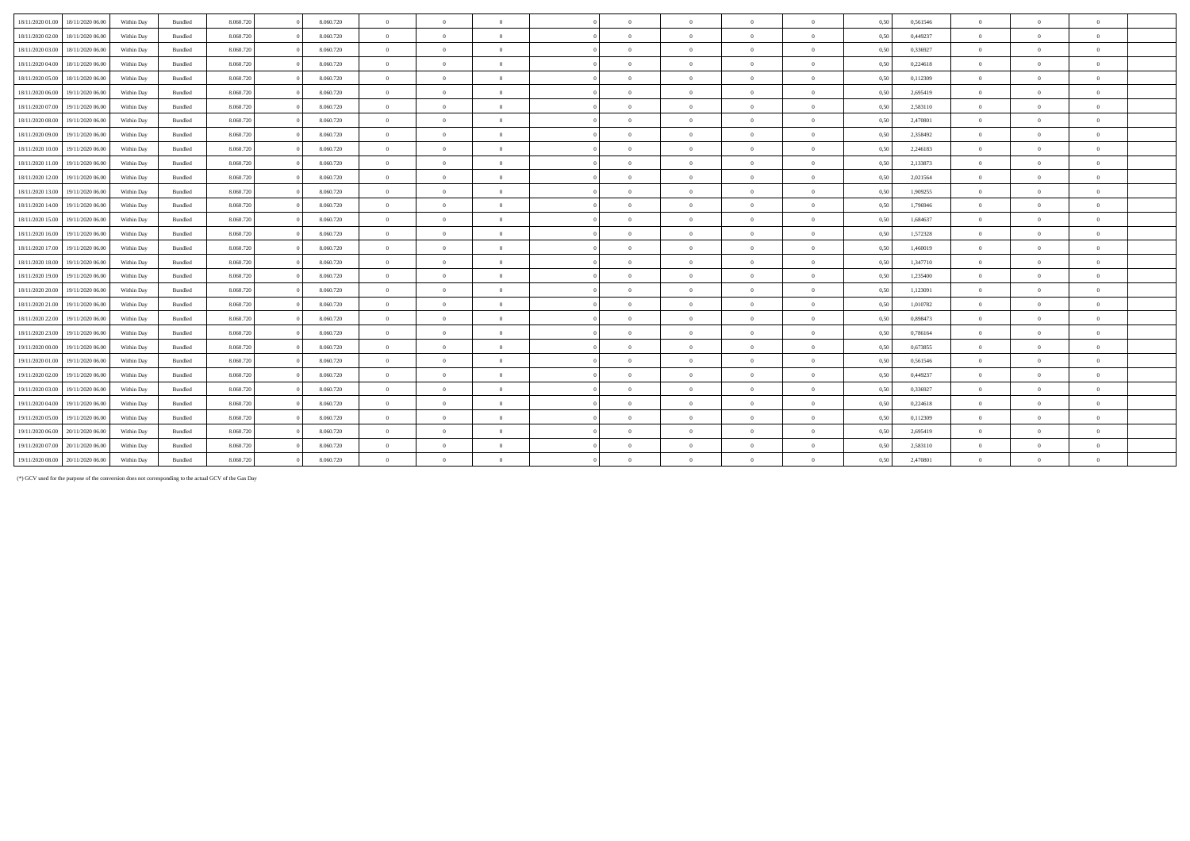| | | | | | | | | | | | | | | | | | | | | |
|---|---|---|---|---|---|---|---|---|---|---|---|---|---|---|---|---|---|---|---|---|
| 18/11/2020 01.00 | 18/11/2020 06.00 | Within Day | Bundled | 8.060.720 | 0 | 8.060.720 | 0 | 0 | 0 | 0 | 0 | 0 | 0 | 0 | 0,50 | 0,561546 | 0 | 0 | 0 | |
| 18/11/2020 02.00 | 18/11/2020 06.00 | Within Day | Bundled | 8.060.720 | 0 | 8.060.720 | 0 | 0 | 0 | 0 | 0 | 0 | 0 | 0 | 0,50 | 0,449237 | 0 | 0 | 0 | |
| 18/11/2020 03.00 | 18/11/2020 06.00 | Within Day | Bundled | 8.060.720 | 0 | 8.060.720 | 0 | 0 | 0 | 0 | 0 | 0 | 0 | 0 | 0,50 | 0,336927 | 0 | 0 | 0 | |
| 18/11/2020 04.00 | 18/11/2020 06.00 | Within Day | Bundled | 8.060.720 | 0 | 8.060.720 | 0 | 0 | 0 | 0 | 0 | 0 | 0 | 0 | 0,50 | 0,224618 | 0 | 0 | 0 | |
| 18/11/2020 05.00 | 18/11/2020 06.00 | Within Day | Bundled | 8.060.720 | 0 | 8.060.720 | 0 | 0 | 0 | 0 | 0 | 0 | 0 | 0 | 0,50 | 0,112309 | 0 | 0 | 0 | |
| 18/11/2020 06.00 | 19/11/2020 06.00 | Within Day | Bundled | 8.060.720 | 0 | 8.060.720 | 0 | 0 | 0 | 0 | 0 | 0 | 0 | 0 | 0,50 | 2,695419 | 0 | 0 | 0 | |
| 18/11/2020 07.00 | 19/11/2020 06.00 | Within Day | Bundled | 8.060.720 | 0 | 8.060.720 | 0 | 0 | 0 | 0 | 0 | 0 | 0 | 0 | 0,50 | 2,583110 | 0 | 0 | 0 | |
| 18/11/2020 08.00 | 19/11/2020 06.00 | Within Day | Bundled | 8.060.720 | 0 | 8.060.720 | 0 | 0 | 0 | 0 | 0 | 0 | 0 | 0 | 0,50 | 2,470801 | 0 | 0 | 0 | |
| 18/11/2020 09.00 | 19/11/2020 06.00 | Within Day | Bundled | 8.060.720 | 0 | 8.060.720 | 0 | 0 | 0 | 0 | 0 | 0 | 0 | 0 | 0,50 | 2,358492 | 0 | 0 | 0 | |
| 18/11/2020 10.00 | 19/11/2020 06.00 | Within Day | Bundled | 8.060.720 | 0 | 8.060.720 | 0 | 0 | 0 | 0 | 0 | 0 | 0 | 0 | 0,50 | 2,246183 | 0 | 0 | 0 | |
| 18/11/2020 11.00 | 19/11/2020 06.00 | Within Day | Bundled | 8.060.720 | 0 | 8.060.720 | 0 | 0 | 0 | 0 | 0 | 0 | 0 | 0 | 0,50 | 2,133873 | 0 | 0 | 0 | |
| 18/11/2020 12.00 | 19/11/2020 06.00 | Within Day | Bundled | 8.060.720 | 0 | 8.060.720 | 0 | 0 | 0 | 0 | 0 | 0 | 0 | 0 | 0,50 | 2,021564 | 0 | 0 | 0 | |
| 18/11/2020 13.00 | 19/11/2020 06.00 | Within Day | Bundled | 8.060.720 | 0 | 8.060.720 | 0 | 0 | 0 | 0 | 0 | 0 | 0 | 0 | 0,50 | 1,909255 | 0 | 0 | 0 | |
| 18/11/2020 14.00 | 19/11/2020 06.00 | Within Day | Bundled | 8.060.720 | 0 | 8.060.720 | 0 | 0 | 0 | 0 | 0 | 0 | 0 | 0 | 0,50 | 1,796946 | 0 | 0 | 0 | |
| 18/11/2020 15.00 | 19/11/2020 06.00 | Within Day | Bundled | 8.060.720 | 0 | 8.060.720 | 0 | 0 | 0 | 0 | 0 | 0 | 0 | 0 | 0,50 | 1,684637 | 0 | 0 | 0 | |
| 18/11/2020 16.00 | 19/11/2020 06.00 | Within Day | Bundled | 8.060.720 | 0 | 8.060.720 | 0 | 0 | 0 | 0 | 0 | 0 | 0 | 0 | 0,50 | 1,572328 | 0 | 0 | 0 | |
| 18/11/2020 17.00 | 19/11/2020 06.00 | Within Day | Bundled | 8.060.720 | 0 | 8.060.720 | 0 | 0 | 0 | 0 | 0 | 0 | 0 | 0 | 0,50 | 1,460019 | 0 | 0 | 0 | |
| 18/11/2020 18.00 | 19/11/2020 06.00 | Within Day | Bundled | 8.060.720 | 0 | 8.060.720 | 0 | 0 | 0 | 0 | 0 | 0 | 0 | 0 | 0,50 | 1,347710 | 0 | 0 | 0 | |
| 18/11/2020 19.00 | 19/11/2020 06.00 | Within Day | Bundled | 8.060.720 | 0 | 8.060.720 | 0 | 0 | 0 | 0 | 0 | 0 | 0 | 0 | 0,50 | 1,235400 | 0 | 0 | 0 | |
| 18/11/2020 20.00 | 19/11/2020 06.00 | Within Day | Bundled | 8.060.720 | 0 | 8.060.720 | 0 | 0 | 0 | 0 | 0 | 0 | 0 | 0 | 0,50 | 1,123091 | 0 | 0 | 0 | |
| 18/11/2020 21.00 | 19/11/2020 06.00 | Within Day | Bundled | 8.060.720 | 0 | 8.060.720 | 0 | 0 | 0 | 0 | 0 | 0 | 0 | 0 | 0,50 | 1,010782 | 0 | 0 | 0 | |
| 18/11/2020 22.00 | 19/11/2020 06.00 | Within Day | Bundled | 8.060.720 | 0 | 8.060.720 | 0 | 0 | 0 | 0 | 0 | 0 | 0 | 0 | 0,50 | 0,898473 | 0 | 0 | 0 | |
| 18/11/2020 23.00 | 19/11/2020 06.00 | Within Day | Bundled | 8.060.720 | 0 | 8.060.720 | 0 | 0 | 0 | 0 | 0 | 0 | 0 | 0 | 0,50 | 0,786164 | 0 | 0 | 0 | |
| 19/11/2020 00.00 | 19/11/2020 06.00 | Within Day | Bundled | 8.060.720 | 0 | 8.060.720 | 0 | 0 | 0 | 0 | 0 | 0 | 0 | 0 | 0,50 | 0,673855 | 0 | 0 | 0 | |
| 19/11/2020 01.00 | 19/11/2020 06.00 | Within Day | Bundled | 8.060.720 | 0 | 8.060.720 | 0 | 0 | 0 | 0 | 0 | 0 | 0 | 0 | 0,50 | 0,561546 | 0 | 0 | 0 | |
| 19/11/2020 02.00 | 19/11/2020 06.00 | Within Day | Bundled | 8.060.720 | 0 | 8.060.720 | 0 | 0 | 0 | 0 | 0 | 0 | 0 | 0 | 0,50 | 0,449237 | 0 | 0 | 0 | |
| 19/11/2020 03.00 | 19/11/2020 06.00 | Within Day | Bundled | 8.060.720 | 0 | 8.060.720 | 0 | 0 | 0 | 0 | 0 | 0 | 0 | 0 | 0,50 | 0,336927 | 0 | 0 | 0 | |
| 19/11/2020 04.00 | 19/11/2020 06.00 | Within Day | Bundled | 8.060.720 | 0 | 8.060.720 | 0 | 0 | 0 | 0 | 0 | 0 | 0 | 0 | 0,50 | 0,224618 | 0 | 0 | 0 | |
| 19/11/2020 05.00 | 19/11/2020 06.00 | Within Day | Bundled | 8.060.720 | 0 | 8.060.720 | 0 | 0 | 0 | 0 | 0 | 0 | 0 | 0 | 0,50 | 0,112309 | 0 | 0 | 0 | |
| 19/11/2020 06.00 | 20/11/2020 06.00 | Within Day | Bundled | 8.060.720 | 0 | 8.060.720 | 0 | 0 | 0 | 0 | 0 | 0 | 0 | 0 | 0,50 | 2,695419 | 0 | 0 | 0 | |
| 19/11/2020 07.00 | 20/11/2020 06.00 | Within Day | Bundled | 8.060.720 | 0 | 8.060.720 | 0 | 0 | 0 | 0 | 0 | 0 | 0 | 0 | 0,50 | 2,583110 | 0 | 0 | 0 | |
| 19/11/2020 08.00 | 20/11/2020 06.00 | Within Day | Bundled | 8.060.720 | 0 | 8.060.720 | 0 | 0 | 0 | 0 | 0 | 0 | 0 | 0 | 0,50 | 2,470801 | 0 | 0 | 0 | |

(*) GCV used for the purpose of the conversion does not corresponding to the actual GCV of the Gas Day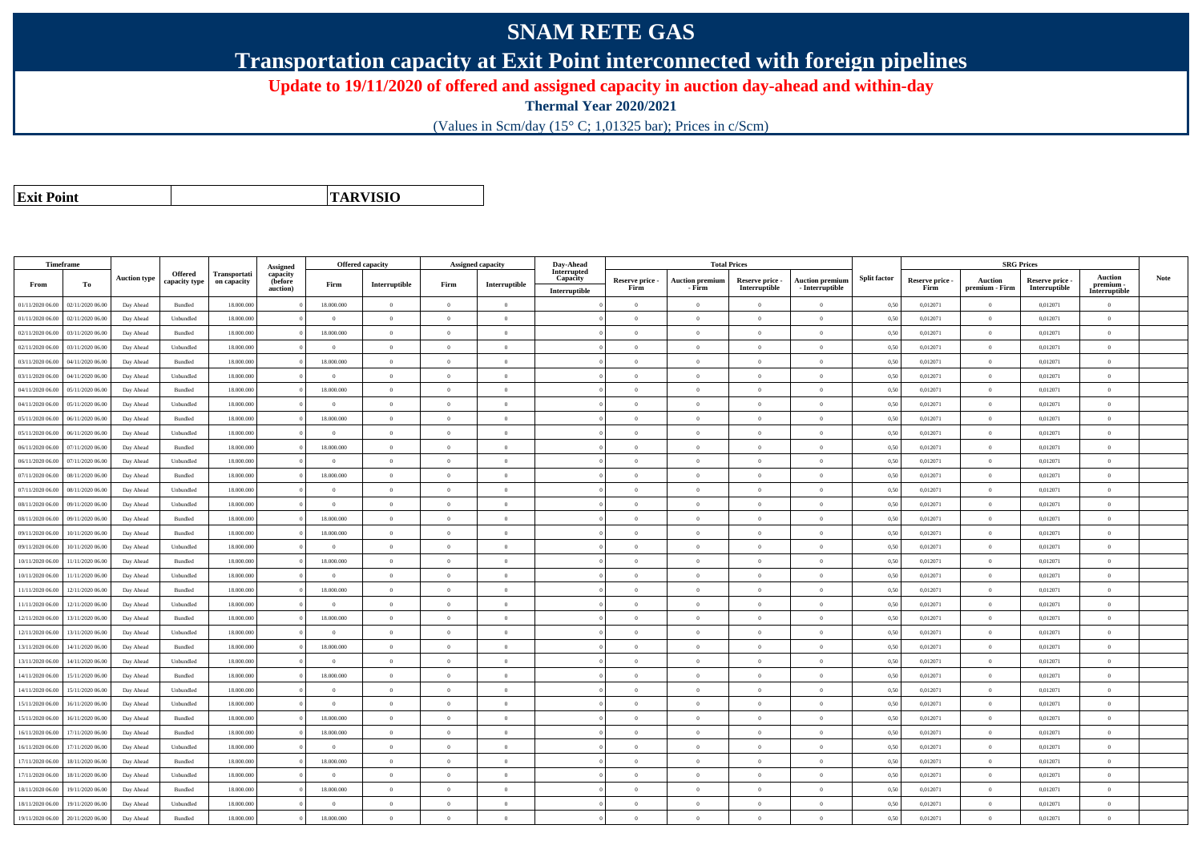# SNAM RETE GAS

## Transportation capacity at Exit Point interconnected with foreign pipelines

**Update to 19/11/2020 of offered and assigned capacity in auction day-ahead and within-day**

**Thermal Year 2020/2021**

(Values in Scm/day (15° C; 1,01325 bar); Prices in c/Scm)

| **Exit Point** | | **TARVISIO** |
|---|---|---|

| Timeframe | | Auction type | Offered capacity type | Transportation capacity | Assigned capacity (before auction) | Offered capacity | | Assigned capacity | | Day-Ahead Interrupted Capacity | Total Prices | | | | Split factor | SRG Prices | | | | Note |
|---|---|---|---|---|---|---|---|---|---|---|---|---|---|---|---|---|---|---|---|---|
| From | To | | | | | Firm | Interruptible | Firm | Interruptible | Interruptible | Reserve price - Firm | Auction premium - Firm | Reserve price - Interruptible | Auction premium - Interruptible | | Reserve price - Firm | Auction premium - Firm | Reserve price - Interruptible | Auction premium - Interruptible | |
| 01/11/2020 06.00 | 02/11/2020 06.00 | Day Ahead | Bundled | 18.000.000 | 0 | 18.000.000 | 0 | 0 | 0 | 0 | 0 | 0 | 0 | 0 | 0,50 | 0,012071 | 0 | 0,012071 | 0 | |
| 01/11/2020 06.00 | 02/11/2020 06.00 | Day Ahead | Unbundled | 18.000.000 | 0 | 0 | 0 | 0 | 0 | 0 | 0 | 0 | 0 | 0 | 0,50 | 0,012071 | 0 | 0,012071 | 0 | |
| 02/11/2020 06.00 | 03/11/2020 06.00 | Day Ahead | Bundled | 18.000.000 | 0 | 18.000.000 | 0 | 0 | 0 | 0 | 0 | 0 | 0 | 0 | 0,50 | 0,012071 | 0 | 0,012071 | 0 | |
| 02/11/2020 06.00 | 03/11/2020 06.00 | Day Ahead | Unbundled | 18.000.000 | 0 | 0 | 0 | 0 | 0 | 0 | 0 | 0 | 0 | 0 | 0,50 | 0,012071 | 0 | 0,012071 | 0 | |
| 03/11/2020 06.00 | 04/11/2020 06.00 | Day Ahead | Bundled | 18.000.000 | 0 | 18.000.000 | 0 | 0 | 0 | 0 | 0 | 0 | 0 | 0 | 0,50 | 0,012071 | 0 | 0,012071 | 0 | |
| 03/11/2020 06.00 | 04/11/2020 06.00 | Day Ahead | Unbundled | 18.000.000 | 0 | 0 | 0 | 0 | 0 | 0 | 0 | 0 | 0 | 0 | 0,50 | 0,012071 | 0 | 0,012071 | 0 | |
| 04/11/2020 06.00 | 05/11/2020 06.00 | Day Ahead | Bundled | 18.000.000 | 0 | 18.000.000 | 0 | 0 | 0 | 0 | 0 | 0 | 0 | 0 | 0,50 | 0,012071 | 0 | 0,012071 | 0 | |
| 04/11/2020 06.00 | 05/11/2020 06.00 | Day Ahead | Unbundled | 18.000.000 | 0 | 0 | 0 | 0 | 0 | 0 | 0 | 0 | 0 | 0 | 0,50 | 0,012071 | 0 | 0,012071 | 0 | |
| 05/11/2020 06.00 | 06/11/2020 06.00 | Day Ahead | Bundled | 18.000.000 | 0 | 18.000.000 | 0 | 0 | 0 | 0 | 0 | 0 | 0 | 0 | 0,50 | 0,012071 | 0 | 0,012071 | 0 | |
| 05/11/2020 06.00 | 06/11/2020 06.00 | Day Ahead | Unbundled | 18.000.000 | 0 | 0 | 0 | 0 | 0 | 0 | 0 | 0 | 0 | 0 | 0,50 | 0,012071 | 0 | 0,012071 | 0 | |
| 06/11/2020 06.00 | 07/11/2020 06.00 | Day Ahead | Bundled | 18.000.000 | 0 | 18.000.000 | 0 | 0 | 0 | 0 | 0 | 0 | 0 | 0 | 0,50 | 0,012071 | 0 | 0,012071 | 0 | |
| 06/11/2020 06.00 | 07/11/2020 06.00 | Day Ahead | Unbundled | 18.000.000 | 0 | 0 | 0 | 0 | 0 | 0 | 0 | 0 | 0 | 0 | 0,50 | 0,012071 | 0 | 0,012071 | 0 | |
| 07/11/2020 06.00 | 08/11/2020 06.00 | Day Ahead | Bundled | 18.000.000 | 0 | 18.000.000 | 0 | 0 | 0 | 0 | 0 | 0 | 0 | 0 | 0,50 | 0,012071 | 0 | 0,012071 | 0 | |
| 07/11/2020 06.00 | 08/11/2020 06.00 | Day Ahead | Unbundled | 18.000.000 | 0 | 0 | 0 | 0 | 0 | 0 | 0 | 0 | 0 | 0 | 0,50 | 0,012071 | 0 | 0,012071 | 0 | |
| 08/11/2020 06.00 | 09/11/2020 06.00 | Day Ahead | Unbundled | 18.000.000 | 0 | 0 | 0 | 0 | 0 | 0 | 0 | 0 | 0 | 0 | 0,50 | 0,012071 | 0 | 0,012071 | 0 | |
| 08/11/2020 06.00 | 09/11/2020 06.00 | Day Ahead | Bundled | 18.000.000 | 0 | 18.000.000 | 0 | 0 | 0 | 0 | 0 | 0 | 0 | 0 | 0,50 | 0,012071 | 0 | 0,012071 | 0 | |
| 09/11/2020 06.00 | 10/11/2020 06.00 | Day Ahead | Bundled | 18.000.000 | 0 | 18.000.000 | 0 | 0 | 0 | 0 | 0 | 0 | 0 | 0 | 0,50 | 0,012071 | 0 | 0,012071 | 0 | |
| 09/11/2020 06.00 | 10/11/2020 06.00 | Day Ahead | Unbundled | 18.000.000 | 0 | 0 | 0 | 0 | 0 | 0 | 0 | 0 | 0 | 0 | 0,50 | 0,012071 | 0 | 0,012071 | 0 | |
| 10/11/2020 06.00 | 11/11/2020 06.00 | Day Ahead | Bundled | 18.000.000 | 0 | 18.000.000 | 0 | 0 | 0 | 0 | 0 | 0 | 0 | 0 | 0,50 | 0,012071 | 0 | 0,012071 | 0 | |
| 10/11/2020 06.00 | 11/11/2020 06.00 | Day Ahead | Unbundled | 18.000.000 | 0 | 0 | 0 | 0 | 0 | 0 | 0 | 0 | 0 | 0 | 0,50 | 0,012071 | 0 | 0,012071 | 0 | |
| 11/11/2020 06.00 | 12/11/2020 06.00 | Day Ahead | Bundled | 18.000.000 | 0 | 18.000.000 | 0 | 0 | 0 | 0 | 0 | 0 | 0 | 0 | 0,50 | 0,012071 | 0 | 0,012071 | 0 | |
| 11/11/2020 06.00 | 12/11/2020 06.00 | Day Ahead | Unbundled | 18.000.000 | 0 | 0 | 0 | 0 | 0 | 0 | 0 | 0 | 0 | 0 | 0,50 | 0,012071 | 0 | 0,012071 | 0 | |
| 12/11/2020 06.00 | 13/11/2020 06.00 | Day Ahead | Bundled | 18.000.000 | 0 | 18.000.000 | 0 | 0 | 0 | 0 | 0 | 0 | 0 | 0 | 0,50 | 0,012071 | 0 | 0,012071 | 0 | |
| 12/11/2020 06.00 | 13/11/2020 06.00 | Day Ahead | Unbundled | 18.000.000 | 0 | 0 | 0 | 0 | 0 | 0 | 0 | 0 | 0 | 0 | 0,50 | 0,012071 | 0 | 0,012071 | 0 | |
| 13/11/2020 06.00 | 14/11/2020 06.00 | Day Ahead | Bundled | 18.000.000 | 0 | 18.000.000 | 0 | 0 | 0 | 0 | 0 | 0 | 0 | 0 | 0,50 | 0,012071 | 0 | 0,012071 | 0 | |
| 13/11/2020 06.00 | 14/11/2020 06.00 | Day Ahead | Unbundled | 18.000.000 | 0 | 0 | 0 | 0 | 0 | 0 | 0 | 0 | 0 | 0 | 0,50 | 0,012071 | 0 | 0,012071 | 0 | |
| 14/11/2020 06.00 | 15/11/2020 06.00 | Day Ahead | Bundled | 18.000.000 | 0 | 18.000.000 | 0 | 0 | 0 | 0 | 0 | 0 | 0 | 0 | 0,50 | 0,012071 | 0 | 0,012071 | 0 | |
| 14/11/2020 06.00 | 15/11/2020 06.00 | Day Ahead | Unbundled | 18.000.000 | 0 | 0 | 0 | 0 | 0 | 0 | 0 | 0 | 0 | 0 | 0,50 | 0,012071 | 0 | 0,012071 | 0 | |
| 15/11/2020 06.00 | 16/11/2020 06.00 | Day Ahead | Unbundled | 18.000.000 | 0 | 0 | 0 | 0 | 0 | 0 | 0 | 0 | 0 | 0 | 0,50 | 0,012071 | 0 | 0,012071 | 0 | |
| 15/11/2020 06.00 | 16/11/2020 06.00 | Day Ahead | Bundled | 18.000.000 | 0 | 18.000.000 | 0 | 0 | 0 | 0 | 0 | 0 | 0 | 0 | 0,50 | 0,012071 | 0 | 0,012071 | 0 | |
| 16/11/2020 06.00 | 17/11/2020 06.00 | Day Ahead | Bundled | 18.000.000 | 0 | 18.000.000 | 0 | 0 | 0 | 0 | 0 | 0 | 0 | 0 | 0,50 | 0,012071 | 0 | 0,012071 | 0 | |
| 16/11/2020 06.00 | 17/11/2020 06.00 | Day Ahead | Unbundled | 18.000.000 | 0 | 0 | 0 | 0 | 0 | 0 | 0 | 0 | 0 | 0 | 0,50 | 0,012071 | 0 | 0,012071 | 0 | |
| 17/11/2020 06.00 | 18/11/2020 06.00 | Day Ahead | Bundled | 18.000.000 | 0 | 18.000.000 | 0 | 0 | 0 | 0 | 0 | 0 | 0 | 0 | 0,50 | 0,012071 | 0 | 0,012071 | 0 | |
| 17/11/2020 06.00 | 18/11/2020 06.00 | Day Ahead | Unbundled | 18.000.000 | 0 | 0 | 0 | 0 | 0 | 0 | 0 | 0 | 0 | 0 | 0,50 | 0,012071 | 0 | 0,012071 | 0 | |
| 18/11/2020 06.00 | 19/11/2020 06.00 | Day Ahead | Bundled | 18.000.000 | 0 | 18.000.000 | 0 | 0 | 0 | 0 | 0 | 0 | 0 | 0 | 0,50 | 0,012071 | 0 | 0,012071 | 0 | |
| 18/11/2020 06.00 | 19/11/2020 06.00 | Day Ahead | Unbundled | 18.000.000 | 0 | 0 | 0 | 0 | 0 | 0 | 0 | 0 | 0 | 0 | 0,50 | 0,012071 | 0 | 0,012071 | 0 | |
| 19/11/2020 06.00 | 20/11/2020 06.00 | Day Ahead | Bundled | 18.000.000 | 0 | 18.000.000 | 0 | 0 | 0 | 0 | 0 | 0 | 0 | 0 | 0,50 | 0,012071 | 0 | 0,012071 | 0 | |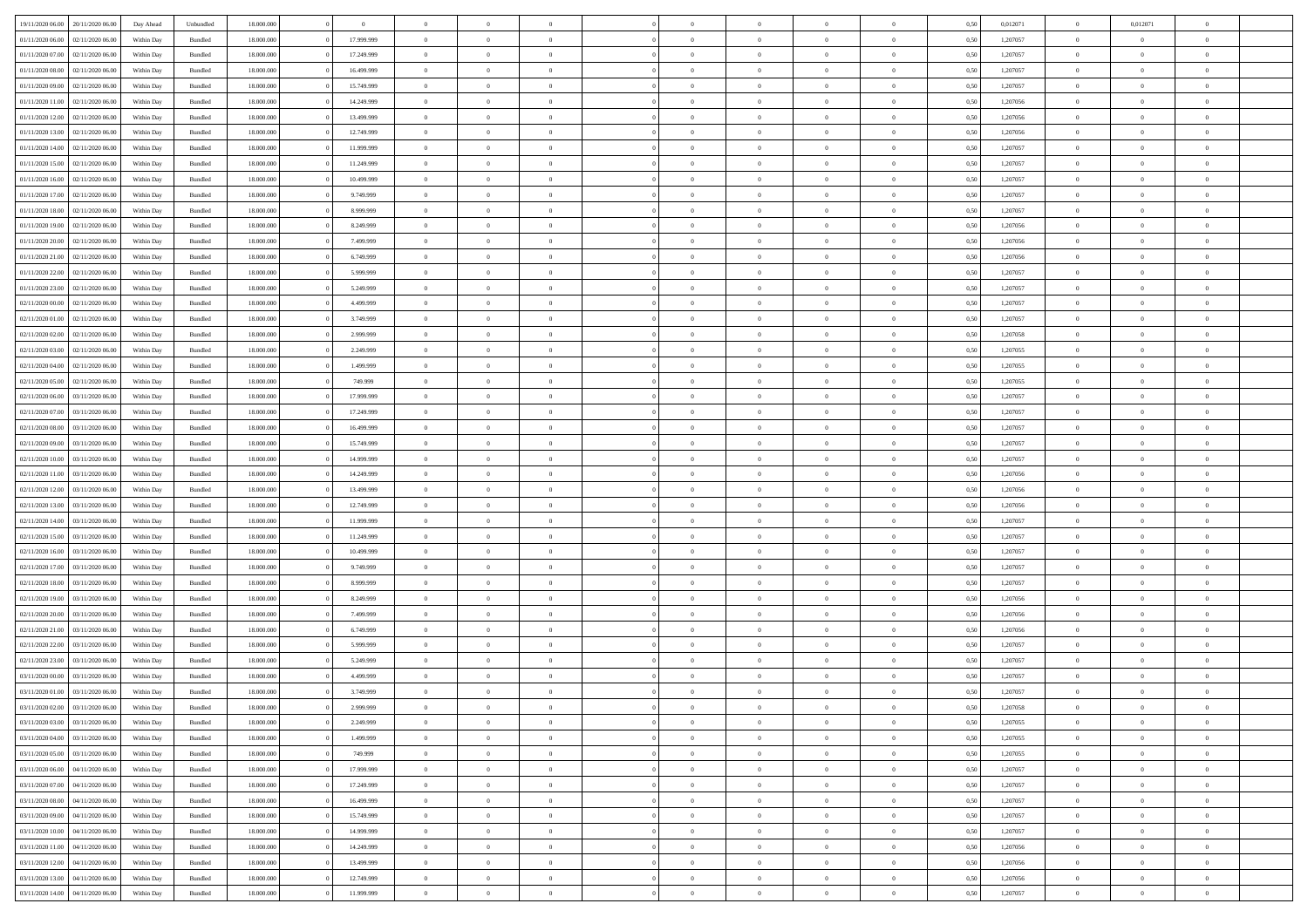| 19/11/2020 06.00 | 20/11/2020 06.00 | Day Ahead | Unbundled | 18.000.000 | 0 | 0 | 0 | 0 | 0 | | 0 | 0 | 0 | 0 | 0,50 | 0,012071 | 0 | 0,012071 | 0 | |
|---|---|---|---|---|---|---|---|---|---|---|---|---|---|---|---|---|---|---|---|---|
| 01/11/2020 06.00 | 02/11/2020 06.00 | Within Day | Bundled | 18.000.000 | 0 | 17.999.999 | 0 | 0 | 0 | | 0 | 0 | 0 | 0 | 0,50 | 1,207057 | 0 | 0 | 0 | |
| 01/11/2020 07.00 | 02/11/2020 06.00 | Within Day | Bundled | 18.000.000 | 0 | 17.249.999 | 0 | 0 | 0 | | 0 | 0 | 0 | 0 | 0,50 | 1,207057 | 0 | 0 | 0 | |
| 01/11/2020 08.00 | 02/11/2020 06.00 | Within Day | Bundled | 18.000.000 | 0 | 16.499.999 | 0 | 0 | 0 | | 0 | 0 | 0 | 0 | 0,50 | 1,207057 | 0 | 0 | 0 | |
| 01/11/2020 09.00 | 02/11/2020 06.00 | Within Day | Bundled | 18.000.000 | 0 | 15.749.999 | 0 | 0 | 0 | | 0 | 0 | 0 | 0 | 0,50 | 1,207057 | 0 | 0 | 0 | |
| 01/11/2020 11.00 | 02/11/2020 06.00 | Within Day | Bundled | 18.000.000 | 0 | 14.249.999 | 0 | 0 | 0 | | 0 | 0 | 0 | 0 | 0,50 | 1,207056 | 0 | 0 | 0 | |
| 01/11/2020 12.00 | 02/11/2020 06.00 | Within Day | Bundled | 18.000.000 | 0 | 13.499.999 | 0 | 0 | 0 | | 0 | 0 | 0 | 0 | 0,50 | 1,207056 | 0 | 0 | 0 | |
| 01/11/2020 13.00 | 02/11/2020 06.00 | Within Day | Bundled | 18.000.000 | 0 | 12.749.999 | 0 | 0 | 0 | | 0 | 0 | 0 | 0 | 0,50 | 1,207056 | 0 | 0 | 0 | |
| 01/11/2020 14.00 | 02/11/2020 06.00 | Within Day | Bundled | 18.000.000 | 0 | 11.999.999 | 0 | 0 | 0 | | 0 | 0 | 0 | 0 | 0,50 | 1,207057 | 0 | 0 | 0 | |
| 01/11/2020 15.00 | 02/11/2020 06.00 | Within Day | Bundled | 18.000.000 | 0 | 11.249.999 | 0 | 0 | 0 | | 0 | 0 | 0 | 0 | 0,50 | 1,207057 | 0 | 0 | 0 | |
| 01/11/2020 16.00 | 02/11/2020 06.00 | Within Day | Bundled | 18.000.000 | 0 | 10.499.999 | 0 | 0 | 0 | | 0 | 0 | 0 | 0 | 0,50 | 1,207057 | 0 | 0 | 0 | |
| 01/11/2020 17.00 | 02/11/2020 06.00 | Within Day | Bundled | 18.000.000 | 0 | 9.749.999 | 0 | 0 | 0 | | 0 | 0 | 0 | 0 | 0,50 | 1,207057 | 0 | 0 | 0 | |
| 01/11/2020 18.00 | 02/11/2020 06.00 | Within Day | Bundled | 18.000.000 | 0 | 8.999.999 | 0 | 0 | 0 | | 0 | 0 | 0 | 0 | 0,50 | 1,207057 | 0 | 0 | 0 | |
| 01/11/2020 19.00 | 02/11/2020 06.00 | Within Day | Bundled | 18.000.000 | 0 | 8.249.999 | 0 | 0 | 0 | | 0 | 0 | 0 | 0 | 0,50 | 1,207056 | 0 | 0 | 0 | |
| 01/11/2020 20.00 | 02/11/2020 06.00 | Within Day | Bundled | 18.000.000 | 0 | 7.499.999 | 0 | 0 | 0 | | 0 | 0 | 0 | 0 | 0,50 | 1,207056 | 0 | 0 | 0 | |
| 01/11/2020 21.00 | 02/11/2020 06.00 | Within Day | Bundled | 18.000.000 | 0 | 6.749.999 | 0 | 0 | 0 | | 0 | 0 | 0 | 0 | 0,50 | 1,207056 | 0 | 0 | 0 | |
| 01/11/2020 22.00 | 02/11/2020 06.00 | Within Day | Bundled | 18.000.000 | 0 | 5.999.999 | 0 | 0 | 0 | | 0 | 0 | 0 | 0 | 0,50 | 1,207057 | 0 | 0 | 0 | |
| 01/11/2020 23.00 | 02/11/2020 06.00 | Within Day | Bundled | 18.000.000 | 0 | 5.249.999 | 0 | 0 | 0 | | 0 | 0 | 0 | 0 | 0,50 | 1,207057 | 0 | 0 | 0 | |
| 02/11/2020 00.00 | 02/11/2020 06.00 | Within Day | Bundled | 18.000.000 | 0 | 4.499.999 | 0 | 0 | 0 | | 0 | 0 | 0 | 0 | 0,50 | 1,207057 | 0 | 0 | 0 | |
| 02/11/2020 01.00 | 02/11/2020 06.00 | Within Day | Bundled | 18.000.000 | 0 | 3.749.999 | 0 | 0 | 0 | | 0 | 0 | 0 | 0 | 0,50 | 1,207057 | 0 | 0 | 0 | |
| 02/11/2020 02.00 | 02/11/2020 06.00 | Within Day | Bundled | 18.000.000 | 0 | 2.999.999 | 0 | 0 | 0 | | 0 | 0 | 0 | 0 | 0,50 | 1,207058 | 0 | 0 | 0 | |
| 02/11/2020 03.00 | 02/11/2020 06.00 | Within Day | Bundled | 18.000.000 | 0 | 2.249.999 | 0 | 0 | 0 | | 0 | 0 | 0 | 0 | 0,50 | 1,207055 | 0 | 0 | 0 | |
| 02/11/2020 04.00 | 02/11/2020 06.00 | Within Day | Bundled | 18.000.000 | 0 | 1.499.999 | 0 | 0 | 0 | | 0 | 0 | 0 | 0 | 0,50 | 1,207055 | 0 | 0 | 0 | |
| 02/11/2020 05.00 | 02/11/2020 06.00 | Within Day | Bundled | 18.000.000 | 0 | 749.999 | 0 | 0 | 0 | | 0 | 0 | 0 | 0 | 0,50 | 1,207055 | 0 | 0 | 0 | |
| 02/11/2020 06.00 | 03/11/2020 06.00 | Within Day | Bundled | 18.000.000 | 0 | 17.999.999 | 0 | 0 | 0 | | 0 | 0 | 0 | 0 | 0,50 | 1,207057 | 0 | 0 | 0 | |
| 02/11/2020 07.00 | 03/11/2020 06.00 | Within Day | Bundled | 18.000.000 | 0 | 17.249.999 | 0 | 0 | 0 | | 0 | 0 | 0 | 0 | 0,50 | 1,207057 | 0 | 0 | 0 | |
| 02/11/2020 08.00 | 03/11/2020 06.00 | Within Day | Bundled | 18.000.000 | 0 | 16.499.999 | 0 | 0 | 0 | | 0 | 0 | 0 | 0 | 0,50 | 1,207057 | 0 | 0 | 0 | |
| 02/11/2020 09.00 | 03/11/2020 06.00 | Within Day | Bundled | 18.000.000 | 0 | 15.749.999 | 0 | 0 | 0 | | 0 | 0 | 0 | 0 | 0,50 | 1,207057 | 0 | 0 | 0 | |
| 02/11/2020 10.00 | 03/11/2020 06.00 | Within Day | Bundled | 18.000.000 | 0 | 14.999.999 | 0 | 0 | 0 | | 0 | 0 | 0 | 0 | 0,50 | 1,207057 | 0 | 0 | 0 | |
| 02/11/2020 11.00 | 03/11/2020 06.00 | Within Day | Bundled | 18.000.000 | 0 | 14.249.999 | 0 | 0 | 0 | | 0 | 0 | 0 | 0 | 0,50 | 1,207056 | 0 | 0 | 0 | |
| 02/11/2020 12.00 | 03/11/2020 06.00 | Within Day | Bundled | 18.000.000 | 0 | 13.499.999 | 0 | 0 | 0 | | 0 | 0 | 0 | 0 | 0,50 | 1,207056 | 0 | 0 | 0 | |
| 02/11/2020 13.00 | 03/11/2020 06.00 | Within Day | Bundled | 18.000.000 | 0 | 12.749.999 | 0 | 0 | 0 | | 0 | 0 | 0 | 0 | 0,50 | 1,207056 | 0 | 0 | 0 | |
| 02/11/2020 14.00 | 03/11/2020 06.00 | Within Day | Bundled | 18.000.000 | 0 | 11.999.999 | 0 | 0 | 0 | | 0 | 0 | 0 | 0 | 0,50 | 1,207057 | 0 | 0 | 0 | |
| 02/11/2020 15.00 | 03/11/2020 06.00 | Within Day | Bundled | 18.000.000 | 0 | 11.249.999 | 0 | 0 | 0 | | 0 | 0 | 0 | 0 | 0,50 | 1,207057 | 0 | 0 | 0 | |
| 02/11/2020 16.00 | 03/11/2020 06.00 | Within Day | Bundled | 18.000.000 | 0 | 10.499.999 | 0 | 0 | 0 | | 0 | 0 | 0 | 0 | 0,50 | 1,207057 | 0 | 0 | 0 | |
| 02/11/2020 17.00 | 03/11/2020 06.00 | Within Day | Bundled | 18.000.000 | 0 | 9.749.999 | 0 | 0 | 0 | | 0 | 0 | 0 | 0 | 0,50 | 1,207057 | 0 | 0 | 0 | |
| 02/11/2020 18.00 | 03/11/2020 06.00 | Within Day | Bundled | 18.000.000 | 0 | 8.999.999 | 0 | 0 | 0 | | 0 | 0 | 0 | 0 | 0,50 | 1,207057 | 0 | 0 | 0 | |
| 02/11/2020 19.00 | 03/11/2020 06.00 | Within Day | Bundled | 18.000.000 | 0 | 8.249.999 | 0 | 0 | 0 | | 0 | 0 | 0 | 0 | 0,50 | 1,207056 | 0 | 0 | 0 | |
| 02/11/2020 20.00 | 03/11/2020 06.00 | Within Day | Bundled | 18.000.000 | 0 | 7.499.999 | 0 | 0 | 0 | | 0 | 0 | 0 | 0 | 0,50 | 1,207056 | 0 | 0 | 0 | |
| 02/11/2020 21.00 | 03/11/2020 06.00 | Within Day | Bundled | 18.000.000 | 0 | 6.749.999 | 0 | 0 | 0 | | 0 | 0 | 0 | 0 | 0,50 | 1,207056 | 0 | 0 | 0 | |
| 02/11/2020 22.00 | 03/11/2020 06.00 | Within Day | Bundled | 18.000.000 | 0 | 5.999.999 | 0 | 0 | 0 | | 0 | 0 | 0 | 0 | 0,50 | 1,207057 | 0 | 0 | 0 | |
| 02/11/2020 23.00 | 03/11/2020 06.00 | Within Day | Bundled | 18.000.000 | 0 | 5.249.999 | 0 | 0 | 0 | | 0 | 0 | 0 | 0 | 0,50 | 1,207057 | 0 | 0 | 0 | |
| 03/11/2020 00.00 | 03/11/2020 06.00 | Within Day | Bundled | 18.000.000 | 0 | 4.499.999 | 0 | 0 | 0 | | 0 | 0 | 0 | 0 | 0,50 | 1,207057 | 0 | 0 | 0 | |
| 03/11/2020 01.00 | 03/11/2020 06.00 | Within Day | Bundled | 18.000.000 | 0 | 3.749.999 | 0 | 0 | 0 | | 0 | 0 | 0 | 0 | 0,50 | 1,207057 | 0 | 0 | 0 | |
| 03/11/2020 02.00 | 03/11/2020 06.00 | Within Day | Bundled | 18.000.000 | 0 | 2.999.999 | 0 | 0 | 0 | | 0 | 0 | 0 | 0 | 0,50 | 1,207058 | 0 | 0 | 0 | |
| 03/11/2020 03.00 | 03/11/2020 06.00 | Within Day | Bundled | 18.000.000 | 0 | 2.249.999 | 0 | 0 | 0 | | 0 | 0 | 0 | 0 | 0,50 | 1,207055 | 0 | 0 | 0 | |
| 03/11/2020 04.00 | 03/11/2020 06.00 | Within Day | Bundled | 18.000.000 | 0 | 1.499.999 | 0 | 0 | 0 | | 0 | 0 | 0 | 0 | 0,50 | 1,207055 | 0 | 0 | 0 | |
| 03/11/2020 05.00 | 03/11/2020 06.00 | Within Day | Bundled | 18.000.000 | 0 | 749.999 | 0 | 0 | 0 | | 0 | 0 | 0 | 0 | 0,50 | 1,207055 | 0 | 0 | 0 | |
| 03/11/2020 06.00 | 04/11/2020 06.00 | Within Day | Bundled | 18.000.000 | 0 | 17.999.999 | 0 | 0 | 0 | | 0 | 0 | 0 | 0 | 0,50 | 1,207057 | 0 | 0 | 0 | |
| 03/11/2020 07.00 | 04/11/2020 06.00 | Within Day | Bundled | 18.000.000 | 0 | 17.249.999 | 0 | 0 | 0 | | 0 | 0 | 0 | 0 | 0,50 | 1,207057 | 0 | 0 | 0 | |
| 03/11/2020 08.00 | 04/11/2020 06.00 | Within Day | Bundled | 18.000.000 | 0 | 16.499.999 | 0 | 0 | 0 | | 0 | 0 | 0 | 0 | 0,50 | 1,207057 | 0 | 0 | 0 | |
| 03/11/2020 09.00 | 04/11/2020 06.00 | Within Day | Bundled | 18.000.000 | 0 | 15.749.999 | 0 | 0 | 0 | | 0 | 0 | 0 | 0 | 0,50 | 1,207057 | 0 | 0 | 0 | |
| 03/11/2020 10.00 | 04/11/2020 06.00 | Within Day | Bundled | 18.000.000 | 0 | 14.999.999 | 0 | 0 | 0 | | 0 | 0 | 0 | 0 | 0,50 | 1,207057 | 0 | 0 | 0 | |
| 03/11/2020 11.00 | 04/11/2020 06.00 | Within Day | Bundled | 18.000.000 | 0 | 14.249.999 | 0 | 0 | 0 | | 0 | 0 | 0 | 0 | 0,50 | 1,207056 | 0 | 0 | 0 | |
| 03/11/2020 12.00 | 04/11/2020 06.00 | Within Day | Bundled | 18.000.000 | 0 | 13.499.999 | 0 | 0 | 0 | | 0 | 0 | 0 | 0 | 0,50 | 1,207056 | 0 | 0 | 0 | |
| 03/11/2020 13.00 | 04/11/2020 06.00 | Within Day | Bundled | 18.000.000 | 0 | 12.749.999 | 0 | 0 | 0 | | 0 | 0 | 0 | 0 | 0,50 | 1,207056 | 0 | 0 | 0 | |
| 03/11/2020 14.00 | 04/11/2020 06.00 | Within Day | Bundled | 18.000.000 | 0 | 11.999.999 | 0 | 0 | 0 | | 0 | 0 | 0 | 0 | 0,50 | 1,207057 | 0 | 0 | 0 | |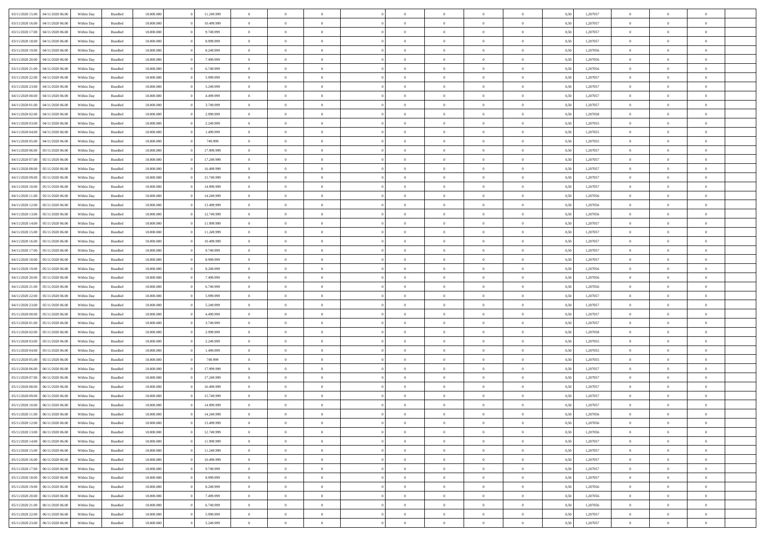| | | | | | | | | | | | | | | | | | | | | |
|---|---|---|---|---|---|---|---|---|---|---|---|---|---|---|---|---|---|---|---|---|
| 03/11/2020 15.00 | 04/11/2020 06.00 | Within Day | Bundled | 18.000.000 | 0 | 11.249.999 | 0 | 0 | 0 | 0 | 0 | 0 | 0 | 0 | 0,50 | 1,207057 | 0 | 0 | 0 | |
| 03/11/2020 16.00 | 04/11/2020 06.00 | Within Day | Bundled | 18.000.000 | 0 | 10.499.999 | 0 | 0 | 0 | 0 | 0 | 0 | 0 | 0 | 0,50 | 1,207057 | 0 | 0 | 0 | |
| 03/11/2020 17.00 | 04/11/2020 06.00 | Within Day | Bundled | 18.000.000 | 0 | 9.749.999 | 0 | 0 | 0 | 0 | 0 | 0 | 0 | 0 | 0,50 | 1,207057 | 0 | 0 | 0 | |
| 03/11/2020 18.00 | 04/11/2020 06.00 | Within Day | Bundled | 18.000.000 | 0 | 8.999.999 | 0 | 0 | 0 | 0 | 0 | 0 | 0 | 0 | 0,50 | 1,207057 | 0 | 0 | 0 | |
| 03/11/2020 19.00 | 04/11/2020 06.00 | Within Day | Bundled | 18.000.000 | 0 | 8.249.999 | 0 | 0 | 0 | 0 | 0 | 0 | 0 | 0 | 0,50 | 1,207056 | 0 | 0 | 0 | |
| 03/11/2020 20.00 | 04/11/2020 06.00 | Within Day | Bundled | 18.000.000 | 0 | 7.499.999 | 0 | 0 | 0 | 0 | 0 | 0 | 0 | 0 | 0,50 | 1,207056 | 0 | 0 | 0 | |
| 03/11/2020 21.00 | 04/11/2020 06.00 | Within Day | Bundled | 18.000.000 | 0 | 6.749.999 | 0 | 0 | 0 | 0 | 0 | 0 | 0 | 0 | 0,50 | 1,207056 | 0 | 0 | 0 | |
| 03/11/2020 22.00 | 04/11/2020 06.00 | Within Day | Bundled | 18.000.000 | 0 | 5.999.999 | 0 | 0 | 0 | 0 | 0 | 0 | 0 | 0 | 0,50 | 1,207057 | 0 | 0 | 0 | |
| 03/11/2020 23.00 | 04/11/2020 06.00 | Within Day | Bundled | 18.000.000 | 0 | 5.249.999 | 0 | 0 | 0 | 0 | 0 | 0 | 0 | 0 | 0,50 | 1,207057 | 0 | 0 | 0 | |
| 04/11/2020 00.00 | 04/11/2020 06.00 | Within Day | Bundled | 18.000.000 | 0 | 4.499.999 | 0 | 0 | 0 | 0 | 0 | 0 | 0 | 0 | 0,50 | 1,207057 | 0 | 0 | 0 | |
| 04/11/2020 01.00 | 04/11/2020 06.00 | Within Day | Bundled | 18.000.000 | 0 | 3.749.999 | 0 | 0 | 0 | 0 | 0 | 0 | 0 | 0 | 0,50 | 1,207057 | 0 | 0 | 0 | |
| 04/11/2020 02.00 | 04/11/2020 06.00 | Within Day | Bundled | 18.000.000 | 0 | 2.999.999 | 0 | 0 | 0 | 0 | 0 | 0 | 0 | 0 | 0,50 | 1,207058 | 0 | 0 | 0 | |
| 04/11/2020 03.00 | 04/11/2020 06.00 | Within Day | Bundled | 18.000.000 | 0 | 2.249.999 | 0 | 0 | 0 | 0 | 0 | 0 | 0 | 0 | 0,50 | 1,207055 | 0 | 0 | 0 | |
| 04/11/2020 04.00 | 04/11/2020 06.00 | Within Day | Bundled | 18.000.000 | 0 | 1.499.999 | 0 | 0 | 0 | 0 | 0 | 0 | 0 | 0 | 0,50 | 1,207055 | 0 | 0 | 0 | |
| 04/11/2020 05.00 | 04/11/2020 06.00 | Within Day | Bundled | 18.000.000 | 0 | 749.999 | 0 | 0 | 0 | 0 | 0 | 0 | 0 | 0 | 0,50 | 1,207055 | 0 | 0 | 0 | |
| 04/11/2020 06.00 | 05/11/2020 06.00 | Within Day | Bundled | 18.000.000 | 0 | 17.999.999 | 0 | 0 | 0 | 0 | 0 | 0 | 0 | 0 | 0,50 | 1,207057 | 0 | 0 | 0 | |
| 04/11/2020 07.00 | 05/11/2020 06.00 | Within Day | Bundled | 18.000.000 | 0 | 17.249.999 | 0 | 0 | 0 | 0 | 0 | 0 | 0 | 0 | 0,50 | 1,207057 | 0 | 0 | 0 | |
| 04/11/2020 08.00 | 05/11/2020 06.00 | Within Day | Bundled | 18.000.000 | 0 | 16.499.999 | 0 | 0 | 0 | 0 | 0 | 0 | 0 | 0 | 0,50 | 1,207057 | 0 | 0 | 0 | |
| 04/11/2020 09.00 | 05/11/2020 06.00 | Within Day | Bundled | 18.000.000 | 0 | 15.749.999 | 0 | 0 | 0 | 0 | 0 | 0 | 0 | 0 | 0,50 | 1,207057 | 0 | 0 | 0 | |
| 04/11/2020 10.00 | 05/11/2020 06.00 | Within Day | Bundled | 18.000.000 | 0 | 14.999.999 | 0 | 0 | 0 | 0 | 0 | 0 | 0 | 0 | 0,50 | 1,207057 | 0 | 0 | 0 | |
| 04/11/2020 11.00 | 05/11/2020 06.00 | Within Day | Bundled | 18.000.000 | 0 | 14.249.999 | 0 | 0 | 0 | 0 | 0 | 0 | 0 | 0 | 0,50 | 1,207056 | 0 | 0 | 0 | |
| 04/11/2020 12.00 | 05/11/2020 06.00 | Within Day | Bundled | 18.000.000 | 0 | 13.499.999 | 0 | 0 | 0 | 0 | 0 | 0 | 0 | 0 | 0,50 | 1,207056 | 0 | 0 | 0 | |
| 04/11/2020 13.00 | 05/11/2020 06.00 | Within Day | Bundled | 18.000.000 | 0 | 12.749.999 | 0 | 0 | 0 | 0 | 0 | 0 | 0 | 0 | 0,50 | 1,207056 | 0 | 0 | 0 | |
| 04/11/2020 14.00 | 05/11/2020 06.00 | Within Day | Bundled | 18.000.000 | 0 | 11.999.999 | 0 | 0 | 0 | 0 | 0 | 0 | 0 | 0 | 0,50 | 1,207057 | 0 | 0 | 0 | |
| 04/11/2020 15.00 | 05/11/2020 06.00 | Within Day | Bundled | 18.000.000 | 0 | 11.249.999 | 0 | 0 | 0 | 0 | 0 | 0 | 0 | 0 | 0,50 | 1,207057 | 0 | 0 | 0 | |
| 04/11/2020 16.00 | 05/11/2020 06.00 | Within Day | Bundled | 18.000.000 | 0 | 10.499.999 | 0 | 0 | 0 | 0 | 0 | 0 | 0 | 0 | 0,50 | 1,207057 | 0 | 0 | 0 | |
| 04/11/2020 17.00 | 05/11/2020 06.00 | Within Day | Bundled | 18.000.000 | 0 | 9.749.999 | 0 | 0 | 0 | 0 | 0 | 0 | 0 | 0 | 0,50 | 1,207057 | 0 | 0 | 0 | |
| 04/11/2020 18.00 | 05/11/2020 06.00 | Within Day | Bundled | 18.000.000 | 0 | 8.999.999 | 0 | 0 | 0 | 0 | 0 | 0 | 0 | 0 | 0,50 | 1,207057 | 0 | 0 | 0 | |
| 04/11/2020 19.00 | 05/11/2020 06.00 | Within Day | Bundled | 18.000.000 | 0 | 8.249.999 | 0 | 0 | 0 | 0 | 0 | 0 | 0 | 0 | 0,50 | 1,207056 | 0 | 0 | 0 | |
| 04/11/2020 20.00 | 05/11/2020 06.00 | Within Day | Bundled | 18.000.000 | 0 | 7.499.999 | 0 | 0 | 0 | 0 | 0 | 0 | 0 | 0 | 0,50 | 1,207056 | 0 | 0 | 0 | |
| 04/11/2020 21.00 | 05/11/2020 06.00 | Within Day | Bundled | 18.000.000 | 0 | 6.749.999 | 0 | 0 | 0 | 0 | 0 | 0 | 0 | 0 | 0,50 | 1,207056 | 0 | 0 | 0 | |
| 04/11/2020 22.00 | 05/11/2020 06.00 | Within Day | Bundled | 18.000.000 | 0 | 5.999.999 | 0 | 0 | 0 | 0 | 0 | 0 | 0 | 0 | 0,50 | 1,207057 | 0 | 0 | 0 | |
| 04/11/2020 23.00 | 05/11/2020 06.00 | Within Day | Bundled | 18.000.000 | 0 | 5.249.999 | 0 | 0 | 0 | 0 | 0 | 0 | 0 | 0 | 0,50 | 1,207057 | 0 | 0 | 0 | |
| 05/11/2020 00.00 | 05/11/2020 06.00 | Within Day | Bundled | 18.000.000 | 0 | 4.499.999 | 0 | 0 | 0 | 0 | 0 | 0 | 0 | 0 | 0,50 | 1,207057 | 0 | 0 | 0 | |
| 05/11/2020 01.00 | 05/11/2020 06.00 | Within Day | Bundled | 18.000.000 | 0 | 3.749.999 | 0 | 0 | 0 | 0 | 0 | 0 | 0 | 0 | 0,50 | 1,207057 | 0 | 0 | 0 | |
| 05/11/2020 02.00 | 05/11/2020 06.00 | Within Day | Bundled | 18.000.000 | 0 | 2.999.999 | 0 | 0 | 0 | 0 | 0 | 0 | 0 | 0 | 0,50 | 1,207058 | 0 | 0 | 0 | |
| 05/11/2020 03.00 | 05/11/2020 06.00 | Within Day | Bundled | 18.000.000 | 0 | 2.249.999 | 0 | 0 | 0 | 0 | 0 | 0 | 0 | 0 | 0,50 | 1,207055 | 0 | 0 | 0 | |
| 05/11/2020 04.00 | 05/11/2020 06.00 | Within Day | Bundled | 18.000.000 | 0 | 1.499.999 | 0 | 0 | 0 | 0 | 0 | 0 | 0 | 0 | 0,50 | 1,207055 | 0 | 0 | 0 | |
| 05/11/2020 05.00 | 05/11/2020 06.00 | Within Day | Bundled | 18.000.000 | 0 | 749.999 | 0 | 0 | 0 | 0 | 0 | 0 | 0 | 0 | 0,50 | 1,207055 | 0 | 0 | 0 | |
| 05/11/2020 06.00 | 06/11/2020 06.00 | Within Day | Bundled | 18.000.000 | 0 | 17.999.999 | 0 | 0 | 0 | 0 | 0 | 0 | 0 | 0 | 0,50 | 1,207057 | 0 | 0 | 0 | |
| 05/11/2020 07.00 | 06/11/2020 06.00 | Within Day | Bundled | 18.000.000 | 0 | 17.249.999 | 0 | 0 | 0 | 0 | 0 | 0 | 0 | 0 | 0,50 | 1,207057 | 0 | 0 | 0 | |
| 05/11/2020 08.00 | 06/11/2020 06.00 | Within Day | Bundled | 18.000.000 | 0 | 16.499.999 | 0 | 0 | 0 | 0 | 0 | 0 | 0 | 0 | 0,50 | 1,207057 | 0 | 0 | 0 | |
| 05/11/2020 09.00 | 06/11/2020 06.00 | Within Day | Bundled | 18.000.000 | 0 | 15.749.999 | 0 | 0 | 0 | 0 | 0 | 0 | 0 | 0 | 0,50 | 1,207057 | 0 | 0 | 0 | |
| 05/11/2020 10.00 | 06/11/2020 06.00 | Within Day | Bundled | 18.000.000 | 0 | 14.999.999 | 0 | 0 | 0 | 0 | 0 | 0 | 0 | 0 | 0,50 | 1,207057 | 0 | 0 | 0 | |
| 05/11/2020 11.00 | 06/11/2020 06.00 | Within Day | Bundled | 18.000.000 | 0 | 14.249.999 | 0 | 0 | 0 | 0 | 0 | 0 | 0 | 0 | 0,50 | 1,207056 | 0 | 0 | 0 | |
| 05/11/2020 12.00 | 06/11/2020 06.00 | Within Day | Bundled | 18.000.000 | 0 | 13.499.999 | 0 | 0 | 0 | 0 | 0 | 0 | 0 | 0 | 0,50 | 1,207056 | 0 | 0 | 0 | |
| 05/11/2020 13.00 | 06/11/2020 06.00 | Within Day | Bundled | 18.000.000 | 0 | 12.749.999 | 0 | 0 | 0 | 0 | 0 | 0 | 0 | 0 | 0,50 | 1,207056 | 0 | 0 | 0 | |
| 05/11/2020 14.00 | 06/11/2020 06.00 | Within Day | Bundled | 18.000.000 | 0 | 11.999.999 | 0 | 0 | 0 | 0 | 0 | 0 | 0 | 0 | 0,50 | 1,207057 | 0 | 0 | 0 | |
| 05/11/2020 15.00 | 06/11/2020 06.00 | Within Day | Bundled | 18.000.000 | 0 | 11.249.999 | 0 | 0 | 0 | 0 | 0 | 0 | 0 | 0 | 0,50 | 1,207057 | 0 | 0 | 0 | |
| 05/11/2020 16.00 | 06/11/2020 06.00 | Within Day | Bundled | 18.000.000 | 0 | 10.499.999 | 0 | 0 | 0 | 0 | 0 | 0 | 0 | 0 | 0,50 | 1,207057 | 0 | 0 | 0 | |
| 05/11/2020 17.00 | 06/11/2020 06.00 | Within Day | Bundled | 18.000.000 | 0 | 9.749.999 | 0 | 0 | 0 | 0 | 0 | 0 | 0 | 0 | 0,50 | 1,207057 | 0 | 0 | 0 | |
| 05/11/2020 18.00 | 06/11/2020 06.00 | Within Day | Bundled | 18.000.000 | 0 | 8.999.999 | 0 | 0 | 0 | 0 | 0 | 0 | 0 | 0 | 0,50 | 1,207057 | 0 | 0 | 0 | |
| 05/11/2020 19.00 | 06/11/2020 06.00 | Within Day | Bundled | 18.000.000 | 0 | 8.249.999 | 0 | 0 | 0 | 0 | 0 | 0 | 0 | 0 | 0,50 | 1,207056 | 0 | 0 | 0 | |
| 05/11/2020 20.00 | 06/11/2020 06.00 | Within Day | Bundled | 18.000.000 | 0 | 7.499.999 | 0 | 0 | 0 | 0 | 0 | 0 | 0 | 0 | 0,50 | 1,207056 | 0 | 0 | 0 | |
| 05/11/2020 21.00 | 06/11/2020 06.00 | Within Day | Bundled | 18.000.000 | 0 | 6.749.999 | 0 | 0 | 0 | 0 | 0 | 0 | 0 | 0 | 0,50 | 1,207056 | 0 | 0 | 0 | |
| 05/11/2020 22.00 | 06/11/2020 06.00 | Within Day | Bundled | 18.000.000 | 0 | 5.999.999 | 0 | 0 | 0 | 0 | 0 | 0 | 0 | 0 | 0,50 | 1,207057 | 0 | 0 | 0 | |
| 05/11/2020 23.00 | 06/11/2020 06.00 | Within Day | Bundled | 18.000.000 | 0 | 5.249.999 | 0 | 0 | 0 | 0 | 0 | 0 | 0 | 0 | 0,50 | 1,207057 | 0 | 0 | 0 | |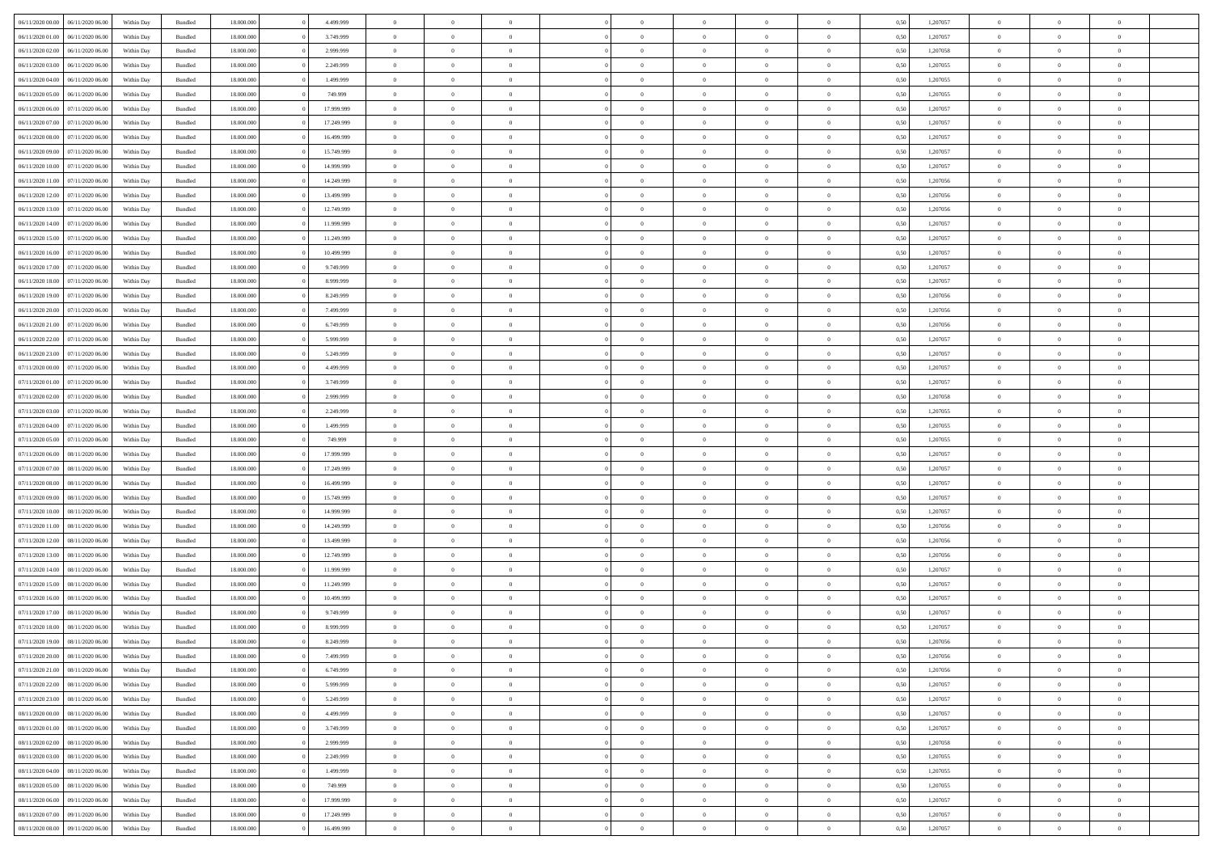| 06/11/2020 00:00 | 06/11/2020 06:00 | Within Day | Bundled | 18.000.000 | 0 | 4.499.999 | 0 | 0 | 0 | | 0 | 0 | 0 | 0 | 0,50 | 1,207057 | 0 | 0 | 0 | |
|---|---|---|---|---|---|---|---|---|---|---|---|---|---|---|---|---|---|---|---|---|
| 06/11/2020 01:00 | 06/11/2020 06:00 | Within Day | Bundled | 18.000.000 | 0 | 3.749.999 | 0 | 0 | 0 | | 0 | 0 | 0 | 0 | 0,50 | 1,207057 | 0 | 0 | 0 | |
| 06/11/2020 02:00 | 06/11/2020 06:00 | Within Day | Bundled | 18.000.000 | 0 | 2.999.999 | 0 | 0 | 0 | | 0 | 0 | 0 | 0 | 0,50 | 1,207058 | 0 | 0 | 0 | |
| 06/11/2020 03:00 | 06/11/2020 06:00 | Within Day | Bundled | 18.000.000 | 0 | 2.249.999 | 0 | 0 | 0 | | 0 | 0 | 0 | 0 | 0,50 | 1,207055 | 0 | 0 | 0 | |
| 06/11/2020 04:00 | 06/11/2020 06:00 | Within Day | Bundled | 18.000.000 | 0 | 1.499.999 | 0 | 0 | 0 | | 0 | 0 | 0 | 0 | 0,50 | 1,207055 | 0 | 0 | 0 | |
| 06/11/2020 05:00 | 06/11/2020 06:00 | Within Day | Bundled | 18.000.000 | 0 | 749.999 | 0 | 0 | 0 | | 0 | 0 | 0 | 0 | 0,50 | 1,207055 | 0 | 0 | 0 | |
| 06/11/2020 06:00 | 07/11/2020 06:00 | Within Day | Bundled | 18.000.000 | 0 | 17.999.999 | 0 | 0 | 0 | | 0 | 0 | 0 | 0 | 0,50 | 1,207057 | 0 | 0 | 0 | |
| 06/11/2020 07:00 | 07/11/2020 06:00 | Within Day | Bundled | 18.000.000 | 0 | 17.249.999 | 0 | 0 | 0 | | 0 | 0 | 0 | 0 | 0,50 | 1,207057 | 0 | 0 | 0 | |
| 06/11/2020 08:00 | 07/11/2020 06:00 | Within Day | Bundled | 18.000.000 | 0 | 16.499.999 | 0 | 0 | 0 | | 0 | 0 | 0 | 0 | 0,50 | 1,207057 | 0 | 0 | 0 | |
| 06/11/2020 09:00 | 07/11/2020 06:00 | Within Day | Bundled | 18.000.000 | 0 | 15.749.999 | 0 | 0 | 0 | | 0 | 0 | 0 | 0 | 0,50 | 1,207057 | 0 | 0 | 0 | |
| 06/11/2020 10:00 | 07/11/2020 06:00 | Within Day | Bundled | 18.000.000 | 0 | 14.999.999 | 0 | 0 | 0 | | 0 | 0 | 0 | 0 | 0,50 | 1,207057 | 0 | 0 | 0 | |
| 06/11/2020 11:00 | 07/11/2020 06:00 | Within Day | Bundled | 18.000.000 | 0 | 14.249.999 | 0 | 0 | 0 | | 0 | 0 | 0 | 0 | 0,50 | 1,207056 | 0 | 0 | 0 | |
| 06/11/2020 12:00 | 07/11/2020 06:00 | Within Day | Bundled | 18.000.000 | 0 | 13.499.999 | 0 | 0 | 0 | | 0 | 0 | 0 | 0 | 0,50 | 1,207056 | 0 | 0 | 0 | |
| 06/11/2020 13:00 | 07/11/2020 06:00 | Within Day | Bundled | 18.000.000 | 0 | 12.749.999 | 0 | 0 | 0 | | 0 | 0 | 0 | 0 | 0,50 | 1,207056 | 0 | 0 | 0 | |
| 06/11/2020 14:00 | 07/11/2020 06:00 | Within Day | Bundled | 18.000.000 | 0 | 11.999.999 | 0 | 0 | 0 | | 0 | 0 | 0 | 0 | 0,50 | 1,207057 | 0 | 0 | 0 | |
| 06/11/2020 15:00 | 07/11/2020 06:00 | Within Day | Bundled | 18.000.000 | 0 | 11.249.999 | 0 | 0 | 0 | | 0 | 0 | 0 | 0 | 0,50 | 1,207057 | 0 | 0 | 0 | |
| 06/11/2020 16:00 | 07/11/2020 06:00 | Within Day | Bundled | 18.000.000 | 0 | 10.499.999 | 0 | 0 | 0 | | 0 | 0 | 0 | 0 | 0,50 | 1,207057 | 0 | 0 | 0 | |
| 06/11/2020 17:00 | 07/11/2020 06:00 | Within Day | Bundled | 18.000.000 | 0 | 9.749.999 | 0 | 0 | 0 | | 0 | 0 | 0 | 0 | 0,50 | 1,207057 | 0 | 0 | 0 | |
| 06/11/2020 18:00 | 07/11/2020 06:00 | Within Day | Bundled | 18.000.000 | 0 | 8.999.999 | 0 | 0 | 0 | | 0 | 0 | 0 | 0 | 0,50 | 1,207057 | 0 | 0 | 0 | |
| 06/11/2020 19:00 | 07/11/2020 06:00 | Within Day | Bundled | 18.000.000 | 0 | 8.249.999 | 0 | 0 | 0 | | 0 | 0 | 0 | 0 | 0,50 | 1,207056 | 0 | 0 | 0 | |
| 06/11/2020 20:00 | 07/11/2020 06:00 | Within Day | Bundled | 18.000.000 | 0 | 7.499.999 | 0 | 0 | 0 | | 0 | 0 | 0 | 0 | 0,50 | 1,207056 | 0 | 0 | 0 | |
| 06/11/2020 21:00 | 07/11/2020 06:00 | Within Day | Bundled | 18.000.000 | 0 | 6.749.999 | 0 | 0 | 0 | | 0 | 0 | 0 | 0 | 0,50 | 1,207056 | 0 | 0 | 0 | |
| 06/11/2020 22:00 | 07/11/2020 06:00 | Within Day | Bundled | 18.000.000 | 0 | 5.999.999 | 0 | 0 | 0 | | 0 | 0 | 0 | 0 | 0,50 | 1,207057 | 0 | 0 | 0 | |
| 06/11/2020 23:00 | 07/11/2020 06:00 | Within Day | Bundled | 18.000.000 | 0 | 5.249.999 | 0 | 0 | 0 | | 0 | 0 | 0 | 0 | 0,50 | 1,207057 | 0 | 0 | 0 | |
| 07/11/2020 00:00 | 07/11/2020 06:00 | Within Day | Bundled | 18.000.000 | 0 | 4.499.999 | 0 | 0 | 0 | | 0 | 0 | 0 | 0 | 0,50 | 1,207057 | 0 | 0 | 0 | |
| 07/11/2020 01:00 | 07/11/2020 06:00 | Within Day | Bundled | 18.000.000 | 0 | 3.749.999 | 0 | 0 | 0 | | 0 | 0 | 0 | 0 | 0,50 | 1,207057 | 0 | 0 | 0 | |
| 07/11/2020 02:00 | 07/11/2020 06:00 | Within Day | Bundled | 18.000.000 | 0 | 2.999.999 | 0 | 0 | 0 | | 0 | 0 | 0 | 0 | 0,50 | 1,207058 | 0 | 0 | 0 | |
| 07/11/2020 03:00 | 07/11/2020 06:00 | Within Day | Bundled | 18.000.000 | 0 | 2.249.999 | 0 | 0 | 0 | | 0 | 0 | 0 | 0 | 0,50 | 1,207055 | 0 | 0 | 0 | |
| 07/11/2020 04:00 | 07/11/2020 06:00 | Within Day | Bundled | 18.000.000 | 0 | 1.499.999 | 0 | 0 | 0 | | 0 | 0 | 0 | 0 | 0,50 | 1,207055 | 0 | 0 | 0 | |
| 07/11/2020 05:00 | 07/11/2020 06:00 | Within Day | Bundled | 18.000.000 | 0 | 749.999 | 0 | 0 | 0 | | 0 | 0 | 0 | 0 | 0,50 | 1,207055 | 0 | 0 | 0 | |
| 07/11/2020 06:00 | 08/11/2020 06:00 | Within Day | Bundled | 18.000.000 | 0 | 17.999.999 | 0 | 0 | 0 | | 0 | 0 | 0 | 0 | 0,50 | 1,207057 | 0 | 0 | 0 | |
| 07/11/2020 07:00 | 08/11/2020 06:00 | Within Day | Bundled | 18.000.000 | 0 | 17.249.999 | 0 | 0 | 0 | | 0 | 0 | 0 | 0 | 0,50 | 1,207057 | 0 | 0 | 0 | |
| 07/11/2020 08:00 | 08/11/2020 06:00 | Within Day | Bundled | 18.000.000 | 0 | 16.499.999 | 0 | 0 | 0 | | 0 | 0 | 0 | 0 | 0,50 | 1,207057 | 0 | 0 | 0 | |
| 07/11/2020 09:00 | 08/11/2020 06:00 | Within Day | Bundled | 18.000.000 | 0 | 15.749.999 | 0 | 0 | 0 | | 0 | 0 | 0 | 0 | 0,50 | 1,207057 | 0 | 0 | 0 | |
| 07/11/2020 10:00 | 08/11/2020 06:00 | Within Day | Bundled | 18.000.000 | 0 | 14.999.999 | 0 | 0 | 0 | | 0 | 0 | 0 | 0 | 0,50 | 1,207057 | 0 | 0 | 0 | |
| 07/11/2020 11:00 | 08/11/2020 06:00 | Within Day | Bundled | 18.000.000 | 0 | 14.249.999 | 0 | 0 | 0 | | 0 | 0 | 0 | 0 | 0,50 | 1,207056 | 0 | 0 | 0 | |
| 07/11/2020 12:00 | 08/11/2020 06:00 | Within Day | Bundled | 18.000.000 | 0 | 13.499.999 | 0 | 0 | 0 | | 0 | 0 | 0 | 0 | 0,50 | 1,207056 | 0 | 0 | 0 | |
| 07/11/2020 13:00 | 08/11/2020 06:00 | Within Day | Bundled | 18.000.000 | 0 | 12.749.999 | 0 | 0 | 0 | | 0 | 0 | 0 | 0 | 0,50 | 1,207056 | 0 | 0 | 0 | |
| 07/11/2020 14:00 | 08/11/2020 06:00 | Within Day | Bundled | 18.000.000 | 0 | 11.999.999 | 0 | 0 | 0 | | 0 | 0 | 0 | 0 | 0,50 | 1,207057 | 0 | 0 | 0 | |
| 07/11/2020 15:00 | 08/11/2020 06:00 | Within Day | Bundled | 18.000.000 | 0 | 11.249.999 | 0 | 0 | 0 | | 0 | 0 | 0 | 0 | 0,50 | 1,207057 | 0 | 0 | 0 | |
| 07/11/2020 16:00 | 08/11/2020 06:00 | Within Day | Bundled | 18.000.000 | 0 | 10.499.999 | 0 | 0 | 0 | | 0 | 0 | 0 | 0 | 0,50 | 1,207057 | 0 | 0 | 0 | |
| 07/11/2020 17:00 | 08/11/2020 06:00 | Within Day | Bundled | 18.000.000 | 0 | 9.749.999 | 0 | 0 | 0 | | 0 | 0 | 0 | 0 | 0,50 | 1,207057 | 0 | 0 | 0 | |
| 07/11/2020 18:00 | 08/11/2020 06:00 | Within Day | Bundled | 18.000.000 | 0 | 8.999.999 | 0 | 0 | 0 | | 0 | 0 | 0 | 0 | 0,50 | 1,207057 | 0 | 0 | 0 | |
| 07/11/2020 19:00 | 08/11/2020 06:00 | Within Day | Bundled | 18.000.000 | 0 | 8.249.999 | 0 | 0 | 0 | | 0 | 0 | 0 | 0 | 0,50 | 1,207056 | 0 | 0 | 0 | |
| 07/11/2020 20:00 | 08/11/2020 06:00 | Within Day | Bundled | 18.000.000 | 0 | 7.499.999 | 0 | 0 | 0 | | 0 | 0 | 0 | 0 | 0,50 | 1,207056 | 0 | 0 | 0 | |
| 07/11/2020 21:00 | 08/11/2020 06:00 | Within Day | Bundled | 18.000.000 | 0 | 6.749.999 | 0 | 0 | 0 | | 0 | 0 | 0 | 0 | 0,50 | 1,207056 | 0 | 0 | 0 | |
| 07/11/2020 22:00 | 08/11/2020 06:00 | Within Day | Bundled | 18.000.000 | 0 | 5.999.999 | 0 | 0 | 0 | | 0 | 0 | 0 | 0 | 0,50 | 1,207057 | 0 | 0 | 0 | |
| 07/11/2020 23:00 | 08/11/2020 06:00 | Within Day | Bundled | 18.000.000 | 0 | 5.249.999 | 0 | 0 | 0 | | 0 | 0 | 0 | 0 | 0,50 | 1,207057 | 0 | 0 | 0 | |
| 08/11/2020 00:00 | 08/11/2020 06:00 | Within Day | Bundled | 18.000.000 | 0 | 4.499.999 | 0 | 0 | 0 | | 0 | 0 | 0 | 0 | 0,50 | 1,207057 | 0 | 0 | 0 | |
| 08/11/2020 01:00 | 08/11/2020 06:00 | Within Day | Bundled | 18.000.000 | 0 | 3.749.999 | 0 | 0 | 0 | | 0 | 0 | 0 | 0 | 0,50 | 1,207057 | 0 | 0 | 0 | |
| 08/11/2020 02:00 | 08/11/2020 06:00 | Within Day | Bundled | 18.000.000 | 0 | 2.999.999 | 0 | 0 | 0 | | 0 | 0 | 0 | 0 | 0,50 | 1,207058 | 0 | 0 | 0 | |
| 08/11/2020 03:00 | 08/11/2020 06:00 | Within Day | Bundled | 18.000.000 | 0 | 2.249.999 | 0 | 0 | 0 | | 0 | 0 | 0 | 0 | 0,50 | 1,207055 | 0 | 0 | 0 | |
| 08/11/2020 04:00 | 08/11/2020 06:00 | Within Day | Bundled | 18.000.000 | 0 | 1.499.999 | 0 | 0 | 0 | | 0 | 0 | 0 | 0 | 0,50 | 1,207055 | 0 | 0 | 0 | |
| 08/11/2020 05:00 | 08/11/2020 06:00 | Within Day | Bundled | 18.000.000 | 0 | 749.999 | 0 | 0 | 0 | | 0 | 0 | 0 | 0 | 0,50 | 1,207055 | 0 | 0 | 0 | |
| 08/11/2020 06:00 | 09/11/2020 06:00 | Within Day | Bundled | 18.000.000 | 0 | 17.999.999 | 0 | 0 | 0 | | 0 | 0 | 0 | 0 | 0,50 | 1,207057 | 0 | 0 | 0 | |
| 08/11/2020 07:00 | 09/11/2020 06:00 | Within Day | Bundled | 18.000.000 | 0 | 17.249.999 | 0 | 0 | 0 | | 0 | 0 | 0 | 0 | 0,50 | 1,207057 | 0 | 0 | 0 | |
| 08/11/2020 08:00 | 09/11/2020 06:00 | Within Day | Bundled | 18.000.000 | 0 | 16.499.999 | 0 | 0 | 0 | | 0 | 0 | 0 | 0 | 0,50 | 1,207057 | 0 | 0 | 0 | |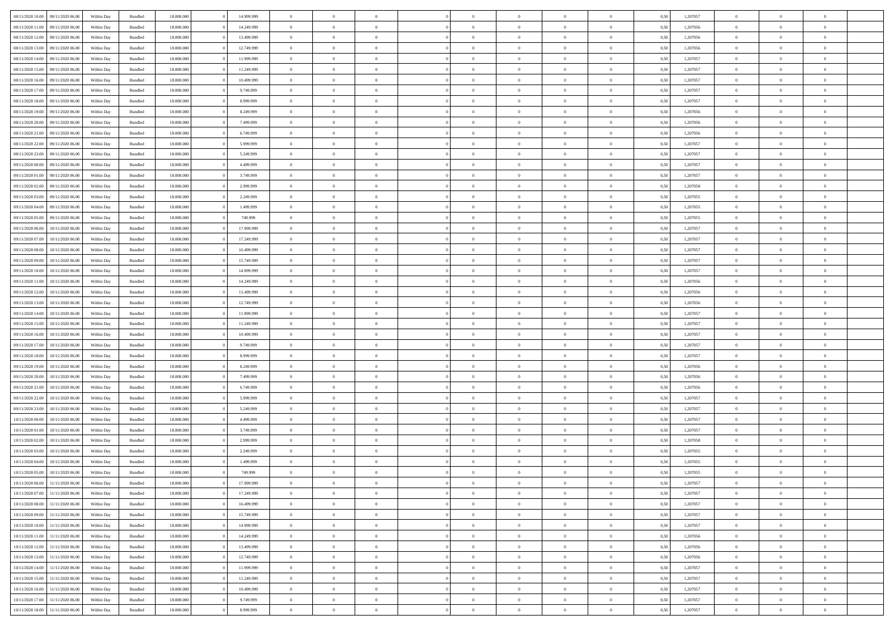| | | | | | | | | | | | | | | | | | | | | |
|---|---|---|---|---|---|---|---|---|---|---|---|---|---|---|---|---|---|---|---|---|
| 08/11/2020 10.00 | 09/11/2020 06.00 | Within Day | Bundled | 18.000.000 | 0 | 14.999.999 | 0 | 0 | 0 | 0 | 0 | 0 | 0 | 0 | 0,50 | 1,207057 | 0 | 0 | 0 | |
| 08/11/2020 11.00 | 09/11/2020 06.00 | Within Day | Bundled | 18.000.000 | 0 | 14.249.999 | 0 | 0 | 0 | 0 | 0 | 0 | 0 | 0 | 0,50 | 1,207056 | 0 | 0 | 0 | |
| 08/11/2020 12.00 | 09/11/2020 06.00 | Within Day | Bundled | 18.000.000 | 0 | 13.499.999 | 0 | 0 | 0 | 0 | 0 | 0 | 0 | 0 | 0,50 | 1,207056 | 0 | 0 | 0 | |
| 08/11/2020 13.00 | 09/11/2020 06.00 | Within Day | Bundled | 18.000.000 | 0 | 12.749.999 | 0 | 0 | 0 | 0 | 0 | 0 | 0 | 0 | 0,50 | 1,207056 | 0 | 0 | 0 | |
| 08/11/2020 14.00 | 09/11/2020 06.00 | Within Day | Bundled | 18.000.000 | 0 | 11.999.999 | 0 | 0 | 0 | 0 | 0 | 0 | 0 | 0 | 0,50 | 1,207057 | 0 | 0 | 0 | |
| 08/11/2020 15.00 | 09/11/2020 06.00 | Within Day | Bundled | 18.000.000 | 0 | 11.249.999 | 0 | 0 | 0 | 0 | 0 | 0 | 0 | 0 | 0,50 | 1,207057 | 0 | 0 | 0 | |
| 08/11/2020 16.00 | 09/11/2020 06.00 | Within Day | Bundled | 18.000.000 | 0 | 10.499.999 | 0 | 0 | 0 | 0 | 0 | 0 | 0 | 0 | 0,50 | 1,207057 | 0 | 0 | 0 | |
| 08/11/2020 17.00 | 09/11/2020 06.00 | Within Day | Bundled | 18.000.000 | 0 | 9.749.999 | 0 | 0 | 0 | 0 | 0 | 0 | 0 | 0 | 0,50 | 1,207057 | 0 | 0 | 0 | |
| 08/11/2020 18.00 | 09/11/2020 06.00 | Within Day | Bundled | 18.000.000 | 0 | 8.999.999 | 0 | 0 | 0 | 0 | 0 | 0 | 0 | 0 | 0,50 | 1,207057 | 0 | 0 | 0 | |
| 08/11/2020 19.00 | 09/11/2020 06.00 | Within Day | Bundled | 18.000.000 | 0 | 8.249.999 | 0 | 0 | 0 | 0 | 0 | 0 | 0 | 0 | 0,50 | 1,207056 | 0 | 0 | 0 | |
| 08/11/2020 20.00 | 09/11/2020 06.00 | Within Day | Bundled | 18.000.000 | 0 | 7.499.999 | 0 | 0 | 0 | 0 | 0 | 0 | 0 | 0 | 0,50 | 1,207056 | 0 | 0 | 0 | |
| 08/11/2020 21.00 | 09/11/2020 06.00 | Within Day | Bundled | 18.000.000 | 0 | 6.749.999 | 0 | 0 | 0 | 0 | 0 | 0 | 0 | 0 | 0,50 | 1,207056 | 0 | 0 | 0 | |
| 08/11/2020 22.00 | 09/11/2020 06.00 | Within Day | Bundled | 18.000.000 | 0 | 5.999.999 | 0 | 0 | 0 | 0 | 0 | 0 | 0 | 0 | 0,50 | 1,207057 | 0 | 0 | 0 | |
| 08/11/2020 23.00 | 09/11/2020 06.00 | Within Day | Bundled | 18.000.000 | 0 | 5.249.999 | 0 | 0 | 0 | 0 | 0 | 0 | 0 | 0 | 0,50 | 1,207057 | 0 | 0 | 0 | |
| 09/11/2020 00.00 | 09/11/2020 06.00 | Within Day | Bundled | 18.000.000 | 0 | 4.499.999 | 0 | 0 | 0 | 0 | 0 | 0 | 0 | 0 | 0,50 | 1,207057 | 0 | 0 | 0 | |
| 09/11/2020 01.00 | 09/11/2020 06.00 | Within Day | Bundled | 18.000.000 | 0 | 3.749.999 | 0 | 0 | 0 | 0 | 0 | 0 | 0 | 0 | 0,50 | 1,207057 | 0 | 0 | 0 | |
| 09/11/2020 02.00 | 09/11/2020 06.00 | Within Day | Bundled | 18.000.000 | 0 | 2.999.999 | 0 | 0 | 0 | 0 | 0 | 0 | 0 | 0 | 0,50 | 1,207058 | 0 | 0 | 0 | |
| 09/11/2020 03.00 | 09/11/2020 06.00 | Within Day | Bundled | 18.000.000 | 0 | 2.249.999 | 0 | 0 | 0 | 0 | 0 | 0 | 0 | 0 | 0,50 | 1,207055 | 0 | 0 | 0 | |
| 09/11/2020 04.00 | 09/11/2020 06.00 | Within Day | Bundled | 18.000.000 | 0 | 1.499.999 | 0 | 0 | 0 | 0 | 0 | 0 | 0 | 0 | 0,50 | 1,207055 | 0 | 0 | 0 | |
| 09/11/2020 05.00 | 09/11/2020 06.00 | Within Day | Bundled | 18.000.000 | 0 | 749.999 | 0 | 0 | 0 | 0 | 0 | 0 | 0 | 0 | 0,50 | 1,207055 | 0 | 0 | 0 | |
| 09/11/2020 06.00 | 10/11/2020 06.00 | Within Day | Bundled | 18.000.000 | 0 | 17.999.999 | 0 | 0 | 0 | 0 | 0 | 0 | 0 | 0 | 0,50 | 1,207057 | 0 | 0 | 0 | |
| 09/11/2020 07.00 | 10/11/2020 06.00 | Within Day | Bundled | 18.000.000 | 0 | 17.249.999 | 0 | 0 | 0 | 0 | 0 | 0 | 0 | 0 | 0,50 | 1,207057 | 0 | 0 | 0 | |
| 09/11/2020 08.00 | 10/11/2020 06.00 | Within Day | Bundled | 18.000.000 | 0 | 16.499.999 | 0 | 0 | 0 | 0 | 0 | 0 | 0 | 0 | 0,50 | 1,207057 | 0 | 0 | 0 | |
| 09/11/2020 09.00 | 10/11/2020 06.00 | Within Day | Bundled | 18.000.000 | 0 | 15.749.999 | 0 | 0 | 0 | 0 | 0 | 0 | 0 | 0 | 0,50 | 1,207057 | 0 | 0 | 0 | |
| 09/11/2020 10.00 | 10/11/2020 06.00 | Within Day | Bundled | 18.000.000 | 0 | 14.999.999 | 0 | 0 | 0 | 0 | 0 | 0 | 0 | 0 | 0,50 | 1,207057 | 0 | 0 | 0 | |
| 09/11/2020 11.00 | 10/11/2020 06.00 | Within Day | Bundled | 18.000.000 | 0 | 14.249.999 | 0 | 0 | 0 | 0 | 0 | 0 | 0 | 0 | 0,50 | 1,207056 | 0 | 0 | 0 | |
| 09/11/2020 12.00 | 10/11/2020 06.00 | Within Day | Bundled | 18.000.000 | 0 | 13.499.999 | 0 | 0 | 0 | 0 | 0 | 0 | 0 | 0 | 0,50 | 1,207056 | 0 | 0 | 0 | |
| 09/11/2020 13.00 | 10/11/2020 06.00 | Within Day | Bundled | 18.000.000 | 0 | 12.749.999 | 0 | 0 | 0 | 0 | 0 | 0 | 0 | 0 | 0,50 | 1,207056 | 0 | 0 | 0 | |
| 09/11/2020 14.00 | 10/11/2020 06.00 | Within Day | Bundled | 18.000.000 | 0 | 11.999.999 | 0 | 0 | 0 | 0 | 0 | 0 | 0 | 0 | 0,50 | 1,207057 | 0 | 0 | 0 | |
| 09/11/2020 15.00 | 10/11/2020 06.00 | Within Day | Bundled | 18.000.000 | 0 | 11.249.999 | 0 | 0 | 0 | 0 | 0 | 0 | 0 | 0 | 0,50 | 1,207057 | 0 | 0 | 0 | |
| 09/11/2020 16.00 | 10/11/2020 06.00 | Within Day | Bundled | 18.000.000 | 0 | 10.499.999 | 0 | 0 | 0 | 0 | 0 | 0 | 0 | 0 | 0,50 | 1,207057 | 0 | 0 | 0 | |
| 09/11/2020 17.00 | 10/11/2020 06.00 | Within Day | Bundled | 18.000.000 | 0 | 9.749.999 | 0 | 0 | 0 | 0 | 0 | 0 | 0 | 0 | 0,50 | 1,207057 | 0 | 0 | 0 | |
| 09/11/2020 18.00 | 10/11/2020 06.00 | Within Day | Bundled | 18.000.000 | 0 | 8.999.999 | 0 | 0 | 0 | 0 | 0 | 0 | 0 | 0 | 0,50 | 1,207057 | 0 | 0 | 0 | |
| 09/11/2020 19.00 | 10/11/2020 06.00 | Within Day | Bundled | 18.000.000 | 0 | 8.249.999 | 0 | 0 | 0 | 0 | 0 | 0 | 0 | 0 | 0,50 | 1,207056 | 0 | 0 | 0 | |
| 09/11/2020 20.00 | 10/11/2020 06.00 | Within Day | Bundled | 18.000.000 | 0 | 7.499.999 | 0 | 0 | 0 | 0 | 0 | 0 | 0 | 0 | 0,50 | 1,207056 | 0 | 0 | 0 | |
| 09/11/2020 21.00 | 10/11/2020 06.00 | Within Day | Bundled | 18.000.000 | 0 | 6.749.999 | 0 | 0 | 0 | 0 | 0 | 0 | 0 | 0 | 0,50 | 1,207056 | 0 | 0 | 0 | |
| 09/11/2020 22.00 | 10/11/2020 06.00 | Within Day | Bundled | 18.000.000 | 0 | 5.999.999 | 0 | 0 | 0 | 0 | 0 | 0 | 0 | 0 | 0,50 | 1,207057 | 0 | 0 | 0 | |
| 09/11/2020 23.00 | 10/11/2020 06.00 | Within Day | Bundled | 18.000.000 | 0 | 5.249.999 | 0 | 0 | 0 | 0 | 0 | 0 | 0 | 0 | 0,50 | 1,207057 | 0 | 0 | 0 | |
| 10/11/2020 00.00 | 10/11/2020 06.00 | Within Day | Bundled | 18.000.000 | 0 | 4.499.999 | 0 | 0 | 0 | 0 | 0 | 0 | 0 | 0 | 0,50 | 1,207057 | 0 | 0 | 0 | |
| 10/11/2020 01.00 | 10/11/2020 06.00 | Within Day | Bundled | 18.000.000 | 0 | 3.749.999 | 0 | 0 | 0 | 0 | 0 | 0 | 0 | 0 | 0,50 | 1,207057 | 0 | 0 | 0 | |
| 10/11/2020 02.00 | 10/11/2020 06.00 | Within Day | Bundled | 18.000.000 | 0 | 2.999.999 | 0 | 0 | 0 | 0 | 0 | 0 | 0 | 0 | 0,50 | 1,207058 | 0 | 0 | 0 | |
| 10/11/2020 03.00 | 10/11/2020 06.00 | Within Day | Bundled | 18.000.000 | 0 | 2.249.999 | 0 | 0 | 0 | 0 | 0 | 0 | 0 | 0 | 0,50 | 1,207055 | 0 | 0 | 0 | |
| 10/11/2020 04.00 | 10/11/2020 06.00 | Within Day | Bundled | 18.000.000 | 0 | 1.499.999 | 0 | 0 | 0 | 0 | 0 | 0 | 0 | 0 | 0,50 | 1,207055 | 0 | 0 | 0 | |
| 10/11/2020 05.00 | 10/11/2020 06.00 | Within Day | Bundled | 18.000.000 | 0 | 749.999 | 0 | 0 | 0 | 0 | 0 | 0 | 0 | 0 | 0,50 | 1,207055 | 0 | 0 | 0 | |
| 10/11/2020 06.00 | 11/11/2020 06.00 | Within Day | Bundled | 18.000.000 | 0 | 17.999.999 | 0 | 0 | 0 | 0 | 0 | 0 | 0 | 0 | 0,50 | 1,207057 | 0 | 0 | 0 | |
| 10/11/2020 07.00 | 11/11/2020 06.00 | Within Day | Bundled | 18.000.000 | 0 | 17.249.999 | 0 | 0 | 0 | 0 | 0 | 0 | 0 | 0 | 0,50 | 1,207057 | 0 | 0 | 0 | |
| 10/11/2020 08.00 | 11/11/2020 06.00 | Within Day | Bundled | 18.000.000 | 0 | 16.499.999 | 0 | 0 | 0 | 0 | 0 | 0 | 0 | 0 | 0,50 | 1,207057 | 0 | 0 | 0 | |
| 10/11/2020 09.00 | 11/11/2020 06.00 | Within Day | Bundled | 18.000.000 | 0 | 15.749.999 | 0 | 0 | 0 | 0 | 0 | 0 | 0 | 0 | 0,50 | 1,207057 | 0 | 0 | 0 | |
| 10/11/2020 10.00 | 11/11/2020 06.00 | Within Day | Bundled | 18.000.000 | 0 | 14.999.999 | 0 | 0 | 0 | 0 | 0 | 0 | 0 | 0 | 0,50 | 1,207057 | 0 | 0 | 0 | |
| 10/11/2020 11.00 | 11/11/2020 06.00 | Within Day | Bundled | 18.000.000 | 0 | 14.249.999 | 0 | 0 | 0 | 0 | 0 | 0 | 0 | 0 | 0,50 | 1,207056 | 0 | 0 | 0 | |
| 10/11/2020 12.00 | 11/11/2020 06.00 | Within Day | Bundled | 18.000.000 | 0 | 13.499.999 | 0 | 0 | 0 | 0 | 0 | 0 | 0 | 0 | 0,50 | 1,207056 | 0 | 0 | 0 | |
| 10/11/2020 13.00 | 11/11/2020 06.00 | Within Day | Bundled | 18.000.000 | 0 | 12.749.999 | 0 | 0 | 0 | 0 | 0 | 0 | 0 | 0 | 0,50 | 1,207056 | 0 | 0 | 0 | |
| 10/11/2020 14.00 | 11/11/2020 06.00 | Within Day | Bundled | 18.000.000 | 0 | 11.999.999 | 0 | 0 | 0 | 0 | 0 | 0 | 0 | 0 | 0,50 | 1,207057 | 0 | 0 | 0 | |
| 10/11/2020 15.00 | 11/11/2020 06.00 | Within Day | Bundled | 18.000.000 | 0 | 11.249.999 | 0 | 0 | 0 | 0 | 0 | 0 | 0 | 0 | 0,50 | 1,207057 | 0 | 0 | 0 | |
| 10/11/2020 16.00 | 11/11/2020 06.00 | Within Day | Bundled | 18.000.000 | 0 | 10.499.999 | 0 | 0 | 0 | 0 | 0 | 0 | 0 | 0 | 0,50 | 1,207057 | 0 | 0 | 0 | |
| 10/11/2020 17.00 | 11/11/2020 06.00 | Within Day | Bundled | 18.000.000 | 0 | 9.749.999 | 0 | 0 | 0 | 0 | 0 | 0 | 0 | 0 | 0,50 | 1,207057 | 0 | 0 | 0 | |
| 10/11/2020 18.00 | 11/11/2020 06.00 | Within Day | Bundled | 18.000.000 | 0 | 8.999.999 | 0 | 0 | 0 | 0 | 0 | 0 | 0 | 0 | 0,50 | 1,207057 | 0 | 0 | 0 | |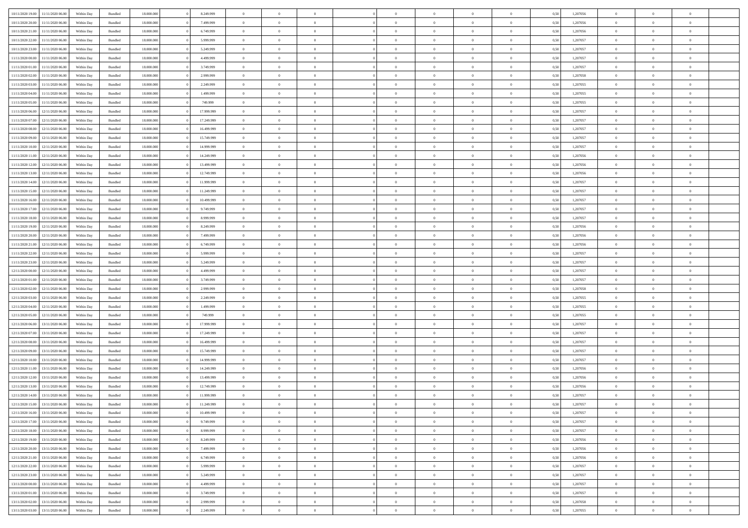| | | | | | | | | | | | | | | | | | | | | | |
|---|---|---|---|---|---|---|---|---|---|---|---|---|---|---|---|---|---|---|---|---|---|
| 10/11/2020 19.00 | 11/11/2020 06.00 | Within Day | Bundled | 18.000.000 | 0 | 8.249.999 | 0 | 0 | 0 | | 0 | 0 | 0 | 0 | 0 | 0,50 | 1,207056 | 0 | 0 | 0 | |
| 10/11/2020 20.00 | 11/11/2020 06.00 | Within Day | Bundled | 18.000.000 | 0 | 7.499.999 | 0 | 0 | 0 | | 0 | 0 | 0 | 0 | 0 | 0,50 | 1,207056 | 0 | 0 | 0 | |
| 10/11/2020 21.00 | 11/11/2020 06.00 | Within Day | Bundled | 18.000.000 | 0 | 6.749.999 | 0 | 0 | 0 | | 0 | 0 | 0 | 0 | 0 | 0,50 | 1,207056 | 0 | 0 | 0 | |
| 10/11/2020 22.00 | 11/11/2020 06.00 | Within Day | Bundled | 18.000.000 | 0 | 5.999.999 | 0 | 0 | 0 | | 0 | 0 | 0 | 0 | 0 | 0,50 | 1,207057 | 0 | 0 | 0 | |
| 10/11/2020 23.00 | 11/11/2020 06.00 | Within Day | Bundled | 18.000.000 | 0 | 5.249.999 | 0 | 0 | 0 | | 0 | 0 | 0 | 0 | 0 | 0,50 | 1,207057 | 0 | 0 | 0 | |
| 11/11/2020 00.00 | 11/11/2020 06.00 | Within Day | Bundled | 18.000.000 | 0 | 4.499.999 | 0 | 0 | 0 | | 0 | 0 | 0 | 0 | 0 | 0,50 | 1,207057 | 0 | 0 | 0 | |
| 11/11/2020 01.00 | 11/11/2020 06.00 | Within Day | Bundled | 18.000.000 | 0 | 3.749.999 | 0 | 0 | 0 | | 0 | 0 | 0 | 0 | 0 | 0,50 | 1,207057 | 0 | 0 | 0 | |
| 11/11/2020 02.00 | 11/11/2020 06.00 | Within Day | Bundled | 18.000.000 | 0 | 2.999.999 | 0 | 0 | 0 | | 0 | 0 | 0 | 0 | 0 | 0,50 | 1,207058 | 0 | 0 | 0 | |
| 11/11/2020 03.00 | 11/11/2020 06.00 | Within Day | Bundled | 18.000.000 | 0 | 2.249.999 | 0 | 0 | 0 | | 0 | 0 | 0 | 0 | 0 | 0,50 | 1,207055 | 0 | 0 | 0 | |
| 11/11/2020 04.00 | 11/11/2020 06.00 | Within Day | Bundled | 18.000.000 | 0 | 1.499.999 | 0 | 0 | 0 | | 0 | 0 | 0 | 0 | 0 | 0,50 | 1,207055 | 0 | 0 | 0 | |
| 11/11/2020 05.00 | 11/11/2020 06.00 | Within Day | Bundled | 18.000.000 | 0 | 749.999 | 0 | 0 | 0 | | 0 | 0 | 0 | 0 | 0 | 0,50 | 1,207055 | 0 | 0 | 0 | |
| 11/11/2020 06.00 | 12/11/2020 06.00 | Within Day | Bundled | 18.000.000 | 0 | 17.999.999 | 0 | 0 | 0 | | 0 | 0 | 0 | 0 | 0 | 0,50 | 1,207057 | 0 | 0 | 0 | |
| 11/11/2020 07.00 | 12/11/2020 06.00 | Within Day | Bundled | 18.000.000 | 0 | 17.249.999 | 0 | 0 | 0 | | 0 | 0 | 0 | 0 | 0 | 0,50 | 1,207057 | 0 | 0 | 0 | |
| 11/11/2020 08.00 | 12/11/2020 06.00 | Within Day | Bundled | 18.000.000 | 0 | 16.499.999 | 0 | 0 | 0 | | 0 | 0 | 0 | 0 | 0 | 0,50 | 1,207057 | 0 | 0 | 0 | |
| 11/11/2020 09.00 | 12/11/2020 06.00 | Within Day | Bundled | 18.000.000 | 0 | 15.749.999 | 0 | 0 | 0 | | 0 | 0 | 0 | 0 | 0 | 0,50 | 1,207057 | 0 | 0 | 0 | |
| 11/11/2020 10.00 | 12/11/2020 06.00 | Within Day | Bundled | 18.000.000 | 0 | 14.999.999 | 0 | 0 | 0 | | 0 | 0 | 0 | 0 | 0 | 0,50 | 1,207057 | 0 | 0 | 0 | |
| 11/11/2020 11.00 | 12/11/2020 06.00 | Within Day | Bundled | 18.000.000 | 0 | 14.249.999 | 0 | 0 | 0 | | 0 | 0 | 0 | 0 | 0 | 0,50 | 1,207056 | 0 | 0 | 0 | |
| 11/11/2020 12.00 | 12/11/2020 06.00 | Within Day | Bundled | 18.000.000 | 0 | 13.499.999 | 0 | 0 | 0 | | 0 | 0 | 0 | 0 | 0 | 0,50 | 1,207056 | 0 | 0 | 0 | |
| 11/11/2020 13.00 | 12/11/2020 06.00 | Within Day | Bundled | 18.000.000 | 0 | 12.749.999 | 0 | 0 | 0 | | 0 | 0 | 0 | 0 | 0 | 0,50 | 1,207056 | 0 | 0 | 0 | |
| 11/11/2020 14.00 | 12/11/2020 06.00 | Within Day | Bundled | 18.000.000 | 0 | 11.999.999 | 0 | 0 | 0 | | 0 | 0 | 0 | 0 | 0 | 0,50 | 1,207057 | 0 | 0 | 0 | |
| 11/11/2020 15.00 | 12/11/2020 06.00 | Within Day | Bundled | 18.000.000 | 0 | 11.249.999 | 0 | 0 | 0 | | 0 | 0 | 0 | 0 | 0 | 0,50 | 1,207057 | 0 | 0 | 0 | |
| 11/11/2020 16.00 | 12/11/2020 06.00 | Within Day | Bundled | 18.000.000 | 0 | 10.499.999 | 0 | 0 | 0 | | 0 | 0 | 0 | 0 | 0 | 0,50 | 1,207057 | 0 | 0 | 0 | |
| 11/11/2020 17.00 | 12/11/2020 06.00 | Within Day | Bundled | 18.000.000 | 0 | 9.749.999 | 0 | 0 | 0 | | 0 | 0 | 0 | 0 | 0 | 0,50 | 1,207057 | 0 | 0 | 0 | |
| 11/11/2020 18.00 | 12/11/2020 06.00 | Within Day | Bundled | 18.000.000 | 0 | 8.999.999 | 0 | 0 | 0 | | 0 | 0 | 0 | 0 | 0 | 0,50 | 1,207057 | 0 | 0 | 0 | |
| 11/11/2020 19.00 | 12/11/2020 06.00 | Within Day | Bundled | 18.000.000 | 0 | 8.249.999 | 0 | 0 | 0 | | 0 | 0 | 0 | 0 | 0 | 0,50 | 1,207056 | 0 | 0 | 0 | |
| 11/11/2020 20.00 | 12/11/2020 06.00 | Within Day | Bundled | 18.000.000 | 0 | 7.499.999 | 0 | 0 | 0 | | 0 | 0 | 0 | 0 | 0 | 0,50 | 1,207056 | 0 | 0 | 0 | |
| 11/11/2020 21.00 | 12/11/2020 06.00 | Within Day | Bundled | 18.000.000 | 0 | 6.749.999 | 0 | 0 | 0 | | 0 | 0 | 0 | 0 | 0 | 0,50 | 1,207056 | 0 | 0 | 0 | |
| 11/11/2020 22.00 | 12/11/2020 06.00 | Within Day | Bundled | 18.000.000 | 0 | 5.999.999 | 0 | 0 | 0 | | 0 | 0 | 0 | 0 | 0 | 0,50 | 1,207057 | 0 | 0 | 0 | |
| 11/11/2020 23.00 | 12/11/2020 06.00 | Within Day | Bundled | 18.000.000 | 0 | 5.249.999 | 0 | 0 | 0 | | 0 | 0 | 0 | 0 | 0 | 0,50 | 1,207057 | 0 | 0 | 0 | |
| 12/11/2020 00.00 | 12/11/2020 06.00 | Within Day | Bundled | 18.000.000 | 0 | 4.499.999 | 0 | 0 | 0 | | 0 | 0 | 0 | 0 | 0 | 0,50 | 1,207057 | 0 | 0 | 0 | |
| 12/11/2020 01.00 | 12/11/2020 06.00 | Within Day | Bundled | 18.000.000 | 0 | 3.749.999 | 0 | 0 | 0 | | 0 | 0 | 0 | 0 | 0 | 0,50 | 1,207057 | 0 | 0 | 0 | |
| 12/11/2020 02.00 | 12/11/2020 06.00 | Within Day | Bundled | 18.000.000 | 0 | 2.999.999 | 0 | 0 | 0 | | 0 | 0 | 0 | 0 | 0 | 0,50 | 1,207058 | 0 | 0 | 0 | |
| 12/11/2020 03.00 | 12/11/2020 06.00 | Within Day | Bundled | 18.000.000 | 0 | 2.249.999 | 0 | 0 | 0 | | 0 | 0 | 0 | 0 | 0 | 0,50 | 1,207055 | 0 | 0 | 0 | |
| 12/11/2020 04.00 | 12/11/2020 06.00 | Within Day | Bundled | 18.000.000 | 0 | 1.499.999 | 0 | 0 | 0 | | 0 | 0 | 0 | 0 | 0 | 0,50 | 1,207055 | 0 | 0 | 0 | |
| 12/11/2020 05.00 | 12/11/2020 06.00 | Within Day | Bundled | 18.000.000 | 0 | 749.999 | 0 | 0 | 0 | | 0 | 0 | 0 | 0 | 0 | 0,50 | 1,207055 | 0 | 0 | 0 | |
| 12/11/2020 06.00 | 13/11/2020 06.00 | Within Day | Bundled | 18.000.000 | 0 | 17.999.999 | 0 | 0 | 0 | | 0 | 0 | 0 | 0 | 0 | 0,50 | 1,207057 | 0 | 0 | 0 | |
| 12/11/2020 07.00 | 13/11/2020 06.00 | Within Day | Bundled | 18.000.000 | 0 | 17.249.999 | 0 | 0 | 0 | | 0 | 0 | 0 | 0 | 0 | 0,50 | 1,207057 | 0 | 0 | 0 | |
| 12/11/2020 08.00 | 13/11/2020 06.00 | Within Day | Bundled | 18.000.000 | 0 | 16.499.999 | 0 | 0 | 0 | | 0 | 0 | 0 | 0 | 0 | 0,50 | 1,207057 | 0 | 0 | 0 | |
| 12/11/2020 09.00 | 13/11/2020 06.00 | Within Day | Bundled | 18.000.000 | 0 | 15.749.999 | 0 | 0 | 0 | | 0 | 0 | 0 | 0 | 0 | 0,50 | 1,207057 | 0 | 0 | 0 | |
| 12/11/2020 10.00 | 13/11/2020 06.00 | Within Day | Bundled | 18.000.000 | 0 | 14.999.999 | 0 | 0 | 0 | | 0 | 0 | 0 | 0 | 0 | 0,50 | 1,207057 | 0 | 0 | 0 | |
| 12/11/2020 11.00 | 13/11/2020 06.00 | Within Day | Bundled | 18.000.000 | 0 | 14.249.999 | 0 | 0 | 0 | | 0 | 0 | 0 | 0 | 0 | 0,50 | 1,207056 | 0 | 0 | 0 | |
| 12/11/2020 12.00 | 13/11/2020 06.00 | Within Day | Bundled | 18.000.000 | 0 | 13.499.999 | 0 | 0 | 0 | | 0 | 0 | 0 | 0 | 0 | 0,50 | 1,207056 | 0 | 0 | 0 | |
| 12/11/2020 13.00 | 13/11/2020 06.00 | Within Day | Bundled | 18.000.000 | 0 | 12.749.999 | 0 | 0 | 0 | | 0 | 0 | 0 | 0 | 0 | 0,50 | 1,207056 | 0 | 0 | 0 | |
| 12/11/2020 14.00 | 13/11/2020 06.00 | Within Day | Bundled | 18.000.000 | 0 | 11.999.999 | 0 | 0 | 0 | | 0 | 0 | 0 | 0 | 0 | 0,50 | 1,207057 | 0 | 0 | 0 | |
| 12/11/2020 15.00 | 13/11/2020 06.00 | Within Day | Bundled | 18.000.000 | 0 | 11.249.999 | 0 | 0 | 0 | | 0 | 0 | 0 | 0 | 0 | 0,50 | 1,207057 | 0 | 0 | 0 | |
| 12/11/2020 16.00 | 13/11/2020 06.00 | Within Day | Bundled | 18.000.000 | 0 | 10.499.999 | 0 | 0 | 0 | | 0 | 0 | 0 | 0 | 0 | 0,50 | 1,207057 | 0 | 0 | 0 | |
| 12/11/2020 17.00 | 13/11/2020 06.00 | Within Day | Bundled | 18.000.000 | 0 | 9.749.999 | 0 | 0 | 0 | | 0 | 0 | 0 | 0 | 0 | 0,50 | 1,207057 | 0 | 0 | 0 | |
| 12/11/2020 18.00 | 13/11/2020 06.00 | Within Day | Bundled | 18.000.000 | 0 | 8.999.999 | 0 | 0 | 0 | | 0 | 0 | 0 | 0 | 0 | 0,50 | 1,207057 | 0 | 0 | 0 | |
| 12/11/2020 19.00 | 13/11/2020 06.00 | Within Day | Bundled | 18.000.000 | 0 | 8.249.999 | 0 | 0 | 0 | | 0 | 0 | 0 | 0 | 0 | 0,50 | 1,207056 | 0 | 0 | 0 | |
| 12/11/2020 20.00 | 13/11/2020 06.00 | Within Day | Bundled | 18.000.000 | 0 | 7.499.999 | 0 | 0 | 0 | | 0 | 0 | 0 | 0 | 0 | 0,50 | 1,207056 | 0 | 0 | 0 | |
| 12/11/2020 21.00 | 13/11/2020 06.00 | Within Day | Bundled | 18.000.000 | 0 | 6.749.999 | 0 | 0 | 0 | | 0 | 0 | 0 | 0 | 0 | 0,50 | 1,207056 | 0 | 0 | 0 | |
| 12/11/2020 22.00 | 13/11/2020 06.00 | Within Day | Bundled | 18.000.000 | 0 | 5.999.999 | 0 | 0 | 0 | | 0 | 0 | 0 | 0 | 0 | 0,50 | 1,207057 | 0 | 0 | 0 | |
| 12/11/2020 23.00 | 13/11/2020 06.00 | Within Day | Bundled | 18.000.000 | 0 | 5.249.999 | 0 | 0 | 0 | | 0 | 0 | 0 | 0 | 0 | 0,50 | 1,207057 | 0 | 0 | 0 | |
| 13/11/2020 00.00 | 13/11/2020 06.00 | Within Day | Bundled | 18.000.000 | 0 | 4.499.999 | 0 | 0 | 0 | | 0 | 0 | 0 | 0 | 0 | 0,50 | 1,207057 | 0 | 0 | 0 | |
| 13/11/2020 01.00 | 13/11/2020 06.00 | Within Day | Bundled | 18.000.000 | 0 | 3.749.999 | 0 | 0 | 0 | | 0 | 0 | 0 | 0 | 0 | 0,50 | 1,207057 | 0 | 0 | 0 | |
| 13/11/2020 02.00 | 13/11/2020 06.00 | Within Day | Bundled | 18.000.000 | 0 | 2.999.999 | 0 | 0 | 0 | | 0 | 0 | 0 | 0 | 0 | 0,50 | 1,207058 | 0 | 0 | 0 | |
| 13/11/2020 03.00 | 13/11/2020 06.00 | Within Day | Bundled | 18.000.000 | 0 | 2.249.999 | 0 | 0 | 0 | | 0 | 0 | 0 | 0 | 0 | 0,50 | 1,207055 | 0 | 0 | 0 | |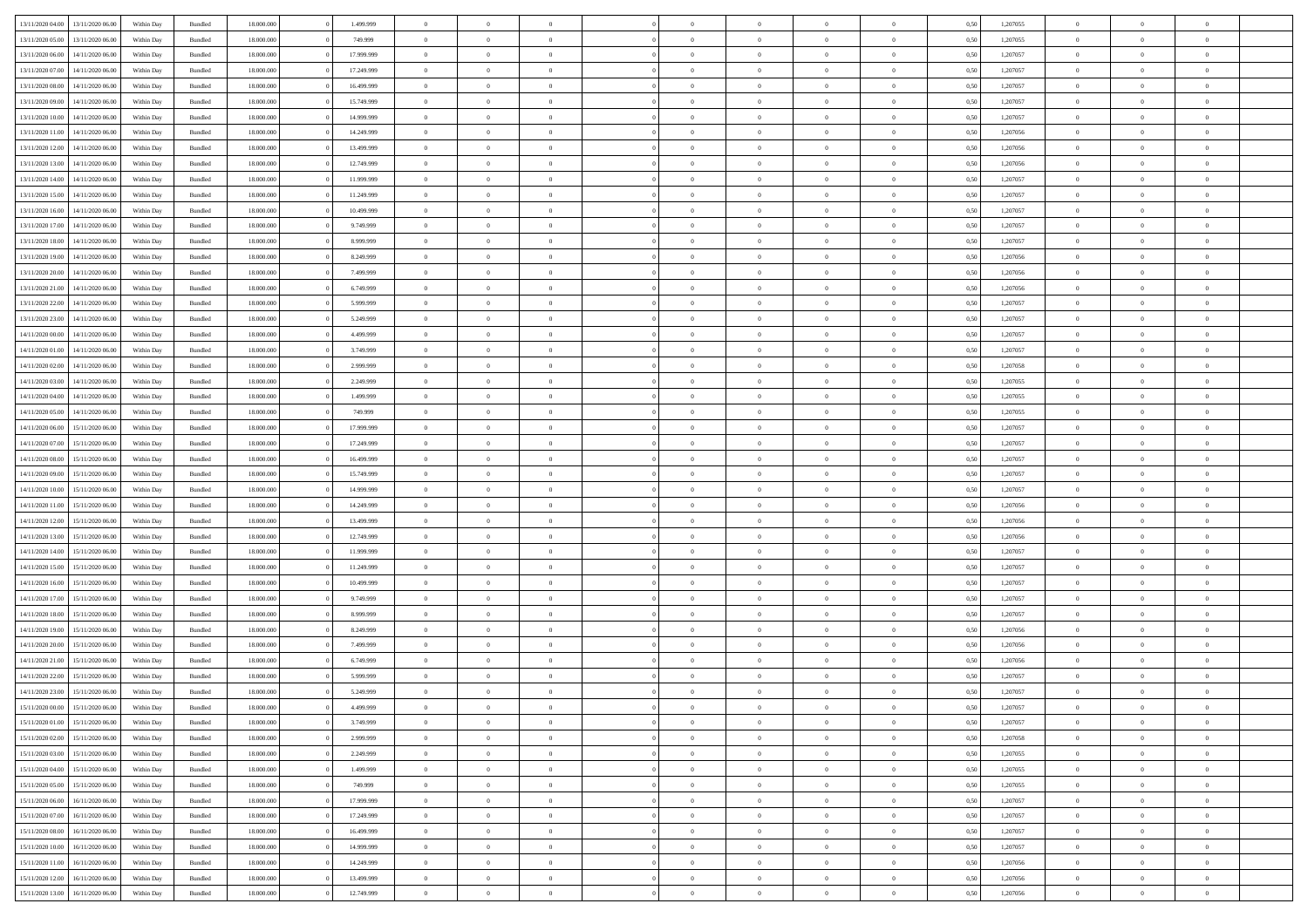| | | | | | | | | | | | | | | | | | | | | |
|---|---|---|---|---|---|---|---|---|---|---|---|---|---|---|---|---|---|---|---|---|
| 13/11/2020 04.00 | 13/11/2020 06.00 | Within Day | Bundled | 18.000.000 | 0 | 1.499.999 | 0 | 0 | 0 | 0 | 0 | 0 | 0 | 0 | 0,50 | 1,207055 | 0 | 0 | 0 | |
| 13/11/2020 05.00 | 13/11/2020 06.00 | Within Day | Bundled | 18.000.000 | 0 | 749.999 | 0 | 0 | 0 | 0 | 0 | 0 | 0 | 0 | 0,50 | 1,207055 | 0 | 0 | 0 | |
| 13/11/2020 06.00 | 14/11/2020 06.00 | Within Day | Bundled | 18.000.000 | 0 | 17.999.999 | 0 | 0 | 0 | 0 | 0 | 0 | 0 | 0 | 0,50 | 1,207057 | 0 | 0 | 0 | |
| 13/11/2020 07.00 | 14/11/2020 06.00 | Within Day | Bundled | 18.000.000 | 0 | 17.249.999 | 0 | 0 | 0 | 0 | 0 | 0 | 0 | 0 | 0,50 | 1,207057 | 0 | 0 | 0 | |
| 13/11/2020 08.00 | 14/11/2020 06.00 | Within Day | Bundled | 18.000.000 | 0 | 16.499.999 | 0 | 0 | 0 | 0 | 0 | 0 | 0 | 0 | 0,50 | 1,207057 | 0 | 0 | 0 | |
| 13/11/2020 09.00 | 14/11/2020 06.00 | Within Day | Bundled | 18.000.000 | 0 | 15.749.999 | 0 | 0 | 0 | 0 | 0 | 0 | 0 | 0 | 0,50 | 1,207057 | 0 | 0 | 0 | |
| 13/11/2020 10.00 | 14/11/2020 06.00 | Within Day | Bundled | 18.000.000 | 0 | 14.999.999 | 0 | 0 | 0 | 0 | 0 | 0 | 0 | 0 | 0,50 | 1,207057 | 0 | 0 | 0 | |
| 13/11/2020 11.00 | 14/11/2020 06.00 | Within Day | Bundled | 18.000.000 | 0 | 14.249.999 | 0 | 0 | 0 | 0 | 0 | 0 | 0 | 0 | 0,50 | 1,207056 | 0 | 0 | 0 | |
| 13/11/2020 12.00 | 14/11/2020 06.00 | Within Day | Bundled | 18.000.000 | 0 | 13.499.999 | 0 | 0 | 0 | 0 | 0 | 0 | 0 | 0 | 0,50 | 1,207056 | 0 | 0 | 0 | |
| 13/11/2020 13.00 | 14/11/2020 06.00 | Within Day | Bundled | 18.000.000 | 0 | 12.749.999 | 0 | 0 | 0 | 0 | 0 | 0 | 0 | 0 | 0,50 | 1,207056 | 0 | 0 | 0 | |
| 13/11/2020 14.00 | 14/11/2020 06.00 | Within Day | Bundled | 18.000.000 | 0 | 11.999.999 | 0 | 0 | 0 | 0 | 0 | 0 | 0 | 0 | 0,50 | 1,207057 | 0 | 0 | 0 | |
| 13/11/2020 15.00 | 14/11/2020 06.00 | Within Day | Bundled | 18.000.000 | 0 | 11.249.999 | 0 | 0 | 0 | 0 | 0 | 0 | 0 | 0 | 0,50 | 1,207057 | 0 | 0 | 0 | |
| 13/11/2020 16.00 | 14/11/2020 06.00 | Within Day | Bundled | 18.000.000 | 0 | 10.499.999 | 0 | 0 | 0 | 0 | 0 | 0 | 0 | 0 | 0,50 | 1,207057 | 0 | 0 | 0 | |
| 13/11/2020 17.00 | 14/11/2020 06.00 | Within Day | Bundled | 18.000.000 | 0 | 9.749.999 | 0 | 0 | 0 | 0 | 0 | 0 | 0 | 0 | 0,50 | 1,207057 | 0 | 0 | 0 | |
| 13/11/2020 18.00 | 14/11/2020 06.00 | Within Day | Bundled | 18.000.000 | 0 | 8.999.999 | 0 | 0 | 0 | 0 | 0 | 0 | 0 | 0 | 0,50 | 1,207057 | 0 | 0 | 0 | |
| 13/11/2020 19.00 | 14/11/2020 06.00 | Within Day | Bundled | 18.000.000 | 0 | 8.249.999 | 0 | 0 | 0 | 0 | 0 | 0 | 0 | 0 | 0,50 | 1,207056 | 0 | 0 | 0 | |
| 13/11/2020 20.00 | 14/11/2020 06.00 | Within Day | Bundled | 18.000.000 | 0 | 7.499.999 | 0 | 0 | 0 | 0 | 0 | 0 | 0 | 0 | 0,50 | 1,207056 | 0 | 0 | 0 | |
| 13/11/2020 21.00 | 14/11/2020 06.00 | Within Day | Bundled | 18.000.000 | 0 | 6.749.999 | 0 | 0 | 0 | 0 | 0 | 0 | 0 | 0 | 0,50 | 1,207056 | 0 | 0 | 0 | |
| 13/11/2020 22.00 | 14/11/2020 06.00 | Within Day | Bundled | 18.000.000 | 0 | 5.999.999 | 0 | 0 | 0 | 0 | 0 | 0 | 0 | 0 | 0,50 | 1,207057 | 0 | 0 | 0 | |
| 13/11/2020 23.00 | 14/11/2020 06.00 | Within Day | Bundled | 18.000.000 | 0 | 5.249.999 | 0 | 0 | 0 | 0 | 0 | 0 | 0 | 0 | 0,50 | 1,207057 | 0 | 0 | 0 | |
| 14/11/2020 00.00 | 14/11/2020 06.00 | Within Day | Bundled | 18.000.000 | 0 | 4.499.999 | 0 | 0 | 0 | 0 | 0 | 0 | 0 | 0 | 0,50 | 1,207057 | 0 | 0 | 0 | |
| 14/11/2020 01.00 | 14/11/2020 06.00 | Within Day | Bundled | 18.000.000 | 0 | 3.749.999 | 0 | 0 | 0 | 0 | 0 | 0 | 0 | 0 | 0,50 | 1,207057 | 0 | 0 | 0 | |
| 14/11/2020 02.00 | 14/11/2020 06.00 | Within Day | Bundled | 18.000.000 | 0 | 2.999.999 | 0 | 0 | 0 | 0 | 0 | 0 | 0 | 0 | 0,50 | 1,207058 | 0 | 0 | 0 | |
| 14/11/2020 03.00 | 14/11/2020 06.00 | Within Day | Bundled | 18.000.000 | 0 | 2.249.999 | 0 | 0 | 0 | 0 | 0 | 0 | 0 | 0 | 0,50 | 1,207055 | 0 | 0 | 0 | |
| 14/11/2020 04.00 | 14/11/2020 06.00 | Within Day | Bundled | 18.000.000 | 0 | 1.499.999 | 0 | 0 | 0 | 0 | 0 | 0 | 0 | 0 | 0,50 | 1,207055 | 0 | 0 | 0 | |
| 14/11/2020 05.00 | 14/11/2020 06.00 | Within Day | Bundled | 18.000.000 | 0 | 749.999 | 0 | 0 | 0 | 0 | 0 | 0 | 0 | 0 | 0,50 | 1,207055 | 0 | 0 | 0 | |
| 14/11/2020 06.00 | 15/11/2020 06.00 | Within Day | Bundled | 18.000.000 | 0 | 17.999.999 | 0 | 0 | 0 | 0 | 0 | 0 | 0 | 0 | 0,50 | 1,207057 | 0 | 0 | 0 | |
| 14/11/2020 07.00 | 15/11/2020 06.00 | Within Day | Bundled | 18.000.000 | 0 | 17.249.999 | 0 | 0 | 0 | 0 | 0 | 0 | 0 | 0 | 0,50 | 1,207057 | 0 | 0 | 0 | |
| 14/11/2020 08.00 | 15/11/2020 06.00 | Within Day | Bundled | 18.000.000 | 0 | 16.499.999 | 0 | 0 | 0 | 0 | 0 | 0 | 0 | 0 | 0,50 | 1,207057 | 0 | 0 | 0 | |
| 14/11/2020 09.00 | 15/11/2020 06.00 | Within Day | Bundled | 18.000.000 | 0 | 15.749.999 | 0 | 0 | 0 | 0 | 0 | 0 | 0 | 0 | 0,50 | 1,207057 | 0 | 0 | 0 | |
| 14/11/2020 10.00 | 15/11/2020 06.00 | Within Day | Bundled | 18.000.000 | 0 | 14.999.999 | 0 | 0 | 0 | 0 | 0 | 0 | 0 | 0 | 0,50 | 1,207057 | 0 | 0 | 0 | |
| 14/11/2020 11.00 | 15/11/2020 06.00 | Within Day | Bundled | 18.000.000 | 0 | 14.249.999 | 0 | 0 | 0 | 0 | 0 | 0 | 0 | 0 | 0,50 | 1,207056 | 0 | 0 | 0 | |
| 14/11/2020 12.00 | 15/11/2020 06.00 | Within Day | Bundled | 18.000.000 | 0 | 13.499.999 | 0 | 0 | 0 | 0 | 0 | 0 | 0 | 0 | 0,50 | 1,207056 | 0 | 0 | 0 | |
| 14/11/2020 13.00 | 15/11/2020 06.00 | Within Day | Bundled | 18.000.000 | 0 | 12.749.999 | 0 | 0 | 0 | 0 | 0 | 0 | 0 | 0 | 0,50 | 1,207056 | 0 | 0 | 0 | |
| 14/11/2020 14.00 | 15/11/2020 06.00 | Within Day | Bundled | 18.000.000 | 0 | 11.999.999 | 0 | 0 | 0 | 0 | 0 | 0 | 0 | 0 | 0,50 | 1,207057 | 0 | 0 | 0 | |
| 14/11/2020 15.00 | 15/11/2020 06.00 | Within Day | Bundled | 18.000.000 | 0 | 11.249.999 | 0 | 0 | 0 | 0 | 0 | 0 | 0 | 0 | 0,50 | 1,207057 | 0 | 0 | 0 | |
| 14/11/2020 16.00 | 15/11/2020 06.00 | Within Day | Bundled | 18.000.000 | 0 | 10.499.999 | 0 | 0 | 0 | 0 | 0 | 0 | 0 | 0 | 0,50 | 1,207057 | 0 | 0 | 0 | |
| 14/11/2020 17.00 | 15/11/2020 06.00 | Within Day | Bundled | 18.000.000 | 0 | 9.749.999 | 0 | 0 | 0 | 0 | 0 | 0 | 0 | 0 | 0,50 | 1,207057 | 0 | 0 | 0 | |
| 14/11/2020 18.00 | 15/11/2020 06.00 | Within Day | Bundled | 18.000.000 | 0 | 8.999.999 | 0 | 0 | 0 | 0 | 0 | 0 | 0 | 0 | 0,50 | 1,207057 | 0 | 0 | 0 | |
| 14/11/2020 19.00 | 15/11/2020 06.00 | Within Day | Bundled | 18.000.000 | 0 | 8.249.999 | 0 | 0 | 0 | 0 | 0 | 0 | 0 | 0 | 0,50 | 1,207056 | 0 | 0 | 0 | |
| 14/11/2020 20.00 | 15/11/2020 06.00 | Within Day | Bundled | 18.000.000 | 0 | 7.499.999 | 0 | 0 | 0 | 0 | 0 | 0 | 0 | 0 | 0,50 | 1,207056 | 0 | 0 | 0 | |
| 14/11/2020 21.00 | 15/11/2020 06.00 | Within Day | Bundled | 18.000.000 | 0 | 6.749.999 | 0 | 0 | 0 | 0 | 0 | 0 | 0 | 0 | 0,50 | 1,207056 | 0 | 0 | 0 | |
| 14/11/2020 22.00 | 15/11/2020 06.00 | Within Day | Bundled | 18.000.000 | 0 | 5.999.999 | 0 | 0 | 0 | 0 | 0 | 0 | 0 | 0 | 0,50 | 1,207057 | 0 | 0 | 0 | |
| 14/11/2020 23.00 | 15/11/2020 06.00 | Within Day | Bundled | 18.000.000 | 0 | 5.249.999 | 0 | 0 | 0 | 0 | 0 | 0 | 0 | 0 | 0,50 | 1,207057 | 0 | 0 | 0 | |
| 15/11/2020 00.00 | 15/11/2020 06.00 | Within Day | Bundled | 18.000.000 | 0 | 4.499.999 | 0 | 0 | 0 | 0 | 0 | 0 | 0 | 0 | 0,50 | 1,207057 | 0 | 0 | 0 | |
| 15/11/2020 01.00 | 15/11/2020 06.00 | Within Day | Bundled | 18.000.000 | 0 | 3.749.999 | 0 | 0 | 0 | 0 | 0 | 0 | 0 | 0 | 0,50 | 1,207057 | 0 | 0 | 0 | |
| 15/11/2020 02.00 | 15/11/2020 06.00 | Within Day | Bundled | 18.000.000 | 0 | 2.999.999 | 0 | 0 | 0 | 0 | 0 | 0 | 0 | 0 | 0,50 | 1,207058 | 0 | 0 | 0 | |
| 15/11/2020 03.00 | 15/11/2020 06.00 | Within Day | Bundled | 18.000.000 | 0 | 2.249.999 | 0 | 0 | 0 | 0 | 0 | 0 | 0 | 0 | 0,50 | 1,207055 | 0 | 0 | 0 | |
| 15/11/2020 04.00 | 15/11/2020 06.00 | Within Day | Bundled | 18.000.000 | 0 | 1.499.999 | 0 | 0 | 0 | 0 | 0 | 0 | 0 | 0 | 0,50 | 1,207055 | 0 | 0 | 0 | |
| 15/11/2020 05.00 | 15/11/2020 06.00 | Within Day | Bundled | 18.000.000 | 0 | 749.999 | 0 | 0 | 0 | 0 | 0 | 0 | 0 | 0 | 0,50 | 1,207055 | 0 | 0 | 0 | |
| 15/11/2020 06.00 | 16/11/2020 06.00 | Within Day | Bundled | 18.000.000 | 0 | 17.999.999 | 0 | 0 | 0 | 0 | 0 | 0 | 0 | 0 | 0,50 | 1,207057 | 0 | 0 | 0 | |
| 15/11/2020 07.00 | 16/11/2020 06.00 | Within Day | Bundled | 18.000.000 | 0 | 17.249.999 | 0 | 0 | 0 | 0 | 0 | 0 | 0 | 0 | 0,50 | 1,207057 | 0 | 0 | 0 | |
| 15/11/2020 08.00 | 16/11/2020 06.00 | Within Day | Bundled | 18.000.000 | 0 | 16.499.999 | 0 | 0 | 0 | 0 | 0 | 0 | 0 | 0 | 0,50 | 1,207057 | 0 | 0 | 0 | |
| 15/11/2020 10.00 | 16/11/2020 06.00 | Within Day | Bundled | 18.000.000 | 0 | 14.999.999 | 0 | 0 | 0 | 0 | 0 | 0 | 0 | 0 | 0,50 | 1,207057 | 0 | 0 | 0 | |
| 15/11/2020 11.00 | 16/11/2020 06.00 | Within Day | Bundled | 18.000.000 | 0 | 14.249.999 | 0 | 0 | 0 | 0 | 0 | 0 | 0 | 0 | 0,50 | 1,207056 | 0 | 0 | 0 | |
| 15/11/2020 12.00 | 16/11/2020 06.00 | Within Day | Bundled | 18.000.000 | 0 | 13.499.999 | 0 | 0 | 0 | 0 | 0 | 0 | 0 | 0 | 0,50 | 1,207056 | 0 | 0 | 0 | |
| 15/11/2020 13.00 | 16/11/2020 06.00 | Within Day | Bundled | 18.000.000 | 0 | 12.749.999 | 0 | 0 | 0 | 0 | 0 | 0 | 0 | 0 | 0,50 | 1,207056 | 0 | 0 | 0 | |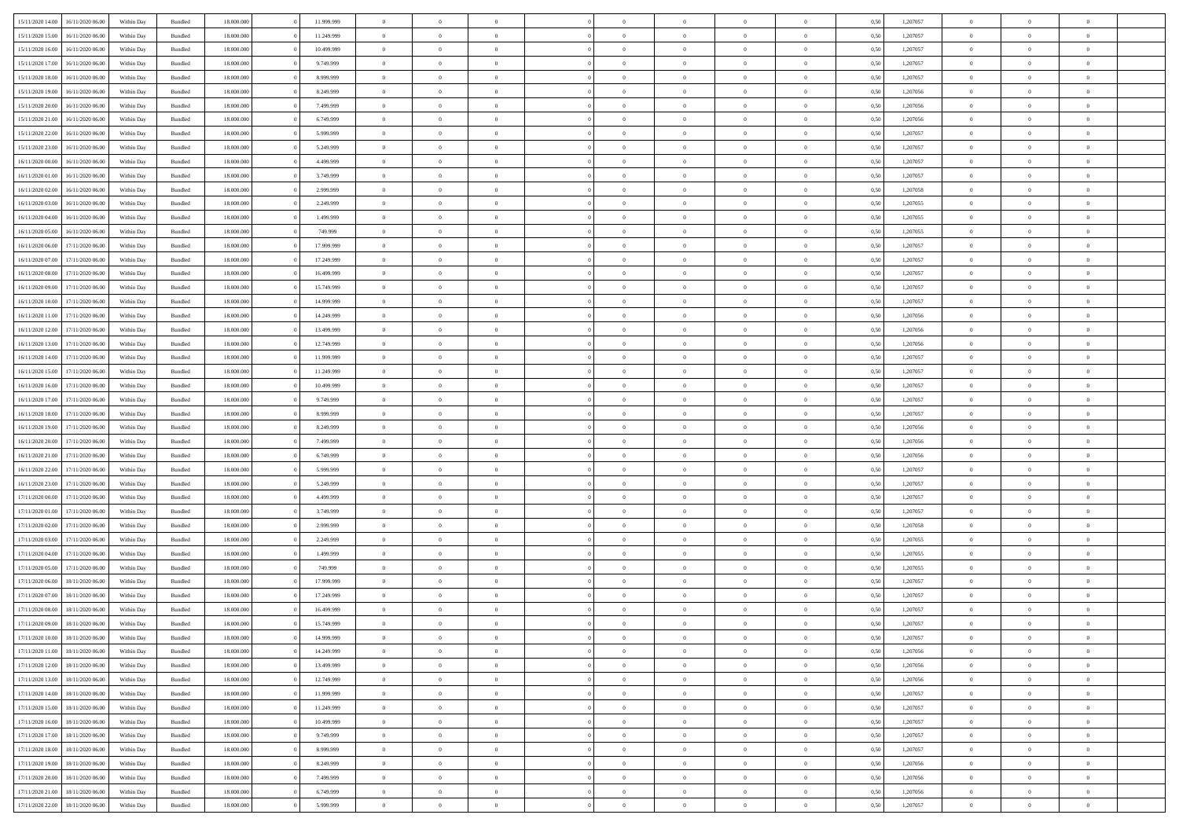| | | | | | | | | | | | | | | | | | | | | |
|---|---|---|---|---|---|---|---|---|---|---|---|---|---|---|---|---|---|---|---|---|
| 15/11/2020 14:00 | 16/11/2020 06:00 | Within Day | Bundled | 18.000.000 | 0 | 11.999.999 | 0 | 0 | 0 | 0 | 0 | 0 | 0 | 0 | 0,50 | 1,207057 | 0 | 0 | 0 | |
| 15/11/2020 15:00 | 16/11/2020 06:00 | Within Day | Bundled | 18.000.000 | 0 | 11.249.999 | 0 | 0 | 0 | 0 | 0 | 0 | 0 | 0 | 0,50 | 1,207057 | 0 | 0 | 0 | |
| 15/11/2020 16:00 | 16/11/2020 06:00 | Within Day | Bundled | 18.000.000 | 0 | 10.499.999 | 0 | 0 | 0 | 0 | 0 | 0 | 0 | 0 | 0,50 | 1,207057 | 0 | 0 | 0 | |
| 15/11/2020 17:00 | 16/11/2020 06:00 | Within Day | Bundled | 18.000.000 | 0 | 9.749.999 | 0 | 0 | 0 | 0 | 0 | 0 | 0 | 0 | 0,50 | 1,207057 | 0 | 0 | 0 | |
| 15/11/2020 18:00 | 16/11/2020 06:00 | Within Day | Bundled | 18.000.000 | 0 | 8.999.999 | 0 | 0 | 0 | 0 | 0 | 0 | 0 | 0 | 0,50 | 1,207057 | 0 | 0 | 0 | |
| 15/11/2020 19:00 | 16/11/2020 06:00 | Within Day | Bundled | 18.000.000 | 0 | 8.249.999 | 0 | 0 | 0 | 0 | 0 | 0 | 0 | 0 | 0,50 | 1,207056 | 0 | 0 | 0 | |
| 15/11/2020 20:00 | 16/11/2020 06:00 | Within Day | Bundled | 18.000.000 | 0 | 7.499.999 | 0 | 0 | 0 | 0 | 0 | 0 | 0 | 0 | 0,50 | 1,207056 | 0 | 0 | 0 | |
| 15/11/2020 21:00 | 16/11/2020 06:00 | Within Day | Bundled | 18.000.000 | 0 | 6.749.999 | 0 | 0 | 0 | 0 | 0 | 0 | 0 | 0 | 0,50 | 1,207056 | 0 | 0 | 0 | |
| 15/11/2020 22:00 | 16/11/2020 06:00 | Within Day | Bundled | 18.000.000 | 0 | 5.999.999 | 0 | 0 | 0 | 0 | 0 | 0 | 0 | 0 | 0,50 | 1,207057 | 0 | 0 | 0 | |
| 15/11/2020 23:00 | 16/11/2020 06:00 | Within Day | Bundled | 18.000.000 | 0 | 5.249.999 | 0 | 0 | 0 | 0 | 0 | 0 | 0 | 0 | 0,50 | 1,207057 | 0 | 0 | 0 | |
| 16/11/2020 00:00 | 16/11/2020 06:00 | Within Day | Bundled | 18.000.000 | 0 | 4.499.999 | 0 | 0 | 0 | 0 | 0 | 0 | 0 | 0 | 0,50 | 1,207057 | 0 | 0 | 0 | |
| 16/11/2020 01:00 | 16/11/2020 06:00 | Within Day | Bundled | 18.000.000 | 0 | 3.749.999 | 0 | 0 | 0 | 0 | 0 | 0 | 0 | 0 | 0,50 | 1,207057 | 0 | 0 | 0 | |
| 16/11/2020 02:00 | 16/11/2020 06:00 | Within Day | Bundled | 18.000.000 | 0 | 2.999.999 | 0 | 0 | 0 | 0 | 0 | 0 | 0 | 0 | 0,50 | 1,207058 | 0 | 0 | 0 | |
| 16/11/2020 03:00 | 16/11/2020 06:00 | Within Day | Bundled | 18.000.000 | 0 | 2.249.999 | 0 | 0 | 0 | 0 | 0 | 0 | 0 | 0 | 0,50 | 1,207055 | 0 | 0 | 0 | |
| 16/11/2020 04:00 | 16/11/2020 06:00 | Within Day | Bundled | 18.000.000 | 0 | 1.499.999 | 0 | 0 | 0 | 0 | 0 | 0 | 0 | 0 | 0,50 | 1,207055 | 0 | 0 | 0 | |
| 16/11/2020 05:00 | 16/11/2020 06:00 | Within Day | Bundled | 18.000.000 | 0 | 749.999 | 0 | 0 | 0 | 0 | 0 | 0 | 0 | 0 | 0,50 | 1,207055 | 0 | 0 | 0 | |
| 16/11/2020 06:00 | 17/11/2020 06:00 | Within Day | Bundled | 18.000.000 | 0 | 17.999.999 | 0 | 0 | 0 | 0 | 0 | 0 | 0 | 0 | 0,50 | 1,207057 | 0 | 0 | 0 | |
| 16/11/2020 07:00 | 17/11/2020 06:00 | Within Day | Bundled | 18.000.000 | 0 | 17.249.999 | 0 | 0 | 0 | 0 | 0 | 0 | 0 | 0 | 0,50 | 1,207057 | 0 | 0 | 0 | |
| 16/11/2020 08:00 | 17/11/2020 06:00 | Within Day | Bundled | 18.000.000 | 0 | 16.499.999 | 0 | 0 | 0 | 0 | 0 | 0 | 0 | 0 | 0,50 | 1,207057 | 0 | 0 | 0 | |
| 16/11/2020 09:00 | 17/11/2020 06:00 | Within Day | Bundled | 18.000.000 | 0 | 15.749.999 | 0 | 0 | 0 | 0 | 0 | 0 | 0 | 0 | 0,50 | 1,207057 | 0 | 0 | 0 | |
| 16/11/2020 10:00 | 17/11/2020 06:00 | Within Day | Bundled | 18.000.000 | 0 | 14.999.999 | 0 | 0 | 0 | 0 | 0 | 0 | 0 | 0 | 0,50 | 1,207057 | 0 | 0 | 0 | |
| 16/11/2020 11:00 | 17/11/2020 06:00 | Within Day | Bundled | 18.000.000 | 0 | 14.249.999 | 0 | 0 | 0 | 0 | 0 | 0 | 0 | 0 | 0,50 | 1,207056 | 0 | 0 | 0 | |
| 16/11/2020 12:00 | 17/11/2020 06:00 | Within Day | Bundled | 18.000.000 | 0 | 13.499.999 | 0 | 0 | 0 | 0 | 0 | 0 | 0 | 0 | 0,50 | 1,207056 | 0 | 0 | 0 | |
| 16/11/2020 13:00 | 17/11/2020 06:00 | Within Day | Bundled | 18.000.000 | 0 | 12.749.999 | 0 | 0 | 0 | 0 | 0 | 0 | 0 | 0 | 0,50 | 1,207056 | 0 | 0 | 0 | |
| 16/11/2020 14:00 | 17/11/2020 06:00 | Within Day | Bundled | 18.000.000 | 0 | 11.999.999 | 0 | 0 | 0 | 0 | 0 | 0 | 0 | 0 | 0,50 | 1,207057 | 0 | 0 | 0 | |
| 16/11/2020 15:00 | 17/11/2020 06:00 | Within Day | Bundled | 18.000.000 | 0 | 11.249.999 | 0 | 0 | 0 | 0 | 0 | 0 | 0 | 0 | 0,50 | 1,207057 | 0 | 0 | 0 | |
| 16/11/2020 16:00 | 17/11/2020 06:00 | Within Day | Bundled | 18.000.000 | 0 | 10.499.999 | 0 | 0 | 0 | 0 | 0 | 0 | 0 | 0 | 0,50 | 1,207057 | 0 | 0 | 0 | |
| 16/11/2020 17:00 | 17/11/2020 06:00 | Within Day | Bundled | 18.000.000 | 0 | 9.749.999 | 0 | 0 | 0 | 0 | 0 | 0 | 0 | 0 | 0,50 | 1,207057 | 0 | 0 | 0 | |
| 16/11/2020 18:00 | 17/11/2020 06:00 | Within Day | Bundled | 18.000.000 | 0 | 8.999.999 | 0 | 0 | 0 | 0 | 0 | 0 | 0 | 0 | 0,50 | 1,207057 | 0 | 0 | 0 | |
| 16/11/2020 19:00 | 17/11/2020 06:00 | Within Day | Bundled | 18.000.000 | 0 | 8.249.999 | 0 | 0 | 0 | 0 | 0 | 0 | 0 | 0 | 0,50 | 1,207056 | 0 | 0 | 0 | |
| 16/11/2020 20:00 | 17/11/2020 06:00 | Within Day | Bundled | 18.000.000 | 0 | 7.499.999 | 0 | 0 | 0 | 0 | 0 | 0 | 0 | 0 | 0,50 | 1,207056 | 0 | 0 | 0 | |
| 16/11/2020 21:00 | 17/11/2020 06:00 | Within Day | Bundled | 18.000.000 | 0 | 6.749.999 | 0 | 0 | 0 | 0 | 0 | 0 | 0 | 0 | 0,50 | 1,207056 | 0 | 0 | 0 | |
| 16/11/2020 22:00 | 17/11/2020 06:00 | Within Day | Bundled | 18.000.000 | 0 | 5.999.999 | 0 | 0 | 0 | 0 | 0 | 0 | 0 | 0 | 0,50 | 1,207057 | 0 | 0 | 0 | |
| 16/11/2020 23:00 | 17/11/2020 06:00 | Within Day | Bundled | 18.000.000 | 0 | 5.249.999 | 0 | 0 | 0 | 0 | 0 | 0 | 0 | 0 | 0,50 | 1,207057 | 0 | 0 | 0 | |
| 17/11/2020 00:00 | 17/11/2020 06:00 | Within Day | Bundled | 18.000.000 | 0 | 4.499.999 | 0 | 0 | 0 | 0 | 0 | 0 | 0 | 0 | 0,50 | 1,207057 | 0 | 0 | 0 | |
| 17/11/2020 01:00 | 17/11/2020 06:00 | Within Day | Bundled | 18.000.000 | 0 | 3.749.999 | 0 | 0 | 0 | 0 | 0 | 0 | 0 | 0 | 0,50 | 1,207057 | 0 | 0 | 0 | |
| 17/11/2020 02:00 | 17/11/2020 06:00 | Within Day | Bundled | 18.000.000 | 0 | 2.999.999 | 0 | 0 | 0 | 0 | 0 | 0 | 0 | 0 | 0,50 | 1,207058 | 0 | 0 | 0 | |
| 17/11/2020 03:00 | 17/11/2020 06:00 | Within Day | Bundled | 18.000.000 | 0 | 2.249.999 | 0 | 0 | 0 | 0 | 0 | 0 | 0 | 0 | 0,50 | 1,207055 | 0 | 0 | 0 | |
| 17/11/2020 04:00 | 17/11/2020 06:00 | Within Day | Bundled | 18.000.000 | 0 | 1.499.999 | 0 | 0 | 0 | 0 | 0 | 0 | 0 | 0 | 0,50 | 1,207055 | 0 | 0 | 0 | |
| 17/11/2020 05:00 | 17/11/2020 06:00 | Within Day | Bundled | 18.000.000 | 0 | 749.999 | 0 | 0 | 0 | 0 | 0 | 0 | 0 | 0 | 0,50 | 1,207055 | 0 | 0 | 0 | |
| 17/11/2020 06:00 | 18/11/2020 06:00 | Within Day | Bundled | 18.000.000 | 0 | 17.999.999 | 0 | 0 | 0 | 0 | 0 | 0 | 0 | 0 | 0,50 | 1,207057 | 0 | 0 | 0 | |
| 17/11/2020 07:00 | 18/11/2020 06:00 | Within Day | Bundled | 18.000.000 | 0 | 17.249.999 | 0 | 0 | 0 | 0 | 0 | 0 | 0 | 0 | 0,50 | 1,207057 | 0 | 0 | 0 | |
| 17/11/2020 08:00 | 18/11/2020 06:00 | Within Day | Bundled | 18.000.000 | 0 | 16.499.999 | 0 | 0 | 0 | 0 | 0 | 0 | 0 | 0 | 0,50 | 1,207057 | 0 | 0 | 0 | |
| 17/11/2020 09:00 | 18/11/2020 06:00 | Within Day | Bundled | 18.000.000 | 0 | 15.749.999 | 0 | 0 | 0 | 0 | 0 | 0 | 0 | 0 | 0,50 | 1,207057 | 0 | 0 | 0 | |
| 17/11/2020 10:00 | 18/11/2020 06:00 | Within Day | Bundled | 18.000.000 | 0 | 14.999.999 | 0 | 0 | 0 | 0 | 0 | 0 | 0 | 0 | 0,50 | 1,207057 | 0 | 0 | 0 | |
| 17/11/2020 11:00 | 18/11/2020 06:00 | Within Day | Bundled | 18.000.000 | 0 | 14.249.999 | 0 | 0 | 0 | 0 | 0 | 0 | 0 | 0 | 0,50 | 1,207056 | 0 | 0 | 0 | |
| 17/11/2020 12:00 | 18/11/2020 06:00 | Within Day | Bundled | 18.000.000 | 0 | 13.499.999 | 0 | 0 | 0 | 0 | 0 | 0 | 0 | 0 | 0,50 | 1,207056 | 0 | 0 | 0 | |
| 17/11/2020 13:00 | 18/11/2020 06:00 | Within Day | Bundled | 18.000.000 | 0 | 12.749.999 | 0 | 0 | 0 | 0 | 0 | 0 | 0 | 0 | 0,50 | 1,207056 | 0 | 0 | 0 | |
| 17/11/2020 14:00 | 18/11/2020 06:00 | Within Day | Bundled | 18.000.000 | 0 | 11.999.999 | 0 | 0 | 0 | 0 | 0 | 0 | 0 | 0 | 0,50 | 1,207057 | 0 | 0 | 0 | |
| 17/11/2020 15:00 | 18/11/2020 06:00 | Within Day | Bundled | 18.000.000 | 0 | 11.249.999 | 0 | 0 | 0 | 0 | 0 | 0 | 0 | 0 | 0,50 | 1,207057 | 0 | 0 | 0 | |
| 17/11/2020 16:00 | 18/11/2020 06:00 | Within Day | Bundled | 18.000.000 | 0 | 10.499.999 | 0 | 0 | 0 | 0 | 0 | 0 | 0 | 0 | 0,50 | 1,207057 | 0 | 0 | 0 | |
| 17/11/2020 17:00 | 18/11/2020 06:00 | Within Day | Bundled | 18.000.000 | 0 | 9.749.999 | 0 | 0 | 0 | 0 | 0 | 0 | 0 | 0 | 0,50 | 1,207057 | 0 | 0 | 0 | |
| 17/11/2020 18:00 | 18/11/2020 06:00 | Within Day | Bundled | 18.000.000 | 0 | 8.999.999 | 0 | 0 | 0 | 0 | 0 | 0 | 0 | 0 | 0,50 | 1,207057 | 0 | 0 | 0 | |
| 17/11/2020 19:00 | 18/11/2020 06:00 | Within Day | Bundled | 18.000.000 | 0 | 8.249.999 | 0 | 0 | 0 | 0 | 0 | 0 | 0 | 0 | 0,50 | 1,207056 | 0 | 0 | 0 | |
| 17/11/2020 20:00 | 18/11/2020 06:00 | Within Day | Bundled | 18.000.000 | 0 | 7.499.999 | 0 | 0 | 0 | 0 | 0 | 0 | 0 | 0 | 0,50 | 1,207056 | 0 | 0 | 0 | |
| 17/11/2020 21:00 | 18/11/2020 06:00 | Within Day | Bundled | 18.000.000 | 0 | 6.749.999 | 0 | 0 | 0 | 0 | 0 | 0 | 0 | 0 | 0,50 | 1,207056 | 0 | 0 | 0 | |
| 17/11/2020 22:00 | 18/11/2020 06:00 | Within Day | Bundled | 18.000.000 | 0 | 5.999.999 | 0 | 0 | 0 | 0 | 0 | 0 | 0 | 0 | 0,50 | 1,207057 | 0 | 0 | 0 | |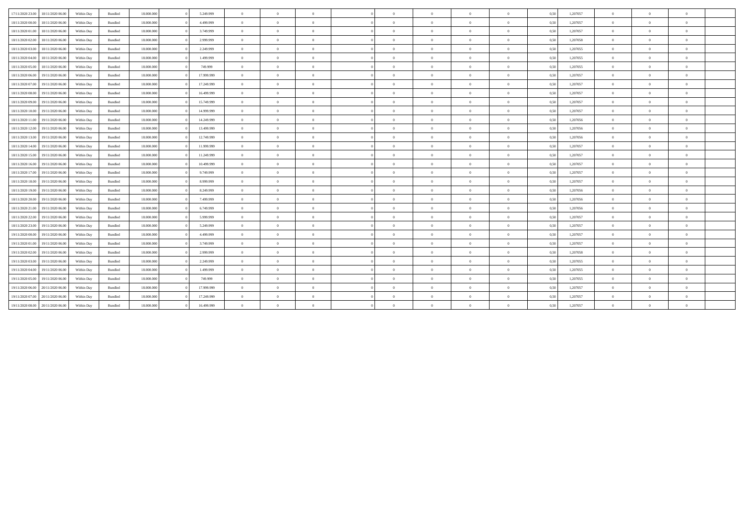| | | | | | | | | | | | | | | | | | | | | |
|---|---|---|---|---|---|---|---|---|---|---|---|---|---|---|---|---|---|---|---|---|
| 17/11/2020 23.00 | 18/11/2020 06.00 | Within Day | Bundled | 18.000.000 | 0 | 5.249.999 | 0 | 0 | 0 | 0 | 0 | 0 | 0 | 0 | 0,50 | 1,207057 | 0 | 0 | 0 | |
| 18/11/2020 00.00 | 18/11/2020 06.00 | Within Day | Bundled | 18.000.000 | 0 | 4.499.999 | 0 | 0 | 0 | 0 | 0 | 0 | 0 | 0 | 0,50 | 1,207057 | 0 | 0 | 0 | |
| 18/11/2020 01.00 | 18/11/2020 06.00 | Within Day | Bundled | 18.000.000 | 0 | 3.749.999 | 0 | 0 | 0 | 0 | 0 | 0 | 0 | 0 | 0,50 | 1,207057 | 0 | 0 | 0 | |
| 18/11/2020 02.00 | 18/11/2020 06.00 | Within Day | Bundled | 18.000.000 | 0 | 2.999.999 | 0 | 0 | 0 | 0 | 0 | 0 | 0 | 0 | 0,50 | 1,207058 | 0 | 0 | 0 | |
| 18/11/2020 03.00 | 18/11/2020 06.00 | Within Day | Bundled | 18.000.000 | 0 | 2.249.999 | 0 | 0 | 0 | 0 | 0 | 0 | 0 | 0 | 0,50 | 1,207055 | 0 | 0 | 0 | |
| 18/11/2020 04.00 | 18/11/2020 06.00 | Within Day | Bundled | 18.000.000 | 0 | 1.499.999 | 0 | 0 | 0 | 0 | 0 | 0 | 0 | 0 | 0,50 | 1,207055 | 0 | 0 | 0 | |
| 18/11/2020 05.00 | 18/11/2020 06.00 | Within Day | Bundled | 18.000.000 | 0 | 749.999 | 0 | 0 | 0 | 0 | 0 | 0 | 0 | 0 | 0,50 | 1,207055 | 0 | 0 | 0 | |
| 18/11/2020 06.00 | 19/11/2020 06.00 | Within Day | Bundled | 18.000.000 | 0 | 17.999.999 | 0 | 0 | 0 | 0 | 0 | 0 | 0 | 0 | 0,50 | 1,207057 | 0 | 0 | 0 | |
| 18/11/2020 07.00 | 19/11/2020 06.00 | Within Day | Bundled | 18.000.000 | 0 | 17.249.999 | 0 | 0 | 0 | 0 | 0 | 0 | 0 | 0 | 0,50 | 1,207057 | 0 | 0 | 0 | |
| 18/11/2020 08.00 | 19/11/2020 06.00 | Within Day | Bundled | 18.000.000 | 0 | 16.499.999 | 0 | 0 | 0 | 0 | 0 | 0 | 0 | 0 | 0,50 | 1,207057 | 0 | 0 | 0 | |
| 18/11/2020 09.00 | 19/11/2020 06.00 | Within Day | Bundled | 18.000.000 | 0 | 15.749.999 | 0 | 0 | 0 | 0 | 0 | 0 | 0 | 0 | 0,50 | 1,207057 | 0 | 0 | 0 | |
| 18/11/2020 10.00 | 19/11/2020 06.00 | Within Day | Bundled | 18.000.000 | 0 | 14.999.999 | 0 | 0 | 0 | 0 | 0 | 0 | 0 | 0 | 0,50 | 1,207057 | 0 | 0 | 0 | |
| 18/11/2020 11.00 | 19/11/2020 06.00 | Within Day | Bundled | 18.000.000 | 0 | 14.249.999 | 0 | 0 | 0 | 0 | 0 | 0 | 0 | 0 | 0,50 | 1,207056 | 0 | 0 | 0 | |
| 18/11/2020 12.00 | 19/11/2020 06.00 | Within Day | Bundled | 18.000.000 | 0 | 13.499.999 | 0 | 0 | 0 | 0 | 0 | 0 | 0 | 0 | 0,50 | 1,207056 | 0 | 0 | 0 | |
| 18/11/2020 13.00 | 19/11/2020 06.00 | Within Day | Bundled | 18.000.000 | 0 | 12.749.999 | 0 | 0 | 0 | 0 | 0 | 0 | 0 | 0 | 0,50 | 1,207056 | 0 | 0 | 0 | |
| 18/11/2020 14.00 | 19/11/2020 06.00 | Within Day | Bundled | 18.000.000 | 0 | 11.999.999 | 0 | 0 | 0 | 0 | 0 | 0 | 0 | 0 | 0,50 | 1,207057 | 0 | 0 | 0 | |
| 18/11/2020 15.00 | 19/11/2020 06.00 | Within Day | Bundled | 18.000.000 | 0 | 11.249.999 | 0 | 0 | 0 | 0 | 0 | 0 | 0 | 0 | 0,50 | 1,207057 | 0 | 0 | 0 | |
| 18/11/2020 16.00 | 19/11/2020 06.00 | Within Day | Bundled | 18.000.000 | 0 | 10.499.999 | 0 | 0 | 0 | 0 | 0 | 0 | 0 | 0 | 0,50 | 1,207057 | 0 | 0 | 0 | |
| 18/11/2020 17.00 | 19/11/2020 06.00 | Within Day | Bundled | 18.000.000 | 0 | 9.749.999 | 0 | 0 | 0 | 0 | 0 | 0 | 0 | 0 | 0,50 | 1,207057 | 0 | 0 | 0 | |
| 18/11/2020 18.00 | 19/11/2020 06.00 | Within Day | Bundled | 18.000.000 | 0 | 8.999.999 | 0 | 0 | 0 | 0 | 0 | 0 | 0 | 0 | 0,50 | 1,207057 | 0 | 0 | 0 | |
| 18/11/2020 19.00 | 19/11/2020 06.00 | Within Day | Bundled | 18.000.000 | 0 | 8.249.999 | 0 | 0 | 0 | 0 | 0 | 0 | 0 | 0 | 0,50 | 1,207056 | 0 | 0 | 0 | |
| 18/11/2020 20.00 | 19/11/2020 06.00 | Within Day | Bundled | 18.000.000 | 0 | 7.499.999 | 0 | 0 | 0 | 0 | 0 | 0 | 0 | 0 | 0,50 | 1,207056 | 0 | 0 | 0 | |
| 18/11/2020 21.00 | 19/11/2020 06.00 | Within Day | Bundled | 18.000.000 | 0 | 6.749.999 | 0 | 0 | 0 | 0 | 0 | 0 | 0 | 0 | 0,50 | 1,207056 | 0 | 0 | 0 | |
| 18/11/2020 22.00 | 19/11/2020 06.00 | Within Day | Bundled | 18.000.000 | 0 | 5.999.999 | 0 | 0 | 0 | 0 | 0 | 0 | 0 | 0 | 0,50 | 1,207057 | 0 | 0 | 0 | |
| 18/11/2020 23.00 | 19/11/2020 06.00 | Within Day | Bundled | 18.000.000 | 0 | 5.249.999 | 0 | 0 | 0 | 0 | 0 | 0 | 0 | 0 | 0,50 | 1,207057 | 0 | 0 | 0 | |
| 19/11/2020 00.00 | 19/11/2020 06.00 | Within Day | Bundled | 18.000.000 | 0 | 4.499.999 | 0 | 0 | 0 | 0 | 0 | 0 | 0 | 0 | 0,50 | 1,207057 | 0 | 0 | 0 | |
| 19/11/2020 01.00 | 19/11/2020 06.00 | Within Day | Bundled | 18.000.000 | 0 | 3.749.999 | 0 | 0 | 0 | 0 | 0 | 0 | 0 | 0 | 0,50 | 1,207057 | 0 | 0 | 0 | |
| 19/11/2020 02.00 | 19/11/2020 06.00 | Within Day | Bundled | 18.000.000 | 0 | 2.999.999 | 0 | 0 | 0 | 0 | 0 | 0 | 0 | 0 | 0,50 | 1,207058 | 0 | 0 | 0 | |
| 19/11/2020 03.00 | 19/11/2020 06.00 | Within Day | Bundled | 18.000.000 | 0 | 2.249.999 | 0 | 0 | 0 | 0 | 0 | 0 | 0 | 0 | 0,50 | 1,207055 | 0 | 0 | 0 | |
| 19/11/2020 04.00 | 19/11/2020 06.00 | Within Day | Bundled | 18.000.000 | 0 | 1.499.999 | 0 | 0 | 0 | 0 | 0 | 0 | 0 | 0 | 0,50 | 1,207055 | 0 | 0 | 0 | |
| 19/11/2020 05.00 | 19/11/2020 06.00 | Within Day | Bundled | 18.000.000 | 0 | 749.999 | 0 | 0 | 0 | 0 | 0 | 0 | 0 | 0 | 0,50 | 1,207055 | 0 | 0 | 0 | |
| 19/11/2020 06.00 | 20/11/2020 06.00 | Within Day | Bundled | 18.000.000 | 0 | 17.999.999 | 0 | 0 | 0 | 0 | 0 | 0 | 0 | 0 | 0,50 | 1,207057 | 0 | 0 | 0 | |
| 19/11/2020 07.00 | 20/11/2020 06.00 | Within Day | Bundled | 18.000.000 | 0 | 17.249.999 | 0 | 0 | 0 | 0 | 0 | 0 | 0 | 0 | 0,50 | 1,207057 | 0 | 0 | 0 | |
| 19/11/2020 08.00 | 20/11/2020 06.00 | Within Day | Bundled | 18.000.000 | 0 | 16.499.999 | 0 | 0 | 0 | 0 | 0 | 0 | 0 | 0 | 0,50 | 1,207057 | 0 | 0 | 0 | |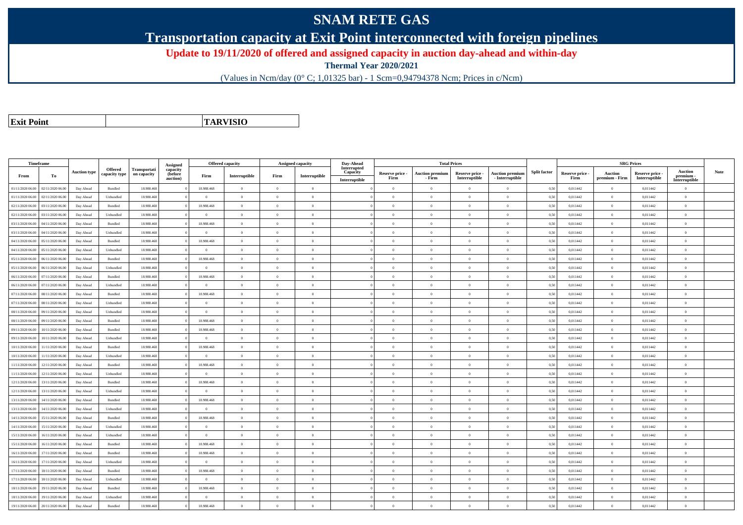# SNAM RETE GAS

## Transportation capacity at Exit Point interconnected with foreign pipelines

### Update to 19/11/2020 of offered and assigned capacity in auction day-ahead and within-day

**Thermal Year 2020/2021**

(Values in Ncm/day (0° C; 1,01325 bar) - 1 Scm=0,94794378 Ncm; Prices in c/Ncm)

| **Exit Point** | | **TARVISIO** |
|---|---|---|

| Timeframe | | Auction type | Offered capacity type | Transportation capacity | Assigned capacity (before auction) | Offered capacity | | Assigned capacity | | Day-Ahead Interrupted Capacity | Total Prices | | | | Split factor | SRG Prices | | | | Note |
|---|---|---|---|---|---|---|---|---|---|---|---|---|---|---|---|---|---|---|---|---|
| From | To | | | | | Firm | Interruptible | Firm | Interruptible | Interruptible | Reserve price - Firm | Auction premium - Firm | Reserve price - Interruptible | Auction premium - Interruptible | | Reserve price - Firm | Auction premium - Firm | Reserve price - Interruptible | Auction premium - Interruptible | |
| 01/11/2020 06.00 | 02/11/2020 06.00 | Day Ahead | Bundled | 18.988.468 | 0 | 18.988.468 | 0 | 0 | 0 | 0 | 0 | 0 | 0 | 0 | 0,50 | 0,011442 | 0 | 0,011442 | 0 | |
| 01/11/2020 06.00 | 02/11/2020 06.00 | Day Ahead | Unbundled | 18.988.468 | 0 | 0 | 0 | 0 | 0 | 0 | 0 | 0 | 0 | 0 | 0,50 | 0,011442 | 0 | 0,011442 | 0 | |
| 02/11/2020 06.00 | 03/11/2020 06.00 | Day Ahead | Bundled | 18.988.468 | 0 | 18.988.468 | 0 | 0 | 0 | 0 | 0 | 0 | 0 | 0 | 0,50 | 0,011442 | 0 | 0,011442 | 0 | |
| 02/11/2020 06.00 | 03/11/2020 06.00 | Day Ahead | Unbundled | 18.988.468 | 0 | 0 | 0 | 0 | 0 | 0 | 0 | 0 | 0 | 0 | 0,50 | 0,011442 | 0 | 0,011442 | 0 | |
| 03/11/2020 06.00 | 04/11/2020 06.00 | Day Ahead | Bundled | 18.988.468 | 0 | 18.988.468 | 0 | 0 | 0 | 0 | 0 | 0 | 0 | 0 | 0,50 | 0,011442 | 0 | 0,011442 | 0 | |
| 03/11/2020 06.00 | 04/11/2020 06.00 | Day Ahead | Unbundled | 18.988.468 | 0 | 0 | 0 | 0 | 0 | 0 | 0 | 0 | 0 | 0 | 0,50 | 0,011442 | 0 | 0,011442 | 0 | |
| 04/11/2020 06.00 | 05/11/2020 06.00 | Day Ahead | Bundled | 18.988.468 | 0 | 18.988.468 | 0 | 0 | 0 | 0 | 0 | 0 | 0 | 0 | 0,50 | 0,011442 | 0 | 0,011442 | 0 | |
| 04/11/2020 06.00 | 05/11/2020 06.00 | Day Ahead | Unbundled | 18.988.468 | 0 | 0 | 0 | 0 | 0 | 0 | 0 | 0 | 0 | 0 | 0,50 | 0,011442 | 0 | 0,011442 | 0 | |
| 05/11/2020 06.00 | 06/11/2020 06.00 | Day Ahead | Bundled | 18.988.468 | 0 | 18.988.468 | 0 | 0 | 0 | 0 | 0 | 0 | 0 | 0 | 0,50 | 0,011442 | 0 | 0,011442 | 0 | |
| 05/11/2020 06.00 | 06/11/2020 06.00 | Day Ahead | Unbundled | 18.988.468 | 0 | 0 | 0 | 0 | 0 | 0 | 0 | 0 | 0 | 0 | 0,50 | 0,011442 | 0 | 0,011442 | 0 | |
| 06/11/2020 06.00 | 07/11/2020 06.00 | Day Ahead | Bundled | 18.988.468 | 0 | 18.988.468 | 0 | 0 | 0 | 0 | 0 | 0 | 0 | 0 | 0,50 | 0,011442 | 0 | 0,011442 | 0 | |
| 06/11/2020 06.00 | 07/11/2020 06.00 | Day Ahead | Unbundled | 18.988.468 | 0 | 0 | 0 | 0 | 0 | 0 | 0 | 0 | 0 | 0 | 0,50 | 0,011442 | 0 | 0,011442 | 0 | |
| 07/11/2020 06.00 | 08/11/2020 06.00 | Day Ahead | Bundled | 18.988.468 | 0 | 18.988.468 | 0 | 0 | 0 | 0 | 0 | 0 | 0 | 0 | 0,50 | 0,011442 | 0 | 0,011442 | 0 | |
| 07/11/2020 06.00 | 08/11/2020 06.00 | Day Ahead | Unbundled | 18.988.468 | 0 | 0 | 0 | 0 | 0 | 0 | 0 | 0 | 0 | 0 | 0,50 | 0,011442 | 0 | 0,011442 | 0 | |
| 08/11/2020 06.00 | 09/11/2020 06.00 | Day Ahead | Unbundled | 18.988.468 | 0 | 0 | 0 | 0 | 0 | 0 | 0 | 0 | 0 | 0 | 0,50 | 0,011442 | 0 | 0,011442 | 0 | |
| 08/11/2020 06.00 | 09/11/2020 06.00 | Day Ahead | Bundled | 18.988.468 | 0 | 18.988.468 | 0 | 0 | 0 | 0 | 0 | 0 | 0 | 0 | 0,50 | 0,011442 | 0 | 0,011442 | 0 | |
| 09/11/2020 06.00 | 10/11/2020 06.00 | Day Ahead | Bundled | 18.988.468 | 0 | 18.988.468 | 0 | 0 | 0 | 0 | 0 | 0 | 0 | 0 | 0,50 | 0,011442 | 0 | 0,011442 | 0 | |
| 09/11/2020 06.00 | 10/11/2020 06.00 | Day Ahead | Unbundled | 18.988.468 | 0 | 0 | 0 | 0 | 0 | 0 | 0 | 0 | 0 | 0 | 0,50 | 0,011442 | 0 | 0,011442 | 0 | |
| 10/11/2020 06.00 | 11/11/2020 06.00 | Day Ahead | Bundled | 18.988.468 | 0 | 18.988.468 | 0 | 0 | 0 | 0 | 0 | 0 | 0 | 0 | 0,50 | 0,011442 | 0 | 0,011442 | 0 | |
| 10/11/2020 06.00 | 11/11/2020 06.00 | Day Ahead | Unbundled | 18.988.468 | 0 | 0 | 0 | 0 | 0 | 0 | 0 | 0 | 0 | 0 | 0,50 | 0,011442 | 0 | 0,011442 | 0 | |
| 11/11/2020 06.00 | 12/11/2020 06.00 | Day Ahead | Bundled | 18.988.468 | 0 | 18.988.468 | 0 | 0 | 0 | 0 | 0 | 0 | 0 | 0 | 0,50 | 0,011442 | 0 | 0,011442 | 0 | |
| 11/11/2020 06.00 | 12/11/2020 06.00 | Day Ahead | Unbundled | 18.988.468 | 0 | 0 | 0 | 0 | 0 | 0 | 0 | 0 | 0 | 0 | 0,50 | 0,011442 | 0 | 0,011442 | 0 | |
| 12/11/2020 06.00 | 13/11/2020 06.00 | Day Ahead | Bundled | 18.988.468 | 0 | 18.988.468 | 0 | 0 | 0 | 0 | 0 | 0 | 0 | 0 | 0,50 | 0,011442 | 0 | 0,011442 | 0 | |
| 12/11/2020 06.00 | 13/11/2020 06.00 | Day Ahead | Unbundled | 18.988.468 | 0 | 0 | 0 | 0 | 0 | 0 | 0 | 0 | 0 | 0 | 0,50 | 0,011442 | 0 | 0,011442 | 0 | |
| 13/11/2020 06.00 | 14/11/2020 06.00 | Day Ahead | Bundled | 18.988.468 | 0 | 18.988.468 | 0 | 0 | 0 | 0 | 0 | 0 | 0 | 0 | 0,50 | 0,011442 | 0 | 0,011442 | 0 | |
| 13/11/2020 06.00 | 14/11/2020 06.00 | Day Ahead | Unbundled | 18.988.468 | 0 | 0 | 0 | 0 | 0 | 0 | 0 | 0 | 0 | 0 | 0,50 | 0,011442 | 0 | 0,011442 | 0 | |
| 14/11/2020 06.00 | 15/11/2020 06.00 | Day Ahead | Bundled | 18.988.468 | 0 | 18.988.468 | 0 | 0 | 0 | 0 | 0 | 0 | 0 | 0 | 0,50 | 0,011442 | 0 | 0,011442 | 0 | |
| 14/11/2020 06.00 | 15/11/2020 06.00 | Day Ahead | Unbundled | 18.988.468 | 0 | 0 | 0 | 0 | 0 | 0 | 0 | 0 | 0 | 0 | 0,50 | 0,011442 | 0 | 0,011442 | 0 | |
| 15/11/2020 06.00 | 16/11/2020 06.00 | Day Ahead | Unbundled | 18.988.468 | 0 | 0 | 0 | 0 | 0 | 0 | 0 | 0 | 0 | 0 | 0,50 | 0,011442 | 0 | 0,011442 | 0 | |
| 15/11/2020 06.00 | 16/11/2020 06.00 | Day Ahead | Bundled | 18.988.468 | 0 | 18.988.468 | 0 | 0 | 0 | 0 | 0 | 0 | 0 | 0 | 0,50 | 0,011442 | 0 | 0,011442 | 0 | |
| 16/11/2020 06.00 | 17/11/2020 06.00 | Day Ahead | Bundled | 18.988.468 | 0 | 18.988.468 | 0 | 0 | 0 | 0 | 0 | 0 | 0 | 0 | 0,50 | 0,011442 | 0 | 0,011442 | 0 | |
| 16/11/2020 06.00 | 17/11/2020 06.00 | Day Ahead | Unbundled | 18.988.468 | 0 | 0 | 0 | 0 | 0 | 0 | 0 | 0 | 0 | 0 | 0,50 | 0,011442 | 0 | 0,011442 | 0 | |
| 17/11/2020 06.00 | 18/11/2020 06.00 | Day Ahead | Bundled | 18.988.468 | 0 | 18.988.468 | 0 | 0 | 0 | 0 | 0 | 0 | 0 | 0 | 0,50 | 0,011442 | 0 | 0,011442 | 0 | |
| 17/11/2020 06.00 | 18/11/2020 06.00 | Day Ahead | Unbundled | 18.988.468 | 0 | 0 | 0 | 0 | 0 | 0 | 0 | 0 | 0 | 0 | 0,50 | 0,011442 | 0 | 0,011442 | 0 | |
| 18/11/2020 06.00 | 19/11/2020 06.00 | Day Ahead | Bundled | 18.988.468 | 0 | 18.988.468 | 0 | 0 | 0 | 0 | 0 | 0 | 0 | 0 | 0,50 | 0,011442 | 0 | 0,011442 | 0 | |
| 18/11/2020 06.00 | 19/11/2020 06.00 | Day Ahead | Unbundled | 18.988.468 | 0 | 0 | 0 | 0 | 0 | 0 | 0 | 0 | 0 | 0 | 0,50 | 0,011442 | 0 | 0,011442 | 0 | |
| 19/11/2020 06.00 | 20/11/2020 06.00 | Day Ahead | Bundled | 18.988.468 | 0 | 18.988.468 | 0 | 0 | 0 | 0 | 0 | 0 | 0 | 0 | 0,50 | 0,011442 | 0 | 0,011442 | 0 | |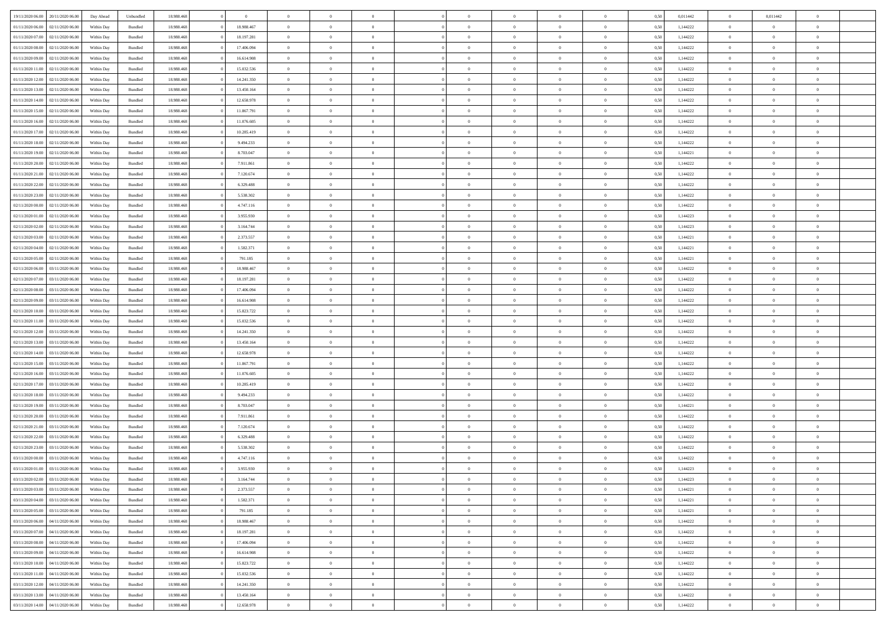| | | | | | | | | | | | | | | | | | | | | |
|---|---|---|---|---|---|---|---|---|---|---|---|---|---|---|---|---|---|---|---|---|
| 19/11/2020 06.00 | 20/11/2020 06.00 | Day Ahead | Unbundled | 18.988.468 | 0 | 0 | 0 | 0 | 0 | | 0 | 0 | 0 | 0 | 0,50 | 0,011442 | 0 | 0,011442 | 0 | |
| 01/11/2020 06.00 | 02/11/2020 06.00 | Within Day | Bundled | 18.988.468 | 0 | 18.988.467 | 0 | 0 | 0 | | 0 | 0 | 0 | 0 | 0,50 | 1,144222 | 0 | 0 | 0 | |
| 01/11/2020 07.00 | 02/11/2020 06.00 | Within Day | Bundled | 18.988.468 | 0 | 18.197.281 | 0 | 0 | 0 | | 0 | 0 | 0 | 0 | 0,50 | 1,144222 | 0 | 0 | 0 | |
| 01/11/2020 08.00 | 02/11/2020 06.00 | Within Day | Bundled | 18.988.468 | 0 | 17.406.094 | 0 | 0 | 0 | | 0 | 0 | 0 | 0 | 0,50 | 1,144222 | 0 | 0 | 0 | |
| 01/11/2020 09.00 | 02/11/2020 06.00 | Within Day | Bundled | 18.988.468 | 0 | 16.614.908 | 0 | 0 | 0 | | 0 | 0 | 0 | 0 | 0,50 | 1,144222 | 0 | 0 | 0 | |
| 01/11/2020 11.00 | 02/11/2020 06.00 | Within Day | Bundled | 18.988.468 | 0 | 15.032.536 | 0 | 0 | 0 | | 0 | 0 | 0 | 0 | 0,50 | 1,144222 | 0 | 0 | 0 | |
| 01/11/2020 12.00 | 02/11/2020 06.00 | Within Day | Bundled | 18.988.468 | 0 | 14.241.350 | 0 | 0 | 0 | | 0 | 0 | 0 | 0 | 0,50 | 1,144222 | 0 | 0 | 0 | |
| 01/11/2020 13.00 | 02/11/2020 06.00 | Within Day | Bundled | 18.988.468 | 0 | 13.450.164 | 0 | 0 | 0 | | 0 | 0 | 0 | 0 | 0,50 | 1,144222 | 0 | 0 | 0 | |
| 01/11/2020 14.00 | 02/11/2020 06.00 | Within Day | Bundled | 18.988.468 | 0 | 12.658.978 | 0 | 0 | 0 | | 0 | 0 | 0 | 0 | 0,50 | 1,144222 | 0 | 0 | 0 | |
| 01/11/2020 15.00 | 02/11/2020 06.00 | Within Day | Bundled | 18.988.468 | 0 | 11.867.791 | 0 | 0 | 0 | | 0 | 0 | 0 | 0 | 0,50 | 1,144222 | 0 | 0 | 0 | |
| 01/11/2020 16.00 | 02/11/2020 06.00 | Within Day | Bundled | 18.988.468 | 0 | 11.076.605 | 0 | 0 | 0 | | 0 | 0 | 0 | 0 | 0,50 | 1,144222 | 0 | 0 | 0 | |
| 01/11/2020 17.00 | 02/11/2020 06.00 | Within Day | Bundled | 18.988.468 | 0 | 10.285.419 | 0 | 0 | 0 | | 0 | 0 | 0 | 0 | 0,50 | 1,144222 | 0 | 0 | 0 | |
| 01/11/2020 18.00 | 02/11/2020 06.00 | Within Day | Bundled | 18.988.468 | 0 | 9.494.233 | 0 | 0 | 0 | | 0 | 0 | 0 | 0 | 0,50 | 1,144222 | 0 | 0 | 0 | |
| 01/11/2020 19.00 | 02/11/2020 06.00 | Within Day | Bundled | 18.988.468 | 0 | 8.703.047 | 0 | 0 | 0 | | 0 | 0 | 0 | 0 | 0,50 | 1,144221 | 0 | 0 | 0 | |
| 01/11/2020 20.00 | 02/11/2020 06.00 | Within Day | Bundled | 18.988.468 | 0 | 7.911.861 | 0 | 0 | 0 | | 0 | 0 | 0 | 0 | 0,50 | 1,144222 | 0 | 0 | 0 | |
| 01/11/2020 21.00 | 02/11/2020 06.00 | Within Day | Bundled | 18.988.468 | 0 | 7.120.674 | 0 | 0 | 0 | | 0 | 0 | 0 | 0 | 0,50 | 1,144222 | 0 | 0 | 0 | |
| 01/11/2020 22.00 | 02/11/2020 06.00 | Within Day | Bundled | 18.988.468 | 0 | 6.329.488 | 0 | 0 | 0 | | 0 | 0 | 0 | 0 | 0,50 | 1,144222 | 0 | 0 | 0 | |
| 01/11/2020 23.00 | 02/11/2020 06.00 | Within Day | Bundled | 18.988.468 | 0 | 5.538.302 | 0 | 0 | 0 | | 0 | 0 | 0 | 0 | 0,50 | 1,144222 | 0 | 0 | 0 | |
| 02/11/2020 00.00 | 02/11/2020 06.00 | Within Day | Bundled | 18.988.468 | 0 | 4.747.116 | 0 | 0 | 0 | | 0 | 0 | 0 | 0 | 0,50 | 1,144222 | 0 | 0 | 0 | |
| 02/11/2020 01.00 | 02/11/2020 06.00 | Within Day | Bundled | 18.988.468 | 0 | 3.955.930 | 0 | 0 | 0 | | 0 | 0 | 0 | 0 | 0,50 | 1,144223 | 0 | 0 | 0 | |
| 02/11/2020 02.00 | 02/11/2020 06.00 | Within Day | Bundled | 18.988.468 | 0 | 3.164.744 | 0 | 0 | 0 | | 0 | 0 | 0 | 0 | 0,50 | 1,144223 | 0 | 0 | 0 | |
| 02/11/2020 03.00 | 02/11/2020 06.00 | Within Day | Bundled | 18.988.468 | 0 | 2.373.557 | 0 | 0 | 0 | | 0 | 0 | 0 | 0 | 0,50 | 1,144221 | 0 | 0 | 0 | |
| 02/11/2020 04.00 | 02/11/2020 06.00 | Within Day | Bundled | 18.988.468 | 0 | 1.582.371 | 0 | 0 | 0 | | 0 | 0 | 0 | 0 | 0,50 | 1,144221 | 0 | 0 | 0 | |
| 02/11/2020 05.00 | 02/11/2020 06.00 | Within Day | Bundled | 18.988.468 | 0 | 791.185 | 0 | 0 | 0 | | 0 | 0 | 0 | 0 | 0,50 | 1,144221 | 0 | 0 | 0 | |
| 02/11/2020 06.00 | 03/11/2020 06.00 | Within Day | Bundled | 18.988.468 | 0 | 18.988.467 | 0 | 0 | 0 | | 0 | 0 | 0 | 0 | 0,50 | 1,144222 | 0 | 0 | 0 | |
| 02/11/2020 07.00 | 03/11/2020 06.00 | Within Day | Bundled | 18.988.468 | 0 | 18.197.281 | 0 | 0 | 0 | | 0 | 0 | 0 | 0 | 0,50 | 1,144222 | 0 | 0 | 0 | |
| 02/11/2020 08.00 | 03/11/2020 06.00 | Within Day | Bundled | 18.988.468 | 0 | 17.406.094 | 0 | 0 | 0 | | 0 | 0 | 0 | 0 | 0,50 | 1,144222 | 0 | 0 | 0 | |
| 02/11/2020 09.00 | 03/11/2020 06.00 | Within Day | Bundled | 18.988.468 | 0 | 16.614.908 | 0 | 0 | 0 | | 0 | 0 | 0 | 0 | 0,50 | 1,144222 | 0 | 0 | 0 | |
| 02/11/2020 10.00 | 03/11/2020 06.00 | Within Day | Bundled | 18.988.468 | 0 | 15.823.722 | 0 | 0 | 0 | | 0 | 0 | 0 | 0 | 0,50 | 1,144222 | 0 | 0 | 0 | |
| 02/11/2020 11.00 | 03/11/2020 06.00 | Within Day | Bundled | 18.988.468 | 0 | 15.032.536 | 0 | 0 | 0 | | 0 | 0 | 0 | 0 | 0,50 | 1,144222 | 0 | 0 | 0 | |
| 02/11/2020 12.00 | 03/11/2020 06.00 | Within Day | Bundled | 18.988.468 | 0 | 14.241.350 | 0 | 0 | 0 | | 0 | 0 | 0 | 0 | 0,50 | 1,144222 | 0 | 0 | 0 | |
| 02/11/2020 13.00 | 03/11/2020 06.00 | Within Day | Bundled | 18.988.468 | 0 | 13.450.164 | 0 | 0 | 0 | | 0 | 0 | 0 | 0 | 0,50 | 1,144222 | 0 | 0 | 0 | |
| 02/11/2020 14.00 | 03/11/2020 06.00 | Within Day | Bundled | 18.988.468 | 0 | 12.658.978 | 0 | 0 | 0 | | 0 | 0 | 0 | 0 | 0,50 | 1,144222 | 0 | 0 | 0 | |
| 02/11/2020 15.00 | 03/11/2020 06.00 | Within Day | Bundled | 18.988.468 | 0 | 11.867.791 | 0 | 0 | 0 | | 0 | 0 | 0 | 0 | 0,50 | 1,144222 | 0 | 0 | 0 | |
| 02/11/2020 16.00 | 03/11/2020 06.00 | Within Day | Bundled | 18.988.468 | 0 | 11.076.605 | 0 | 0 | 0 | | 0 | 0 | 0 | 0 | 0,50 | 1,144222 | 0 | 0 | 0 | |
| 02/11/2020 17.00 | 03/11/2020 06.00 | Within Day | Bundled | 18.988.468 | 0 | 10.285.419 | 0 | 0 | 0 | | 0 | 0 | 0 | 0 | 0,50 | 1,144222 | 0 | 0 | 0 | |
| 02/11/2020 18.00 | 03/11/2020 06.00 | Within Day | Bundled | 18.988.468 | 0 | 9.494.233 | 0 | 0 | 0 | | 0 | 0 | 0 | 0 | 0,50 | 1,144222 | 0 | 0 | 0 | |
| 02/11/2020 19.00 | 03/11/2020 06.00 | Within Day | Bundled | 18.988.468 | 0 | 8.703.047 | 0 | 0 | 0 | | 0 | 0 | 0 | 0 | 0,50 | 1,144221 | 0 | 0 | 0 | |
| 02/11/2020 20.00 | 03/11/2020 06.00 | Within Day | Bundled | 18.988.468 | 0 | 7.911.861 | 0 | 0 | 0 | | 0 | 0 | 0 | 0 | 0,50 | 1,144222 | 0 | 0 | 0 | |
| 02/11/2020 21.00 | 03/11/2020 06.00 | Within Day | Bundled | 18.988.468 | 0 | 7.120.674 | 0 | 0 | 0 | | 0 | 0 | 0 | 0 | 0,50 | 1,144222 | 0 | 0 | 0 | |
| 02/11/2020 22.00 | 03/11/2020 06.00 | Within Day | Bundled | 18.988.468 | 0 | 6.329.488 | 0 | 0 | 0 | | 0 | 0 | 0 | 0 | 0,50 | 1,144222 | 0 | 0 | 0 | |
| 02/11/2020 23.00 | 03/11/2020 06.00 | Within Day | Bundled | 18.988.468 | 0 | 5.538.302 | 0 | 0 | 0 | | 0 | 0 | 0 | 0 | 0,50 | 1,144222 | 0 | 0 | 0 | |
| 03/11/2020 00.00 | 03/11/2020 06.00 | Within Day | Bundled | 18.988.468 | 0 | 4.747.116 | 0 | 0 | 0 | | 0 | 0 | 0 | 0 | 0,50 | 1,144222 | 0 | 0 | 0 | |
| 03/11/2020 01.00 | 03/11/2020 06.00 | Within Day | Bundled | 18.988.468 | 0 | 3.955.930 | 0 | 0 | 0 | | 0 | 0 | 0 | 0 | 0,50 | 1,144223 | 0 | 0 | 0 | |
| 03/11/2020 02.00 | 03/11/2020 06.00 | Within Day | Bundled | 18.988.468 | 0 | 3.164.744 | 0 | 0 | 0 | | 0 | 0 | 0 | 0 | 0,50 | 1,144223 | 0 | 0 | 0 | |
| 03/11/2020 03.00 | 03/11/2020 06.00 | Within Day | Bundled | 18.988.468 | 0 | 2.373.557 | 0 | 0 | 0 | | 0 | 0 | 0 | 0 | 0,50 | 1,144221 | 0 | 0 | 0 | |
| 03/11/2020 04.00 | 03/11/2020 06.00 | Within Day | Bundled | 18.988.468 | 0 | 1.582.371 | 0 | 0 | 0 | | 0 | 0 | 0 | 0 | 0,50 | 1,144221 | 0 | 0 | 0 | |
| 03/11/2020 05.00 | 03/11/2020 06.00 | Within Day | Bundled | 18.988.468 | 0 | 791.185 | 0 | 0 | 0 | | 0 | 0 | 0 | 0 | 0,50 | 1,144221 | 0 | 0 | 0 | |
| 03/11/2020 06.00 | 04/11/2020 06.00 | Within Day | Bundled | 18.988.468 | 0 | 18.988.467 | 0 | 0 | 0 | | 0 | 0 | 0 | 0 | 0,50 | 1,144222 | 0 | 0 | 0 | |
| 03/11/2020 07.00 | 04/11/2020 06.00 | Within Day | Bundled | 18.988.468 | 0 | 18.197.281 | 0 | 0 | 0 | | 0 | 0 | 0 | 0 | 0,50 | 1,144222 | 0 | 0 | 0 | |
| 03/11/2020 08.00 | 04/11/2020 06.00 | Within Day | Bundled | 18.988.468 | 0 | 17.406.094 | 0 | 0 | 0 | | 0 | 0 | 0 | 0 | 0,50 | 1,144222 | 0 | 0 | 0 | |
| 03/11/2020 09.00 | 04/11/2020 06.00 | Within Day | Bundled | 18.988.468 | 0 | 16.614.908 | 0 | 0 | 0 | | 0 | 0 | 0 | 0 | 0,50 | 1,144222 | 0 | 0 | 0 | |
| 03/11/2020 10.00 | 04/11/2020 06.00 | Within Day | Bundled | 18.988.468 | 0 | 15.823.722 | 0 | 0 | 0 | | 0 | 0 | 0 | 0 | 0,50 | 1,144222 | 0 | 0 | 0 | |
| 03/11/2020 11.00 | 04/11/2020 06.00 | Within Day | Bundled | 18.988.468 | 0 | 15.032.536 | 0 | 0 | 0 | | 0 | 0 | 0 | 0 | 0,50 | 1,144222 | 0 | 0 | 0 | |
| 03/11/2020 12.00 | 04/11/2020 06.00 | Within Day | Bundled | 18.988.468 | 0 | 14.241.350 | 0 | 0 | 0 | | 0 | 0 | 0 | 0 | 0,50 | 1,144222 | 0 | 0 | 0 | |
| 03/11/2020 13.00 | 04/11/2020 06.00 | Within Day | Bundled | 18.988.468 | 0 | 13.450.164 | 0 | 0 | 0 | | 0 | 0 | 0 | 0 | 0,50 | 1,144222 | 0 | 0 | 0 | |
| 03/11/2020 14.00 | 04/11/2020 06.00 | Within Day | Bundled | 18.988.468 | 0 | 12.658.978 | 0 | 0 | 0 | | 0 | 0 | 0 | 0 | 0,50 | 1,144222 | 0 | 0 | 0 | |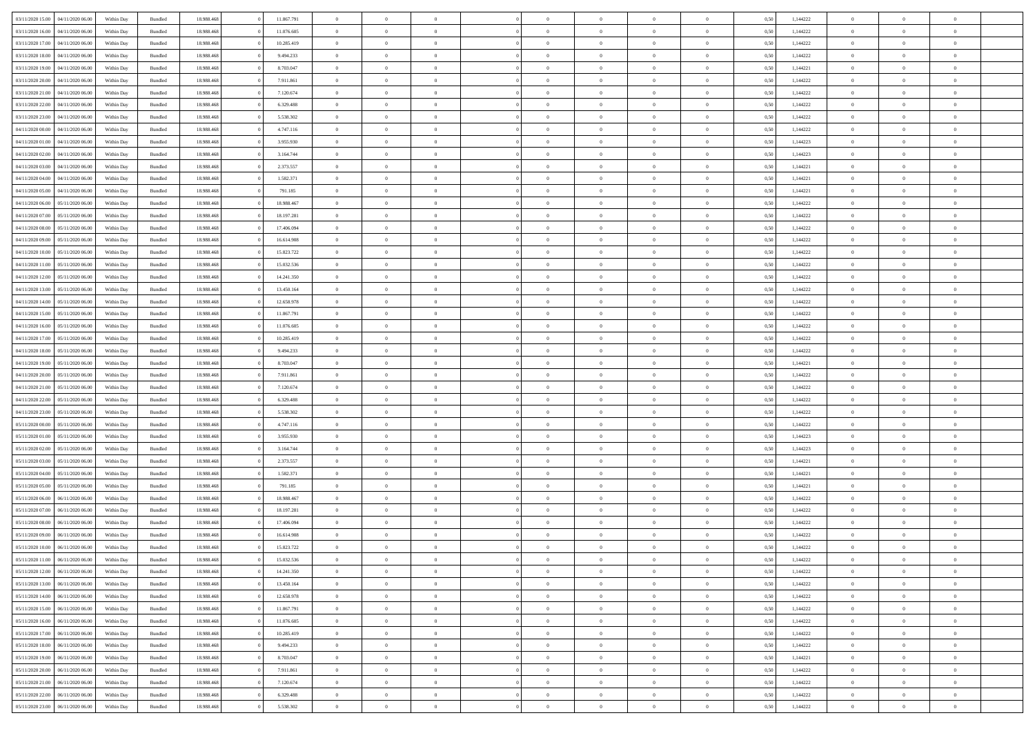| | | | | | | | | | | | | | | | | | | | | |
|---|---|---|---|---|---|---|---|---|---|---|---|---|---|---|---|---|---|---|---|---|
| 03/11/2020 15.00 | 04/11/2020 06.00 | Within Day | Bundled | 18.988.468 | 0 | 11.867.791 | 0 | 0 | 0 | | 0 | 0 | 0 | 0 | 0,50 | 1,144222 | 0 | 0 | 0 | |
| 03/11/2020 16.00 | 04/11/2020 06.00 | Within Day | Bundled | 18.988.468 | 0 | 11.076.605 | 0 | 0 | 0 | | 0 | 0 | 0 | 0 | 0,50 | 1,144222 | 0 | 0 | 0 | |
| 03/11/2020 17.00 | 04/11/2020 06.00 | Within Day | Bundled | 18.988.468 | 0 | 10.285.419 | 0 | 0 | 0 | | 0 | 0 | 0 | 0 | 0,50 | 1,144222 | 0 | 0 | 0 | |
| 03/11/2020 18.00 | 04/11/2020 06.00 | Within Day | Bundled | 18.988.468 | 0 | 9.494.233 | 0 | 0 | 0 | | 0 | 0 | 0 | 0 | 0,50 | 1,144222 | 0 | 0 | 0 | |
| 03/11/2020 19.00 | 04/11/2020 06.00 | Within Day | Bundled | 18.988.468 | 0 | 8.703.047 | 0 | 0 | 0 | | 0 | 0 | 0 | 0 | 0,50 | 1,144221 | 0 | 0 | 0 | |
| 03/11/2020 20.00 | 04/11/2020 06.00 | Within Day | Bundled | 18.988.468 | 0 | 7.911.861 | 0 | 0 | 0 | | 0 | 0 | 0 | 0 | 0,50 | 1,144222 | 0 | 0 | 0 | |
| 03/11/2020 21.00 | 04/11/2020 06.00 | Within Day | Bundled | 18.988.468 | 0 | 7.120.674 | 0 | 0 | 0 | | 0 | 0 | 0 | 0 | 0,50 | 1,144222 | 0 | 0 | 0 | |
| 03/11/2020 22.00 | 04/11/2020 06.00 | Within Day | Bundled | 18.988.468 | 0 | 6.329.488 | 0 | 0 | 0 | | 0 | 0 | 0 | 0 | 0,50 | 1,144222 | 0 | 0 | 0 | |
| 03/11/2020 23.00 | 04/11/2020 06.00 | Within Day | Bundled | 18.988.468 | 0 | 5.538.302 | 0 | 0 | 0 | | 0 | 0 | 0 | 0 | 0,50 | 1,144222 | 0 | 0 | 0 | |
| 04/11/2020 00.00 | 04/11/2020 06.00 | Within Day | Bundled | 18.988.468 | 0 | 4.747.116 | 0 | 0 | 0 | | 0 | 0 | 0 | 0 | 0,50 | 1,144222 | 0 | 0 | 0 | |
| 04/11/2020 01.00 | 04/11/2020 06.00 | Within Day | Bundled | 18.988.468 | 0 | 3.955.930 | 0 | 0 | 0 | | 0 | 0 | 0 | 0 | 0,50 | 1,144223 | 0 | 0 | 0 | |
| 04/11/2020 02.00 | 04/11/2020 06.00 | Within Day | Bundled | 18.988.468 | 0 | 3.164.744 | 0 | 0 | 0 | | 0 | 0 | 0 | 0 | 0,50 | 1,144223 | 0 | 0 | 0 | |
| 04/11/2020 03.00 | 04/11/2020 06.00 | Within Day | Bundled | 18.988.468 | 0 | 2.373.557 | 0 | 0 | 0 | | 0 | 0 | 0 | 0 | 0,50 | 1,144221 | 0 | 0 | 0 | |
| 04/11/2020 04.00 | 04/11/2020 06.00 | Within Day | Bundled | 18.988.468 | 0 | 1.582.371 | 0 | 0 | 0 | | 0 | 0 | 0 | 0 | 0,50 | 1,144221 | 0 | 0 | 0 | |
| 04/11/2020 05.00 | 04/11/2020 06.00 | Within Day | Bundled | 18.988.468 | 0 | 791.185 | 0 | 0 | 0 | | 0 | 0 | 0 | 0 | 0,50 | 1,144221 | 0 | 0 | 0 | |
| 04/11/2020 06.00 | 05/11/2020 06.00 | Within Day | Bundled | 18.988.468 | 0 | 18.988.467 | 0 | 0 | 0 | | 0 | 0 | 0 | 0 | 0,50 | 1,144222 | 0 | 0 | 0 | |
| 04/11/2020 07.00 | 05/11/2020 06.00 | Within Day | Bundled | 18.988.468 | 0 | 18.197.281 | 0 | 0 | 0 | | 0 | 0 | 0 | 0 | 0,50 | 1,144222 | 0 | 0 | 0 | |
| 04/11/2020 08.00 | 05/11/2020 06.00 | Within Day | Bundled | 18.988.468 | 0 | 17.406.094 | 0 | 0 | 0 | | 0 | 0 | 0 | 0 | 0,50 | 1,144222 | 0 | 0 | 0 | |
| 04/11/2020 09.00 | 05/11/2020 06.00 | Within Day | Bundled | 18.988.468 | 0 | 16.614.908 | 0 | 0 | 0 | | 0 | 0 | 0 | 0 | 0,50 | 1,144222 | 0 | 0 | 0 | |
| 04/11/2020 10.00 | 05/11/2020 06.00 | Within Day | Bundled | 18.988.468 | 0 | 15.823.722 | 0 | 0 | 0 | | 0 | 0 | 0 | 0 | 0,50 | 1,144222 | 0 | 0 | 0 | |
| 04/11/2020 11.00 | 05/11/2020 06.00 | Within Day | Bundled | 18.988.468 | 0 | 15.032.536 | 0 | 0 | 0 | | 0 | 0 | 0 | 0 | 0,50 | 1,144222 | 0 | 0 | 0 | |
| 04/11/2020 12.00 | 05/11/2020 06.00 | Within Day | Bundled | 18.988.468 | 0 | 14.241.350 | 0 | 0 | 0 | | 0 | 0 | 0 | 0 | 0,50 | 1,144222 | 0 | 0 | 0 | |
| 04/11/2020 13.00 | 05/11/2020 06.00 | Within Day | Bundled | 18.988.468 | 0 | 13.450.164 | 0 | 0 | 0 | | 0 | 0 | 0 | 0 | 0,50 | 1,144222 | 0 | 0 | 0 | |
| 04/11/2020 14.00 | 05/11/2020 06.00 | Within Day | Bundled | 18.988.468 | 0 | 12.658.978 | 0 | 0 | 0 | | 0 | 0 | 0 | 0 | 0,50 | 1,144222 | 0 | 0 | 0 | |
| 04/11/2020 15.00 | 05/11/2020 06.00 | Within Day | Bundled | 18.988.468 | 0 | 11.867.791 | 0 | 0 | 0 | | 0 | 0 | 0 | 0 | 0,50 | 1,144222 | 0 | 0 | 0 | |
| 04/11/2020 16.00 | 05/11/2020 06.00 | Within Day | Bundled | 18.988.468 | 0 | 11.076.605 | 0 | 0 | 0 | | 0 | 0 | 0 | 0 | 0,50 | 1,144222 | 0 | 0 | 0 | |
| 04/11/2020 17.00 | 05/11/2020 06.00 | Within Day | Bundled | 18.988.468 | 0 | 10.285.419 | 0 | 0 | 0 | | 0 | 0 | 0 | 0 | 0,50 | 1,144222 | 0 | 0 | 0 | |
| 04/11/2020 18.00 | 05/11/2020 06.00 | Within Day | Bundled | 18.988.468 | 0 | 9.494.233 | 0 | 0 | 0 | | 0 | 0 | 0 | 0 | 0,50 | 1,144222 | 0 | 0 | 0 | |
| 04/11/2020 19.00 | 05/11/2020 06.00 | Within Day | Bundled | 18.988.468 | 0 | 8.703.047 | 0 | 0 | 0 | | 0 | 0 | 0 | 0 | 0,50 | 1,144221 | 0 | 0 | 0 | |
| 04/11/2020 20.00 | 05/11/2020 06.00 | Within Day | Bundled | 18.988.468 | 0 | 7.911.861 | 0 | 0 | 0 | | 0 | 0 | 0 | 0 | 0,50 | 1,144222 | 0 | 0 | 0 | |
| 04/11/2020 21.00 | 05/11/2020 06.00 | Within Day | Bundled | 18.988.468 | 0 | 7.120.674 | 0 | 0 | 0 | | 0 | 0 | 0 | 0 | 0,50 | 1,144222 | 0 | 0 | 0 | |
| 04/11/2020 22.00 | 05/11/2020 06.00 | Within Day | Bundled | 18.988.468 | 0 | 6.329.488 | 0 | 0 | 0 | | 0 | 0 | 0 | 0 | 0,50 | 1,144222 | 0 | 0 | 0 | |
| 04/11/2020 23.00 | 05/11/2020 06.00 | Within Day | Bundled | 18.988.468 | 0 | 5.538.302 | 0 | 0 | 0 | | 0 | 0 | 0 | 0 | 0,50 | 1,144222 | 0 | 0 | 0 | |
| 05/11/2020 00.00 | 05/11/2020 06.00 | Within Day | Bundled | 18.988.468 | 0 | 4.747.116 | 0 | 0 | 0 | | 0 | 0 | 0 | 0 | 0,50 | 1,144222 | 0 | 0 | 0 | |
| 05/11/2020 01.00 | 05/11/2020 06.00 | Within Day | Bundled | 18.988.468 | 0 | 3.955.930 | 0 | 0 | 0 | | 0 | 0 | 0 | 0 | 0,50 | 1,144223 | 0 | 0 | 0 | |
| 05/11/2020 02.00 | 05/11/2020 06.00 | Within Day | Bundled | 18.988.468 | 0 | 3.164.744 | 0 | 0 | 0 | | 0 | 0 | 0 | 0 | 0,50 | 1,144223 | 0 | 0 | 0 | |
| 05/11/2020 03.00 | 05/11/2020 06.00 | Within Day | Bundled | 18.988.468 | 0 | 2.373.557 | 0 | 0 | 0 | | 0 | 0 | 0 | 0 | 0,50 | 1,144221 | 0 | 0 | 0 | |
| 05/11/2020 04.00 | 05/11/2020 06.00 | Within Day | Bundled | 18.988.468 | 0 | 1.582.371 | 0 | 0 | 0 | | 0 | 0 | 0 | 0 | 0,50 | 1,144221 | 0 | 0 | 0 | |
| 05/11/2020 05.00 | 05/11/2020 06.00 | Within Day | Bundled | 18.988.468 | 0 | 791.185 | 0 | 0 | 0 | | 0 | 0 | 0 | 0 | 0,50 | 1,144221 | 0 | 0 | 0 | |
| 05/11/2020 06.00 | 06/11/2020 06.00 | Within Day | Bundled | 18.988.468 | 0 | 18.988.467 | 0 | 0 | 0 | | 0 | 0 | 0 | 0 | 0,50 | 1,144222 | 0 | 0 | 0 | |
| 05/11/2020 07.00 | 06/11/2020 06.00 | Within Day | Bundled | 18.988.468 | 0 | 18.197.281 | 0 | 0 | 0 | | 0 | 0 | 0 | 0 | 0,50 | 1,144222 | 0 | 0 | 0 | |
| 05/11/2020 08.00 | 06/11/2020 06.00 | Within Day | Bundled | 18.988.468 | 0 | 17.406.094 | 0 | 0 | 0 | | 0 | 0 | 0 | 0 | 0,50 | 1,144222 | 0 | 0 | 0 | |
| 05/11/2020 09.00 | 06/11/2020 06.00 | Within Day | Bundled | 18.988.468 | 0 | 16.614.908 | 0 | 0 | 0 | | 0 | 0 | 0 | 0 | 0,50 | 1,144222 | 0 | 0 | 0 | |
| 05/11/2020 10.00 | 06/11/2020 06.00 | Within Day | Bundled | 18.988.468 | 0 | 15.823.722 | 0 | 0 | 0 | | 0 | 0 | 0 | 0 | 0,50 | 1,144222 | 0 | 0 | 0 | |
| 05/11/2020 11.00 | 06/11/2020 06.00 | Within Day | Bundled | 18.988.468 | 0 | 15.032.536 | 0 | 0 | 0 | | 0 | 0 | 0 | 0 | 0,50 | 1,144222 | 0 | 0 | 0 | |
| 05/11/2020 12.00 | 06/11/2020 06.00 | Within Day | Bundled | 18.988.468 | 0 | 14.241.350 | 0 | 0 | 0 | | 0 | 0 | 0 | 0 | 0,50 | 1,144222 | 0 | 0 | 0 | |
| 05/11/2020 13.00 | 06/11/2020 06.00 | Within Day | Bundled | 18.988.468 | 0 | 13.450.164 | 0 | 0 | 0 | | 0 | 0 | 0 | 0 | 0,50 | 1,144222 | 0 | 0 | 0 | |
| 05/11/2020 14.00 | 06/11/2020 06.00 | Within Day | Bundled | 18.988.468 | 0 | 12.658.978 | 0 | 0 | 0 | | 0 | 0 | 0 | 0 | 0,50 | 1,144222 | 0 | 0 | 0 | |
| 05/11/2020 15.00 | 06/11/2020 06.00 | Within Day | Bundled | 18.988.468 | 0 | 11.867.791 | 0 | 0 | 0 | | 0 | 0 | 0 | 0 | 0,50 | 1,144222 | 0 | 0 | 0 | |
| 05/11/2020 16.00 | 06/11/2020 06.00 | Within Day | Bundled | 18.988.468 | 0 | 11.076.605 | 0 | 0 | 0 | | 0 | 0 | 0 | 0 | 0,50 | 1,144222 | 0 | 0 | 0 | |
| 05/11/2020 17.00 | 06/11/2020 06.00 | Within Day | Bundled | 18.988.468 | 0 | 10.285.419 | 0 | 0 | 0 | | 0 | 0 | 0 | 0 | 0,50 | 1,144222 | 0 | 0 | 0 | |
| 05/11/2020 18.00 | 06/11/2020 06.00 | Within Day | Bundled | 18.988.468 | 0 | 9.494.233 | 0 | 0 | 0 | | 0 | 0 | 0 | 0 | 0,50 | 1,144222 | 0 | 0 | 0 | |
| 05/11/2020 19.00 | 06/11/2020 06.00 | Within Day | Bundled | 18.988.468 | 0 | 8.703.047 | 0 | 0 | 0 | | 0 | 0 | 0 | 0 | 0,50 | 1,144221 | 0 | 0 | 0 | |
| 05/11/2020 20.00 | 06/11/2020 06.00 | Within Day | Bundled | 18.988.468 | 0 | 7.911.861 | 0 | 0 | 0 | | 0 | 0 | 0 | 0 | 0,50 | 1,144222 | 0 | 0 | 0 | |
| 05/11/2020 21.00 | 06/11/2020 06.00 | Within Day | Bundled | 18.988.468 | 0 | 7.120.674 | 0 | 0 | 0 | | 0 | 0 | 0 | 0 | 0,50 | 1,144222 | 0 | 0 | 0 | |
| 05/11/2020 22.00 | 06/11/2020 06.00 | Within Day | Bundled | 18.988.468 | 0 | 6.329.488 | 0 | 0 | 0 | | 0 | 0 | 0 | 0 | 0,50 | 1,144222 | 0 | 0 | 0 | |
| 05/11/2020 23.00 | 06/11/2020 06.00 | Within Day | Bundled | 18.988.468 | 0 | 5.538.302 | 0 | 0 | 0 | | 0 | 0 | 0 | 0 | 0,50 | 1,144222 | 0 | 0 | 0 | |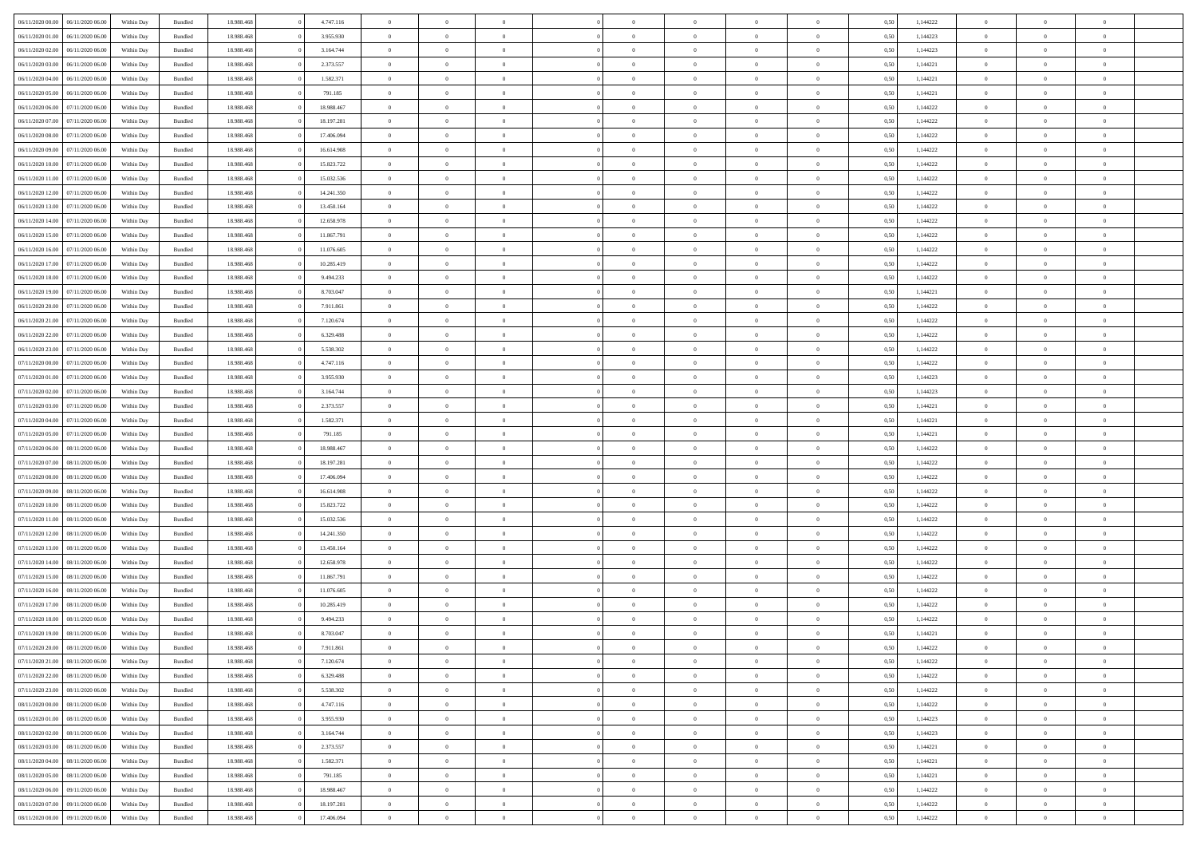| | | | | | | | | | | | | | | | | | | | | |
|---|---|---|---|---|---|---|---|---|---|---|---|---|---|---|---|---|---|---|---|---|
| 06/11/2020 00.00 | 06/11/2020 06.00 | Within Day | Bundled | 18.988.468 | 0 | 4.747.116 | 0 | 0 | 0 | | 0 | 0 | 0 | 0 | 0,50 | 1,144222 | 0 | 0 | 0 | |
| 06/11/2020 01.00 | 06/11/2020 06.00 | Within Day | Bundled | 18.988.468 | 0 | 3.955.930 | 0 | 0 | 0 | | 0 | 0 | 0 | 0 | 0,50 | 1,144223 | 0 | 0 | 0 | |
| 06/11/2020 02.00 | 06/11/2020 06.00 | Within Day | Bundled | 18.988.468 | 0 | 3.164.744 | 0 | 0 | 0 | | 0 | 0 | 0 | 0 | 0,50 | 1,144223 | 0 | 0 | 0 | |
| 06/11/2020 03.00 | 06/11/2020 06.00 | Within Day | Bundled | 18.988.468 | 0 | 2.373.557 | 0 | 0 | 0 | | 0 | 0 | 0 | 0 | 0,50 | 1,144221 | 0 | 0 | 0 | |
| 06/11/2020 04.00 | 06/11/2020 06.00 | Within Day | Bundled | 18.988.468 | 0 | 1.582.371 | 0 | 0 | 0 | | 0 | 0 | 0 | 0 | 0,50 | 1,144221 | 0 | 0 | 0 | |
| 06/11/2020 05.00 | 06/11/2020 06.00 | Within Day | Bundled | 18.988.468 | 0 | 791.185 | 0 | 0 | 0 | | 0 | 0 | 0 | 0 | 0,50 | 1,144221 | 0 | 0 | 0 | |
| 06/11/2020 06.00 | 07/11/2020 06.00 | Within Day | Bundled | 18.988.468 | 0 | 18.988.467 | 0 | 0 | 0 | | 0 | 0 | 0 | 0 | 0,50 | 1,144222 | 0 | 0 | 0 | |
| 06/11/2020 07.00 | 07/11/2020 06.00 | Within Day | Bundled | 18.988.468 | 0 | 18.197.281 | 0 | 0 | 0 | | 0 | 0 | 0 | 0 | 0,50 | 1,144222 | 0 | 0 | 0 | |
| 06/11/2020 08.00 | 07/11/2020 06.00 | Within Day | Bundled | 18.988.468 | 0 | 17.406.094 | 0 | 0 | 0 | | 0 | 0 | 0 | 0 | 0,50 | 1,144222 | 0 | 0 | 0 | |
| 06/11/2020 09.00 | 07/11/2020 06.00 | Within Day | Bundled | 18.988.468 | 0 | 16.614.908 | 0 | 0 | 0 | | 0 | 0 | 0 | 0 | 0,50 | 1,144222 | 0 | 0 | 0 | |
| 06/11/2020 10.00 | 07/11/2020 06.00 | Within Day | Bundled | 18.988.468 | 0 | 15.823.722 | 0 | 0 | 0 | | 0 | 0 | 0 | 0 | 0,50 | 1,144222 | 0 | 0 | 0 | |
| 06/11/2020 11.00 | 07/11/2020 06.00 | Within Day | Bundled | 18.988.468 | 0 | 15.032.536 | 0 | 0 | 0 | | 0 | 0 | 0 | 0 | 0,50 | 1,144222 | 0 | 0 | 0 | |
| 06/11/2020 12.00 | 07/11/2020 06.00 | Within Day | Bundled | 18.988.468 | 0 | 14.241.350 | 0 | 0 | 0 | | 0 | 0 | 0 | 0 | 0,50 | 1,144222 | 0 | 0 | 0 | |
| 06/11/2020 13.00 | 07/11/2020 06.00 | Within Day | Bundled | 18.988.468 | 0 | 13.450.164 | 0 | 0 | 0 | | 0 | 0 | 0 | 0 | 0,50 | 1,144222 | 0 | 0 | 0 | |
| 06/11/2020 14.00 | 07/11/2020 06.00 | Within Day | Bundled | 18.988.468 | 0 | 12.658.978 | 0 | 0 | 0 | | 0 | 0 | 0 | 0 | 0,50 | 1,144222 | 0 | 0 | 0 | |
| 06/11/2020 15.00 | 07/11/2020 06.00 | Within Day | Bundled | 18.988.468 | 0 | 11.867.791 | 0 | 0 | 0 | | 0 | 0 | 0 | 0 | 0,50 | 1,144222 | 0 | 0 | 0 | |
| 06/11/2020 16.00 | 07/11/2020 06.00 | Within Day | Bundled | 18.988.468 | 0 | 11.076.605 | 0 | 0 | 0 | | 0 | 0 | 0 | 0 | 0,50 | 1,144222 | 0 | 0 | 0 | |
| 06/11/2020 17.00 | 07/11/2020 06.00 | Within Day | Bundled | 18.988.468 | 0 | 10.285.419 | 0 | 0 | 0 | | 0 | 0 | 0 | 0 | 0,50 | 1,144222 | 0 | 0 | 0 | |
| 06/11/2020 18.00 | 07/11/2020 06.00 | Within Day | Bundled | 18.988.468 | 0 | 9.494.233 | 0 | 0 | 0 | | 0 | 0 | 0 | 0 | 0,50 | 1,144222 | 0 | 0 | 0 | |
| 06/11/2020 19.00 | 07/11/2020 06.00 | Within Day | Bundled | 18.988.468 | 0 | 8.703.047 | 0 | 0 | 0 | | 0 | 0 | 0 | 0 | 0,50 | 1,144221 | 0 | 0 | 0 | |
| 06/11/2020 20.00 | 07/11/2020 06.00 | Within Day | Bundled | 18.988.468 | 0 | 7.911.861 | 0 | 0 | 0 | | 0 | 0 | 0 | 0 | 0,50 | 1,144222 | 0 | 0 | 0 | |
| 06/11/2020 21.00 | 07/11/2020 06.00 | Within Day | Bundled | 18.988.468 | 0 | 7.120.674 | 0 | 0 | 0 | | 0 | 0 | 0 | 0 | 0,50 | 1,144222 | 0 | 0 | 0 | |
| 06/11/2020 22.00 | 07/11/2020 06.00 | Within Day | Bundled | 18.988.468 | 0 | 6.329.488 | 0 | 0 | 0 | | 0 | 0 | 0 | 0 | 0,50 | 1,144222 | 0 | 0 | 0 | |
| 06/11/2020 23.00 | 07/11/2020 06.00 | Within Day | Bundled | 18.988.468 | 0 | 5.538.302 | 0 | 0 | 0 | | 0 | 0 | 0 | 0 | 0,50 | 1,144222 | 0 | 0 | 0 | |
| 07/11/2020 00.00 | 07/11/2020 06.00 | Within Day | Bundled | 18.988.468 | 0 | 4.747.116 | 0 | 0 | 0 | | 0 | 0 | 0 | 0 | 0,50 | 1,144222 | 0 | 0 | 0 | |
| 07/11/2020 01.00 | 07/11/2020 06.00 | Within Day | Bundled | 18.988.468 | 0 | 3.955.930 | 0 | 0 | 0 | | 0 | 0 | 0 | 0 | 0,50 | 1,144223 | 0 | 0 | 0 | |
| 07/11/2020 02.00 | 07/11/2020 06.00 | Within Day | Bundled | 18.988.468 | 0 | 3.164.744 | 0 | 0 | 0 | | 0 | 0 | 0 | 0 | 0,50 | 1,144223 | 0 | 0 | 0 | |
| 07/11/2020 03.00 | 07/11/2020 06.00 | Within Day | Bundled | 18.988.468 | 0 | 2.373.557 | 0 | 0 | 0 | | 0 | 0 | 0 | 0 | 0,50 | 1,144221 | 0 | 0 | 0 | |
| 07/11/2020 04.00 | 07/11/2020 06.00 | Within Day | Bundled | 18.988.468 | 0 | 1.582.371 | 0 | 0 | 0 | | 0 | 0 | 0 | 0 | 0,50 | 1,144221 | 0 | 0 | 0 | |
| 07/11/2020 05.00 | 07/11/2020 06.00 | Within Day | Bundled | 18.988.468 | 0 | 791.185 | 0 | 0 | 0 | | 0 | 0 | 0 | 0 | 0,50 | 1,144221 | 0 | 0 | 0 | |
| 07/11/2020 06.00 | 08/11/2020 06.00 | Within Day | Bundled | 18.988.468 | 0 | 18.988.467 | 0 | 0 | 0 | | 0 | 0 | 0 | 0 | 0,50 | 1,144222 | 0 | 0 | 0 | |
| 07/11/2020 07.00 | 08/11/2020 06.00 | Within Day | Bundled | 18.988.468 | 0 | 18.197.281 | 0 | 0 | 0 | | 0 | 0 | 0 | 0 | 0,50 | 1,144222 | 0 | 0 | 0 | |
| 07/11/2020 08.00 | 08/11/2020 06.00 | Within Day | Bundled | 18.988.468 | 0 | 17.406.094 | 0 | 0 | 0 | | 0 | 0 | 0 | 0 | 0,50 | 1,144222 | 0 | 0 | 0 | |
| 07/11/2020 09.00 | 08/11/2020 06.00 | Within Day | Bundled | 18.988.468 | 0 | 16.614.908 | 0 | 0 | 0 | | 0 | 0 | 0 | 0 | 0,50 | 1,144222 | 0 | 0 | 0 | |
| 07/11/2020 10.00 | 08/11/2020 06.00 | Within Day | Bundled | 18.988.468 | 0 | 15.823.722 | 0 | 0 | 0 | | 0 | 0 | 0 | 0 | 0,50 | 1,144222 | 0 | 0 | 0 | |
| 07/11/2020 11.00 | 08/11/2020 06.00 | Within Day | Bundled | 18.988.468 | 0 | 15.032.536 | 0 | 0 | 0 | | 0 | 0 | 0 | 0 | 0,50 | 1,144222 | 0 | 0 | 0 | |
| 07/11/2020 12.00 | 08/11/2020 06.00 | Within Day | Bundled | 18.988.468 | 0 | 14.241.350 | 0 | 0 | 0 | | 0 | 0 | 0 | 0 | 0,50 | 1,144222 | 0 | 0 | 0 | |
| 07/11/2020 13.00 | 08/11/2020 06.00 | Within Day | Bundled | 18.988.468 | 0 | 13.450.164 | 0 | 0 | 0 | | 0 | 0 | 0 | 0 | 0,50 | 1,144222 | 0 | 0 | 0 | |
| 07/11/2020 14.00 | 08/11/2020 06.00 | Within Day | Bundled | 18.988.468 | 0 | 12.658.978 | 0 | 0 | 0 | | 0 | 0 | 0 | 0 | 0,50 | 1,144222 | 0 | 0 | 0 | |
| 07/11/2020 15.00 | 08/11/2020 06.00 | Within Day | Bundled | 18.988.468 | 0 | 11.867.791 | 0 | 0 | 0 | | 0 | 0 | 0 | 0 | 0,50 | 1,144222 | 0 | 0 | 0 | |
| 07/11/2020 16.00 | 08/11/2020 06.00 | Within Day | Bundled | 18.988.468 | 0 | 11.076.605 | 0 | 0 | 0 | | 0 | 0 | 0 | 0 | 0,50 | 1,144222 | 0 | 0 | 0 | |
| 07/11/2020 17.00 | 08/11/2020 06.00 | Within Day | Bundled | 18.988.468 | 0 | 10.285.419 | 0 | 0 | 0 | | 0 | 0 | 0 | 0 | 0,50 | 1,144222 | 0 | 0 | 0 | |
| 07/11/2020 18.00 | 08/11/2020 06.00 | Within Day | Bundled | 18.988.468 | 0 | 9.494.233 | 0 | 0 | 0 | | 0 | 0 | 0 | 0 | 0,50 | 1,144222 | 0 | 0 | 0 | |
| 07/11/2020 19.00 | 08/11/2020 06.00 | Within Day | Bundled | 18.988.468 | 0 | 8.703.047 | 0 | 0 | 0 | | 0 | 0 | 0 | 0 | 0,50 | 1,144221 | 0 | 0 | 0 | |
| 07/11/2020 20.00 | 08/11/2020 06.00 | Within Day | Bundled | 18.988.468 | 0 | 7.911.861 | 0 | 0 | 0 | | 0 | 0 | 0 | 0 | 0,50 | 1,144222 | 0 | 0 | 0 | |
| 07/11/2020 21.00 | 08/11/2020 06.00 | Within Day | Bundled | 18.988.468 | 0 | 7.120.674 | 0 | 0 | 0 | | 0 | 0 | 0 | 0 | 0,50 | 1,144222 | 0 | 0 | 0 | |
| 07/11/2020 22.00 | 08/11/2020 06.00 | Within Day | Bundled | 18.988.468 | 0 | 6.329.488 | 0 | 0 | 0 | | 0 | 0 | 0 | 0 | 0,50 | 1,144222 | 0 | 0 | 0 | |
| 07/11/2020 23.00 | 08/11/2020 06.00 | Within Day | Bundled | 18.988.468 | 0 | 5.538.302 | 0 | 0 | 0 | | 0 | 0 | 0 | 0 | 0,50 | 1,144222 | 0 | 0 | 0 | |
| 08/11/2020 00.00 | 08/11/2020 06.00 | Within Day | Bundled | 18.988.468 | 0 | 4.747.116 | 0 | 0 | 0 | | 0 | 0 | 0 | 0 | 0,50 | 1,144222 | 0 | 0 | 0 | |
| 08/11/2020 01.00 | 08/11/2020 06.00 | Within Day | Bundled | 18.988.468 | 0 | 3.955.930 | 0 | 0 | 0 | | 0 | 0 | 0 | 0 | 0,50 | 1,144223 | 0 | 0 | 0 | |
| 08/11/2020 02.00 | 08/11/2020 06.00 | Within Day | Bundled | 18.988.468 | 0 | 3.164.744 | 0 | 0 | 0 | | 0 | 0 | 0 | 0 | 0,50 | 1,144223 | 0 | 0 | 0 | |
| 08/11/2020 03.00 | 08/11/2020 06.00 | Within Day | Bundled | 18.988.468 | 0 | 2.373.557 | 0 | 0 | 0 | | 0 | 0 | 0 | 0 | 0,50 | 1,144221 | 0 | 0 | 0 | |
| 08/11/2020 04.00 | 08/11/2020 06.00 | Within Day | Bundled | 18.988.468 | 0 | 1.582.371 | 0 | 0 | 0 | | 0 | 0 | 0 | 0 | 0,50 | 1,144221 | 0 | 0 | 0 | |
| 08/11/2020 05.00 | 08/11/2020 06.00 | Within Day | Bundled | 18.988.468 | 0 | 791.185 | 0 | 0 | 0 | | 0 | 0 | 0 | 0 | 0,50 | 1,144221 | 0 | 0 | 0 | |
| 08/11/2020 06.00 | 09/11/2020 06.00 | Within Day | Bundled | 18.988.468 | 0 | 18.988.467 | 0 | 0 | 0 | | 0 | 0 | 0 | 0 | 0,50 | 1,144222 | 0 | 0 | 0 | |
| 08/11/2020 07.00 | 09/11/2020 06.00 | Within Day | Bundled | 18.988.468 | 0 | 18.197.281 | 0 | 0 | 0 | | 0 | 0 | 0 | 0 | 0,50 | 1,144222 | 0 | 0 | 0 | |
| 08/11/2020 08.00 | 09/11/2020 06.00 | Within Day | Bundled | 18.988.468 | 0 | 17.406.094 | 0 | 0 | 0 | | 0 | 0 | 0 | 0 | 0,50 | 1,144222 | 0 | 0 | 0 | |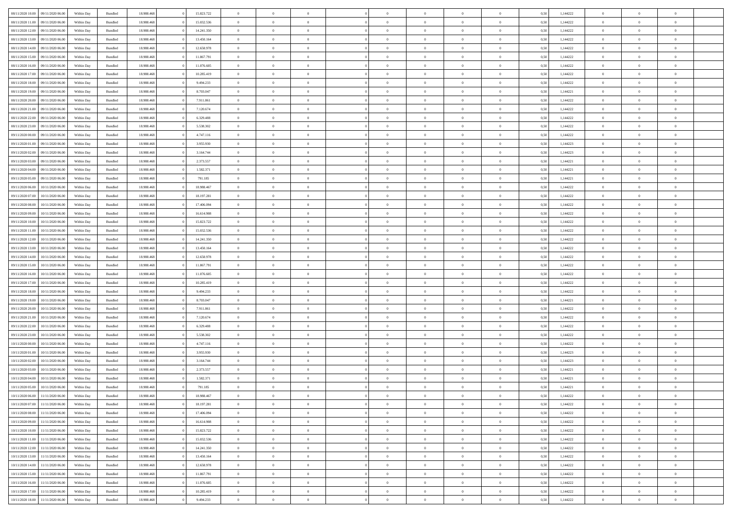| | | | | | | | | | | | | | | | | | | | | |
|---|---|---|---|---|---|---|---|---|---|---|---|---|---|---|---|---|---|---|---|---|
| 08/11/2020 10:00 | 09/11/2020 06.00 | Within Day | Bundled | 18.988.468 | 0 | 15.823.722 | 0 | 0 | 0 | | 0 | 0 | 0 | 0 | 0,50 | 1,144222 | 0 | 0 | 0 | |
| 08/11/2020 11:00 | 09/11/2020 06.00 | Within Day | Bundled | 18.988.468 | 0 | 15.032.536 | 0 | 0 | 0 | | 0 | 0 | 0 | 0 | 0,50 | 1,144222 | 0 | 0 | 0 | |
| 08/11/2020 12:00 | 09/11/2020 06.00 | Within Day | Bundled | 18.988.468 | 0 | 14.241.350 | 0 | 0 | 0 | | 0 | 0 | 0 | 0 | 0,50 | 1,144222 | 0 | 0 | 0 | |
| 08/11/2020 13:00 | 09/11/2020 06.00 | Within Day | Bundled | 18.988.468 | 0 | 13.450.164 | 0 | 0 | 0 | | 0 | 0 | 0 | 0 | 0,50 | 1,144222 | 0 | 0 | 0 | |
| 08/11/2020 14:00 | 09/11/2020 06.00 | Within Day | Bundled | 18.988.468 | 0 | 12.658.978 | 0 | 0 | 0 | | 0 | 0 | 0 | 0 | 0,50 | 1,144222 | 0 | 0 | 0 | |
| 08/11/2020 15:00 | 09/11/2020 06.00 | Within Day | Bundled | 18.988.468 | 0 | 11.867.791 | 0 | 0 | 0 | | 0 | 0 | 0 | 0 | 0,50 | 1,144222 | 0 | 0 | 0 | |
| 08/11/2020 16:00 | 09/11/2020 06.00 | Within Day | Bundled | 18.988.468 | 0 | 11.076.605 | 0 | 0 | 0 | | 0 | 0 | 0 | 0 | 0,50 | 1,144222 | 0 | 0 | 0 | |
| 08/11/2020 17:00 | 09/11/2020 06.00 | Within Day | Bundled | 18.988.468 | 0 | 10.285.419 | 0 | 0 | 0 | | 0 | 0 | 0 | 0 | 0,50 | 1,144222 | 0 | 0 | 0 | |
| 08/11/2020 18:00 | 09/11/2020 06.00 | Within Day | Bundled | 18.988.468 | 0 | 9.494.233 | 0 | 0 | 0 | | 0 | 0 | 0 | 0 | 0,50 | 1,144222 | 0 | 0 | 0 | |
| 08/11/2020 19:00 | 09/11/2020 06.00 | Within Day | Bundled | 18.988.468 | 0 | 8.703.047 | 0 | 0 | 0 | | 0 | 0 | 0 | 0 | 0,50 | 1,144221 | 0 | 0 | 0 | |
| 08/11/2020 20:00 | 09/11/2020 06.00 | Within Day | Bundled | 18.988.468 | 0 | 7.911.861 | 0 | 0 | 0 | | 0 | 0 | 0 | 0 | 0,50 | 1,144222 | 0 | 0 | 0 | |
| 08/11/2020 21:00 | 09/11/2020 06.00 | Within Day | Bundled | 18.988.468 | 0 | 7.120.674 | 0 | 0 | 0 | | 0 | 0 | 0 | 0 | 0,50 | 1,144222 | 0 | 0 | 0 | |
| 08/11/2020 22:00 | 09/11/2020 06.00 | Within Day | Bundled | 18.988.468 | 0 | 6.329.488 | 0 | 0 | 0 | | 0 | 0 | 0 | 0 | 0,50 | 1,144222 | 0 | 0 | 0 | |
| 08/11/2020 23:00 | 09/11/2020 06.00 | Within Day | Bundled | 18.988.468 | 0 | 5.538.302 | 0 | 0 | 0 | | 0 | 0 | 0 | 0 | 0,50 | 1,144222 | 0 | 0 | 0 | |
| 09/11/2020 00:00 | 09/11/2020 06.00 | Within Day | Bundled | 18.988.468 | 0 | 4.747.116 | 0 | 0 | 0 | | 0 | 0 | 0 | 0 | 0,50 | 1,144222 | 0 | 0 | 0 | |
| 09/11/2020 01:00 | 09/11/2020 06.00 | Within Day | Bundled | 18.988.468 | 0 | 3.955.930 | 0 | 0 | 0 | | 0 | 0 | 0 | 0 | 0,50 | 1,144223 | 0 | 0 | 0 | |
| 09/11/2020 02:00 | 09/11/2020 06.00 | Within Day | Bundled | 18.988.468 | 0 | 3.164.744 | 0 | 0 | 0 | | 0 | 0 | 0 | 0 | 0,50 | 1,144223 | 0 | 0 | 0 | |
| 09/11/2020 03:00 | 09/11/2020 06.00 | Within Day | Bundled | 18.988.468 | 0 | 2.373.557 | 0 | 0 | 0 | | 0 | 0 | 0 | 0 | 0,50 | 1,144221 | 0 | 0 | 0 | |
| 09/11/2020 04:00 | 09/11/2020 06.00 | Within Day | Bundled | 18.988.468 | 0 | 1.582.371 | 0 | 0 | 0 | | 0 | 0 | 0 | 0 | 0,50 | 1,144221 | 0 | 0 | 0 | |
| 09/11/2020 05:00 | 09/11/2020 06.00 | Within Day | Bundled | 18.988.468 | 0 | 791.185 | 0 | 0 | 0 | | 0 | 0 | 0 | 0 | 0,50 | 1,144221 | 0 | 0 | 0 | |
| 09/11/2020 06:00 | 10/11/2020 06.00 | Within Day | Bundled | 18.988.468 | 0 | 18.988.467 | 0 | 0 | 0 | | 0 | 0 | 0 | 0 | 0,50 | 1,144222 | 0 | 0 | 0 | |
| 09/11/2020 07:00 | 10/11/2020 06.00 | Within Day | Bundled | 18.988.468 | 0 | 18.197.281 | 0 | 0 | 0 | | 0 | 0 | 0 | 0 | 0,50 | 1,144222 | 0 | 0 | 0 | |
| 09/11/2020 08:00 | 10/11/2020 06.00 | Within Day | Bundled | 18.988.468 | 0 | 17.406.094 | 0 | 0 | 0 | | 0 | 0 | 0 | 0 | 0,50 | 1,144222 | 0 | 0 | 0 | |
| 09/11/2020 09:00 | 10/11/2020 06.00 | Within Day | Bundled | 18.988.468 | 0 | 16.614.908 | 0 | 0 | 0 | | 0 | 0 | 0 | 0 | 0,50 | 1,144222 | 0 | 0 | 0 | |
| 09/11/2020 10:00 | 10/11/2020 06.00 | Within Day | Bundled | 18.988.468 | 0 | 15.823.722 | 0 | 0 | 0 | | 0 | 0 | 0 | 0 | 0,50 | 1,144222 | 0 | 0 | 0 | |
| 09/11/2020 11:00 | 10/11/2020 06.00 | Within Day | Bundled | 18.988.468 | 0 | 15.032.536 | 0 | 0 | 0 | | 0 | 0 | 0 | 0 | 0,50 | 1,144222 | 0 | 0 | 0 | |
| 09/11/2020 12:00 | 10/11/2020 06.00 | Within Day | Bundled | 18.988.468 | 0 | 14.241.350 | 0 | 0 | 0 | | 0 | 0 | 0 | 0 | 0,50 | 1,144222 | 0 | 0 | 0 | |
| 09/11/2020 13:00 | 10/11/2020 06.00 | Within Day | Bundled | 18.988.468 | 0 | 13.450.164 | 0 | 0 | 0 | | 0 | 0 | 0 | 0 | 0,50 | 1,144222 | 0 | 0 | 0 | |
| 09/11/2020 14:00 | 10/11/2020 06.00 | Within Day | Bundled | 18.988.468 | 0 | 12.658.978 | 0 | 0 | 0 | | 0 | 0 | 0 | 0 | 0,50 | 1,144222 | 0 | 0 | 0 | |
| 09/11/2020 15:00 | 10/11/2020 06.00 | Within Day | Bundled | 18.988.468 | 0 | 11.867.791 | 0 | 0 | 0 | | 0 | 0 | 0 | 0 | 0,50 | 1,144222 | 0 | 0 | 0 | |
| 09/11/2020 16:00 | 10/11/2020 06.00 | Within Day | Bundled | 18.988.468 | 0 | 11.076.605 | 0 | 0 | 0 | | 0 | 0 | 0 | 0 | 0,50 | 1,144222 | 0 | 0 | 0 | |
| 09/11/2020 17:00 | 10/11/2020 06.00 | Within Day | Bundled | 18.988.468 | 0 | 10.285.419 | 0 | 0 | 0 | | 0 | 0 | 0 | 0 | 0,50 | 1,144222 | 0 | 0 | 0 | |
| 09/11/2020 18:00 | 10/11/2020 06.00 | Within Day | Bundled | 18.988.468 | 0 | 9.494.233 | 0 | 0 | 0 | | 0 | 0 | 0 | 0 | 0,50 | 1,144222 | 0 | 0 | 0 | |
| 09/11/2020 19:00 | 10/11/2020 06.00 | Within Day | Bundled | 18.988.468 | 0 | 8.703.047 | 0 | 0 | 0 | | 0 | 0 | 0 | 0 | 0,50 | 1,144221 | 0 | 0 | 0 | |
| 09/11/2020 20:00 | 10/11/2020 06.00 | Within Day | Bundled | 18.988.468 | 0 | 7.911.861 | 0 | 0 | 0 | | 0 | 0 | 0 | 0 | 0,50 | 1,144222 | 0 | 0 | 0 | |
| 09/11/2020 21:00 | 10/11/2020 06.00 | Within Day | Bundled | 18.988.468 | 0 | 7.120.674 | 0 | 0 | 0 | | 0 | 0 | 0 | 0 | 0,50 | 1,144222 | 0 | 0 | 0 | |
| 09/11/2020 22:00 | 10/11/2020 06.00 | Within Day | Bundled | 18.988.468 | 0 | 6.329.488 | 0 | 0 | 0 | | 0 | 0 | 0 | 0 | 0,50 | 1,144222 | 0 | 0 | 0 | |
| 09/11/2020 23:00 | 10/11/2020 06.00 | Within Day | Bundled | 18.988.468 | 0 | 5.538.302 | 0 | 0 | 0 | | 0 | 0 | 0 | 0 | 0,50 | 1,144222 | 0 | 0 | 0 | |
| 10/11/2020 00:00 | 10/11/2020 06.00 | Within Day | Bundled | 18.988.468 | 0 | 4.747.116 | 0 | 0 | 0 | | 0 | 0 | 0 | 0 | 0,50 | 1,144222 | 0 | 0 | 0 | |
| 10/11/2020 01:00 | 10/11/2020 06.00 | Within Day | Bundled | 18.988.468 | 0 | 3.955.930 | 0 | 0 | 0 | | 0 | 0 | 0 | 0 | 0,50 | 1,144223 | 0 | 0 | 0 | |
| 10/11/2020 02:00 | 10/11/2020 06.00 | Within Day | Bundled | 18.988.468 | 0 | 3.164.744 | 0 | 0 | 0 | | 0 | 0 | 0 | 0 | 0,50 | 1,144223 | 0 | 0 | 0 | |
| 10/11/2020 03:00 | 10/11/2020 06.00 | Within Day | Bundled | 18.988.468 | 0 | 2.373.557 | 0 | 0 | 0 | | 0 | 0 | 0 | 0 | 0,50 | 1,144221 | 0 | 0 | 0 | |
| 10/11/2020 04:00 | 10/11/2020 06.00 | Within Day | Bundled | 18.988.468 | 0 | 1.582.371 | 0 | 0 | 0 | | 0 | 0 | 0 | 0 | 0,50 | 1,144221 | 0 | 0 | 0 | |
| 10/11/2020 05:00 | 10/11/2020 06.00 | Within Day | Bundled | 18.988.468 | 0 | 791.185 | 0 | 0 | 0 | | 0 | 0 | 0 | 0 | 0,50 | 1,144221 | 0 | 0 | 0 | |
| 10/11/2020 06:00 | 11/11/2020 06.00 | Within Day | Bundled | 18.988.468 | 0 | 18.988.467 | 0 | 0 | 0 | | 0 | 0 | 0 | 0 | 0,50 | 1,144222 | 0 | 0 | 0 | |
| 10/11/2020 07:00 | 11/11/2020 06.00 | Within Day | Bundled | 18.988.468 | 0 | 18.197.281 | 0 | 0 | 0 | | 0 | 0 | 0 | 0 | 0,50 | 1,144222 | 0 | 0 | 0 | |
| 10/11/2020 08:00 | 11/11/2020 06.00 | Within Day | Bundled | 18.988.468 | 0 | 17.406.094 | 0 | 0 | 0 | | 0 | 0 | 0 | 0 | 0,50 | 1,144222 | 0 | 0 | 0 | |
| 10/11/2020 09:00 | 11/11/2020 06.00 | Within Day | Bundled | 18.988.468 | 0 | 16.614.908 | 0 | 0 | 0 | | 0 | 0 | 0 | 0 | 0,50 | 1,144222 | 0 | 0 | 0 | |
| 10/11/2020 10:00 | 11/11/2020 06.00 | Within Day | Bundled | 18.988.468 | 0 | 15.823.722 | 0 | 0 | 0 | | 0 | 0 | 0 | 0 | 0,50 | 1,144222 | 0 | 0 | 0 | |
| 10/11/2020 11:00 | 11/11/2020 06.00 | Within Day | Bundled | 18.988.468 | 0 | 15.032.536 | 0 | 0 | 0 | | 0 | 0 | 0 | 0 | 0,50 | 1,144222 | 0 | 0 | 0 | |
| 10/11/2020 12:00 | 11/11/2020 06.00 | Within Day | Bundled | 18.988.468 | 0 | 14.241.350 | 0 | 0 | 0 | | 0 | 0 | 0 | 0 | 0,50 | 1,144222 | 0 | 0 | 0 | |
| 10/11/2020 13:00 | 11/11/2020 06.00 | Within Day | Bundled | 18.988.468 | 0 | 13.450.164 | 0 | 0 | 0 | | 0 | 0 | 0 | 0 | 0,50 | 1,144222 | 0 | 0 | 0 | |
| 10/11/2020 14:00 | 11/11/2020 06.00 | Within Day | Bundled | 18.988.468 | 0 | 12.658.978 | 0 | 0 | 0 | | 0 | 0 | 0 | 0 | 0,50 | 1,144222 | 0 | 0 | 0 | |
| 10/11/2020 15:00 | 11/11/2020 06.00 | Within Day | Bundled | 18.988.468 | 0 | 11.867.791 | 0 | 0 | 0 | | 0 | 0 | 0 | 0 | 0,50 | 1,144222 | 0 | 0 | 0 | |
| 10/11/2020 16:00 | 11/11/2020 06.00 | Within Day | Bundled | 18.988.468 | 0 | 11.076.605 | 0 | 0 | 0 | | 0 | 0 | 0 | 0 | 0,50 | 1,144222 | 0 | 0 | 0 | |
| 10/11/2020 17:00 | 11/11/2020 06.00 | Within Day | Bundled | 18.988.468 | 0 | 10.285.419 | 0 | 0 | 0 | | 0 | 0 | 0 | 0 | 0,50 | 1,144222 | 0 | 0 | 0 | |
| 10/11/2020 18:00 | 11/11/2020 06.00 | Within Day | Bundled | 18.988.468 | 0 | 9.494.233 | 0 | 0 | 0 | | 0 | 0 | 0 | 0 | 0,50 | 1,144222 | 0 | 0 | 0 | |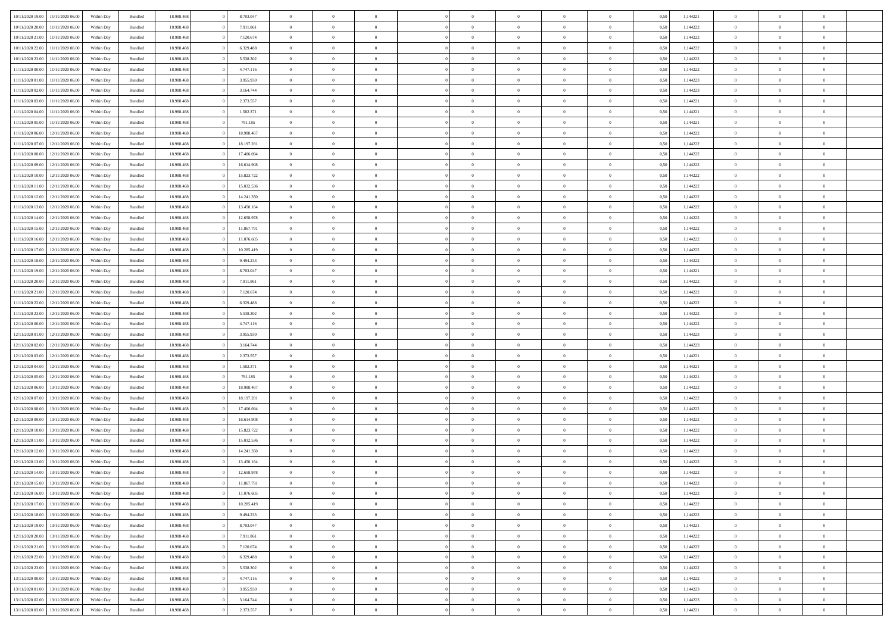| | | | | | | | | | | | | | | | | | | | | |
|---|---|---|---|---|---|---|---|---|---|---|---|---|---|---|---|---|---|---|---|---|
| 10/11/2020 19.00 | 11/11/2020 06.00 | Within Day | Bundled | 18.988.468 | 0 | 8.703.047 | 0 | 0 | 0 | | 0 | 0 | 0 | 0 | 0,50 | 1,144221 | 0 | 0 | 0 | |
| 10/11/2020 20.00 | 11/11/2020 06.00 | Within Day | Bundled | 18.988.468 | 0 | 7.911.861 | 0 | 0 | 0 | | 0 | 0 | 0 | 0 | 0,50 | 1,144222 | 0 | 0 | 0 | |
| 10/11/2020 21.00 | 11/11/2020 06.00 | Within Day | Bundled | 18.988.468 | 0 | 7.120.674 | 0 | 0 | 0 | | 0 | 0 | 0 | 0 | 0,50 | 1,144222 | 0 | 0 | 0 | |
| 10/11/2020 22.00 | 11/11/2020 06.00 | Within Day | Bundled | 18.988.468 | 0 | 6.329.488 | 0 | 0 | 0 | | 0 | 0 | 0 | 0 | 0,50 | 1,144222 | 0 | 0 | 0 | |
| 10/11/2020 23.00 | 11/11/2020 06.00 | Within Day | Bundled | 18.988.468 | 0 | 5.538.302 | 0 | 0 | 0 | | 0 | 0 | 0 | 0 | 0,50 | 1,144222 | 0 | 0 | 0 | |
| 11/11/2020 00.00 | 11/11/2020 06.00 | Within Day | Bundled | 18.988.468 | 0 | 4.747.116 | 0 | 0 | 0 | | 0 | 0 | 0 | 0 | 0,50 | 1,144222 | 0 | 0 | 0 | |
| 11/11/2020 01.00 | 11/11/2020 06.00 | Within Day | Bundled | 18.988.468 | 0 | 3.955.930 | 0 | 0 | 0 | | 0 | 0 | 0 | 0 | 0,50 | 1,144223 | 0 | 0 | 0 | |
| 11/11/2020 02.00 | 11/11/2020 06.00 | Within Day | Bundled | 18.988.468 | 0 | 3.164.744 | 0 | 0 | 0 | | 0 | 0 | 0 | 0 | 0,50 | 1,144223 | 0 | 0 | 0 | |
| 11/11/2020 03.00 | 11/11/2020 06.00 | Within Day | Bundled | 18.988.468 | 0 | 2.373.557 | 0 | 0 | 0 | | 0 | 0 | 0 | 0 | 0,50 | 1,144221 | 0 | 0 | 0 | |
| 11/11/2020 04.00 | 11/11/2020 06.00 | Within Day | Bundled | 18.988.468 | 0 | 1.582.371 | 0 | 0 | 0 | | 0 | 0 | 0 | 0 | 0,50 | 1,144221 | 0 | 0 | 0 | |
| 11/11/2020 05.00 | 11/11/2020 06.00 | Within Day | Bundled | 18.988.468 | 0 | 791.185 | 0 | 0 | 0 | | 0 | 0 | 0 | 0 | 0,50 | 1,144221 | 0 | 0 | 0 | |
| 11/11/2020 06.00 | 12/11/2020 06.00 | Within Day | Bundled | 18.988.468 | 0 | 18.988.467 | 0 | 0 | 0 | | 0 | 0 | 0 | 0 | 0,50 | 1,144222 | 0 | 0 | 0 | |
| 11/11/2020 07.00 | 12/11/2020 06.00 | Within Day | Bundled | 18.988.468 | 0 | 18.197.281 | 0 | 0 | 0 | | 0 | 0 | 0 | 0 | 0,50 | 1,144222 | 0 | 0 | 0 | |
| 11/11/2020 08.00 | 12/11/2020 06.00 | Within Day | Bundled | 18.988.468 | 0 | 17.406.094 | 0 | 0 | 0 | | 0 | 0 | 0 | 0 | 0,50 | 1,144222 | 0 | 0 | 0 | |
| 11/11/2020 09.00 | 12/11/2020 06.00 | Within Day | Bundled | 18.988.468 | 0 | 16.614.908 | 0 | 0 | 0 | | 0 | 0 | 0 | 0 | 0,50 | 1,144222 | 0 | 0 | 0 | |
| 11/11/2020 10.00 | 12/11/2020 06.00 | Within Day | Bundled | 18.988.468 | 0 | 15.823.722 | 0 | 0 | 0 | | 0 | 0 | 0 | 0 | 0,50 | 1,144222 | 0 | 0 | 0 | |
| 11/11/2020 11.00 | 12/11/2020 06.00 | Within Day | Bundled | 18.988.468 | 0 | 15.032.536 | 0 | 0 | 0 | | 0 | 0 | 0 | 0 | 0,50 | 1,144222 | 0 | 0 | 0 | |
| 11/11/2020 12.00 | 12/11/2020 06.00 | Within Day | Bundled | 18.988.468 | 0 | 14.241.350 | 0 | 0 | 0 | | 0 | 0 | 0 | 0 | 0,50 | 1,144222 | 0 | 0 | 0 | |
| 11/11/2020 13.00 | 12/11/2020 06.00 | Within Day | Bundled | 18.988.468 | 0 | 13.450.164 | 0 | 0 | 0 | | 0 | 0 | 0 | 0 | 0,50 | 1,144222 | 0 | 0 | 0 | |
| 11/11/2020 14.00 | 12/11/2020 06.00 | Within Day | Bundled | 18.988.468 | 0 | 12.658.978 | 0 | 0 | 0 | | 0 | 0 | 0 | 0 | 0,50 | 1,144222 | 0 | 0 | 0 | |
| 11/11/2020 15.00 | 12/11/2020 06.00 | Within Day | Bundled | 18.988.468 | 0 | 11.867.791 | 0 | 0 | 0 | | 0 | 0 | 0 | 0 | 0,50 | 1,144222 | 0 | 0 | 0 | |
| 11/11/2020 16.00 | 12/11/2020 06.00 | Within Day | Bundled | 18.988.468 | 0 | 11.076.605 | 0 | 0 | 0 | | 0 | 0 | 0 | 0 | 0,50 | 1,144222 | 0 | 0 | 0 | |
| 11/11/2020 17.00 | 12/11/2020 06.00 | Within Day | Bundled | 18.988.468 | 0 | 10.285.419 | 0 | 0 | 0 | | 0 | 0 | 0 | 0 | 0,50 | 1,144222 | 0 | 0 | 0 | |
| 11/11/2020 18.00 | 12/11/2020 06.00 | Within Day | Bundled | 18.988.468 | 0 | 9.494.233 | 0 | 0 | 0 | | 0 | 0 | 0 | 0 | 0,50 | 1,144222 | 0 | 0 | 0 | |
| 11/11/2020 19.00 | 12/11/2020 06.00 | Within Day | Bundled | 18.988.468 | 0 | 8.703.047 | 0 | 0 | 0 | | 0 | 0 | 0 | 0 | 0,50 | 1,144221 | 0 | 0 | 0 | |
| 11/11/2020 20.00 | 12/11/2020 06.00 | Within Day | Bundled | 18.988.468 | 0 | 7.911.861 | 0 | 0 | 0 | | 0 | 0 | 0 | 0 | 0,50 | 1,144222 | 0 | 0 | 0 | |
| 11/11/2020 21.00 | 12/11/2020 06.00 | Within Day | Bundled | 18.988.468 | 0 | 7.120.674 | 0 | 0 | 0 | | 0 | 0 | 0 | 0 | 0,50 | 1,144222 | 0 | 0 | 0 | |
| 11/11/2020 22.00 | 12/11/2020 06.00 | Within Day | Bundled | 18.988.468 | 0 | 6.329.488 | 0 | 0 | 0 | | 0 | 0 | 0 | 0 | 0,50 | 1,144222 | 0 | 0 | 0 | |
| 11/11/2020 23.00 | 12/11/2020 06.00 | Within Day | Bundled | 18.988.468 | 0 | 5.538.302 | 0 | 0 | 0 | | 0 | 0 | 0 | 0 | 0,50 | 1,144222 | 0 | 0 | 0 | |
| 12/11/2020 00.00 | 12/11/2020 06.00 | Within Day | Bundled | 18.988.468 | 0 | 4.747.116 | 0 | 0 | 0 | | 0 | 0 | 0 | 0 | 0,50 | 1,144222 | 0 | 0 | 0 | |
| 12/11/2020 01.00 | 12/11/2020 06.00 | Within Day | Bundled | 18.988.468 | 0 | 3.955.930 | 0 | 0 | 0 | | 0 | 0 | 0 | 0 | 0,50 | 1,144223 | 0 | 0 | 0 | |
| 12/11/2020 02.00 | 12/11/2020 06.00 | Within Day | Bundled | 18.988.468 | 0 | 3.164.744 | 0 | 0 | 0 | | 0 | 0 | 0 | 0 | 0,50 | 1,144223 | 0 | 0 | 0 | |
| 12/11/2020 03.00 | 12/11/2020 06.00 | Within Day | Bundled | 18.988.468 | 0 | 2.373.557 | 0 | 0 | 0 | | 0 | 0 | 0 | 0 | 0,50 | 1,144221 | 0 | 0 | 0 | |
| 12/11/2020 04.00 | 12/11/2020 06.00 | Within Day | Bundled | 18.988.468 | 0 | 1.582.371 | 0 | 0 | 0 | | 0 | 0 | 0 | 0 | 0,50 | 1,144221 | 0 | 0 | 0 | |
| 12/11/2020 05.00 | 12/11/2020 06.00 | Within Day | Bundled | 18.988.468 | 0 | 791.185 | 0 | 0 | 0 | | 0 | 0 | 0 | 0 | 0,50 | 1,144221 | 0 | 0 | 0 | |
| 12/11/2020 06.00 | 13/11/2020 06.00 | Within Day | Bundled | 18.988.468 | 0 | 18.988.467 | 0 | 0 | 0 | | 0 | 0 | 0 | 0 | 0,50 | 1,144222 | 0 | 0 | 0 | |
| 12/11/2020 07.00 | 13/11/2020 06.00 | Within Day | Bundled | 18.988.468 | 0 | 18.197.281 | 0 | 0 | 0 | | 0 | 0 | 0 | 0 | 0,50 | 1,144222 | 0 | 0 | 0 | |
| 12/11/2020 08.00 | 13/11/2020 06.00 | Within Day | Bundled | 18.988.468 | 0 | 17.406.094 | 0 | 0 | 0 | | 0 | 0 | 0 | 0 | 0,50 | 1,144222 | 0 | 0 | 0 | |
| 12/11/2020 09.00 | 13/11/2020 06.00 | Within Day | Bundled | 18.988.468 | 0 | 16.614.908 | 0 | 0 | 0 | | 0 | 0 | 0 | 0 | 0,50 | 1,144222 | 0 | 0 | 0 | |
| 12/11/2020 10.00 | 13/11/2020 06.00 | Within Day | Bundled | 18.988.468 | 0 | 15.823.722 | 0 | 0 | 0 | | 0 | 0 | 0 | 0 | 0,50 | 1,144222 | 0 | 0 | 0 | |
| 12/11/2020 11.00 | 13/11/2020 06.00 | Within Day | Bundled | 18.988.468 | 0 | 15.032.536 | 0 | 0 | 0 | | 0 | 0 | 0 | 0 | 0,50 | 1,144222 | 0 | 0 | 0 | |
| 12/11/2020 12.00 | 13/11/2020 06.00 | Within Day | Bundled | 18.988.468 | 0 | 14.241.350 | 0 | 0 | 0 | | 0 | 0 | 0 | 0 | 0,50 | 1,144222 | 0 | 0 | 0 | |
| 12/11/2020 13.00 | 13/11/2020 06.00 | Within Day | Bundled | 18.988.468 | 0 | 13.450.164 | 0 | 0 | 0 | | 0 | 0 | 0 | 0 | 0,50 | 1,144222 | 0 | 0 | 0 | |
| 12/11/2020 14.00 | 13/11/2020 06.00 | Within Day | Bundled | 18.988.468 | 0 | 12.658.978 | 0 | 0 | 0 | | 0 | 0 | 0 | 0 | 0,50 | 1,144222 | 0 | 0 | 0 | |
| 12/11/2020 15.00 | 13/11/2020 06.00 | Within Day | Bundled | 18.988.468 | 0 | 11.867.791 | 0 | 0 | 0 | | 0 | 0 | 0 | 0 | 0,50 | 1,144222 | 0 | 0 | 0 | |
| 12/11/2020 16.00 | 13/11/2020 06.00 | Within Day | Bundled | 18.988.468 | 0 | 11.076.605 | 0 | 0 | 0 | | 0 | 0 | 0 | 0 | 0,50 | 1,144222 | 0 | 0 | 0 | |
| 12/11/2020 17.00 | 13/11/2020 06.00 | Within Day | Bundled | 18.988.468 | 0 | 10.285.419 | 0 | 0 | 0 | | 0 | 0 | 0 | 0 | 0,50 | 1,144222 | 0 | 0 | 0 | |
| 12/11/2020 18.00 | 13/11/2020 06.00 | Within Day | Bundled | 18.988.468 | 0 | 9.494.233 | 0 | 0 | 0 | | 0 | 0 | 0 | 0 | 0,50 | 1,144222 | 0 | 0 | 0 | |
| 12/11/2020 19.00 | 13/11/2020 06.00 | Within Day | Bundled | 18.988.468 | 0 | 8.703.047 | 0 | 0 | 0 | | 0 | 0 | 0 | 0 | 0,50 | 1,144221 | 0 | 0 | 0 | |
| 12/11/2020 20.00 | 13/11/2020 06.00 | Within Day | Bundled | 18.988.468 | 0 | 7.911.861 | 0 | 0 | 0 | | 0 | 0 | 0 | 0 | 0,50 | 1,144222 | 0 | 0 | 0 | |
| 12/11/2020 21.00 | 13/11/2020 06.00 | Within Day | Bundled | 18.988.468 | 0 | 7.120.674 | 0 | 0 | 0 | | 0 | 0 | 0 | 0 | 0,50 | 1,144222 | 0 | 0 | 0 | |
| 12/11/2020 22.00 | 13/11/2020 06.00 | Within Day | Bundled | 18.988.468 | 0 | 6.329.488 | 0 | 0 | 0 | | 0 | 0 | 0 | 0 | 0,50 | 1,144222 | 0 | 0 | 0 | |
| 12/11/2020 23.00 | 13/11/2020 06.00 | Within Day | Bundled | 18.988.468 | 0 | 5.538.302 | 0 | 0 | 0 | | 0 | 0 | 0 | 0 | 0,50 | 1,144222 | 0 | 0 | 0 | |
| 13/11/2020 00.00 | 13/11/2020 06.00 | Within Day | Bundled | 18.988.468 | 0 | 4.747.116 | 0 | 0 | 0 | | 0 | 0 | 0 | 0 | 0,50 | 1,144222 | 0 | 0 | 0 | |
| 13/11/2020 01.00 | 13/11/2020 06.00 | Within Day | Bundled | 18.988.468 | 0 | 3.955.930 | 0 | 0 | 0 | | 0 | 0 | 0 | 0 | 0,50 | 1,144223 | 0 | 0 | 0 | |
| 13/11/2020 02.00 | 13/11/2020 06.00 | Within Day | Bundled | 18.988.468 | 0 | 3.164.744 | 0 | 0 | 0 | | 0 | 0 | 0 | 0 | 0,50 | 1,144223 | 0 | 0 | 0 | |
| 13/11/2020 03.00 | 13/11/2020 06.00 | Within Day | Bundled | 18.988.468 | 0 | 2.373.557 | 0 | 0 | 0 | | 0 | 0 | 0 | 0 | 0,50 | 1,144221 | 0 | 0 | 0 | |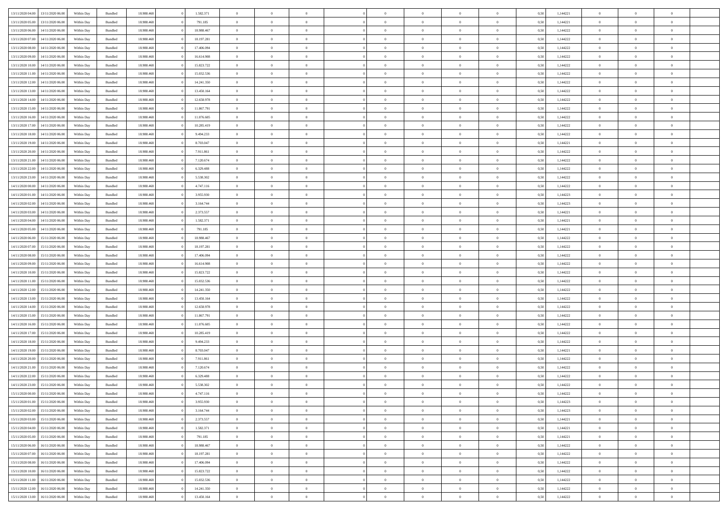| | | | | | | | | | | | | | | | | | | | | |
|---|---|---|---|---|---|---|---|---|---|---|---|---|---|---|---|---|---|---|---|---|
| 13/11/2020 04.00 | 13/11/2020 06.00 | Within Day | Bundled | 18.988.468 | 0 | 1.582.371 | 0 | 0 | 0 | | 0 | 0 | 0 | 0 | 0,50 | 1,144221 | 0 | 0 | 0 | |
| 13/11/2020 05.00 | 13/11/2020 06.00 | Within Day | Bundled | 18.988.468 | 0 | 791.185 | 0 | 0 | 0 | | 0 | 0 | 0 | 0 | 0,50 | 1,144221 | 0 | 0 | 0 | |
| 13/11/2020 06.00 | 14/11/2020 06.00 | Within Day | Bundled | 18.988.468 | 0 | 18.988.467 | 0 | 0 | 0 | | 0 | 0 | 0 | 0 | 0,50 | 1,144222 | 0 | 0 | 0 | |
| 13/11/2020 07.00 | 14/11/2020 06.00 | Within Day | Bundled | 18.988.468 | 0 | 18.197.281 | 0 | 0 | 0 | | 0 | 0 | 0 | 0 | 0,50 | 1,144222 | 0 | 0 | 0 | |
| 13/11/2020 08.00 | 14/11/2020 06.00 | Within Day | Bundled | 18.988.468 | 0 | 17.406.094 | 0 | 0 | 0 | | 0 | 0 | 0 | 0 | 0,50 | 1,144222 | 0 | 0 | 0 | |
| 13/11/2020 09.00 | 14/11/2020 06.00 | Within Day | Bundled | 18.988.468 | 0 | 16.614.908 | 0 | 0 | 0 | | 0 | 0 | 0 | 0 | 0,50 | 1,144222 | 0 | 0 | 0 | |
| 13/11/2020 10.00 | 14/11/2020 06.00 | Within Day | Bundled | 18.988.468 | 0 | 15.823.722 | 0 | 0 | 0 | | 0 | 0 | 0 | 0 | 0,50 | 1,144222 | 0 | 0 | 0 | |
| 13/11/2020 11.00 | 14/11/2020 06.00 | Within Day | Bundled | 18.988.468 | 0 | 15.032.536 | 0 | 0 | 0 | | 0 | 0 | 0 | 0 | 0,50 | 1,144222 | 0 | 0 | 0 | |
| 13/11/2020 12.00 | 14/11/2020 06.00 | Within Day | Bundled | 18.988.468 | 0 | 14.241.350 | 0 | 0 | 0 | | 0 | 0 | 0 | 0 | 0,50 | 1,144222 | 0 | 0 | 0 | |
| 13/11/2020 13.00 | 14/11/2020 06.00 | Within Day | Bundled | 18.988.468 | 0 | 13.450.164 | 0 | 0 | 0 | | 0 | 0 | 0 | 0 | 0,50 | 1,144222 | 0 | 0 | 0 | |
| 13/11/2020 14.00 | 14/11/2020 06.00 | Within Day | Bundled | 18.988.468 | 0 | 12.658.978 | 0 | 0 | 0 | | 0 | 0 | 0 | 0 | 0,50 | 1,144222 | 0 | 0 | 0 | |
| 13/11/2020 15.00 | 14/11/2020 06.00 | Within Day | Bundled | 18.988.468 | 0 | 11.867.791 | 0 | 0 | 0 | | 0 | 0 | 0 | 0 | 0,50 | 1,144222 | 0 | 0 | 0 | |
| 13/11/2020 16.00 | 14/11/2020 06.00 | Within Day | Bundled | 18.988.468 | 0 | 11.076.605 | 0 | 0 | 0 | | 0 | 0 | 0 | 0 | 0,50 | 1,144222 | 0 | 0 | 0 | |
| 13/11/2020 17.00 | 14/11/2020 06.00 | Within Day | Bundled | 18.988.468 | 0 | 10.285.419 | 0 | 0 | 0 | | 0 | 0 | 0 | 0 | 0,50 | 1,144222 | 0 | 0 | 0 | |
| 13/11/2020 18.00 | 14/11/2020 06.00 | Within Day | Bundled | 18.988.468 | 0 | 9.494.233 | 0 | 0 | 0 | | 0 | 0 | 0 | 0 | 0,50 | 1,144222 | 0 | 0 | 0 | |
| 13/11/2020 19.00 | 14/11/2020 06.00 | Within Day | Bundled | 18.988.468 | 0 | 8.703.047 | 0 | 0 | 0 | | 0 | 0 | 0 | 0 | 0,50 | 1,144221 | 0 | 0 | 0 | |
| 13/11/2020 20.00 | 14/11/2020 06.00 | Within Day | Bundled | 18.988.468 | 0 | 7.911.861 | 0 | 0 | 0 | | 0 | 0 | 0 | 0 | 0,50 | 1,144222 | 0 | 0 | 0 | |
| 13/11/2020 21.00 | 14/11/2020 06.00 | Within Day | Bundled | 18.988.468 | 0 | 7.120.674 | 0 | 0 | 0 | | 0 | 0 | 0 | 0 | 0,50 | 1,144222 | 0 | 0 | 0 | |
| 13/11/2020 22.00 | 14/11/2020 06.00 | Within Day | Bundled | 18.988.468 | 0 | 6.329.488 | 0 | 0 | 0 | | 0 | 0 | 0 | 0 | 0,50 | 1,144222 | 0 | 0 | 0 | |
| 13/11/2020 23.00 | 14/11/2020 06.00 | Within Day | Bundled | 18.988.468 | 0 | 5.538.302 | 0 | 0 | 0 | | 0 | 0 | 0 | 0 | 0,50 | 1,144222 | 0 | 0 | 0 | |
| 14/11/2020 00.00 | 14/11/2020 06.00 | Within Day | Bundled | 18.988.468 | 0 | 4.747.116 | 0 | 0 | 0 | | 0 | 0 | 0 | 0 | 0,50 | 1,144222 | 0 | 0 | 0 | |
| 14/11/2020 01.00 | 14/11/2020 06.00 | Within Day | Bundled | 18.988.468 | 0 | 3.955.930 | 0 | 0 | 0 | | 0 | 0 | 0 | 0 | 0,50 | 1,144223 | 0 | 0 | 0 | |
| 14/11/2020 02.00 | 14/11/2020 06.00 | Within Day | Bundled | 18.988.468 | 0 | 3.164.744 | 0 | 0 | 0 | | 0 | 0 | 0 | 0 | 0,50 | 1,144223 | 0 | 0 | 0 | |
| 14/11/2020 03.00 | 14/11/2020 06.00 | Within Day | Bundled | 18.988.468 | 0 | 2.373.557 | 0 | 0 | 0 | | 0 | 0 | 0 | 0 | 0,50 | 1,144221 | 0 | 0 | 0 | |
| 14/11/2020 04.00 | 14/11/2020 06.00 | Within Day | Bundled | 18.988.468 | 0 | 1.582.371 | 0 | 0 | 0 | | 0 | 0 | 0 | 0 | 0,50 | 1,144221 | 0 | 0 | 0 | |
| 14/11/2020 05.00 | 14/11/2020 06.00 | Within Day | Bundled | 18.988.468 | 0 | 791.185 | 0 | 0 | 0 | | 0 | 0 | 0 | 0 | 0,50 | 1,144221 | 0 | 0 | 0 | |
| 14/11/2020 06.00 | 15/11/2020 06.00 | Within Day | Bundled | 18.988.468 | 0 | 18.988.467 | 0 | 0 | 0 | | 0 | 0 | 0 | 0 | 0,50 | 1,144222 | 0 | 0 | 0 | |
| 14/11/2020 07.00 | 15/11/2020 06.00 | Within Day | Bundled | 18.988.468 | 0 | 18.197.281 | 0 | 0 | 0 | | 0 | 0 | 0 | 0 | 0,50 | 1,144222 | 0 | 0 | 0 | |
| 14/11/2020 08.00 | 15/11/2020 06.00 | Within Day | Bundled | 18.988.468 | 0 | 17.406.094 | 0 | 0 | 0 | | 0 | 0 | 0 | 0 | 0,50 | 1,144222 | 0 | 0 | 0 | |
| 14/11/2020 09.00 | 15/11/2020 06.00 | Within Day | Bundled | 18.988.468 | 0 | 16.614.908 | 0 | 0 | 0 | | 0 | 0 | 0 | 0 | 0,50 | 1,144222 | 0 | 0 | 0 | |
| 14/11/2020 10.00 | 15/11/2020 06.00 | Within Day | Bundled | 18.988.468 | 0 | 15.823.722 | 0 | 0 | 0 | | 0 | 0 | 0 | 0 | 0,50 | 1,144222 | 0 | 0 | 0 | |
| 14/11/2020 11.00 | 15/11/2020 06.00 | Within Day | Bundled | 18.988.468 | 0 | 15.032.536 | 0 | 0 | 0 | | 0 | 0 | 0 | 0 | 0,50 | 1,144222 | 0 | 0 | 0 | |
| 14/11/2020 12.00 | 15/11/2020 06.00 | Within Day | Bundled | 18.988.468 | 0 | 14.241.350 | 0 | 0 | 0 | | 0 | 0 | 0 | 0 | 0,50 | 1,144222 | 0 | 0 | 0 | |
| 14/11/2020 13.00 | 15/11/2020 06.00 | Within Day | Bundled | 18.988.468 | 0 | 13.450.164 | 0 | 0 | 0 | | 0 | 0 | 0 | 0 | 0,50 | 1,144222 | 0 | 0 | 0 | |
| 14/11/2020 14.00 | 15/11/2020 06.00 | Within Day | Bundled | 18.988.468 | 0 | 12.658.978 | 0 | 0 | 0 | | 0 | 0 | 0 | 0 | 0,50 | 1,144222 | 0 | 0 | 0 | |
| 14/11/2020 15.00 | 15/11/2020 06.00 | Within Day | Bundled | 18.988.468 | 0 | 11.867.791 | 0 | 0 | 0 | | 0 | 0 | 0 | 0 | 0,50 | 1,144222 | 0 | 0 | 0 | |
| 14/11/2020 16.00 | 15/11/2020 06.00 | Within Day | Bundled | 18.988.468 | 0 | 11.076.605 | 0 | 0 | 0 | | 0 | 0 | 0 | 0 | 0,50 | 1,144222 | 0 | 0 | 0 | |
| 14/11/2020 17.00 | 15/11/2020 06.00 | Within Day | Bundled | 18.988.468 | 0 | 10.285.419 | 0 | 0 | 0 | | 0 | 0 | 0 | 0 | 0,50 | 1,144222 | 0 | 0 | 0 | |
| 14/11/2020 18.00 | 15/11/2020 06.00 | Within Day | Bundled | 18.988.468 | 0 | 9.494.233 | 0 | 0 | 0 | | 0 | 0 | 0 | 0 | 0,50 | 1,144222 | 0 | 0 | 0 | |
| 14/11/2020 19.00 | 15/11/2020 06.00 | Within Day | Bundled | 18.988.468 | 0 | 8.703.047 | 0 | 0 | 0 | | 0 | 0 | 0 | 0 | 0,50 | 1,144221 | 0 | 0 | 0 | |
| 14/11/2020 20.00 | 15/11/2020 06.00 | Within Day | Bundled | 18.988.468 | 0 | 7.911.861 | 0 | 0 | 0 | | 0 | 0 | 0 | 0 | 0,50 | 1,144222 | 0 | 0 | 0 | |
| 14/11/2020 21.00 | 15/11/2020 06.00 | Within Day | Bundled | 18.988.468 | 0 | 7.120.674 | 0 | 0 | 0 | | 0 | 0 | 0 | 0 | 0,50 | 1,144222 | 0 | 0 | 0 | |
| 14/11/2020 22.00 | 15/11/2020 06.00 | Within Day | Bundled | 18.988.468 | 0 | 6.329.488 | 0 | 0 | 0 | | 0 | 0 | 0 | 0 | 0,50 | 1,144222 | 0 | 0 | 0 | |
| 14/11/2020 23.00 | 15/11/2020 06.00 | Within Day | Bundled | 18.988.468 | 0 | 5.538.302 | 0 | 0 | 0 | | 0 | 0 | 0 | 0 | 0,50 | 1,144222 | 0 | 0 | 0 | |
| 15/11/2020 00.00 | 15/11/2020 06.00 | Within Day | Bundled | 18.988.468 | 0 | 4.747.116 | 0 | 0 | 0 | | 0 | 0 | 0 | 0 | 0,50 | 1,144222 | 0 | 0 | 0 | |
| 15/11/2020 01.00 | 15/11/2020 06.00 | Within Day | Bundled | 18.988.468 | 0 | 3.955.930 | 0 | 0 | 0 | | 0 | 0 | 0 | 0 | 0,50 | 1,144223 | 0 | 0 | 0 | |
| 15/11/2020 02.00 | 15/11/2020 06.00 | Within Day | Bundled | 18.988.468 | 0 | 3.164.744 | 0 | 0 | 0 | | 0 | 0 | 0 | 0 | 0,50 | 1,144223 | 0 | 0 | 0 | |
| 15/11/2020 03.00 | 15/11/2020 06.00 | Within Day | Bundled | 18.988.468 | 0 | 2.373.557 | 0 | 0 | 0 | | 0 | 0 | 0 | 0 | 0,50 | 1,144221 | 0 | 0 | 0 | |
| 15/11/2020 04.00 | 15/11/2020 06.00 | Within Day | Bundled | 18.988.468 | 0 | 1.582.371 | 0 | 0 | 0 | | 0 | 0 | 0 | 0 | 0,50 | 1,144221 | 0 | 0 | 0 | |
| 15/11/2020 05.00 | 15/11/2020 06.00 | Within Day | Bundled | 18.988.468 | 0 | 791.185 | 0 | 0 | 0 | | 0 | 0 | 0 | 0 | 0,50 | 1,144221 | 0 | 0 | 0 | |
| 15/11/2020 06.00 | 16/11/2020 06.00 | Within Day | Bundled | 18.988.468 | 0 | 18.988.467 | 0 | 0 | 0 | | 0 | 0 | 0 | 0 | 0,50 | 1,144222 | 0 | 0 | 0 | |
| 15/11/2020 07.00 | 16/11/2020 06.00 | Within Day | Bundled | 18.988.468 | 0 | 18.197.281 | 0 | 0 | 0 | | 0 | 0 | 0 | 0 | 0,50 | 1,144222 | 0 | 0 | 0 | |
| 15/11/2020 08.00 | 16/11/2020 06.00 | Within Day | Bundled | 18.988.468 | 0 | 17.406.094 | 0 | 0 | 0 | | 0 | 0 | 0 | 0 | 0,50 | 1,144222 | 0 | 0 | 0 | |
| 15/11/2020 10.00 | 16/11/2020 06.00 | Within Day | Bundled | 18.988.468 | 0 | 15.823.722 | 0 | 0 | 0 | | 0 | 0 | 0 | 0 | 0,50 | 1,144222 | 0 | 0 | 0 | |
| 15/11/2020 11.00 | 16/11/2020 06.00 | Within Day | Bundled | 18.988.468 | 0 | 15.032.536 | 0 | 0 | 0 | | 0 | 0 | 0 | 0 | 0,50 | 1,144222 | 0 | 0 | 0 | |
| 15/11/2020 12.00 | 16/11/2020 06.00 | Within Day | Bundled | 18.988.468 | 0 | 14.241.350 | 0 | 0 | 0 | | 0 | 0 | 0 | 0 | 0,50 | 1,144222 | 0 | 0 | 0 | |
| 15/11/2020 13.00 | 16/11/2020 06.00 | Within Day | Bundled | 18.988.468 | 0 | 13.450.164 | 0 | 0 | 0 | | 0 | 0 | 0 | 0 | 0,50 | 1,144222 | 0 | 0 | 0 | |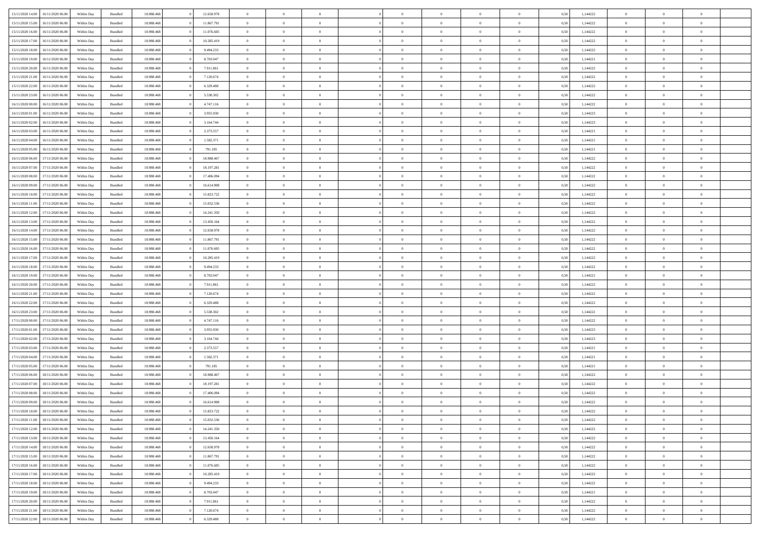| | | | | | | | | | | | | | | | | | | | | | |
|---|---|---|---|---|---|---|---|---|---|---|---|---|---|---|---|---|---|---|---|---|---|
| 15/11/2020 14:00 | 16/11/2020 06:00 | Within Day | Bundled | 18.988.468 | 0 | 12.658.978 | 0 | 0 | 0 | | 0 | 0 | 0 | 0 | 0,50 | 1,144222 | 0 | 0 | 0 | |
| 15/11/2020 15:00 | 16/11/2020 06:00 | Within Day | Bundled | 18.988.468 | 0 | 11.867.791 | 0 | 0 | 0 | | 0 | 0 | 0 | 0 | 0,50 | 1,144222 | 0 | 0 | 0 | |
| 15/11/2020 16:00 | 16/11/2020 06:00 | Within Day | Bundled | 18.988.468 | 0 | 11.076.605 | 0 | 0 | 0 | | 0 | 0 | 0 | 0 | 0,50 | 1,144222 | 0 | 0 | 0 | |
| 15/11/2020 17:00 | 16/11/2020 06:00 | Within Day | Bundled | 18.988.468 | 0 | 10.285.419 | 0 | 0 | 0 | | 0 | 0 | 0 | 0 | 0,50 | 1,144222 | 0 | 0 | 0 | |
| 15/11/2020 18:00 | 16/11/2020 06:00 | Within Day | Bundled | 18.988.468 | 0 | 9.494.233 | 0 | 0 | 0 | | 0 | 0 | 0 | 0 | 0,50 | 1,144222 | 0 | 0 | 0 | |
| 15/11/2020 19:00 | 16/11/2020 06:00 | Within Day | Bundled | 18.988.468 | 0 | 8.703.047 | 0 | 0 | 0 | | 0 | 0 | 0 | 0 | 0,50 | 1,144221 | 0 | 0 | 0 | |
| 15/11/2020 20:00 | 16/11/2020 06:00 | Within Day | Bundled | 18.988.468 | 0 | 7.911.861 | 0 | 0 | 0 | | 0 | 0 | 0 | 0 | 0,50 | 1,144222 | 0 | 0 | 0 | |
| 15/11/2020 21:00 | 16/11/2020 06:00 | Within Day | Bundled | 18.988.468 | 0 | 7.120.674 | 0 | 0 | 0 | | 0 | 0 | 0 | 0 | 0,50 | 1,144222 | 0 | 0 | 0 | |
| 15/11/2020 22:00 | 16/11/2020 06:00 | Within Day | Bundled | 18.988.468 | 0 | 6.329.488 | 0 | 0 | 0 | | 0 | 0 | 0 | 0 | 0,50 | 1,144222 | 0 | 0 | 0 | |
| 15/11/2020 23:00 | 16/11/2020 06:00 | Within Day | Bundled | 18.988.468 | 0 | 5.538.302 | 0 | 0 | 0 | | 0 | 0 | 0 | 0 | 0,50 | 1,144222 | 0 | 0 | 0 | |
| 16/11/2020 00:00 | 16/11/2020 06:00 | Within Day | Bundled | 18.988.468 | 0 | 4.747.116 | 0 | 0 | 0 | | 0 | 0 | 0 | 0 | 0,50 | 1,144222 | 0 | 0 | 0 | |
| 16/11/2020 01:00 | 16/11/2020 06:00 | Within Day | Bundled | 18.988.468 | 0 | 3.955.930 | 0 | 0 | 0 | | 0 | 0 | 0 | 0 | 0,50 | 1,144223 | 0 | 0 | 0 | |
| 16/11/2020 02:00 | 16/11/2020 06:00 | Within Day | Bundled | 18.988.468 | 0 | 3.164.744 | 0 | 0 | 0 | | 0 | 0 | 0 | 0 | 0,50 | 1,144223 | 0 | 0 | 0 | |
| 16/11/2020 03:00 | 16/11/2020 06:00 | Within Day | Bundled | 18.988.468 | 0 | 2.373.557 | 0 | 0 | 0 | | 0 | 0 | 0 | 0 | 0,50 | 1,144221 | 0 | 0 | 0 | |
| 16/11/2020 04:00 | 16/11/2020 06:00 | Within Day | Bundled | 18.988.468 | 0 | 1.582.371 | 0 | 0 | 0 | | 0 | 0 | 0 | 0 | 0,50 | 1,144221 | 0 | 0 | 0 | |
| 16/11/2020 05:00 | 16/11/2020 06:00 | Within Day | Bundled | 18.988.468 | 0 | 791.185 | 0 | 0 | 0 | | 0 | 0 | 0 | 0 | 0,50 | 1,144221 | 0 | 0 | 0 | |
| 16/11/2020 06:00 | 17/11/2020 06:00 | Within Day | Bundled | 18.988.468 | 0 | 18.988.467 | 0 | 0 | 0 | | 0 | 0 | 0 | 0 | 0,50 | 1,144222 | 0 | 0 | 0 | |
| 16/11/2020 07:00 | 17/11/2020 06:00 | Within Day | Bundled | 18.988.468 | 0 | 18.197.281 | 0 | 0 | 0 | | 0 | 0 | 0 | 0 | 0,50 | 1,144222 | 0 | 0 | 0 | |
| 16/11/2020 08:00 | 17/11/2020 06:00 | Within Day | Bundled | 18.988.468 | 0 | 17.406.094 | 0 | 0 | 0 | | 0 | 0 | 0 | 0 | 0,50 | 1,144222 | 0 | 0 | 0 | |
| 16/11/2020 09:00 | 17/11/2020 06:00 | Within Day | Bundled | 18.988.468 | 0 | 16.614.908 | 0 | 0 | 0 | | 0 | 0 | 0 | 0 | 0,50 | 1,144222 | 0 | 0 | 0 | |
| 16/11/2020 10:00 | 17/11/2020 06:00 | Within Day | Bundled | 18.988.468 | 0 | 15.823.722 | 0 | 0 | 0 | | 0 | 0 | 0 | 0 | 0,50 | 1,144222 | 0 | 0 | 0 | |
| 16/11/2020 11:00 | 17/11/2020 06:00 | Within Day | Bundled | 18.988.468 | 0 | 15.032.536 | 0 | 0 | 0 | | 0 | 0 | 0 | 0 | 0,50 | 1,144222 | 0 | 0 | 0 | |
| 16/11/2020 12:00 | 17/11/2020 06:00 | Within Day | Bundled | 18.988.468 | 0 | 14.241.350 | 0 | 0 | 0 | | 0 | 0 | 0 | 0 | 0,50 | 1,144222 | 0 | 0 | 0 | |
| 16/11/2020 13:00 | 17/11/2020 06:00 | Within Day | Bundled | 18.988.468 | 0 | 13.450.164 | 0 | 0 | 0 | | 0 | 0 | 0 | 0 | 0,50 | 1,144222 | 0 | 0 | 0 | |
| 16/11/2020 14:00 | 17/11/2020 06:00 | Within Day | Bundled | 18.988.468 | 0 | 12.658.978 | 0 | 0 | 0 | | 0 | 0 | 0 | 0 | 0,50 | 1,144222 | 0 | 0 | 0 | |
| 16/11/2020 15:00 | 17/11/2020 06:00 | Within Day | Bundled | 18.988.468 | 0 | 11.867.791 | 0 | 0 | 0 | | 0 | 0 | 0 | 0 | 0,50 | 1,144222 | 0 | 0 | 0 | |
| 16/11/2020 16:00 | 17/11/2020 06:00 | Within Day | Bundled | 18.988.468 | 0 | 11.076.605 | 0 | 0 | 0 | | 0 | 0 | 0 | 0 | 0,50 | 1,144222 | 0 | 0 | 0 | |
| 16/11/2020 17:00 | 17/11/2020 06:00 | Within Day | Bundled | 18.988.468 | 0 | 10.285.419 | 0 | 0 | 0 | | 0 | 0 | 0 | 0 | 0,50 | 1,144222 | 0 | 0 | 0 | |
| 16/11/2020 18:00 | 17/11/2020 06:00 | Within Day | Bundled | 18.988.468 | 0 | 9.494.233 | 0 | 0 | 0 | | 0 | 0 | 0 | 0 | 0,50 | 1,144222 | 0 | 0 | 0 | |
| 16/11/2020 19:00 | 17/11/2020 06:00 | Within Day | Bundled | 18.988.468 | 0 | 8.703.047 | 0 | 0 | 0 | | 0 | 0 | 0 | 0 | 0,50 | 1,144221 | 0 | 0 | 0 | |
| 16/11/2020 20:00 | 17/11/2020 06:00 | Within Day | Bundled | 18.988.468 | 0 | 7.911.861 | 0 | 0 | 0 | | 0 | 0 | 0 | 0 | 0,50 | 1,144222 | 0 | 0 | 0 | |
| 16/11/2020 21:00 | 17/11/2020 06:00 | Within Day | Bundled | 18.988.468 | 0 | 7.120.674 | 0 | 0 | 0 | | 0 | 0 | 0 | 0 | 0,50 | 1,144222 | 0 | 0 | 0 | |
| 16/11/2020 22:00 | 17/11/2020 06:00 | Within Day | Bundled | 18.988.468 | 0 | 6.329.488 | 0 | 0 | 0 | | 0 | 0 | 0 | 0 | 0,50 | 1,144222 | 0 | 0 | 0 | |
| 16/11/2020 23:00 | 17/11/2020 06:00 | Within Day | Bundled | 18.988.468 | 0 | 5.538.302 | 0 | 0 | 0 | | 0 | 0 | 0 | 0 | 0,50 | 1,144222 | 0 | 0 | 0 | |
| 17/11/2020 00:00 | 17/11/2020 06:00 | Within Day | Bundled | 18.988.468 | 0 | 4.747.116 | 0 | 0 | 0 | | 0 | 0 | 0 | 0 | 0,50 | 1,144222 | 0 | 0 | 0 | |
| 17/11/2020 01:00 | 17/11/2020 06:00 | Within Day | Bundled | 18.988.468 | 0 | 3.955.930 | 0 | 0 | 0 | | 0 | 0 | 0 | 0 | 0,50 | 1,144223 | 0 | 0 | 0 | |
| 17/11/2020 02:00 | 17/11/2020 06:00 | Within Day | Bundled | 18.988.468 | 0 | 3.164.744 | 0 | 0 | 0 | | 0 | 0 | 0 | 0 | 0,50 | 1,144223 | 0 | 0 | 0 | |
| 17/11/2020 03:00 | 17/11/2020 06:00 | Within Day | Bundled | 18.988.468 | 0 | 2.373.557 | 0 | 0 | 0 | | 0 | 0 | 0 | 0 | 0,50 | 1,144221 | 0 | 0 | 0 | |
| 17/11/2020 04:00 | 17/11/2020 06:00 | Within Day | Bundled | 18.988.468 | 0 | 1.582.371 | 0 | 0 | 0 | | 0 | 0 | 0 | 0 | 0,50 | 1,144221 | 0 | 0 | 0 | |
| 17/11/2020 05:00 | 17/11/2020 06:00 | Within Day | Bundled | 18.988.468 | 0 | 791.185 | 0 | 0 | 0 | | 0 | 0 | 0 | 0 | 0,50 | 1,144221 | 0 | 0 | 0 | |
| 17/11/2020 06:00 | 18/11/2020 06:00 | Within Day | Bundled | 18.988.468 | 0 | 18.988.467 | 0 | 0 | 0 | | 0 | 0 | 0 | 0 | 0,50 | 1,144222 | 0 | 0 | 0 | |
| 17/11/2020 07:00 | 18/11/2020 06:00 | Within Day | Bundled | 18.988.468 | 0 | 18.197.281 | 0 | 0 | 0 | | 0 | 0 | 0 | 0 | 0,50 | 1,144222 | 0 | 0 | 0 | |
| 17/11/2020 08:00 | 18/11/2020 06:00 | Within Day | Bundled | 18.988.468 | 0 | 17.406.094 | 0 | 0 | 0 | | 0 | 0 | 0 | 0 | 0,50 | 1,144222 | 0 | 0 | 0 | |
| 17/11/2020 09:00 | 18/11/2020 06:00 | Within Day | Bundled | 18.988.468 | 0 | 16.614.908 | 0 | 0 | 0 | | 0 | 0 | 0 | 0 | 0,50 | 1,144222 | 0 | 0 | 0 | |
| 17/11/2020 10:00 | 18/11/2020 06:00 | Within Day | Bundled | 18.988.468 | 0 | 15.823.722 | 0 | 0 | 0 | | 0 | 0 | 0 | 0 | 0,50 | 1,144222 | 0 | 0 | 0 | |
| 17/11/2020 11:00 | 18/11/2020 06:00 | Within Day | Bundled | 18.988.468 | 0 | 15.032.536 | 0 | 0 | 0 | | 0 | 0 | 0 | 0 | 0,50 | 1,144222 | 0 | 0 | 0 | |
| 17/11/2020 12:00 | 18/11/2020 06:00 | Within Day | Bundled | 18.988.468 | 0 | 14.241.350 | 0 | 0 | 0 | | 0 | 0 | 0 | 0 | 0,50 | 1,144222 | 0 | 0 | 0 | |
| 17/11/2020 13:00 | 18/11/2020 06:00 | Within Day | Bundled | 18.988.468 | 0 | 13.450.164 | 0 | 0 | 0 | | 0 | 0 | 0 | 0 | 0,50 | 1,144222 | 0 | 0 | 0 | |
| 17/11/2020 14:00 | 18/11/2020 06:00 | Within Day | Bundled | 18.988.468 | 0 | 12.658.978 | 0 | 0 | 0 | | 0 | 0 | 0 | 0 | 0,50 | 1,144222 | 0 | 0 | 0 | |
| 17/11/2020 15:00 | 18/11/2020 06:00 | Within Day | Bundled | 18.988.468 | 0 | 11.867.791 | 0 | 0 | 0 | | 0 | 0 | 0 | 0 | 0,50 | 1,144222 | 0 | 0 | 0 | |
| 17/11/2020 16:00 | 18/11/2020 06:00 | Within Day | Bundled | 18.988.468 | 0 | 11.076.605 | 0 | 0 | 0 | | 0 | 0 | 0 | 0 | 0,50 | 1,144222 | 0 | 0 | 0 | |
| 17/11/2020 17:00 | 18/11/2020 06:00 | Within Day | Bundled | 18.988.468 | 0 | 10.285.419 | 0 | 0 | 0 | | 0 | 0 | 0 | 0 | 0,50 | 1,144222 | 0 | 0 | 0 | |
| 17/11/2020 18:00 | 18/11/2020 06:00 | Within Day | Bundled | 18.988.468 | 0 | 9.494.233 | 0 | 0 | 0 | | 0 | 0 | 0 | 0 | 0,50 | 1,144222 | 0 | 0 | 0 | |
| 17/11/2020 19:00 | 18/11/2020 06:00 | Within Day | Bundled | 18.988.468 | 0 | 8.703.047 | 0 | 0 | 0 | | 0 | 0 | 0 | 0 | 0,50 | 1,144221 | 0 | 0 | 0 | |
| 17/11/2020 20:00 | 18/11/2020 06:00 | Within Day | Bundled | 18.988.468 | 0 | 7.911.861 | 0 | 0 | 0 | | 0 | 0 | 0 | 0 | 0,50 | 1,144222 | 0 | 0 | 0 | |
| 17/11/2020 21:00 | 18/11/2020 06:00 | Within Day | Bundled | 18.988.468 | 0 | 7.120.674 | 0 | 0 | 0 | | 0 | 0 | 0 | 0 | 0,50 | 1,144222 | 0 | 0 | 0 | |
| 17/11/2020 22:00 | 18/11/2020 06:00 | Within Day | Bundled | 18.988.468 | 0 | 6.329.488 | 0 | 0 | 0 | | 0 | 0 | 0 | 0 | 0,50 | 1,144222 | 0 | 0 | 0 | |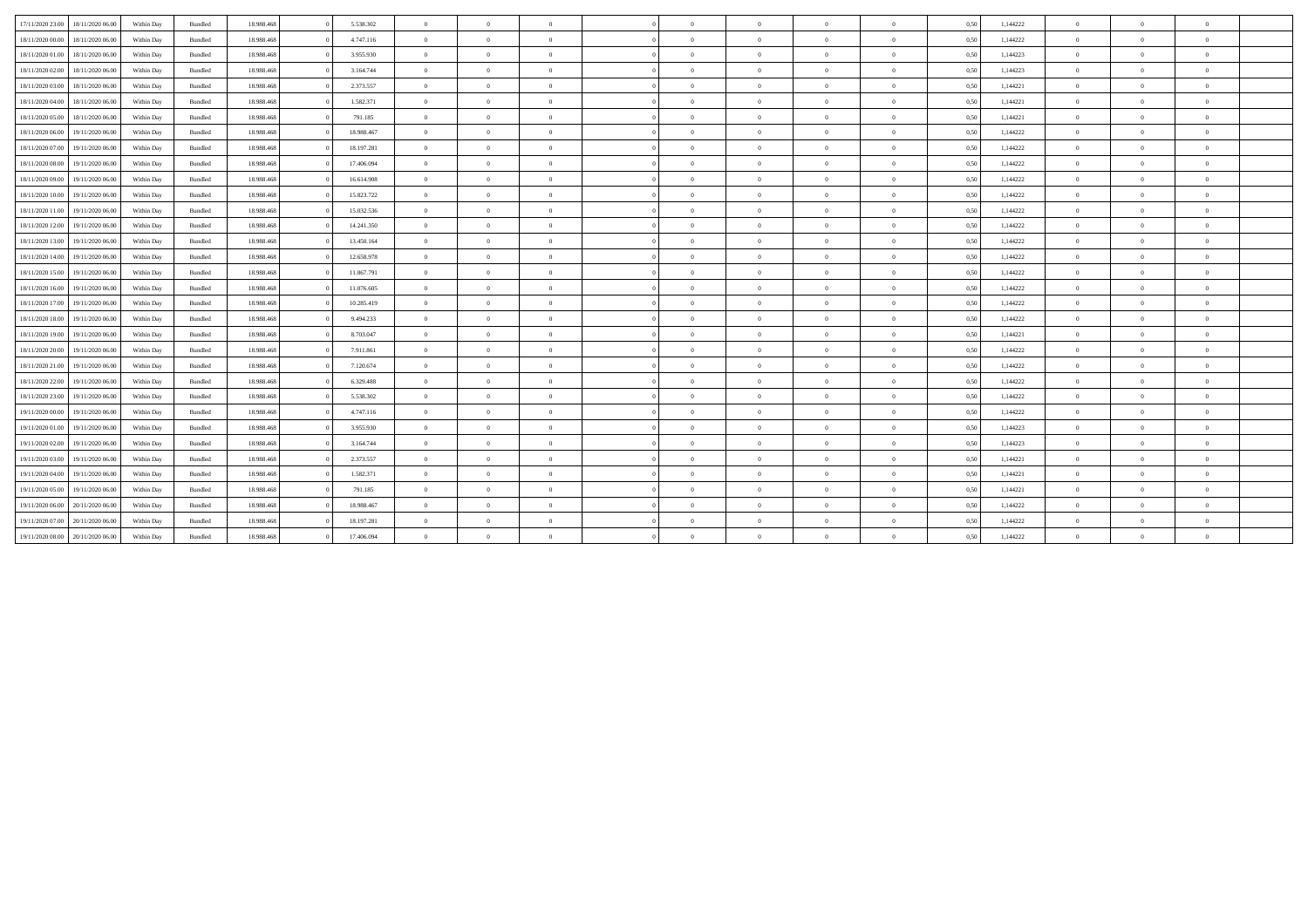| | | | | | | | | | | | | | | | | | | | | |
|---|---|---|---|---|---|---|---|---|---|---|---|---|---|---|---|---|---|---|---|---|
| 17/11/2020 23.00 | 18/11/2020 06.00 | Within Day | Bundled | 18.988.468 | 0 | 5.538.302 | 0 | 0 | 0 | 0 | 0 | 0 | 0 | 0 | 0,50 | 1,144222 | 0 | 0 | 0 | |
| 18/11/2020 00.00 | 18/11/2020 06.00 | Within Day | Bundled | 18.988.468 | 0 | 4.747.116 | 0 | 0 | 0 | 0 | 0 | 0 | 0 | 0 | 0,50 | 1,144222 | 0 | 0 | 0 | |
| 18/11/2020 01.00 | 18/11/2020 06.00 | Within Day | Bundled | 18.988.468 | 0 | 3.955.930 | 0 | 0 | 0 | 0 | 0 | 0 | 0 | 0 | 0,50 | 1,144223 | 0 | 0 | 0 | |
| 18/11/2020 02.00 | 18/11/2020 06.00 | Within Day | Bundled | 18.988.468 | 0 | 3.164.744 | 0 | 0 | 0 | 0 | 0 | 0 | 0 | 0 | 0,50 | 1,144223 | 0 | 0 | 0 | |
| 18/11/2020 03.00 | 18/11/2020 06.00 | Within Day | Bundled | 18.988.468 | 0 | 2.373.557 | 0 | 0 | 0 | 0 | 0 | 0 | 0 | 0 | 0,50 | 1,144221 | 0 | 0 | 0 | |
| 18/11/2020 04.00 | 18/11/2020 06.00 | Within Day | Bundled | 18.988.468 | 0 | 1.582.371 | 0 | 0 | 0 | 0 | 0 | 0 | 0 | 0 | 0,50 | 1,144221 | 0 | 0 | 0 | |
| 18/11/2020 05.00 | 18/11/2020 06.00 | Within Day | Bundled | 18.988.468 | 0 | 791.185 | 0 | 0 | 0 | 0 | 0 | 0 | 0 | 0 | 0,50 | 1,144221 | 0 | 0 | 0 | |
| 18/11/2020 06.00 | 19/11/2020 06.00 | Within Day | Bundled | 18.988.468 | 0 | 18.988.467 | 0 | 0 | 0 | 0 | 0 | 0 | 0 | 0 | 0,50 | 1,144222 | 0 | 0 | 0 | |
| 18/11/2020 07.00 | 19/11/2020 06.00 | Within Day | Bundled | 18.988.468 | 0 | 18.197.281 | 0 | 0 | 0 | 0 | 0 | 0 | 0 | 0 | 0,50 | 1,144222 | 0 | 0 | 0 | |
| 18/11/2020 08.00 | 19/11/2020 06.00 | Within Day | Bundled | 18.988.468 | 0 | 17.406.094 | 0 | 0 | 0 | 0 | 0 | 0 | 0 | 0 | 0,50 | 1,144222 | 0 | 0 | 0 | |
| 18/11/2020 09.00 | 19/11/2020 06.00 | Within Day | Bundled | 18.988.468 | 0 | 16.614.908 | 0 | 0 | 0 | 0 | 0 | 0 | 0 | 0 | 0,50 | 1,144222 | 0 | 0 | 0 | |
| 18/11/2020 10.00 | 19/11/2020 06.00 | Within Day | Bundled | 18.988.468 | 0 | 15.823.722 | 0 | 0 | 0 | 0 | 0 | 0 | 0 | 0 | 0,50 | 1,144222 | 0 | 0 | 0 | |
| 18/11/2020 11.00 | 19/11/2020 06.00 | Within Day | Bundled | 18.988.468 | 0 | 15.032.536 | 0 | 0 | 0 | 0 | 0 | 0 | 0 | 0 | 0,50 | 1,144222 | 0 | 0 | 0 | |
| 18/11/2020 12.00 | 19/11/2020 06.00 | Within Day | Bundled | 18.988.468 | 0 | 14.241.350 | 0 | 0 | 0 | 0 | 0 | 0 | 0 | 0 | 0,50 | 1,144222 | 0 | 0 | 0 | |
| 18/11/2020 13.00 | 19/11/2020 06.00 | Within Day | Bundled | 18.988.468 | 0 | 13.450.164 | 0 | 0 | 0 | 0 | 0 | 0 | 0 | 0 | 0,50 | 1,144222 | 0 | 0 | 0 | |
| 18/11/2020 14.00 | 19/11/2020 06.00 | Within Day | Bundled | 18.988.468 | 0 | 12.658.978 | 0 | 0 | 0 | 0 | 0 | 0 | 0 | 0 | 0,50 | 1,144222 | 0 | 0 | 0 | |
| 18/11/2020 15.00 | 19/11/2020 06.00 | Within Day | Bundled | 18.988.468 | 0 | 11.867.791 | 0 | 0 | 0 | 0 | 0 | 0 | 0 | 0 | 0,50 | 1,144222 | 0 | 0 | 0 | |
| 18/11/2020 16.00 | 19/11/2020 06.00 | Within Day | Bundled | 18.988.468 | 0 | 11.076.605 | 0 | 0 | 0 | 0 | 0 | 0 | 0 | 0 | 0,50 | 1,144222 | 0 | 0 | 0 | |
| 18/11/2020 17.00 | 19/11/2020 06.00 | Within Day | Bundled | 18.988.468 | 0 | 10.285.419 | 0 | 0 | 0 | 0 | 0 | 0 | 0 | 0 | 0,50 | 1,144222 | 0 | 0 | 0 | |
| 18/11/2020 18.00 | 19/11/2020 06.00 | Within Day | Bundled | 18.988.468 | 0 | 9.494.233 | 0 | 0 | 0 | 0 | 0 | 0 | 0 | 0 | 0,50 | 1,144222 | 0 | 0 | 0 | |
| 18/11/2020 19.00 | 19/11/2020 06.00 | Within Day | Bundled | 18.988.468 | 0 | 8.703.047 | 0 | 0 | 0 | 0 | 0 | 0 | 0 | 0 | 0,50 | 1,144221 | 0 | 0 | 0 | |
| 18/11/2020 20.00 | 19/11/2020 06.00 | Within Day | Bundled | 18.988.468 | 0 | 7.911.861 | 0 | 0 | 0 | 0 | 0 | 0 | 0 | 0 | 0,50 | 1,144222 | 0 | 0 | 0 | |
| 18/11/2020 21.00 | 19/11/2020 06.00 | Within Day | Bundled | 18.988.468 | 0 | 7.120.674 | 0 | 0 | 0 | 0 | 0 | 0 | 0 | 0 | 0,50 | 1,144222 | 0 | 0 | 0 | |
| 18/11/2020 22.00 | 19/11/2020 06.00 | Within Day | Bundled | 18.988.468 | 0 | 6.329.488 | 0 | 0 | 0 | 0 | 0 | 0 | 0 | 0 | 0,50 | 1,144222 | 0 | 0 | 0 | |
| 18/11/2020 23.00 | 19/11/2020 06.00 | Within Day | Bundled | 18.988.468 | 0 | 5.538.302 | 0 | 0 | 0 | 0 | 0 | 0 | 0 | 0 | 0,50 | 1,144222 | 0 | 0 | 0 | |
| 19/11/2020 00.00 | 19/11/2020 06.00 | Within Day | Bundled | 18.988.468 | 0 | 4.747.116 | 0 | 0 | 0 | 0 | 0 | 0 | 0 | 0 | 0,50 | 1,144222 | 0 | 0 | 0 | |
| 19/11/2020 01.00 | 19/11/2020 06.00 | Within Day | Bundled | 18.988.468 | 0 | 3.955.930 | 0 | 0 | 0 | 0 | 0 | 0 | 0 | 0 | 0,50 | 1,144223 | 0 | 0 | 0 | |
| 19/11/2020 02.00 | 19/11/2020 06.00 | Within Day | Bundled | 18.988.468 | 0 | 3.164.744 | 0 | 0 | 0 | 0 | 0 | 0 | 0 | 0 | 0,50 | 1,144223 | 0 | 0 | 0 | |
| 19/11/2020 03.00 | 19/11/2020 06.00 | Within Day | Bundled | 18.988.468 | 0 | 2.373.557 | 0 | 0 | 0 | 0 | 0 | 0 | 0 | 0 | 0,50 | 1,144221 | 0 | 0 | 0 | |
| 19/11/2020 04.00 | 19/11/2020 06.00 | Within Day | Bundled | 18.988.468 | 0 | 1.582.371 | 0 | 0 | 0 | 0 | 0 | 0 | 0 | 0 | 0,50 | 1,144221 | 0 | 0 | 0 | |
| 19/11/2020 05.00 | 19/11/2020 06.00 | Within Day | Bundled | 18.988.468 | 0 | 791.185 | 0 | 0 | 0 | 0 | 0 | 0 | 0 | 0 | 0,50 | 1,144221 | 0 | 0 | 0 | |
| 19/11/2020 06.00 | 20/11/2020 06.00 | Within Day | Bundled | 18.988.468 | 0 | 18.988.467 | 0 | 0 | 0 | 0 | 0 | 0 | 0 | 0 | 0,50 | 1,144222 | 0 | 0 | 0 | |
| 19/11/2020 07.00 | 20/11/2020 06.00 | Within Day | Bundled | 18.988.468 | 0 | 18.197.281 | 0 | 0 | 0 | 0 | 0 | 0 | 0 | 0 | 0,50 | 1,144222 | 0 | 0 | 0 | |
| 19/11/2020 08.00 | 20/11/2020 06.00 | Within Day | Bundled | 18.988.468 | 0 | 17.406.094 | 0 | 0 | 0 | 0 | 0 | 0 | 0 | 0 | 0,50 | 1,144222 | 0 | 0 | 0 | |